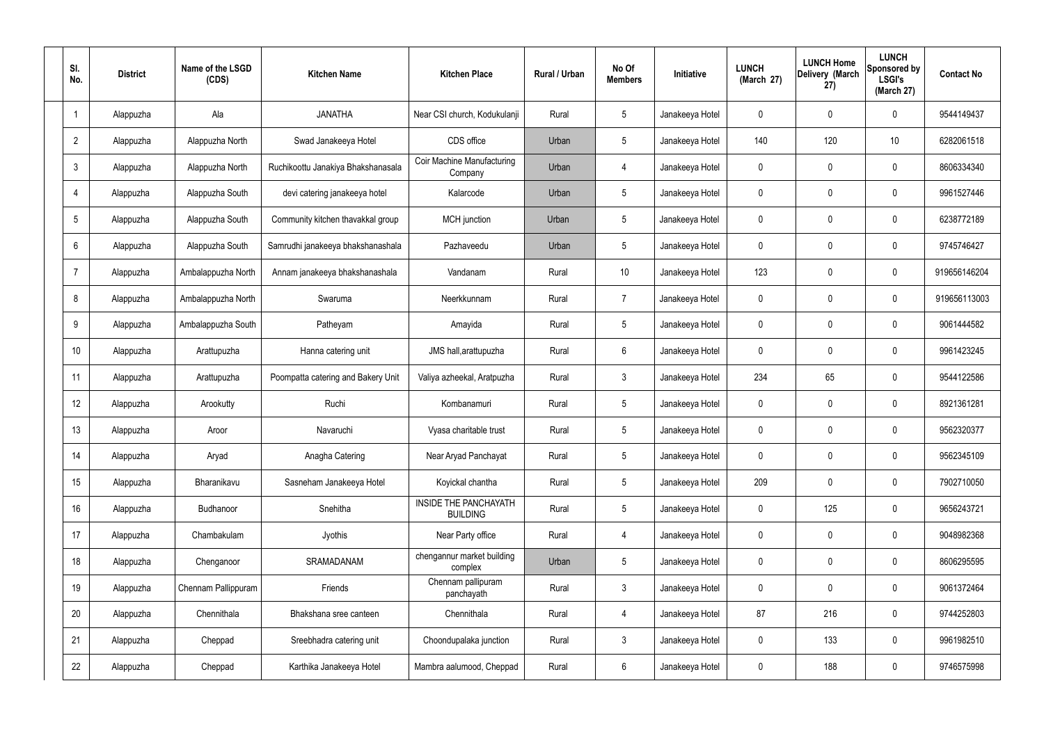| Sl. No. | District | Name of the LSGD (CDS) | Kitchen Name | Kitchen Place | Rural / Urban | No Of Members | Initiative | LUNCH (March 27) | LUNCH Home Delivery (March 27) | LUNCH Sponsored by LSGI's (March 27) | Contact No |
|---|---|---|---|---|---|---|---|---|---|---|---|
| 1 | Alappuzha | Ala | JANATHA | Near CSI church, Kodukulanji | Rural | 5 | Janakeeya Hotel | 0 | 0 | 0 | 9544149437 |
| 2 | Alappuzha | Alappuzha North | Swad Janakeeya Hotel | CDS office | Urban | 5 | Janakeeya Hotel | 140 | 120 | 10 | 6282061518 |
| 3 | Alappuzha | Alappuzha North | Ruchikoottu Janakiya Bhakshanasala | Coir Machine Manufacturing Company | Urban | 4 | Janakeeya Hotel | 0 | 0 | 0 | 8606334340 |
| 4 | Alappuzha | Alappuzha South | devi catering janakeeya hotel | Kalarcode | Urban | 5 | Janakeeya Hotel | 0 | 0 | 0 | 9961527446 |
| 5 | Alappuzha | Alappuzha South | Community kitchen thavakkal group | MCH junction | Urban | 5 | Janakeeya Hotel | 0 | 0 | 0 | 6238772189 |
| 6 | Alappuzha | Alappuzha South | Samrudhi janakeeya bhakshanashala | Pazhaveedu | Urban | 5 | Janakeeya Hotel | 0 | 0 | 0 | 9745746427 |
| 7 | Alappuzha | Ambalappuzha North | Annam janakeeya bhakshanashala | Vandanam | Rural | 10 | Janakeeya Hotel | 123 | 0 | 0 | 919656146204 |
| 8 | Alappuzha | Ambalappuzha North | Swaruma | Neerkkunnam | Rural | 7 | Janakeeya Hotel | 0 | 0 | 0 | 919656113003 |
| 9 | Alappuzha | Ambalappuzha South | Patheyam | Amayida | Rural | 5 | Janakeeya Hotel | 0 | 0 | 0 | 9061444582 |
| 10 | Alappuzha | Arattupuzha | Hanna catering unit | JMS hall,arattupuzha | Rural | 6 | Janakeeya Hotel | 0 | 0 | 0 | 9961423245 |
| 11 | Alappuzha | Arattupuzha | Poompatta catering and Bakery Unit | Valiya azheekal, Aratpuzha | Rural | 3 | Janakeeya Hotel | 234 | 65 | 0 | 9544122586 |
| 12 | Alappuzha | Arookutty | Ruchi | Kombanamuri | Rural | 5 | Janakeeya Hotel | 0 | 0 | 0 | 8921361281 |
| 13 | Alappuzha | Aroor | Navaruchi | Vyasa charitable trust | Rural | 5 | Janakeeya Hotel | 0 | 0 | 0 | 9562320377 |
| 14 | Alappuzha | Aryad | Anagha Catering | Near Aryad Panchayat | Rural | 5 | Janakeeya Hotel | 0 | 0 | 0 | 9562345109 |
| 15 | Alappuzha | Bharanikavu | Sasneham Janakeeya Hotel | Koyickal chantha | Rural | 5 | Janakeeya Hotel | 209 | 0 | 0 | 7902710050 |
| 16 | Alappuzha | Budhanoor | Snehitha | INSIDE THE PANCHAYATH BUILDING | Rural | 5 | Janakeeya Hotel | 0 | 125 | 0 | 9656243721 |
| 17 | Alappuzha | Chambakulam | Jyothis | Near Party office | Rural | 4 | Janakeeya Hotel | 0 | 0 | 0 | 9048982368 |
| 18 | Alappuzha | Chenganoor | SRAMADANAM | chengannur market building complex | Urban | 5 | Janakeeya Hotel | 0 | 0 | 0 | 8606295595 |
| 19 | Alappuzha | Chennam Pallippuram | Friends | Chennam pallipuram panchayath | Rural | 3 | Janakeeya Hotel | 0 | 0 | 0 | 9061372464 |
| 20 | Alappuzha | Chennithala | Bhakshana sree canteen | Chennithala | Rural | 4 | Janakeeya Hotel | 87 | 216 | 0 | 9744252803 |
| 21 | Alappuzha | Cheppad | Sreebhadra catering unit | Choondupalaka junction | Rural | 3 | Janakeeya Hotel | 0 | 133 | 0 | 9961982510 |
| 22 | Alappuzha | Cheppad | Karthika Janakeeya Hotel | Mambra aalumood, Cheppad | Rural | 6 | Janakeeya Hotel | 0 | 188 | 0 | 9746575998 |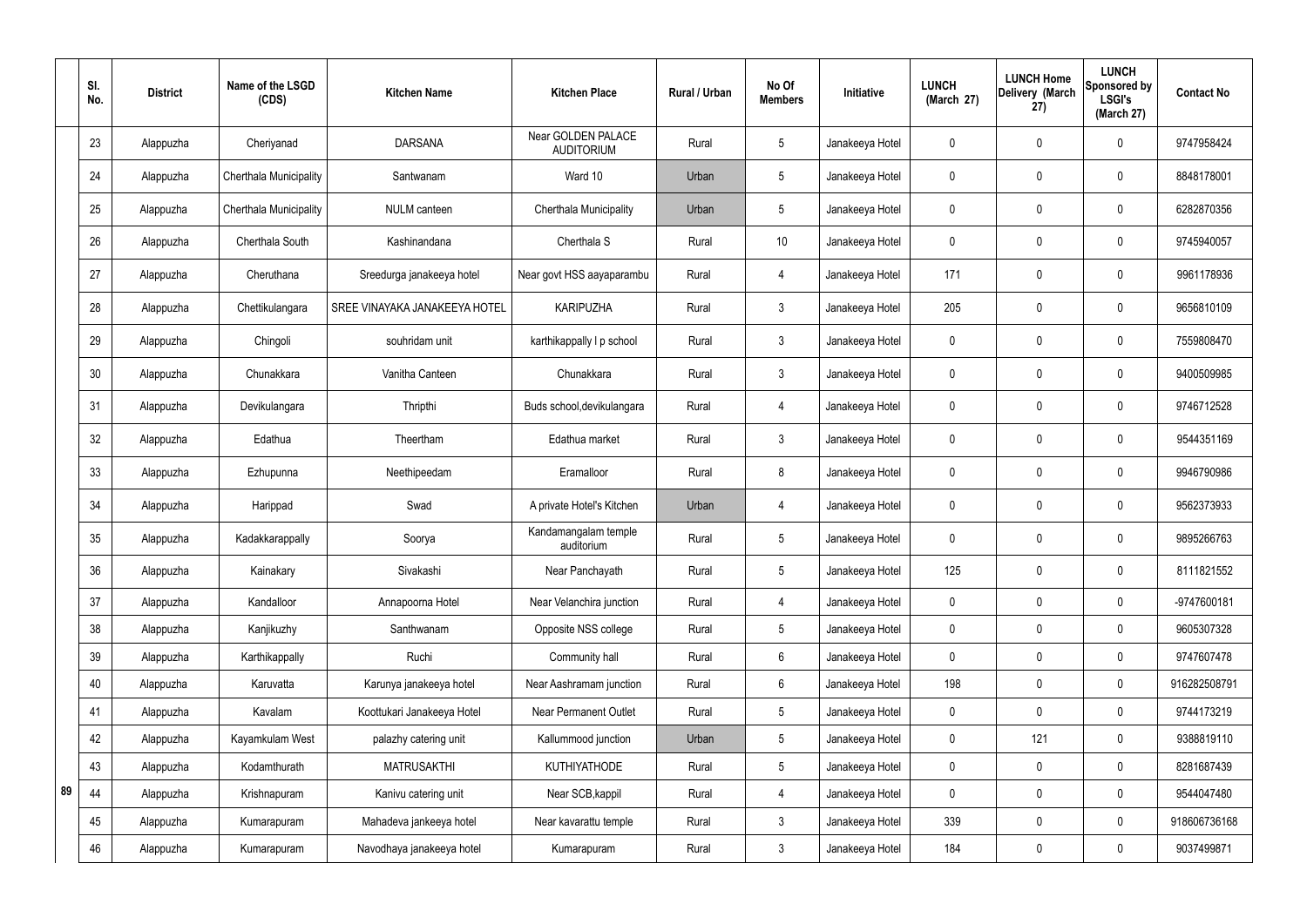| | Sl. No. | District | Name of the LSGD (CDS) | Kitchen Name | Kitchen Place | Rural / Urban | No Of Members | Initiative | LUNCH (March 27) | LUNCH Home Delivery (March 27) | LUNCH Sponsored by LSGI's (March 27) | Contact No |
|---|---|---|---|---|---|---|---|---|---|---|---|---|
| 89 | 23 | Alappuzha | Cheriyanad | DARSANA | Near GOLDEN PALACE AUDITORIUM | Rural | 5 | Janakeeya Hotel | 0 | 0 | 0 | 9747958424 |
| | 24 | Alappuzha | Cherthala Municipality | Santwanam | Ward 10 | Urban | 5 | Janakeeya Hotel | 0 | 0 | 0 | 8848178001 |
| | 25 | Alappuzha | Cherthala Municipality | NULM canteen | Cherthala Municipality | Urban | 5 | Janakeeya Hotel | 0 | 0 | 0 | 6282870356 |
| | 26 | Alappuzha | Cherthala South | Kashinandana | Cherthala S | Rural | 10 | Janakeeya Hotel | 0 | 0 | 0 | 9745940057 |
| | 27 | Alappuzha | Cheruthana | Sreedurga janakeeya hotel | Near govt HSS aayaparambu | Rural | 4 | Janakeeya Hotel | 171 | 0 | 0 | 9961178936 |
| | 28 | Alappuzha | Chettikulangara | SREE VINAYAKA JANAKEEYA HOTEL | KARIPUZHA | Rural | 3 | Janakeeya Hotel | 205 | 0 | 0 | 9656810109 |
| | 29 | Alappuzha | Chingoli | souhridam unit | karthikappally l p school | Rural | 3 | Janakeeya Hotel | 0 | 0 | 0 | 7559808470 |
| | 30 | Alappuzha | Chunakkara | Vanitha Canteen | Chunakkara | Rural | 3 | Janakeeya Hotel | 0 | 0 | 0 | 9400509985 |
| | 31 | Alappuzha | Devikulangara | Thripthi | Buds school,devikulangara | Rural | 4 | Janakeeya Hotel | 0 | 0 | 0 | 9746712528 |
| | 32 | Alappuzha | Edathua | Theertham | Edathua market | Rural | 3 | Janakeeya Hotel | 0 | 0 | 0 | 9544351169 |
| | 33 | Alappuzha | Ezhupunna | Neethipeedam | Eramalloor | Rural | 8 | Janakeeya Hotel | 0 | 0 | 0 | 9946790986 |
| | 34 | Alappuzha | Harippad | Swad | A private Hotel's Kitchen | Urban | 4 | Janakeeya Hotel | 0 | 0 | 0 | 9562373933 |
| | 35 | Alappuzha | Kadakkarappally | Soorya | Kandamangalam temple auditorium | Rural | 5 | Janakeeya Hotel | 0 | 0 | 0 | 9895266763 |
| | 36 | Alappuzha | Kainakary | Sivakashi | Near Panchayath | Rural | 5 | Janakeeya Hotel | 125 | 0 | 0 | 8111821552 |
| | 37 | Alappuzha | Kandalloor | Annapoorna Hotel | Near Velanchira junction | Rural | 4 | Janakeeya Hotel | 0 | 0 | 0 | -9747600181 |
| | 38 | Alappuzha | Kanjikuzhy | Santhwanam | Opposite NSS college | Rural | 5 | Janakeeya Hotel | 0 | 0 | 0 | 9605307328 |
| | 39 | Alappuzha | Karthikappally | Ruchi | Community hall | Rural | 6 | Janakeeya Hotel | 0 | 0 | 0 | 9747607478 |
| | 40 | Alappuzha | Karuvatta | Karunya janakeeya hotel | Near Aashramam junction | Rural | 6 | Janakeeya Hotel | 198 | 0 | 0 | 916282508791 |
| | 41 | Alappuzha | Kavalam | Koottukari Janakeeya Hotel | Near Permanent Outlet | Rural | 5 | Janakeeya Hotel | 0 | 0 | 0 | 9744173219 |
| | 42 | Alappuzha | Kayamkulam West | palazhy catering unit | Kallummood junction | Urban | 5 | Janakeeya Hotel | 0 | 121 | 0 | 9388819110 |
| | 43 | Alappuzha | Kodamthurath | MATRUSAKTHI | KUTHIYATHODE | Rural | 5 | Janakeeya Hotel | 0 | 0 | 0 | 8281687439 |
| | 44 | Alappuzha | Krishnapuram | Kanivu catering unit | Near SCB,kappil | Rural | 4 | Janakeeya Hotel | 0 | 0 | 0 | 9544047480 |
| | 45 | Alappuzha | Kumarapuram | Mahadeva jankeeya hotel | Near kavarattu temple | Rural | 3 | Janakeeya Hotel | 339 | 0 | 0 | 918606736168 |
| | 46 | Alappuzha | Kumarapuram | Navodhaya janakeeya hotel | Kumarapuram | Rural | 3 | Janakeeya Hotel | 184 | 0 | 0 | 9037499871 |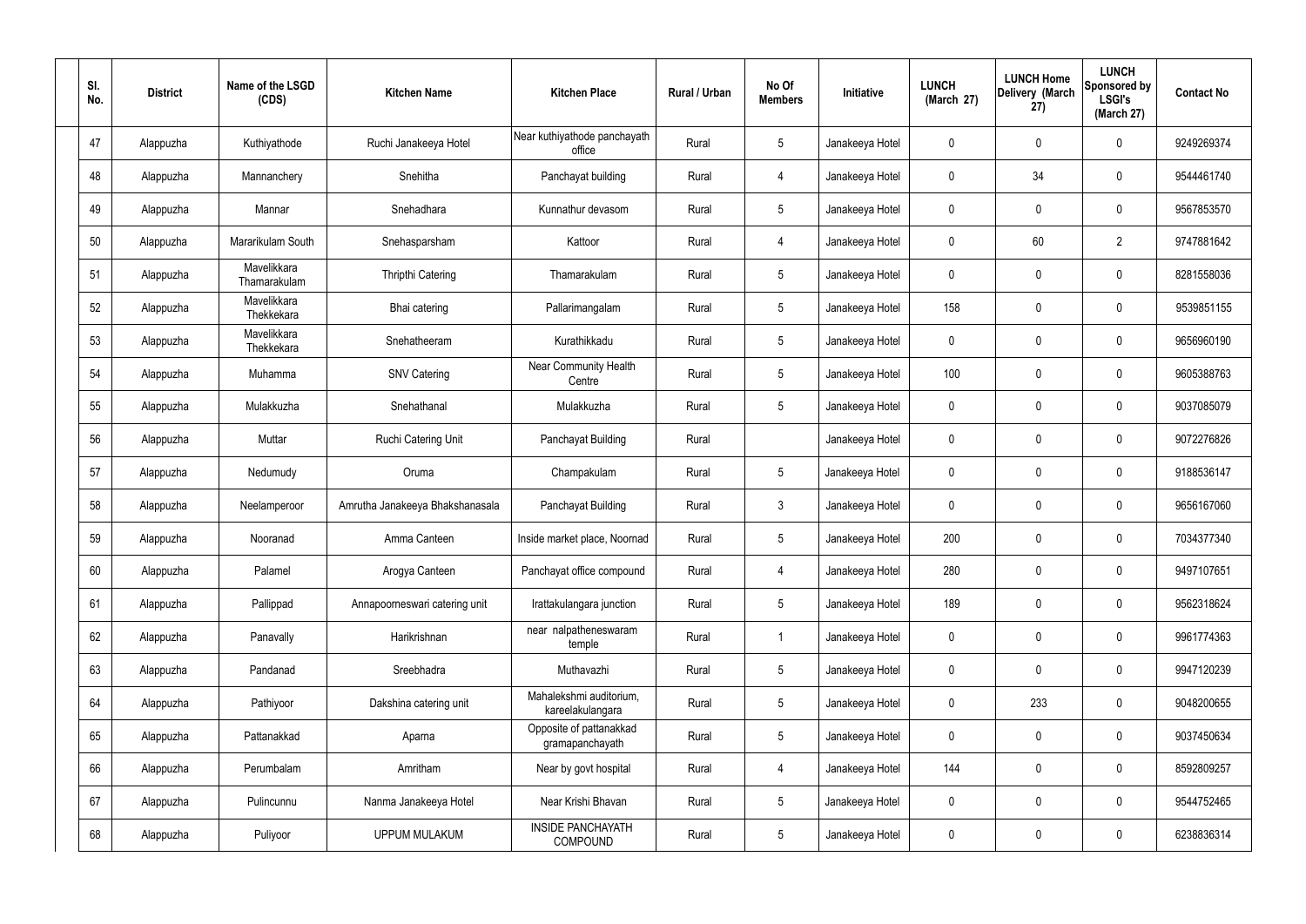| Sl. No. | District | Name of the LSGD (CDS) | Kitchen Name | Kitchen Place | Rural / Urban | No Of Members | Initiative | LUNCH (March 27) | LUNCH Home Delivery (March 27) | LUNCH Sponsored by LSGI's (March 27) | Contact No |
|---|---|---|---|---|---|---|---|---|---|---|---|
| 47 | Alappuzha | Kuthiyathode | Ruchi Janakeeya Hotel | Near kuthiyathode panchayath office | Rural | 5 | Janakeeya Hotel | 0 | 0 | 0 | 9249269374 |
| 48 | Alappuzha | Mannanchery | Snehitha | Panchayat building | Rural | 4 | Janakeeya Hotel | 0 | 34 | 0 | 9544461740 |
| 49 | Alappuzha | Mannar | Snehadhara | Kunnathur devasom | Rural | 5 | Janakeeya Hotel | 0 | 0 | 0 | 9567853570 |
| 50 | Alappuzha | Mararikulam South | Snehasparsham | Kattoor | Rural | 4 | Janakeeya Hotel | 0 | 60 | 2 | 9747881642 |
| 51 | Alappuzha | Mavelikkara Thamarakulam | Thripthi Catering | Thamarakulam | Rural | 5 | Janakeeya Hotel | 0 | 0 | 0 | 8281558036 |
| 52 | Alappuzha | Mavelikkara Thekkekara | Bhai catering | Pallarimangalam | Rural | 5 | Janakeeya Hotel | 158 | 0 | 0 | 9539851155 |
| 53 | Alappuzha | Mavelikkara Thekkekara | Snehatheeram | Kurathikkadu | Rural | 5 | Janakeeya Hotel | 0 | 0 | 0 | 9656960190 |
| 54 | Alappuzha | Muhamma | SNV Catering | Near Community Health Centre | Rural | 5 | Janakeeya Hotel | 100 | 0 | 0 | 9605388763 |
| 55 | Alappuzha | Mulakkuzha | Snehathanal | Mulakkuzha | Rural | 5 | Janakeeya Hotel | 0 | 0 | 0 | 9037085079 |
| 56 | Alappuzha | Muttar | Ruchi Catering Unit | Panchayat Building | Rural |  | Janakeeya Hotel | 0 | 0 | 0 | 9072276826 |
| 57 | Alappuzha | Nedumudy | Oruma | Champakulam | Rural | 5 | Janakeeya Hotel | 0 | 0 | 0 | 9188536147 |
| 58 | Alappuzha | Neelamperoor | Amrutha Janakeeya Bhakshanasala | Panchayat Building | Rural | 3 | Janakeeya Hotel | 0 | 0 | 0 | 9656167060 |
| 59 | Alappuzha | Nooranad | Amma Canteen | Inside market place, Noornad | Rural | 5 | Janakeeya Hotel | 200 | 0 | 0 | 7034377340 |
| 60 | Alappuzha | Palamel | Arogya Canteen | Panchayat office compound | Rural | 4 | Janakeeya Hotel | 280 | 0 | 0 | 9497107651 |
| 61 | Alappuzha | Pallippad | Annapoorneswari catering unit | Irattakulangara junction | Rural | 5 | Janakeeya Hotel | 189 | 0 | 0 | 9562318624 |
| 62 | Alappuzha | Panavally | Harikrishnan | near nalpatheneswaram temple | Rural | 1 | Janakeeya Hotel | 0 | 0 | 0 | 9961774363 |
| 63 | Alappuzha | Pandanad | Sreebhadra | Muthavazhi | Rural | 5 | Janakeeya Hotel | 0 | 0 | 0 | 9947120239 |
| 64 | Alappuzha | Pathiyoor | Dakshina catering unit | Mahalekshmi auditorium, kareelakulangara | Rural | 5 | Janakeeya Hotel | 0 | 233 | 0 | 9048200655 |
| 65 | Alappuzha | Pattanakkad | Aparna | Opposite of pattanakkad gramapanchayath | Rural | 5 | Janakeeya Hotel | 0 | 0 | 0 | 9037450634 |
| 66 | Alappuzha | Perumbalam | Amritham | Near by govt hospital | Rural | 4 | Janakeeya Hotel | 144 | 0 | 0 | 8592809257 |
| 67 | Alappuzha | Pulincunnu | Nanma Janakeeya Hotel | Near Krishi Bhavan | Rural | 5 | Janakeeya Hotel | 0 | 0 | 0 | 9544752465 |
| 68 | Alappuzha | Puliyoor | UPPUM MULAKUM | INSIDE PANCHAYATH COMPOUND | Rural | 5 | Janakeeya Hotel | 0 | 0 | 0 | 6238836314 |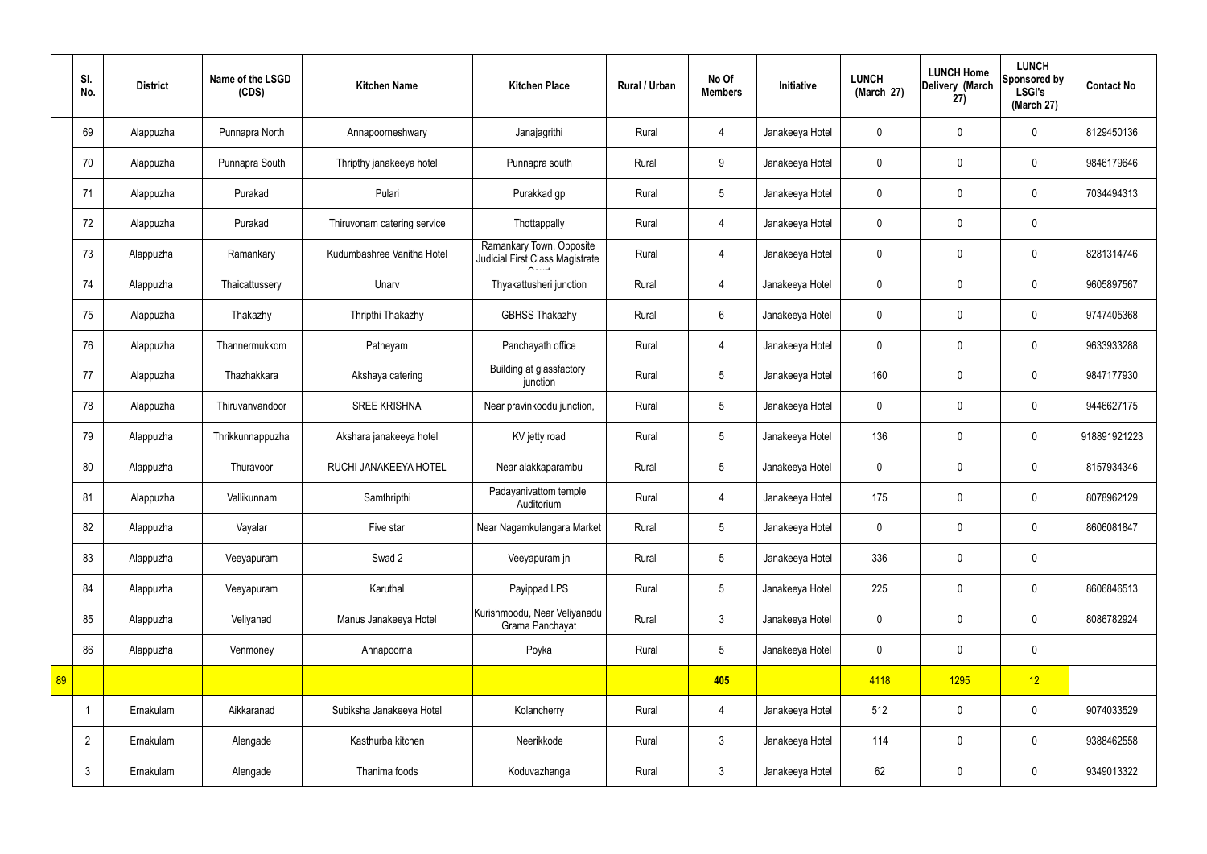|  | Sl. No. | District | Name of the LSGD (CDS) | Kitchen Name | Kitchen Place | Rural / Urban | No Of Members | Initiative | LUNCH (March 27) | LUNCH Home Delivery (March 27) | LUNCH Sponsored by LSGI's (March 27) | Contact No |
|---|---|---|---|---|---|---|---|---|---|---|---|---|
|  | 69 | Alappuzha | Punnapra North | Annapoorneshwary | Janajagrithi | Rural | 4 | Janakeeya Hotel | 0 | 0 | 0 | 8129450136 |
|  | 70 | Alappuzha | Punnapra South | Thripthy janakeeya hotel | Punnapra south | Rural | 9 | Janakeeya Hotel | 0 | 0 | 0 | 9846179646 |
|  | 71 | Alappuzha | Purakad | Pulari | Purakkad gp | Rural | 5 | Janakeeya Hotel | 0 | 0 | 0 | 7034494313 |
|  | 72 | Alappuzha | Purakad | Thiruvonam catering service | Thottappally | Rural | 4 | Janakeeya Hotel | 0 | 0 | 0 |  |
|  | 73 | Alappuzha | Ramankary | Kudumbashree Vanitha Hotel | Ramankary Town, Opposite Judicial First Class Magistrate Court | Rural | 4 | Janakeeya Hotel | 0 | 0 | 0 | 8281314746 |
|  | 74 | Alappuzha | Thaicattussery | Unarv | Thyakattusheri junction | Rural | 4 | Janakeeya Hotel | 0 | 0 | 0 | 9605897567 |
|  | 75 | Alappuzha | Thakazhy | Thripthi Thakazhy | GBHSS Thakazhy | Rural | 6 | Janakeeya Hotel | 0 | 0 | 0 | 9747405368 |
|  | 76 | Alappuzha | Thannermukkom | Patheyam | Panchayath office | Rural | 4 | Janakeeya Hotel | 0 | 0 | 0 | 9633933288 |
|  | 77 | Alappuzha | Thazhakkara | Akshaya catering | Building at glassfactory junction | Rural | 5 | Janakeeya Hotel | 160 | 0 | 0 | 9847177930 |
|  | 78 | Alappuzha | Thiruvanvandoor | SREE KRISHNA | Near pravinkoodu junction, | Rural | 5 | Janakeeya Hotel | 0 | 0 | 0 | 9446627175 |
|  | 79 | Alappuzha | Thrikkunnappuzha | Akshara janakeeya hotel | KV jetty road | Rural | 5 | Janakeeya Hotel | 136 | 0 | 0 | 918891921223 |
|  | 80 | Alappuzha | Thuravoor | RUCHI JANAKEEYA HOTEL | Near alakkaparambu | Rural | 5 | Janakeeya Hotel | 0 | 0 | 0 | 8157934346 |
|  | 81 | Alappuzha | Vallikunnam | Samthripthi | Padayanivattom temple Auditorium | Rural | 4 | Janakeeya Hotel | 175 | 0 | 0 | 8078962129 |
|  | 82 | Alappuzha | Vayalar | Five star | Near Nagamkulangara Market | Rural | 5 | Janakeeya Hotel | 0 | 0 | 0 | 8606081847 |
|  | 83 | Alappuzha | Veeyapuram | Swad 2 | Veeyapuram jn | Rural | 5 | Janakeeya Hotel | 336 | 0 | 0 |  |
|  | 84 | Alappuzha | Veeyapuram | Karuthal | Payippad LPS | Rural | 5 | Janakeeya Hotel | 225 | 0 | 0 | 8606846513 |
|  | 85 | Alappuzha | Veliyanad | Manus Janakeeya Hotel | Kurishmoodu, Near Veliyanadu Grama Panchayat | Rural | 3 | Janakeeya Hotel | 0 | 0 | 0 | 8086782924 |
|  | 86 | Alappuzha | Venmoney | Annapoorna | Poyka | Rural | 5 | Janakeeya Hotel | 0 | 0 | 0 |  |
| 89 |  |  |  |  |  |  | 405 |  | 4118 | 1295 | 12 |  |
|  | 1 | Ernakulam | Aikkaranad | Subiksha Janakeeya Hotel | Kolancherry | Rural | 4 | Janakeeya Hotel | 512 | 0 | 0 | 9074033529 |
|  | 2 | Ernakulam | Alengade | Kasthurba kitchen | Neerikkode | Rural | 3 | Janakeeya Hotel | 114 | 0 | 0 | 9388462558 |
|  | 3 | Ernakulam | Alengade | Thanima foods | Koduvazhanga | Rural | 3 | Janakeeya Hotel | 62 | 0 | 0 | 9349013322 |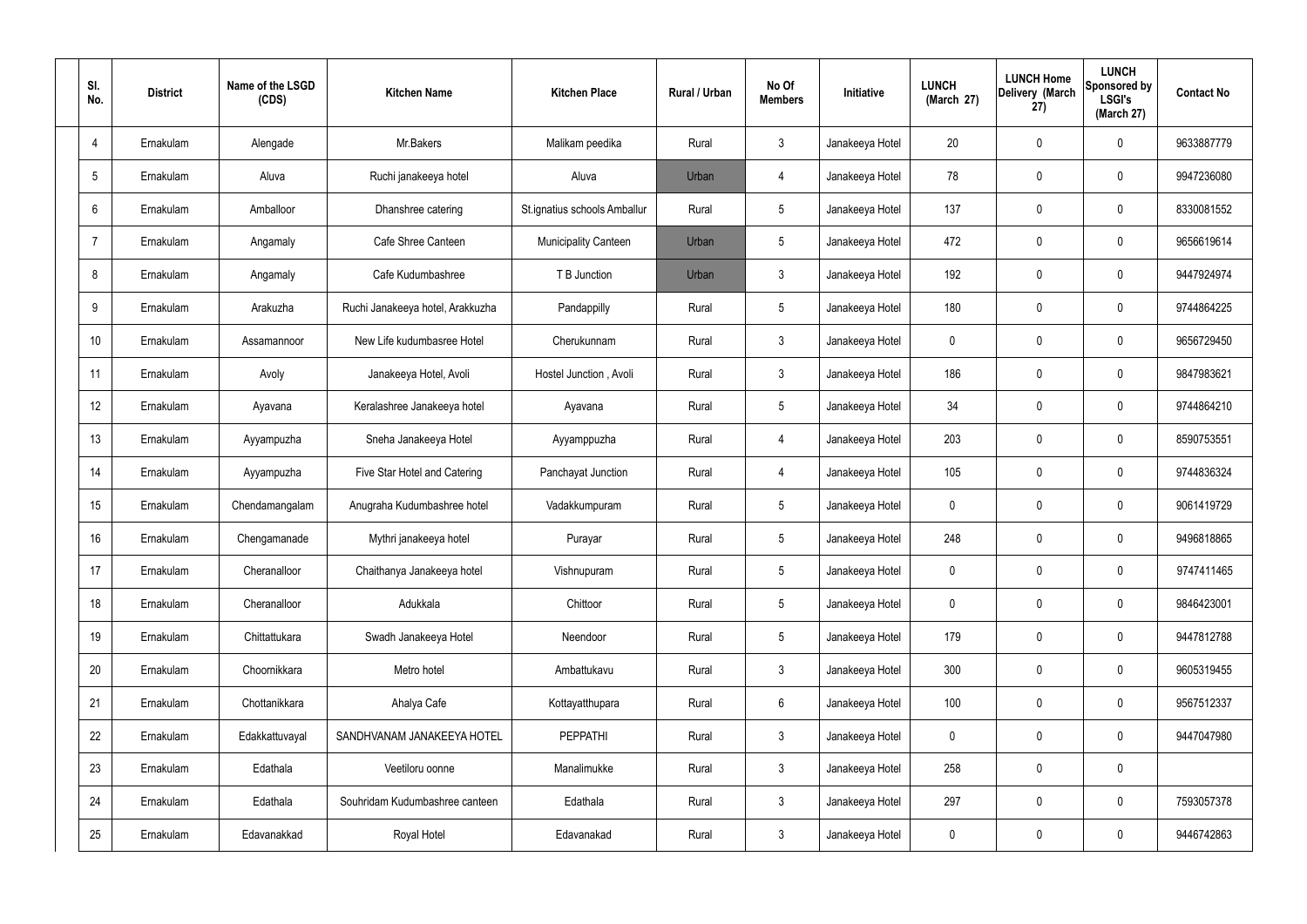| Sl. No. | District | Name of the LSGD (CDS) | Kitchen Name | Kitchen Place | Rural / Urban | No Of Members | Initiative | LUNCH (March 27) | LUNCH Home Delivery (March 27) | LUNCH Sponsored by LSGI's (March 27) | Contact No |
|---|---|---|---|---|---|---|---|---|---|---|---|
| 4 | Ernakulam | Alengade | Mr.Bakers | Malikam peedika | Rural | 3 | Janakeeya Hotel | 20 | 0 | 0 | 9633887779 |
| 5 | Ernakulam | Aluva | Ruchi janakeeya hotel | Aluva | Urban | 4 | Janakeeya Hotel | 78 | 0 | 0 | 9947236080 |
| 6 | Ernakulam | Amballoor | Dhanshree catering | St.ignatius schools Amballur | Rural | 5 | Janakeeya Hotel | 137 | 0 | 0 | 8330081552 |
| 7 | Ernakulam | Angamaly | Cafe Shree Canteen | Municipality Canteen | Urban | 5 | Janakeeya Hotel | 472 | 0 | 0 | 9656619614 |
| 8 | Ernakulam | Angamaly | Cafe Kudumbashree | T B Junction | Urban | 3 | Janakeeya Hotel | 192 | 0 | 0 | 9447924974 |
| 9 | Ernakulam | Arakuzha | Ruchi Janakeeya hotel, Arakkuzha | Pandappilly | Rural | 5 | Janakeeya Hotel | 180 | 0 | 0 | 9744864225 |
| 10 | Ernakulam | Assamannoor | New Life kudumbasree Hotel | Cherukunnam | Rural | 3 | Janakeeya Hotel | 0 | 0 | 0 | 9656729450 |
| 11 | Ernakulam | Avoly | Janakeeya Hotel, Avoli | Hostel Junction , Avoli | Rural | 3 | Janakeeya Hotel | 186 | 0 | 0 | 9847983621 |
| 12 | Ernakulam | Ayavana | Keralashree Janakeeya hotel | Ayavana | Rural | 5 | Janakeeya Hotel | 34 | 0 | 0 | 9744864210 |
| 13 | Ernakulam | Ayyampuzha | Sneha Janakeeya Hotel | Ayyamppuzha | Rural | 4 | Janakeeya Hotel | 203 | 0 | 0 | 8590753551 |
| 14 | Ernakulam | Ayyampuzha | Five Star Hotel and Catering | Panchayat Junction | Rural | 4 | Janakeeya Hotel | 105 | 0 | 0 | 9744836324 |
| 15 | Ernakulam | Chendamangalam | Anugraha Kudumbashree hotel | Vadakkumpuram | Rural | 5 | Janakeeya Hotel | 0 | 0 | 0 | 9061419729 |
| 16 | Ernakulam | Chengamanade | Mythri janakeeya hotel | Purayar | Rural | 5 | Janakeeya Hotel | 248 | 0 | 0 | 9496818865 |
| 17 | Ernakulam | Cheranalloor | Chaithanya Janakeeya hotel | Vishnupuram | Rural | 5 | Janakeeya Hotel | 0 | 0 | 0 | 9747411465 |
| 18 | Ernakulam | Cheranalloor | Adukkala | Chittoor | Rural | 5 | Janakeeya Hotel | 0 | 0 | 0 | 9846423001 |
| 19 | Ernakulam | Chittattukara | Swadh Janakeeya Hotel | Neendoor | Rural | 5 | Janakeeya Hotel | 179 | 0 | 0 | 9447812788 |
| 20 | Ernakulam | Choornikkara | Metro hotel | Ambattukavu | Rural | 3 | Janakeeya Hotel | 300 | 0 | 0 | 9605319455 |
| 21 | Ernakulam | Chottanikkara | Ahalya Cafe | Kottayatthupara | Rural | 6 | Janakeeya Hotel | 100 | 0 | 0 | 9567512337 |
| 22 | Ernakulam | Edakkattuvayal | SANDHVANAM JANAKEEYA HOTEL | PEPPATHI | Rural | 3 | Janakeeya Hotel | 0 | 0 | 0 | 9447047980 |
| 23 | Ernakulam | Edathala | Veetiloru oonne | Manalimukke | Rural | 3 | Janakeeya Hotel | 258 | 0 | 0 | |
| 24 | Ernakulam | Edathala | Souhridam Kudumbashree canteen | Edathala | Rural | 3 | Janakeeya Hotel | 297 | 0 | 0 | 7593057378 |
| 25 | Ernakulam | Edavanakkad | Royal Hotel | Edavanakad | Rural | 3 | Janakeeya Hotel | 0 | 0 | 0 | 9446742863 |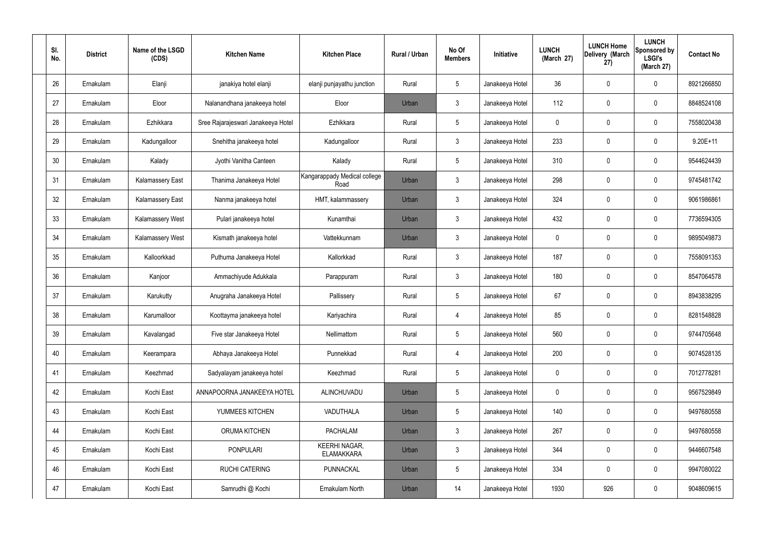| Sl. No. | District | Name of the LSGD (CDS) | Kitchen Name | Kitchen Place | Rural / Urban | No Of Members | Initiative | LUNCH (March 27) | LUNCH Home Delivery (March 27) | LUNCH Sponsored by LSGI's (March 27) | Contact No |
|---|---|---|---|---|---|---|---|---|---|---|---|
| 26 | Ernakulam | Elanji | janakiya hotel elanji | elanji punjayathu junction | Rural | 5 | Janakeeya Hotel | 36 | 0 | 0 | 8921266850 |
| 27 | Ernakulam | Eloor | Nalanandhana janakeeya hotel | Eloor | Urban | 3 | Janakeeya Hotel | 112 | 0 | 0 | 8848524108 |
| 28 | Ernakulam | Ezhikkara | Sree Rajarajeswari Janakeeya Hotel | Ezhikkara | Rural | 5 | Janakeeya Hotel | 0 | 0 | 0 | 7558020438 |
| 29 | Ernakulam | Kadungalloor | Snehitha janakeeya hotel | Kadungalloor | Rural | 3 | Janakeeya Hotel | 233 | 0 | 0 | 9.20E+11 |
| 30 | Ernakulam | Kalady | Jyothi Vanitha Canteen | Kalady | Rural | 5 | Janakeeya Hotel | 310 | 0 | 0 | 9544624439 |
| 31 | Ernakulam | Kalamassery East | Thanima Janakeeya Hotel | Kangarappady Medical college Road | Urban | 3 | Janakeeya Hotel | 298 | 0 | 0 | 9745481742 |
| 32 | Ernakulam | Kalamassery East | Nanma janakeeya hotel | HMT, kalammassery | Urban | 3 | Janakeeya Hotel | 324 | 0 | 0 | 9061986861 |
| 33 | Ernakulam | Kalamassery West | Pulari janakeeya hotel | Kunamthai | Urban | 3 | Janakeeya Hotel | 432 | 0 | 0 | 7736594305 |
| 34 | Ernakulam | Kalamassery West | Kismath janakeeya hotel | Vattekkunnam | Urban | 3 | Janakeeya Hotel | 0 | 0 | 0 | 9895049873 |
| 35 | Ernakulam | Kalloorkkad | Puthuma Janakeeya Hotel | Kallorkkad | Rural | 3 | Janakeeya Hotel | 187 | 0 | 0 | 7558091353 |
| 36 | Ernakulam | Kanjoor | Ammachiyude Adukkala | Parappuram | Rural | 3 | Janakeeya Hotel | 180 | 0 | 0 | 8547064578 |
| 37 | Ernakulam | Karukutty | Anugraha Janakeeya Hotel | Pallissery | Rural | 5 | Janakeeya Hotel | 67 | 0 | 0 | 8943838295 |
| 38 | Ernakulam | Karumalloor | Koottayma janakeeya hotel | Kariyachira | Rural | 4 | Janakeeya Hotel | 85 | 0 | 0 | 8281548828 |
| 39 | Ernakulam | Kavalangad | Five star Janakeeya Hotel | Nellimattom | Rural | 5 | Janakeeya Hotel | 560 | 0 | 0 | 9744705648 |
| 40 | Ernakulam | Keerampara | Abhaya Janakeeya Hotel | Punnekkad | Rural | 4 | Janakeeya Hotel | 200 | 0 | 0 | 9074528135 |
| 41 | Ernakulam | Keezhmad | Sadyalayam janakeeya hotel | Keezhmad | Rural | 5 | Janakeeya Hotel | 0 | 0 | 0 | 7012778281 |
| 42 | Ernakulam | Kochi East | ANNAPOORNA JANAKEEYA HOTEL | ALINCHUVADU | Urban | 5 | Janakeeya Hotel | 0 | 0 | 0 | 9567529849 |
| 43 | Ernakulam | Kochi East | YUMMEES KITCHEN | VADUTHALA | Urban | 5 | Janakeeya Hotel | 140 | 0 | 0 | 9497680558 |
| 44 | Ernakulam | Kochi East | ORUMA KITCHEN | PACHALAM | Urban | 3 | Janakeeya Hotel | 267 | 0 | 0 | 9497680558 |
| 45 | Ernakulam | Kochi East | PONPULARI | KEERHI NAGAR, ELAMAKKARA | Urban | 3 | Janakeeya Hotel | 344 | 0 | 0 | 9446607548 |
| 46 | Ernakulam | Kochi East | RUCHI CATERING | PUNNACKAL | Urban | 5 | Janakeeya Hotel | 334 | 0 | 0 | 9947080022 |
| 47 | Ernakulam | Kochi East | Samrudhi @ Kochi | Ernakulam North | Urban | 14 | Janakeeya Hotel | 1930 | 926 | 0 | 9048609615 |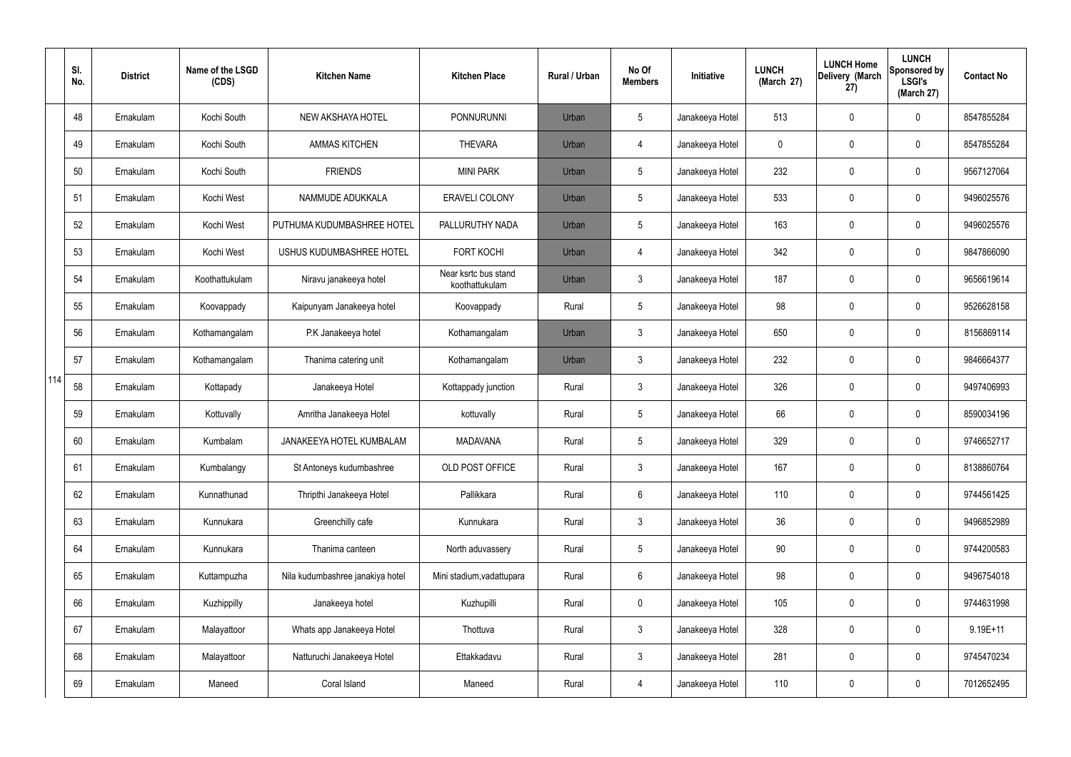|  | Sl. No. | District | Name of the LSGD (CDS) | Kitchen Name | Kitchen Place | Rural / Urban | No Of Members | Initiative | LUNCH (March 27) | LUNCH Home Delivery (March 27) | LUNCH Sponsored by LSGI's (March 27) | Contact No |
|---|---|---|---|---|---|---|---|---|---|---|---|---|
| 114 | 48 | Ernakulam | Kochi South | NEW AKSHAYA HOTEL | PONNURUNNI | Urban | 5 | Janakeeya Hotel | 513 | 0 | 0 | 8547855284 |
|  | 49 | Ernakulam | Kochi South | AMMAS KITCHEN | THEVARA | Urban | 4 | Janakeeya Hotel | 0 | 0 | 0 | 8547855284 |
|  | 50 | Ernakulam | Kochi South | FRIENDS | MINI PARK | Urban | 5 | Janakeeya Hotel | 232 | 0 | 0 | 9567127064 |
|  | 51 | Ernakulam | Kochi West | NAMMUDE ADUKKALA | ERAVELI COLONY | Urban | 5 | Janakeeya Hotel | 533 | 0 | 0 | 9496025576 |
|  | 52 | Ernakulam | Kochi West | PUTHUMA KUDUMBASHREE HOTEL | PALLURUTHY NADA | Urban | 5 | Janakeeya Hotel | 163 | 0 | 0 | 9496025576 |
|  | 53 | Ernakulam | Kochi West | USHUS KUDUMBASHREE HOTEL | FORT KOCHI | Urban | 4 | Janakeeya Hotel | 342 | 0 | 0 | 9847866090 |
|  | 54 | Ernakulam | Koothattukulam | Niravu janakeeya hotel | Near ksrtc bus stand koothattukulam | Urban | 3 | Janakeeya Hotel | 187 | 0 | 0 | 9656619614 |
|  | 55 | Ernakulam | Koovappady | Kaipunyam Janakeeya hotel | Koovappady | Rural | 5 | Janakeeya Hotel | 98 | 0 | 0 | 9526628158 |
|  | 56 | Ernakulam | Kothamangalam | P.K Janakeeya hotel | Kothamangalam | Urban | 3 | Janakeeya Hotel | 650 | 0 | 0 | 8156869114 |
|  | 57 | Ernakulam | Kothamangalam | Thanima catering unit | Kothamangalam | Urban | 3 | Janakeeya Hotel | 232 | 0 | 0 | 9846664377 |
|  | 58 | Ernakulam | Kottapady | Janakeeya Hotel | Kottappady junction | Rural | 3 | Janakeeya Hotel | 326 | 0 | 0 | 9497406993 |
|  | 59 | Ernakulam | Kottuvally | Amritha Janakeeya Hotel | kottuvally | Rural | 5 | Janakeeya Hotel | 66 | 0 | 0 | 8590034196 |
|  | 60 | Ernakulam | Kumbalam | JANAKEEYA HOTEL KUMBALAM | MADAVANA | Rural | 5 | Janakeeya Hotel | 329 | 0 | 0 | 9746652717 |
|  | 61 | Ernakulam | Kumbalangy | St Antoneys kudumbashree | OLD POST OFFICE | Rural | 3 | Janakeeya Hotel | 167 | 0 | 0 | 8138860764 |
|  | 62 | Ernakulam | Kunnathunad | Thripthi Janakeeya Hotel | Pallikkara | Rural | 6 | Janakeeya Hotel | 110 | 0 | 0 | 9744561425 |
|  | 63 | Ernakulam | Kunnukara | Greenchilly cafe | Kunnukara | Rural | 3 | Janakeeya Hotel | 36 | 0 | 0 | 9496852989 |
|  | 64 | Ernakulam | Kunnukara | Thanima canteen | North aduvassery | Rural | 5 | Janakeeya Hotel | 90 | 0 | 0 | 9744200583 |
|  | 65 | Ernakulam | Kuttampuzha | Nila kudumbashree janakiya hotel | Mini stadium,vadattupara | Rural | 6 | Janakeeya Hotel | 98 | 0 | 0 | 9496754018 |
|  | 66 | Ernakulam | Kuzhippilly | Janakeeya hotel | Kuzhupilli | Rural | 0 | Janakeeya Hotel | 105 | 0 | 0 | 9744631998 |
|  | 67 | Ernakulam | Malayattoor | Whats app Janakeeya Hotel | Thottuva | Rural | 3 | Janakeeya Hotel | 328 | 0 | 0 | 9.19E+11 |
|  | 68 | Ernakulam | Malayattoor | Natturuchi Janakeeya Hotel | Ettakkadavu | Rural | 3 | Janakeeya Hotel | 281 | 0 | 0 | 9745470234 |
|  | 69 | Ernakulam | Maneed | Coral Island | Maneed | Rural | 4 | Janakeeya Hotel | 110 | 0 | 0 | 7012652495 |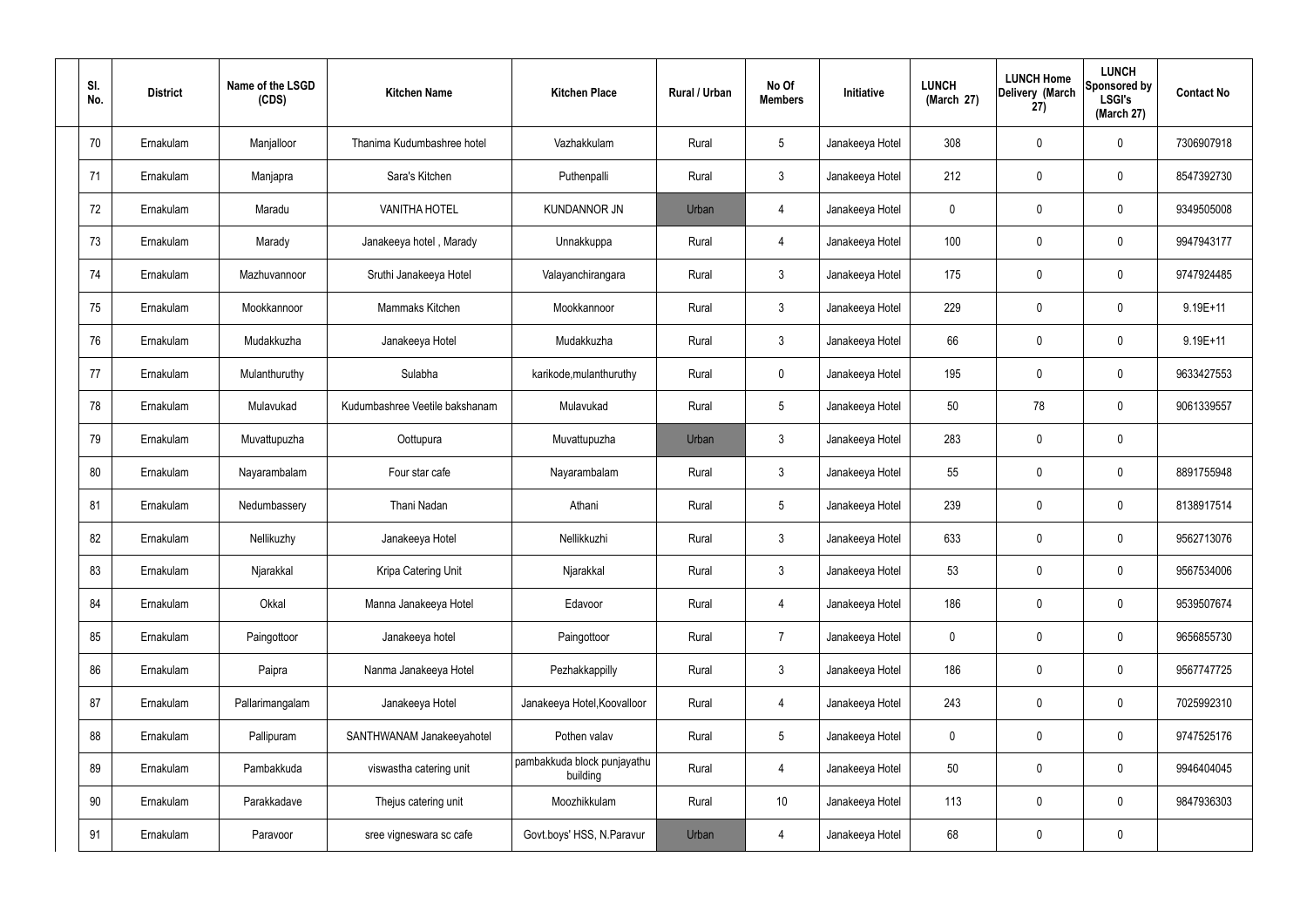| Sl. No. | District | Name of the LSGD (CDS) | Kitchen Name | Kitchen Place | Rural / Urban | No Of Members | Initiative | LUNCH (March 27) | LUNCH Home Delivery (March 27) | LUNCH Sponsored by LSGI's (March 27) | Contact No |
|---|---|---|---|---|---|---|---|---|---|---|---|
| 70 | Ernakulam | Manjalloor | Thanima Kudumbashree hotel | Vazhakkulam | Rural | 5 | Janakeeya Hotel | 308 | 0 | 0 | 7306907918 |
| 71 | Ernakulam | Manjapra | Sara's Kitchen | Puthenpalli | Rural | 3 | Janakeeya Hotel | 212 | 0 | 0 | 8547392730 |
| 72 | Ernakulam | Maradu | VANITHA HOTEL | KUNDANNOR JN | Urban | 4 | Janakeeya Hotel | 0 | 0 | 0 | 9349505008 |
| 73 | Ernakulam | Marady | Janakeeya hotel , Marady | Unnakkuppa | Rural | 4 | Janakeeya Hotel | 100 | 0 | 0 | 9947943177 |
| 74 | Ernakulam | Mazhuvannoor | Sruthi Janakeeya Hotel | Valayanchirangara | Rural | 3 | Janakeeya Hotel | 175 | 0 | 0 | 9747924485 |
| 75 | Ernakulam | Mookkannoor | Mammaks Kitchen | Mookkannoor | Rural | 3 | Janakeeya Hotel | 229 | 0 | 0 | 9.19E+11 |
| 76 | Ernakulam | Mudakkuzha | Janakeeya Hotel | Mudakkuzha | Rural | 3 | Janakeeya Hotel | 66 | 0 | 0 | 9.19E+11 |
| 77 | Ernakulam | Mulanthuruthy | Sulabha | karikode,mulanthuruthy | Rural | 0 | Janakeeya Hotel | 195 | 0 | 0 | 9633427553 |
| 78 | Ernakulam | Mulavukad | Kudumbashree Veetile bakshanam | Mulavukad | Rural | 5 | Janakeeya Hotel | 50 | 78 | 0 | 9061339557 |
| 79 | Ernakulam | Muvattupuzha | Oottupura | Muvattupuzha | Urban | 3 | Janakeeya Hotel | 283 | 0 | 0 | |
| 80 | Ernakulam | Nayarambalam | Four star cafe | Nayarambalam | Rural | 3 | Janakeeya Hotel | 55 | 0 | 0 | 8891755948 |
| 81 | Ernakulam | Nedumbassery | Thani Nadan | Athani | Rural | 5 | Janakeeya Hotel | 239 | 0 | 0 | 8138917514 |
| 82 | Ernakulam | Nellikuzhy | Janakeeya Hotel | Nellikkuzhi | Rural | 3 | Janakeeya Hotel | 633 | 0 | 0 | 9562713076 |
| 83 | Ernakulam | Njarakkal | Kripa Catering Unit | Njarakkal | Rural | 3 | Janakeeya Hotel | 53 | 0 | 0 | 9567534006 |
| 84 | Ernakulam | Okkal | Manna Janakeeya Hotel | Edavoor | Rural | 4 | Janakeeya Hotel | 186 | 0 | 0 | 9539507674 |
| 85 | Ernakulam | Paingottoor | Janakeeya hotel | Paingottoor | Rural | 7 | Janakeeya Hotel | 0 | 0 | 0 | 9656855730 |
| 86 | Ernakulam | Paipra | Nanma Janakeeya Hotel | Pezhakkappilly | Rural | 3 | Janakeeya Hotel | 186 | 0 | 0 | 9567747725 |
| 87 | Ernakulam | Pallarimangalam | Janakeeya Hotel | Janakeeya Hotel,Koovalloor | Rural | 4 | Janakeeya Hotel | 243 | 0 | 0 | 7025992310 |
| 88 | Ernakulam | Pallipuram | SANTHWANAM Janakeeyahotel | Pothen valav | Rural | 5 | Janakeeya Hotel | 0 | 0 | 0 | 9747525176 |
| 89 | Ernakulam | Pambakkuda | viswastha catering unit | pambakkuda block punjayathu building | Rural | 4 | Janakeeya Hotel | 50 | 0 | 0 | 9946404045 |
| 90 | Ernakulam | Parakkadave | Thejus catering unit | Moozhikkulam | Rural | 10 | Janakeeya Hotel | 113 | 0 | 0 | 9847936303 |
| 91 | Ernakulam | Paravoor | sree vigneswara sc cafe | Govt.boys' HSS, N.Paravur | Urban | 4 | Janakeeya Hotel | 68 | 0 | 0 | |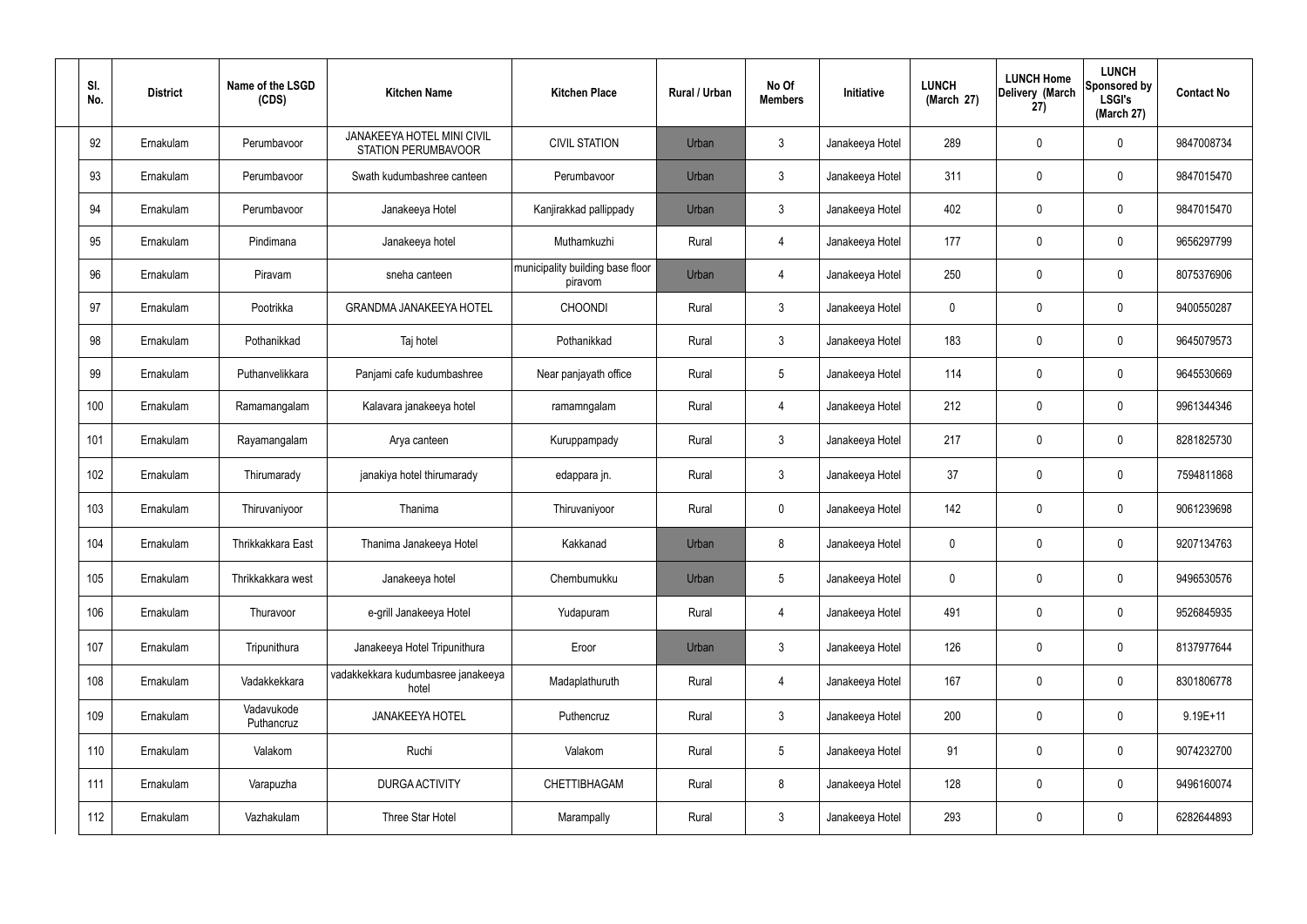| Sl. No. | District | Name of the LSGD (CDS) | Kitchen Name | Kitchen Place | Rural / Urban | No Of Members | Initiative | LUNCH (March 27) | LUNCH Home Delivery (March 27) | LUNCH Sponsored by LSGI's (March 27) | Contact No |
|---|---|---|---|---|---|---|---|---|---|---|---|
| 92 | Ernakulam | Perumbavoor | JANAKEEYA HOTEL MINI CIVIL STATION PERUMBAVOOR | CIVIL STATION | Urban | 3 | Janakeeya Hotel | 289 | 0 | 0 | 9847008734 |
| 93 | Ernakulam | Perumbavoor | Swath kudumbashree canteen | Perumbavoor | Urban | 3 | Janakeeya Hotel | 311 | 0 | 0 | 9847015470 |
| 94 | Ernakulam | Perumbavoor | Janakeeya Hotel | Kanjirakkad pallippady | Urban | 3 | Janakeeya Hotel | 402 | 0 | 0 | 9847015470 |
| 95 | Ernakulam | Pindimana | Janakeeya hotel | Muthamkuzhi | Rural | 4 | Janakeeya Hotel | 177 | 0 | 0 | 9656297799 |
| 96 | Ernakulam | Piravam | sneha canteen | municipality building base floor piravom | Urban | 4 | Janakeeya Hotel | 250 | 0 | 0 | 8075376906 |
| 97 | Ernakulam | Pootrikka | GRANDMA JANAKEEYA HOTEL | CHOONDI | Rural | 3 | Janakeeya Hotel | 0 | 0 | 0 | 9400550287 |
| 98 | Ernakulam | Pothanikkad | Taj hotel | Pothanikkad | Rural | 3 | Janakeeya Hotel | 183 | 0 | 0 | 9645079573 |
| 99 | Ernakulam | Puthanvelikkara | Panjami cafe kudumbashree | Near panjayath office | Rural | 5 | Janakeeya Hotel | 114 | 0 | 0 | 9645530669 |
| 100 | Ernakulam | Ramamangalam | Kalavara janakeeya hotel | ramamngalam | Rural | 4 | Janakeeya Hotel | 212 | 0 | 0 | 9961344346 |
| 101 | Ernakulam | Rayamangalam | Arya canteen | Kuruppampady | Rural | 3 | Janakeeya Hotel | 217 | 0 | 0 | 8281825730 |
| 102 | Ernakulam | Thirumarady | janakiya hotel thirumarady | edappara jn. | Rural | 3 | Janakeeya Hotel | 37 | 0 | 0 | 7594811868 |
| 103 | Ernakulam | Thiruvaniyoor | Thanima | Thiruvaniyoor | Rural | 0 | Janakeeya Hotel | 142 | 0 | 0 | 9061239698 |
| 104 | Ernakulam | Thrikkakkara East | Thanima Janakeeya Hotel | Kakkanad | Urban | 8 | Janakeeya Hotel | 0 | 0 | 0 | 9207134763 |
| 105 | Ernakulam | Thrikkakkara west | Janakeeya hotel | Chembumukku | Urban | 5 | Janakeeya Hotel | 0 | 0 | 0 | 9496530576 |
| 106 | Ernakulam | Thuravoor | e-grill Janakeeya Hotel | Yudapuram | Rural | 4 | Janakeeya Hotel | 491 | 0 | 0 | 9526845935 |
| 107 | Ernakulam | Tripunithura | Janakeeya Hotel Tripunithura | Eroor | Urban | 3 | Janakeeya Hotel | 126 | 0 | 0 | 8137977644 |
| 108 | Ernakulam | Vadakkekkara | vadakkekkara kudumbasree janakeeya hotel | Madaplathuruth | Rural | 4 | Janakeeya Hotel | 167 | 0 | 0 | 8301806778 |
| 109 | Ernakulam | Vadavukode Puthancruz | JANAKEEYA HOTEL | Puthencruz | Rural | 3 | Janakeeya Hotel | 200 | 0 | 0 | 9.19E+11 |
| 110 | Ernakulam | Valakom | Ruchi | Valakom | Rural | 5 | Janakeeya Hotel | 91 | 0 | 0 | 9074232700 |
| 111 | Ernakulam | Varapuzha | DURGA ACTIVITY | CHETTIBHAGAM | Rural | 8 | Janakeeya Hotel | 128 | 0 | 0 | 9496160074 |
| 112 | Ernakulam | Vazhakulam | Three Star Hotel | Marampally | Rural | 3 | Janakeeya Hotel | 293 | 0 | 0 | 6282644893 |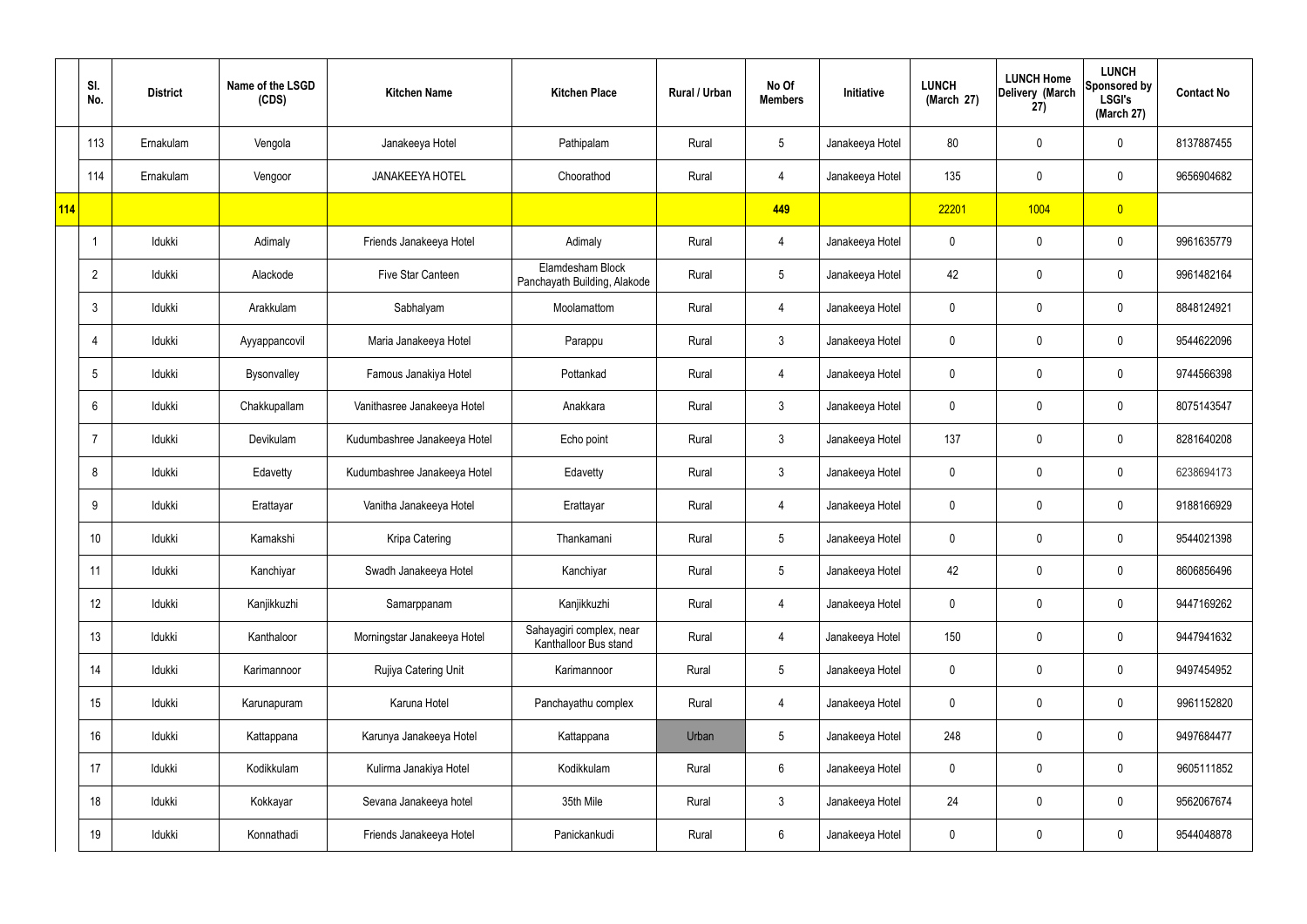| | Sl. No. | District | Name of the LSGD (CDS) | Kitchen Name | Kitchen Place | Rural / Urban | No Of Members | Initiative | LUNCH (March 27) | LUNCH Home Delivery (March 27) | LUNCH Sponsored by LSGI's (March 27) | Contact No |
|---|---|---|---|---|---|---|---|---|---|---|---|---|
| | 113 | Ernakulam | Vengola | Janakeeya Hotel | Pathipalam | Rural | 5 | Janakeeya Hotel | 80 | 0 | 0 | 8137887455 |
| | 114 | Ernakulam | Vengoor | JANAKEEYA HOTEL | Choorathod | Rural | 4 | Janakeeya Hotel | 135 | 0 | 0 | 9656904682 |
| 114 | | | | | | | 449 | | 22201 | 1004 | 0 | |
| | 1 | Idukki | Adimaly | Friends Janakeeya Hotel | Adimaly | Rural | 4 | Janakeeya Hotel | 0 | 0 | 0 | 9961635779 |
| | 2 | Idukki | Alackode | Five Star Canteen | Elamdesham Block Panchayath Building, Alakode | Rural | 5 | Janakeeya Hotel | 42 | 0 | 0 | 9961482164 |
| | 3 | Idukki | Arakkulam | Sabhalyam | Moolamattom | Rural | 4 | Janakeeya Hotel | 0 | 0 | 0 | 8848124921 |
| | 4 | Idukki | Ayyappancovil | Maria Janakeeya Hotel | Parappu | Rural | 3 | Janakeeya Hotel | 0 | 0 | 0 | 9544622096 |
| | 5 | Idukki | Bysonvalley | Famous Janakiya Hotel | Pottankad | Rural | 4 | Janakeeya Hotel | 0 | 0 | 0 | 9744566398 |
| | 6 | Idukki | Chakkupallam | Vanithasree Janakeeya Hotel | Anakkara | Rural | 3 | Janakeeya Hotel | 0 | 0 | 0 | 8075143547 |
| | 7 | Idukki | Devikulam | Kudumbashree Janakeeya Hotel | Echo point | Rural | 3 | Janakeeya Hotel | 137 | 0 | 0 | 8281640208 |
| | 8 | Idukki | Edavetty | Kudumbashree Janakeeya Hotel | Edavetty | Rural | 3 | Janakeeya Hotel | 0 | 0 | 0 | 6238694173 |
| | 9 | Idukki | Erattayar | Vanitha Janakeeya Hotel | Erattayar | Rural | 4 | Janakeeya Hotel | 0 | 0 | 0 | 9188166929 |
| | 10 | Idukki | Kamakshi | Kripa Catering | Thankamani | Rural | 5 | Janakeeya Hotel | 0 | 0 | 0 | 9544021398 |
| | 11 | Idukki | Kanchiyar | Swadh Janakeeya Hotel | Kanchiyar | Rural | 5 | Janakeeya Hotel | 42 | 0 | 0 | 8606856496 |
| | 12 | Idukki | Kanjikkuzhi | Samarppanam | Kanjikkuzhi | Rural | 4 | Janakeeya Hotel | 0 | 0 | 0 | 9447169262 |
| | 13 | Idukki | Kanthaloor | Morningstar Janakeeya Hotel | Sahayagiri complex, near Kanthalloor Bus stand | Rural | 4 | Janakeeya Hotel | 150 | 0 | 0 | 9447941632 |
| | 14 | Idukki | Karimannoor | Rujiya Catering Unit | Karimannoor | Rural | 5 | Janakeeya Hotel | 0 | 0 | 0 | 9497454952 |
| | 15 | Idukki | Karunapuram | Karuna Hotel | Panchayathu complex | Rural | 4 | Janakeeya Hotel | 0 | 0 | 0 | 9961152820 |
| | 16 | Idukki | Kattappana | Karunya Janakeeya Hotel | Kattappana | Urban | 5 | Janakeeya Hotel | 248 | 0 | 0 | 9497684477 |
| | 17 | Idukki | Kodikkulam | Kulirma Janakiya Hotel | Kodikkulam | Rural | 6 | Janakeeya Hotel | 0 | 0 | 0 | 9605111852 |
| | 18 | Idukki | Kokkayar | Sevana Janakeeya hotel | 35th Mile | Rural | 3 | Janakeeya Hotel | 24 | 0 | 0 | 9562067674 |
| | 19 | Idukki | Konnathadi | Friends Janakeeya Hotel | Panickankudi | Rural | 6 | Janakeeya Hotel | 0 | 0 | 0 | 9544048878 |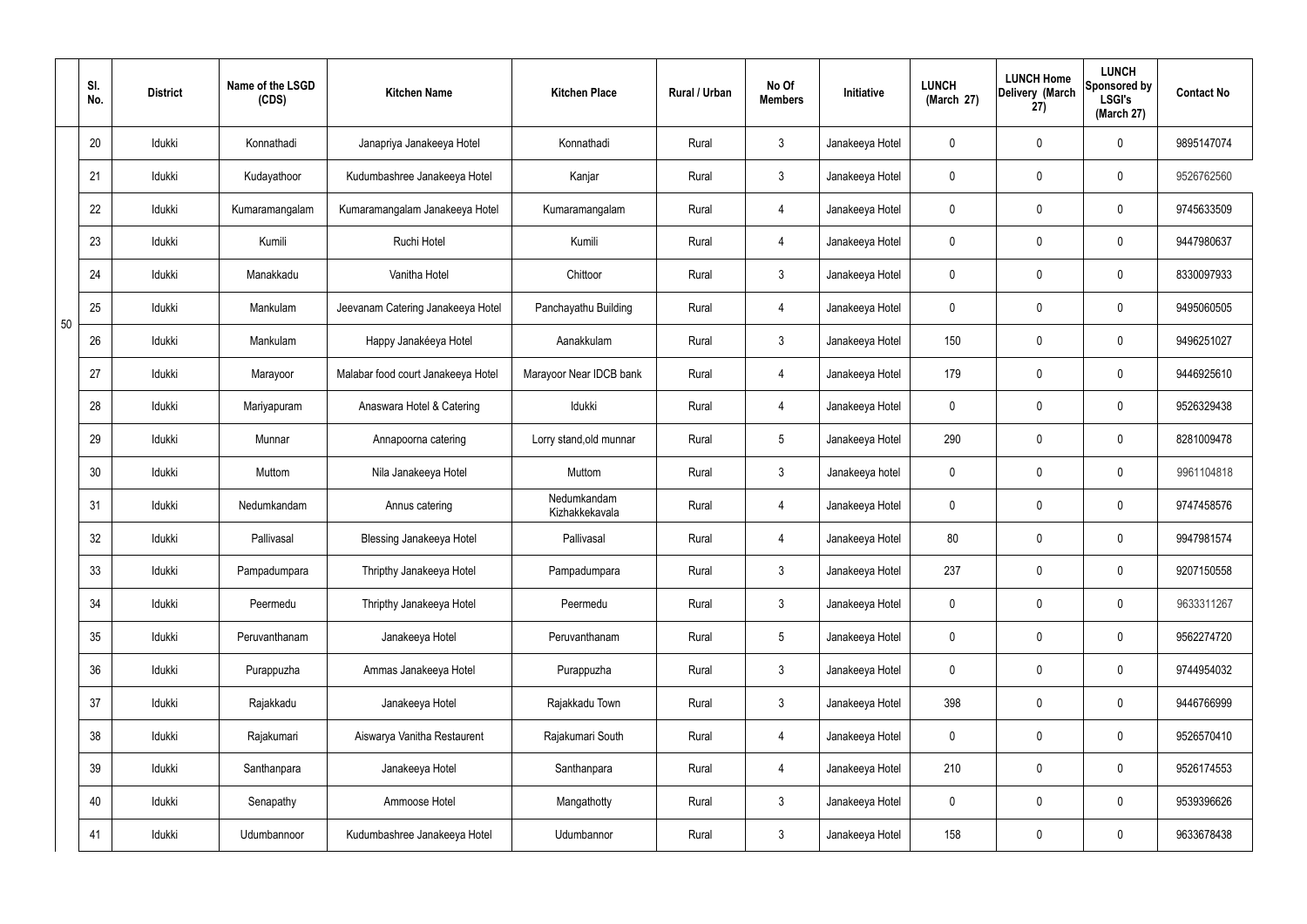| | Sl. No. | District | Name of the LSGD (CDS) | Kitchen Name | Kitchen Place | Rural / Urban | No Of Members | Initiative | LUNCH (March 27) | LUNCH Home Delivery (March 27) | LUNCH Sponsored by LSGI's (March 27) | Contact No |
|---|---|---|---|---|---|---|---|---|---|---|---|---|
| 50 | 20 | Idukki | Konnathadi | Janapriya Janakeeya Hotel | Konnathadi | Rural | 3 | Janakeeya Hotel | 0 | 0 | 0 | 9895147074 |
| | 21 | Idukki | Kudayathoor | Kudumbashree Janakeeya Hotel | Kanjar | Rural | 3 | Janakeeya Hotel | 0 | 0 | 0 | 9526762560 |
| | 22 | Idukki | Kumaramangalam | Kumaramangalam Janakeeya Hotel | Kumaramangalam | Rural | 4 | Janakeeya Hotel | 0 | 0 | 0 | 9745633509 |
| | 23 | Idukki | Kumili | Ruchi Hotel | Kumili | Rural | 4 | Janakeeya Hotel | 0 | 0 | 0 | 9447980637 |
| | 24 | Idukki | Manakkadu | Vanitha Hotel | Chittoor | Rural | 3 | Janakeeya Hotel | 0 | 0 | 0 | 8330097933 |
| | 25 | Idukki | Mankulam | Jeevanam Catering Janakeeya Hotel | Panchayathu Building | Rural | 4 | Janakeeya Hotel | 0 | 0 | 0 | 9495060505 |
| | 26 | Idukki | Mankulam | Happy Janakéeya Hotel | Aanakkulam | Rural | 3 | Janakeeya Hotel | 150 | 0 | 0 | 9496251027 |
| | 27 | Idukki | Marayoor | Malabar food court Janakeeya Hotel | Marayoor Near IDCB bank | Rural | 4 | Janakeeya Hotel | 179 | 0 | 0 | 9446925610 |
| | 28 | Idukki | Mariyapuram | Anaswara Hotel & Catering | Idukki | Rural | 4 | Janakeeya Hotel | 0 | 0 | 0 | 9526329438 |
| | 29 | Idukki | Munnar | Annapoorna catering | Lorry stand,old munnar | Rural | 5 | Janakeeya Hotel | 290 | 0 | 0 | 8281009478 |
| | 30 | Idukki | Muttom | Nila Janakeeya Hotel | Muttom | Rural | 3 | Janakeeya hotel | 0 | 0 | 0 | 9961104818 |
| | 31 | Idukki | Nedumkandam | Annus catering | Nedumkandam Kizhakkekavala | Rural | 4 | Janakeeya Hotel | 0 | 0 | 0 | 9747458576 |
| | 32 | Idukki | Pallivasal | Blessing Janakeeya Hotel | Pallivasal | Rural | 4 | Janakeeya Hotel | 80 | 0 | 0 | 9947981574 |
| | 33 | Idukki | Pampadumpara | Thripthy Janakeeya Hotel | Pampadumpara | Rural | 3 | Janakeeya Hotel | 237 | 0 | 0 | 9207150558 |
| | 34 | Idukki | Peermedu | Thripthy Janakeeya Hotel | Peermedu | Rural | 3 | Janakeeya Hotel | 0 | 0 | 0 | 9633311267 |
| | 35 | Idukki | Peruvanthanam | Janakeeya Hotel | Peruvanthanam | Rural | 5 | Janakeeya Hotel | 0 | 0 | 0 | 9562274720 |
| | 36 | Idukki | Purappuzha | Ammas Janakeeya Hotel | Purappuzha | Rural | 3 | Janakeeya Hotel | 0 | 0 | 0 | 9744954032 |
| | 37 | Idukki | Rajakkadu | Janakeeya Hotel | Rajakkadu Town | Rural | 3 | Janakeeya Hotel | 398 | 0 | 0 | 9446766999 |
| | 38 | Idukki | Rajakumari | Aiswarya Vanitha Restaurent | Rajakumari South | Rural | 4 | Janakeeya Hotel | 0 | 0 | 0 | 9526570410 |
| | 39 | Idukki | Santhanpara | Janakeeya Hotel | Santhanpara | Rural | 4 | Janakeeya Hotel | 210 | 0 | 0 | 9526174553 |
| | 40 | Idukki | Senapathy | Ammoose Hotel | Mangathotty | Rural | 3 | Janakeeya Hotel | 0 | 0 | 0 | 9539396626 |
| | 41 | Idukki | Udumbannoor | Kudumbashree Janakeeya Hotel | Udumbannor | Rural | 3 | Janakeeya Hotel | 158 | 0 | 0 | 9633678438 |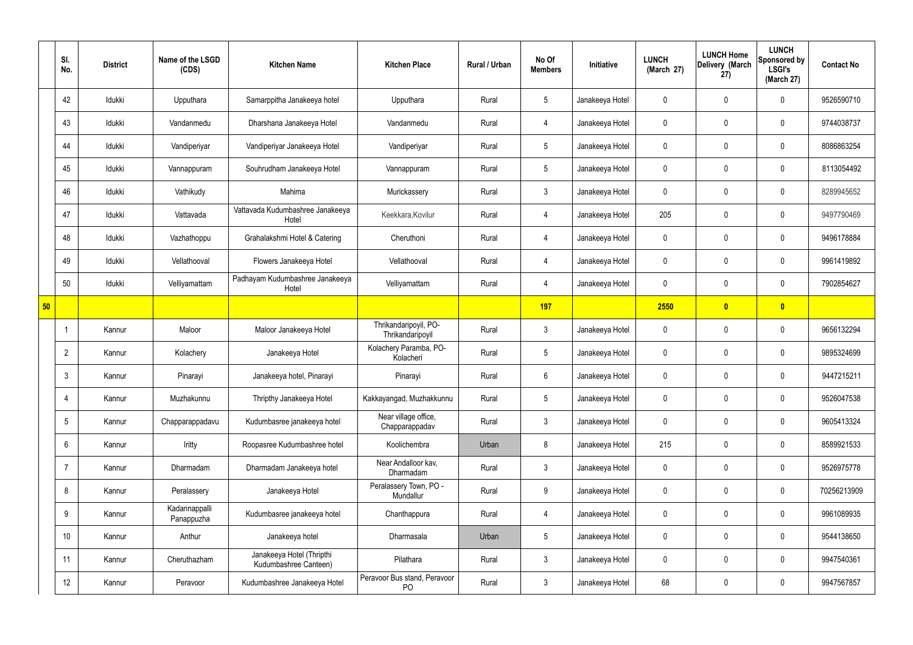| | Sl. No. | District | Name of the LSGD (CDS) | Kitchen Name | Kitchen Place | Rural / Urban | No Of Members | Initiative | LUNCH (March 27) | LUNCH Home Delivery (March 27) | LUNCH Sponsored by LSGI's (March 27) | Contact No |
|---|---|---|---|---|---|---|---|---|---|---|---|---|
| | 42 | Idukki | Upputhara | Samarppitha Janakeeya hotel | Upputhara | Rural | 5 | Janakeeya Hotel | 0 | 0 | 0 | 9526590710 |
| | 43 | Idukki | Vandanmedu | Dharshana Janakeeya Hotel | Vandanmedu | Rural | 4 | Janakeeya Hotel | 0 | 0 | 0 | 9744038737 |
| | 44 | Idukki | Vandiperiyar | Vandiperiyar Janakeeya Hotel | Vandiperiyar | Rural | 5 | Janakeeya Hotel | 0 | 0 | 0 | 8086863254 |
| | 45 | Idukki | Vannappuram | Souhrudham Janakeeya Hotel | Vannappuram | Rural | 5 | Janakeeya Hotel | 0 | 0 | 0 | 8113054492 |
| | 46 | Idukki | Vathikudy | Mahima | Murickassery | Rural | 3 | Janakeeya Hotel | 0 | 0 | 0 | 8289945652 |
| | 47 | Idukki | Vattavada | Vattavada Kudumbashree Janakeeya Hotel | Keekkara,Kovilur | Rural | 4 | Janakeeya Hotel | 205 | 0 | 0 | 9497790469 |
| | 48 | Idukki | Vazhathoppu | Grahalakshmi Hotel & Catering | Cheruthoni | Rural | 4 | Janakeeya Hotel | 0 | 0 | 0 | 9496178884 |
| | 49 | Idukki | Vellathooval | Flowers Janakeeya Hotel | Vellathooval | Rural | 4 | Janakeeya Hotel | 0 | 0 | 0 | 9961419892 |
| | 50 | Idukki | Velliyamattam | Padhayam Kudumbashree Janakeeya Hotel | Velliyamattam | Rural | 4 | Janakeeya Hotel | 0 | 0 | 0 | 7902854627 |
| **50** | | | | | | | **197** | | **2550** | **0** | **0** | |
| | 1 | Kannur | Maloor | Maloor Janakeeya Hotel | Thrikandaripoyil, PO-Thrikandaripoyil | Rural | 3 | Janakeeya Hotel | 0 | 0 | 0 | 9656132294 |
| | 2 | Kannur | Kolachery | Janakeeya Hotel | Kolachery Paramba, PO-Kolacheri | Rural | 5 | Janakeeya Hotel | 0 | 0 | 0 | 9895324699 |
| | 3 | Kannur | Pinarayi | Janakeeya hotel, Pinarayi | Pinarayi | Rural | 6 | Janakeeya Hotel | 0 | 0 | 0 | 9447215211 |
| | 4 | Kannur | Muzhakunnu | Thripthy Janakeeya Hotel | Kakkayangad, Muzhakkunnu | Rural | 5 | Janakeeya Hotel | 0 | 0 | 0 | 9526047538 |
| | 5 | Kannur | Chapparappadavu | Kudumbasree janakeeya hotel | Near village office, Chapparappadav | Rural | 3 | Janakeeya Hotel | 0 | 0 | 0 | 9605413324 |
| | 6 | Kannur | Iritty | Roopasree Kudumbashree hotel | Koolichembra | Urban | 8 | Janakeeya Hotel | 215 | 0 | 0 | 8589921533 |
| | 7 | Kannur | Dharmadam | Dharmadam Janakeeya hotel | Near Andalloor kav, Dharmadam | Rural | 3 | Janakeeya Hotel | 0 | 0 | 0 | 9526975778 |
| | 8 | Kannur | Peralassery | Janakeeya Hotel | Peralassery Town, PO - Mundallur | Rural | 9 | Janakeeya Hotel | 0 | 0 | 0 | 70256213909 |
| | 9 | Kannur | Kadannappalli Panappuzha | Kudumbasree janakeeya hotel | Chanthappura | Rural | 4 | Janakeeya Hotel | 0 | 0 | 0 | 9961089935 |
| | 10 | Kannur | Anthur | Janakeeya hotel | Dharmasala | Urban | 5 | Janakeeya Hotel | 0 | 0 | 0 | 9544138650 |
| | 11 | Kannur | Cheruthazham | Janakeeya Hotel (Thripthi Kudumbashree Canteen) | Pilathara | Rural | 3 | Janakeeya Hotel | 0 | 0 | 0 | 9947540361 |
| | 12 | Kannur | Peravoor | Kudumbashree Janakeeya Hotel | Peravoor Bus stand, Peravoor PO | Rural | 3 | Janakeeya Hotel | 68 | 0 | 0 | 9947567857 |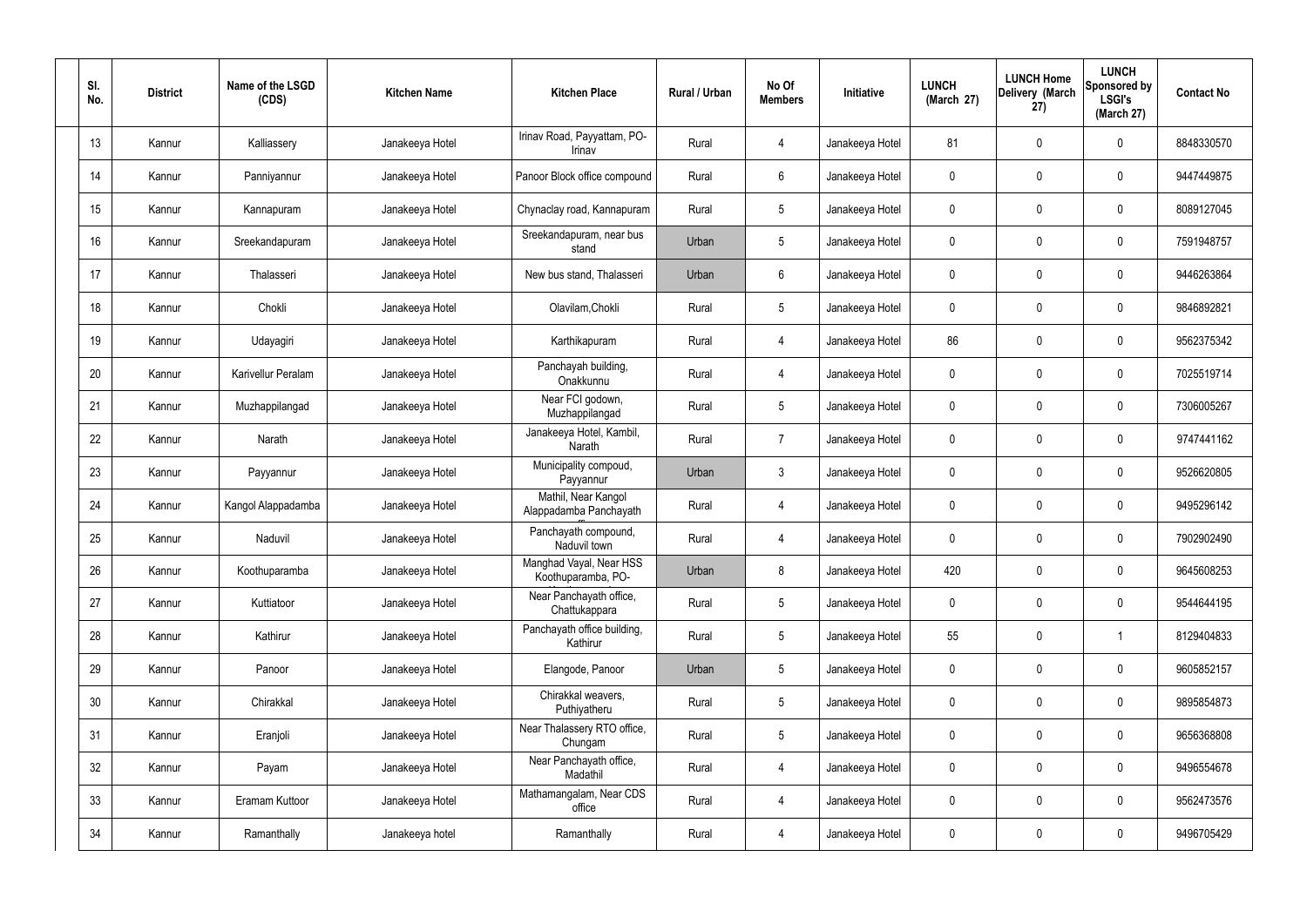| Sl. No. | District | Name of the LSGD (CDS) | Kitchen Name | Kitchen Place | Rural / Urban | No Of Members | Initiative | LUNCH (March 27) | LUNCH Home Delivery (March 27) | LUNCH Sponsored by LSGI's (March 27) | Contact No |
|---|---|---|---|---|---|---|---|---|---|---|---|
| 13 | Kannur | Kalliassery | Janakeeya Hotel | Irinav Road, Payyattam, PO-Irinav | Rural | 4 | Janakeeya Hotel | 81 | 0 | 0 | 8848330570 |
| 14 | Kannur | Panniyannur | Janakeeya Hotel | Panoor Block office compound | Rural | 6 | Janakeeya Hotel | 0 | 0 | 0 | 9447449875 |
| 15 | Kannur | Kannapuram | Janakeeya Hotel | Chynaclay road, Kannapuram | Rural | 5 | Janakeeya Hotel | 0 | 0 | 0 | 8089127045 |
| 16 | Kannur | Sreekandapuram | Janakeeya Hotel | Sreekandapuram, near bus stand | Urban | 5 | Janakeeya Hotel | 0 | 0 | 0 | 7591948757 |
| 17 | Kannur | Thalasseri | Janakeeya Hotel | New bus stand, Thalasseri | Urban | 6 | Janakeeya Hotel | 0 | 0 | 0 | 9446263864 |
| 18 | Kannur | Chokli | Janakeeya Hotel | Olavilam,Chokli | Rural | 5 | Janakeeya Hotel | 0 | 0 | 0 | 9846892821 |
| 19 | Kannur | Udayagiri | Janakeeya Hotel | Karthikapuram | Rural | 4 | Janakeeya Hotel | 86 | 0 | 0 | 9562375342 |
| 20 | Kannur | Karivellur Peralam | Janakeeya Hotel | Panchayah building, Onakkunnu | Rural | 4 | Janakeeya Hotel | 0 | 0 | 0 | 7025519714 |
| 21 | Kannur | Muzhappilangad | Janakeeya Hotel | Near FCI godown, Muzhappilangad | Rural | 5 | Janakeeya Hotel | 0 | 0 | 0 | 7306005267 |
| 22 | Kannur | Narath | Janakeeya Hotel | Janakeeya Hotel, Kambil, Narath | Rural | 7 | Janakeeya Hotel | 0 | 0 | 0 | 9747441162 |
| 23 | Kannur | Payyannur | Janakeeya Hotel | Municipality compoud, Payyannur | Urban | 3 | Janakeeya Hotel | 0 | 0 | 0 | 9526620805 |
| 24 | Kannur | Kangol Alappadamba | Janakeeya Hotel | Mathil, Near Kangol Alappadamba Panchayath | Rural | 4 | Janakeeya Hotel | 0 | 0 | 0 | 9495296142 |
| 25 | Kannur | Naduvil | Janakeeya Hotel | Panchayath compound, Naduvil town | Rural | 4 | Janakeeya Hotel | 0 | 0 | 0 | 7902902490 |
| 26 | Kannur | Koothuparamba | Janakeeya Hotel | Manghad Vayal, Near HSS Koothuparamba, PO- | Urban | 8 | Janakeeya Hotel | 420 | 0 | 0 | 9645608253 |
| 27 | Kannur | Kuttiatoor | Janakeeya Hotel | Near Panchayath office, Chattukappara | Rural | 5 | Janakeeya Hotel | 0 | 0 | 0 | 9544644195 |
| 28 | Kannur | Kathirur | Janakeeya Hotel | Panchayath office building, Kathirur | Rural | 5 | Janakeeya Hotel | 55 | 0 | 1 | 8129404833 |
| 29 | Kannur | Panoor | Janakeeya Hotel | Elangode, Panoor | Urban | 5 | Janakeeya Hotel | 0 | 0 | 0 | 9605852157 |
| 30 | Kannur | Chirakkal | Janakeeya Hotel | Chirakkal weavers, Puthiyatheru | Rural | 5 | Janakeeya Hotel | 0 | 0 | 0 | 9895854873 |
| 31 | Kannur | Eranjoli | Janakeeya Hotel | Near Thalassery RTO office, Chungam | Rural | 5 | Janakeeya Hotel | 0 | 0 | 0 | 9656368808 |
| 32 | Kannur | Payam | Janakeeya Hotel | Near Panchayath office, Madathil | Rural | 4 | Janakeeya Hotel | 0 | 0 | 0 | 9496554678 |
| 33 | Kannur | Eramam Kuttoor | Janakeeya Hotel | Mathamangalam, Near CDS office | Rural | 4 | Janakeeya Hotel | 0 | 0 | 0 | 9562473576 |
| 34 | Kannur | Ramanthally | Janakeeya hotel | Ramanthally | Rural | 4 | Janakeeya Hotel | 0 | 0 | 0 | 9496705429 |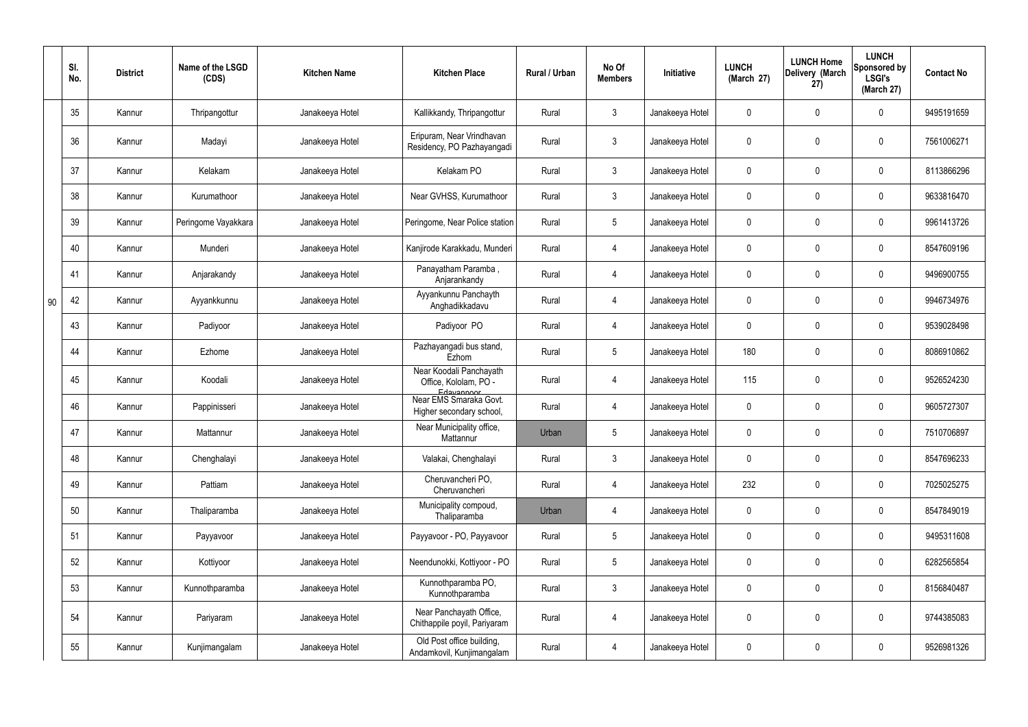| | Sl. No. | District | Name of the LSGD (CDS) | Kitchen Name | Kitchen Place | Rural / Urban | No Of Members | Initiative | LUNCH (March 27) | LUNCH Home Delivery (March 27) | LUNCH Sponsored by LSGI's (March 27) | Contact No |
|---|---|---|---|---|---|---|---|---|---|---|---|---|
| 90 | 35 | Kannur | Thripangottur | Janakeeya Hotel | Kallikkandy, Thripangottur | Rural | 3 | Janakeeya Hotel | 0 | 0 | 0 | 9495191659 |
| | 36 | Kannur | Madayi | Janakeeya Hotel | Eripuram, Near Vrindhavan Residency, PO Pazhayangadi | Rural | 3 | Janakeeya Hotel | 0 | 0 | 0 | 7561006271 |
| | 37 | Kannur | Kelakam | Janakeeya Hotel | Kelakam PO | Rural | 3 | Janakeeya Hotel | 0 | 0 | 0 | 8113866296 |
| | 38 | Kannur | Kurumathoor | Janakeeya Hotel | Near GVHSS, Kurumathoor | Rural | 3 | Janakeeya Hotel | 0 | 0 | 0 | 9633816470 |
| | 39 | Kannur | Peringome Vayakkara | Janakeeya Hotel | Peringome, Near Police station | Rural | 5 | Janakeeya Hotel | 0 | 0 | 0 | 9961413726 |
| | 40 | Kannur | Munderi | Janakeeya Hotel | Kanjirode Karakkadu, Munderi | Rural | 4 | Janakeeya Hotel | 0 | 0 | 0 | 8547609196 |
| | 41 | Kannur | Anjarakandy | Janakeeya Hotel | Panayatham Paramba , Anjarankandy | Rural | 4 | Janakeeya Hotel | 0 | 0 | 0 | 9496900755 |
| | 42 | Kannur | Ayyankkunnu | Janakeeya Hotel | Ayyankunnu Panchayth Anghadikkadavu | Rural | 4 | Janakeeya Hotel | 0 | 0 | 0 | 9946734976 |
| | 43 | Kannur | Padiyoor | Janakeeya Hotel | Padiyoor PO | Rural | 4 | Janakeeya Hotel | 0 | 0 | 0 | 9539028498 |
| | 44 | Kannur | Ezhome | Janakeeya Hotel | Pazhayangadi bus stand, Ezhom | Rural | 5 | Janakeeya Hotel | 180 | 0 | 0 | 8086910862 |
| | 45 | Kannur | Koodali | Janakeeya Hotel | Near Koodali Panchayath Office, Kololam, PO - Edavannoor | Rural | 4 | Janakeeya Hotel | 115 | 0 | 0 | 9526524230 |
| | 46 | Kannur | Pappinisseri | Janakeeya Hotel | Near EMS Smaraka Govt. Higher secondary school, | Rural | 4 | Janakeeya Hotel | 0 | 0 | 0 | 9605727307 |
| | 47 | Kannur | Mattannur | Janakeeya Hotel | Near Municipality office, Mattannur | Urban | 5 | Janakeeya Hotel | 0 | 0 | 0 | 7510706897 |
| | 48 | Kannur | Chenghalayi | Janakeeya Hotel | Valakai, Chenghalayi | Rural | 3 | Janakeeya Hotel | 0 | 0 | 0 | 8547696233 |
| | 49 | Kannur | Pattiam | Janakeeya Hotel | Cheruvancheri PO, Cheruvancheri | Rural | 4 | Janakeeya Hotel | 232 | 0 | 0 | 7025025275 |
| | 50 | Kannur | Thaliparamba | Janakeeya Hotel | Municipality compoud, Thaliparamba | Urban | 4 | Janakeeya Hotel | 0 | 0 | 0 | 8547849019 |
| | 51 | Kannur | Payyavoor | Janakeeya Hotel | Payyavoor - PO, Payyavoor | Rural | 5 | Janakeeya Hotel | 0 | 0 | 0 | 9495311608 |
| | 52 | Kannur | Kottiyoor | Janakeeya Hotel | Neendunokki, Kottiyoor - PO | Rural | 5 | Janakeeya Hotel | 0 | 0 | 0 | 6282565854 |
| | 53 | Kannur | Kunnothparamba | Janakeeya Hotel | Kunnothparamba PO, Kunnothparamba | Rural | 3 | Janakeeya Hotel | 0 | 0 | 0 | 8156840487 |
| | 54 | Kannur | Pariyaram | Janakeeya Hotel | Near Panchayath Office, Chithappile poyil, Pariyaram | Rural | 4 | Janakeeya Hotel | 0 | 0 | 0 | 9744385083 |
| | 55 | Kannur | Kunjimangalam | Janakeeya Hotel | Old Post office building, Andamkovil, Kunjimangalam | Rural | 4 | Janakeeya Hotel | 0 | 0 | 0 | 9526981326 |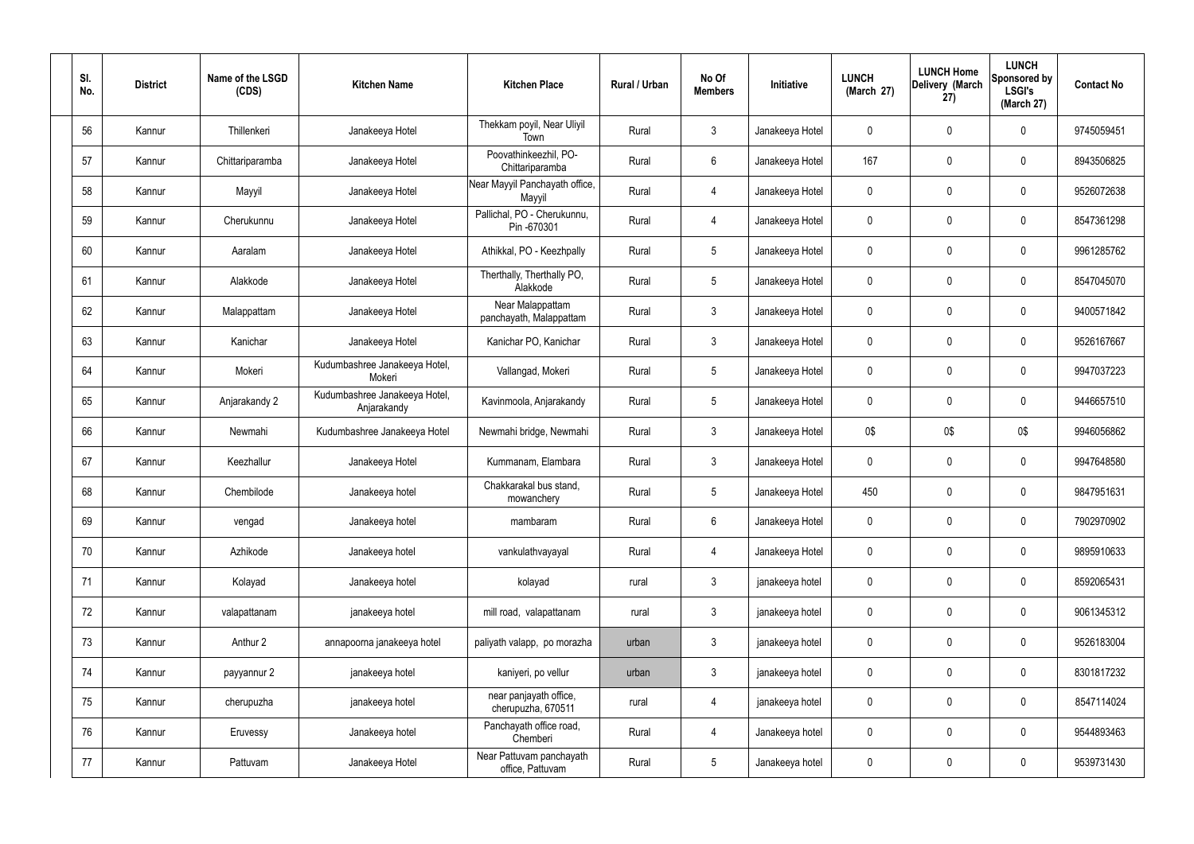| Sl. No. | District | Name of the LSGD (CDS) | Kitchen Name | Kitchen Place | Rural / Urban | No Of Members | Initiative | LUNCH (March 27) | LUNCH Home Delivery (March 27) | LUNCH Sponsored by LSGI's (March 27) | Contact No |
|---|---|---|---|---|---|---|---|---|---|---|---|
| 56 | Kannur | Thillenkeri | Janakeeya Hotel | Thekkam poyil, Near Uliyil Town | Rural | 3 | Janakeeya Hotel | 0 | 0 | 0 | 9745059451 |
| 57 | Kannur | Chittariparamba | Janakeeya Hotel | Poovathinkeezhil, PO-Chittariparamba | Rural | 6 | Janakeeya Hotel | 167 | 0 | 0 | 8943506825 |
| 58 | Kannur | Mayyil | Janakeeya Hotel | Near Mayyil Panchayath office, Mayyil | Rural | 4 | Janakeeya Hotel | 0 | 0 | 0 | 9526072638 |
| 59 | Kannur | Cherukunnu | Janakeeya Hotel | Pallichal, PO - Cherukunnu, Pin -670301 | Rural | 4 | Janakeeya Hotel | 0 | 0 | 0 | 8547361298 |
| 60 | Kannur | Aaralam | Janakeeya Hotel | Athikkal, PO - Keezhpally | Rural | 5 | Janakeeya Hotel | 0 | 0 | 0 | 9961285762 |
| 61 | Kannur | Alakkode | Janakeeya Hotel | Therthally, Therthally PO, Alakkode | Rural | 5 | Janakeeya Hotel | 0 | 0 | 0 | 8547045070 |
| 62 | Kannur | Malappattam | Janakeeya Hotel | Near Malappattam panchayath, Malappattam | Rural | 3 | Janakeeya Hotel | 0 | 0 | 0 | 9400571842 |
| 63 | Kannur | Kanichar | Janakeeya Hotel | Kanichar PO, Kanichar | Rural | 3 | Janakeeya Hotel | 0 | 0 | 0 | 9526167667 |
| 64 | Kannur | Mokeri | Kudumbashree Janakeeya Hotel, Mokeri | Vallangad, Mokeri | Rural | 5 | Janakeeya Hotel | 0 | 0 | 0 | 9947037223 |
| 65 | Kannur | Anjarakandy 2 | Kudumbashree Janakeeya Hotel, Anjarakandy | Kavinmoola, Anjarakandy | Rural | 5 | Janakeeya Hotel | 0 | 0 | 0 | 9446657510 |
| 66 | Kannur | Newmahi | Kudumbashree Janakeeya Hotel | Newmahi bridge, Newmahi | Rural | 3 | Janakeeya Hotel | 0$ | 0$ | 0$ | 9946056862 |
| 67 | Kannur | Keezhallur | Janakeeya Hotel | Kummanam, Elambara | Rural | 3 | Janakeeya Hotel | 0 | 0 | 0 | 9947648580 |
| 68 | Kannur | Chembilode | Janakeeya hotel | Chakkarakal bus stand, mowanchery | Rural | 5 | Janakeeya Hotel | 450 | 0 | 0 | 9847951631 |
| 69 | Kannur | vengad | Janakeeya hotel | mambaram | Rural | 6 | Janakeeya Hotel | 0 | 0 | 0 | 7902970902 |
| 70 | Kannur | Azhikode | Janakeeya hotel | vankulathvayayal | Rural | 4 | Janakeeya Hotel | 0 | 0 | 0 | 9895910633 |
| 71 | Kannur | Kolayad | Janakeeya hotel | kolayad | rural | 3 | janakeeya hotel | 0 | 0 | 0 | 8592065431 |
| 72 | Kannur | valapattanam | janakeeya hotel | mill road, valapattanam | rural | 3 | janakeeya hotel | 0 | 0 | 0 | 9061345312 |
| 73 | Kannur | Anthur 2 | annapoorna janakeeya hotel | paliyath valapp, po morazha | urban | 3 | janakeeya hotel | 0 | 0 | 0 | 9526183004 |
| 74 | Kannur | payyannur 2 | janakeeya hotel | kaniyeri, po vellur | urban | 3 | janakeeya hotel | 0 | 0 | 0 | 8301817232 |
| 75 | Kannur | cherupuzha | janakeeya hotel | near panjayath office, cherupuzha, 670511 | rural | 4 | janakeeya hotel | 0 | 0 | 0 | 8547114024 |
| 76 | Kannur | Eruvessy | Janakeeya hotel | Panchayath office road, Chemberi | Rural | 4 | Janakeeya hotel | 0 | 0 | 0 | 9544893463 |
| 77 | Kannur | Pattuvam | Janakeeya Hotel | Near Pattuvam panchayath office, Pattuvam | Rural | 5 | Janakeeya hotel | 0 | 0 | 0 | 9539731430 |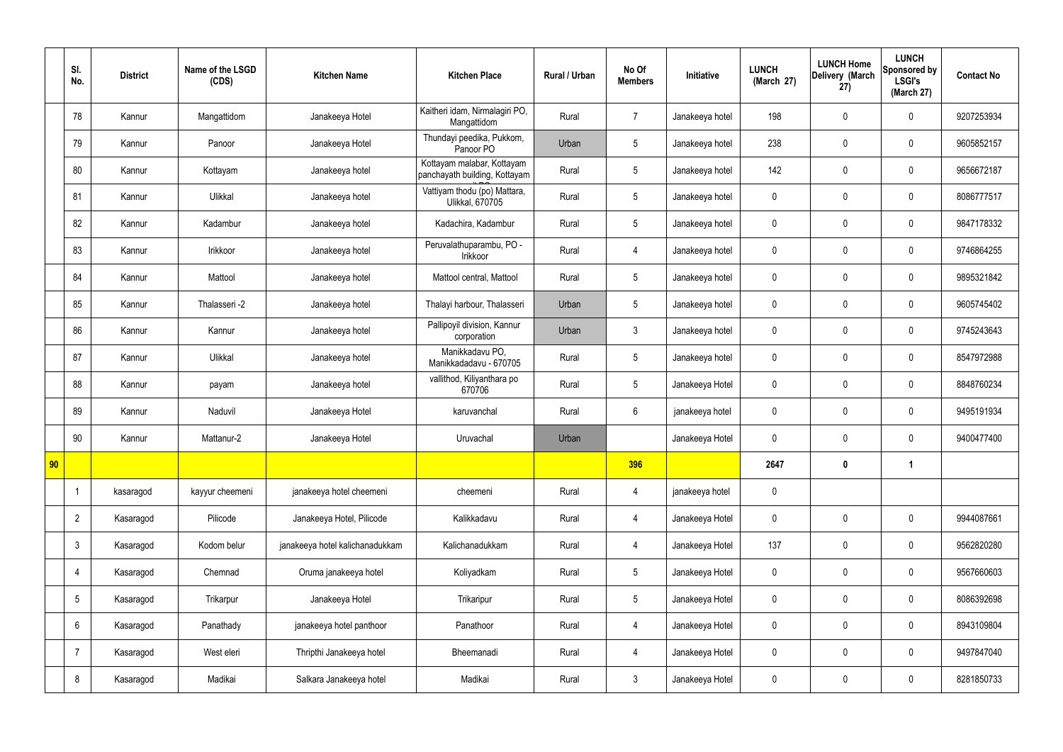|  | Sl. No. | District | Name of the LSGD (CDS) | Kitchen Name | Kitchen Place | Rural / Urban | No Of Members | Initiative | LUNCH (March 27) | LUNCH Home Delivery (March 27) | LUNCH Sponsored by LSGI's (March 27) | Contact No |
|---|---|---|---|---|---|---|---|---|---|---|---|---|
|  | 78 | Kannur | Mangattidom | Janakeeya Hotel | Kaitheri idam, Nirmalagiri PO, Mangattidom | Rural | 7 | Janakeeya hotel | 198 | 0 | 0 | 9207253934 |
|  | 79 | Kannur | Panoor | Janakeeya Hotel | Thundayi peedika, Pukkom, Panoor PO | Urban | 5 | Janakeeya hotel | 238 | 0 | 0 | 9605852157 |
|  | 80 | Kannur | Kottayam | Janakeeya hotel | Kottayam malabar, Kottayam panchayath building, Kottayam | Rural | 5 | Janakeeya hotel | 142 | 0 | 0 | 9656672187 |
|  | 81 | Kannur | Ulikkal | Janakeeya hotel | Vattiyam thodu (po) Mattara, Ulikkal, 670705 | Rural | 5 | Janakeeya hotel | 0 | 0 | 0 | 8086777517 |
|  | 82 | Kannur | Kadambur | Janakeeya hotel | Kadachira, Kadambur | Rural | 5 | Janakeeya hotel | 0 | 0 | 0 | 9847178332 |
|  | 83 | Kannur | Irikkoor | Janakeeya hotel | Peruvalathuparambu, PO - Irikkoor | Rural | 4 | Janakeeya hotel | 0 | 0 | 0 | 9746864255 |
|  | 84 | Kannur | Mattool | Janakeeya hotel | Mattool central, Mattool | Rural | 5 | Janakeeya hotel | 0 | 0 | 0 | 9895321842 |
|  | 85 | Kannur | Thalasseri -2 | Janakeeya hotel | Thalayi harbour, Thalasseri | Urban | 5 | Janakeeya hotel | 0 | 0 | 0 | 9605745402 |
|  | 86 | Kannur | Kannur | Janakeeya hotel | Pallipoyil division, Kannur corporation | Urban | 3 | Janakeeya hotel | 0 | 0 | 0 | 9745243643 |
|  | 87 | Kannur | Ulikkal | Janakeeya hotel | Manikkadavu PO, Manikkadadavu - 670705 | Rural | 5 | Janakeeya hotel | 0 | 0 | 0 | 8547972988 |
|  | 88 | Kannur | payam | Janakeeya hotel | vallithod, Kiliyanthara po 670706 | Rural | 5 | Janakeeya Hotel | 0 | 0 | 0 | 8848760234 |
|  | 89 | Kannur | Naduvil | Janakeeya Hotel | karuvanchal | Rural | 6 | janakeeya hotel | 0 | 0 | 0 | 9495191934 |
|  | 90 | Kannur | Mattanur-2 | Janakeeya Hotel | Uruvachal | Urban |  | Janakeeya Hotel | 0 | 0 | 0 | 9400477400 |
| 90 |  |  |  |  |  |  | 396 |  | 2647 | 0 | 1 |  |
|  | 1 | kasaragod | kayyur cheemeni | janakeeya hotel cheemeni | cheemeni | Rural | 4 | janakeeya hotel | 0 |  |  |  |
|  | 2 | Kasaragod | Pilicode | Janakeeya Hotel, Pilicode | Kalikkadavu | Rural | 4 | Janakeeya Hotel | 0 | 0 | 0 | 9944087661 |
|  | 3 | Kasaragod | Kodom belur | janakeeya hotel kalichanadukkam | Kalichanadukkam | Rural | 4 | Janakeeya Hotel | 137 | 0 | 0 | 9562820280 |
|  | 4 | Kasaragod | Chemnad | Oruma janakeeya hotel | Koliyadkam | Rural | 5 | Janakeeya Hotel | 0 | 0 | 0 | 9567660603 |
|  | 5 | Kasaragod | Trikarpur | Janakeeya Hotel | Trikaripur | Rural | 5 | Janakeeya Hotel | 0 | 0 | 0 | 8086392698 |
|  | 6 | Kasaragod | Panathady | janakeeya hotel panthoor | Panathoor | Rural | 4 | Janakeeya Hotel | 0 | 0 | 0 | 8943109804 |
|  | 7 | Kasaragod | West eleri | Thripthi Janakeeya hotel | Bheemanadi | Rural | 4 | Janakeeya Hotel | 0 | 0 | 0 | 9497847040 |
|  | 8 | Kasaragod | Madikai | Salkara Janakeeya hotel | Madikai | Rural | 3 | Janakeeya Hotel | 0 | 0 | 0 | 8281850733 |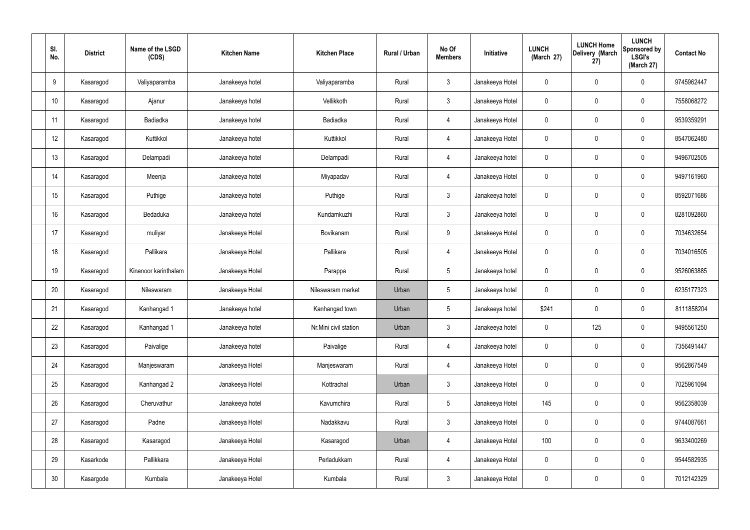| Sl. No. | District | Name of the LSGD (CDS) | Kitchen Name | Kitchen Place | Rural / Urban | No Of Members | Initiative | LUNCH (March 27) | LUNCH Home Delivery (March 27) | LUNCH Sponsored by LSGI's (March 27) | Contact No |
|---|---|---|---|---|---|---|---|---|---|---|---|
| 9 | Kasaragod | Valiyaparamba | Janakeeya hotel | Valiyaparamba | Rural | 3 | Janakeeya Hotel | 0 | 0 | 0 | 9745962447 |
| 10 | Kasaragod | Ajanur | Janakeeya hotel | Vellikkoth | Rural | 3 | Janakeeya Hotel | 0 | 0 | 0 | 7558068272 |
| 11 | Kasaragod | Badiadka | Janakeeya hotel | Badiadka | Rural | 4 | Janakeeya Hotel | 0 | 0 | 0 | 9539359291 |
| 12 | Kasaragod | Kuttikkol | Janakeeya hotel | Kuttikkol | Rural | 4 | Janakeeya Hotel | 0 | 0 | 0 | 8547062480 |
| 13 | Kasaragod | Delampadi | Janakeeya hotel | Delampadi | Rural | 4 | Janakeeya hotel | 0 | 0 | 0 | 9496702505 |
| 14 | Kasaragod | Meenja | Janakeeya hotel | Miyapadav | Rural | 4 | Janakeeya Hotel | 0 | 0 | 0 | 9497161960 |
| 15 | Kasaragod | Puthige | Janakeeya hotel | Puthige | Rural | 3 | Janakeeya hotel | 0 | 0 | 0 | 8592071686 |
| 16 | Kasaragod | Bedaduka | Janakeeya hotel | Kundamkuzhi | Rural | 3 | Janakeeya hotel | 0 | 0 | 0 | 8281092860 |
| 17 | Kasaragod | muliyar | Janakeeya Hotel | Bovikanam | Rural | 9 | Janakeeya Hotel | 0 | 0 | 0 | 7034632654 |
| 18 | Kasaragod | Pallikara | Janakeeya Hotel | Pallikara | Rural | 4 | Janakeeya Hotel | 0 | 0 | 0 | 7034016505 |
| 19 | Kasaragod | Kinanoor karinthalam | Janakeeya Hotel | Parappa | Rural | 5 | Janakeeya hotel | 0 | 0 | 0 | 9526063885 |
| 20 | Kasaragod | Nileswaram | Janakeeya Hotel | Nileswaram market | Urban | 5 | Janakeeya hotel | 0 | 0 | 0 | 6235177323 |
| 21 | Kasaragod | Kanhangad 1 | Janakeeya hotel | Kanhangad town | Urban | 5 | Janakeeya hotel | $241 | 0 | 0 | 8111858204 |
| 22 | Kasaragod | Kanhangad 1 | Janakeeya hotel | Nr.Mini civil station | Urban | 3 | Janakeeya hotel | 0 | 125 | 0 | 9495561250 |
| 23 | Kasaragod | Paivalige | Janakeeya hotel | Paivalige | Rural | 4 | Janakeeya hotel | 0 | 0 | 0 | 7356491447 |
| 24 | Kasaragod | Manjeswaram | Janakeeya Hotel | Manjeswaram | Rural | 4 | Janakeeya Hotel | 0 | 0 | 0 | 9562867549 |
| 25 | Kasaragod | Kanhangad 2 | Janakeeya Hotel | Kottrachal | Urban | 3 | Janakeeya Hotel | 0 | 0 | 0 | 7025961094 |
| 26 | Kasaragod | Cheruvathur | Janakeeya hotel | Kavumchira | Rural | 5 | Janakeeya Hotel | 145 | 0 | 0 | 9562358039 |
| 27 | Kasaragod | Padne | Janakeeya Hotel | Nadakkavu | Rural | 3 | Janakeeya Hotel | 0 | 0 | 0 | 9744087661 |
| 28 | Kasaragod | Kasaragod | Janakeeya Hotel | Kasaragod | Urban | 4 | Janakeeya Hotel | 100 | 0 | 0 | 9633400269 |
| 29 | Kasarkode | Pallikkara | Janakeeya Hotel | Perladukkam | Rural | 4 | Janakeeya Hotel | 0 | 0 | 0 | 9544582935 |
| 30 | Kasargode | Kumbala | Janakeeya Hotel | Kumbala | Rural | 3 | Janakeeya Hotel | 0 | 0 | 0 | 7012142329 |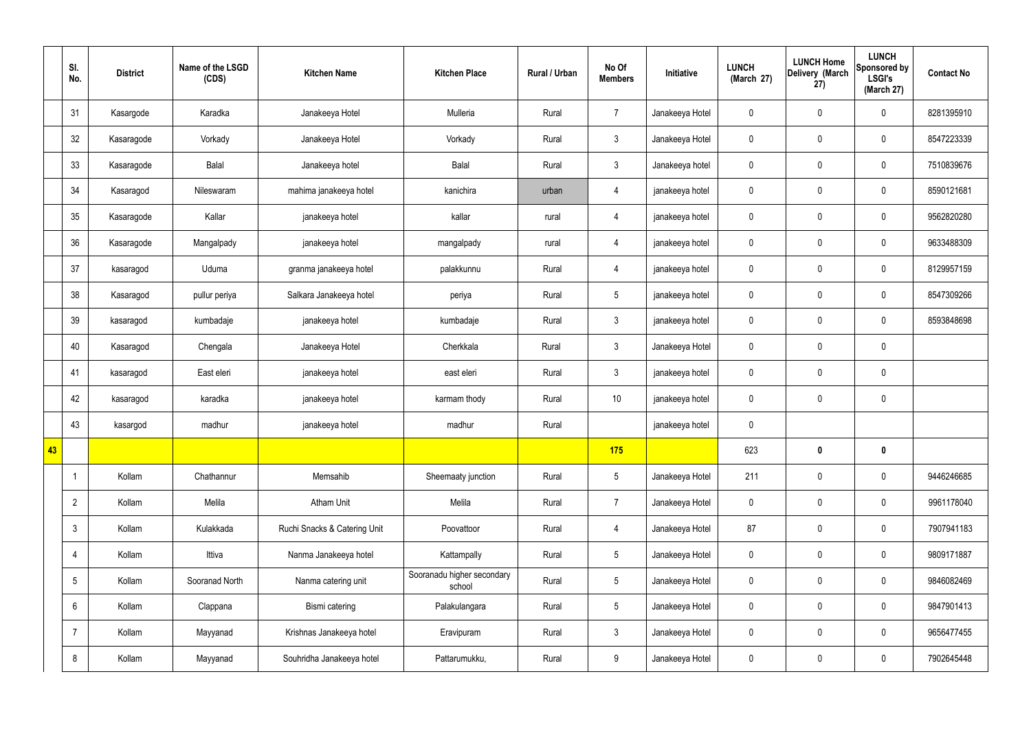|  | Sl. No. | District | Name of the LSGD (CDS) | Kitchen Name | Kitchen Place | Rural / Urban | No Of Members | Initiative | LUNCH (March 27) | LUNCH Home Delivery (March 27) | LUNCH Sponsored by LSGI's (March 27) | Contact No |
|---|---|---|---|---|---|---|---|---|---|---|---|---|
|  | 31 | Kasargode | Karadka | Janakeeya Hotel | Mulleria | Rural | 7 | Janakeeya Hotel | 0 | 0 | 0 | 8281395910 |
|  | 32 | Kasaragode | Vorkady | Janakeeya Hotel | Vorkady | Rural | 3 | Janakeeya Hotel | 0 | 0 | 0 | 8547223339 |
|  | 33 | Kasaragode | Balal | Janakeeya hotel | Balal | Rural | 3 | Janakeeya hotel | 0 | 0 | 0 | 7510839676 |
|  | 34 | Kasaragod | Nileswaram | mahima janakeeya hotel | kanichira | urban | 4 | janakeeya hotel | 0 | 0 | 0 | 8590121681 |
|  | 35 | Kasaragode | Kallar | janakeeya hotel | kallar | rural | 4 | janakeeya hotel | 0 | 0 | 0 | 9562820280 |
|  | 36 | Kasaragode | Mangalpady | janakeeya hotel | mangalpady | rural | 4 | janakeeya hotel | 0 | 0 | 0 | 9633488309 |
|  | 37 | kasaragod | Uduma | granma janakeeya hotel | palakkunnu | Rural | 4 | janakeeya hotel | 0 | 0 | 0 | 8129957159 |
|  | 38 | Kasaragod | pullur periya | Salkara Janakeeya hotel | periya | Rural | 5 | janakeeya hotel | 0 | 0 | 0 | 8547309266 |
|  | 39 | kasaragod | kumbadaje | janakeeya hotel | kumbadaje | Rural | 3 | janakeeya hotel | 0 | 0 | 0 | 8593848698 |
|  | 40 | Kasaragod | Chengala | Janakeeya Hotel | Cherkkala | Rural | 3 | Janakeeya Hotel | 0 | 0 | 0 |  |
|  | 41 | kasaragod | East eleri | janakeeya hotel | east eleri | Rural | 3 | janakeeya hotel | 0 | 0 | 0 |  |
|  | 42 | kasaragod | karadka | janakeeya hotel | karmam thody | Rural | 10 | janakeeya hotel | 0 | 0 | 0 |  |
|  | 43 | kasargod | madhur | janakeeya hotel | madhur | Rural |  | janakeeya hotel | 0 |  |  |  |
| **43** |  |  |  |  |  |  | **175** |  | 623 | **0** | **0** |  |
|  | 1 | Kollam | Chathannur | Memsahib | Sheemaaty junction | Rural | 5 | Janakeeya Hotel | 211 | 0 | 0 | 9446246685 |
|  | 2 | Kollam | Melila | Atham Unit | Melila | Rural | 7 | Janakeeya Hotel | 0 | 0 | 0 | 9961178040 |
|  | 3 | Kollam | Kulakkada | Ruchi Snacks & Catering Unit | Poovattoor | Rural | 4 | Janakeeya Hotel | 87 | 0 | 0 | 7907941183 |
|  | 4 | Kollam | Ittiva | Nanma Janakeeya hotel | Kattampally | Rural | 5 | Janakeeya Hotel | 0 | 0 | 0 | 9809171887 |
|  | 5 | Kollam | Sooranad North | Nanma catering unit | Sooranadu higher secondary school | Rural | 5 | Janakeeya Hotel | 0 | 0 | 0 | 9846082469 |
|  | 6 | Kollam | Clappana | Bismi catering | Palakulangara | Rural | 5 | Janakeeya Hotel | 0 | 0 | 0 | 9847901413 |
|  | 7 | Kollam | Mayyanad | Krishnas Janakeeya hotel | Eravipuram | Rural | 3 | Janakeeya Hotel | 0 | 0 | 0 | 9656477455 |
|  | 8 | Kollam | Mayyanad | Souhridha Janakeeya hotel | Pattarumukku, | Rural | 9 | Janakeeya Hotel | 0 | 0 | 0 | 7902645448 |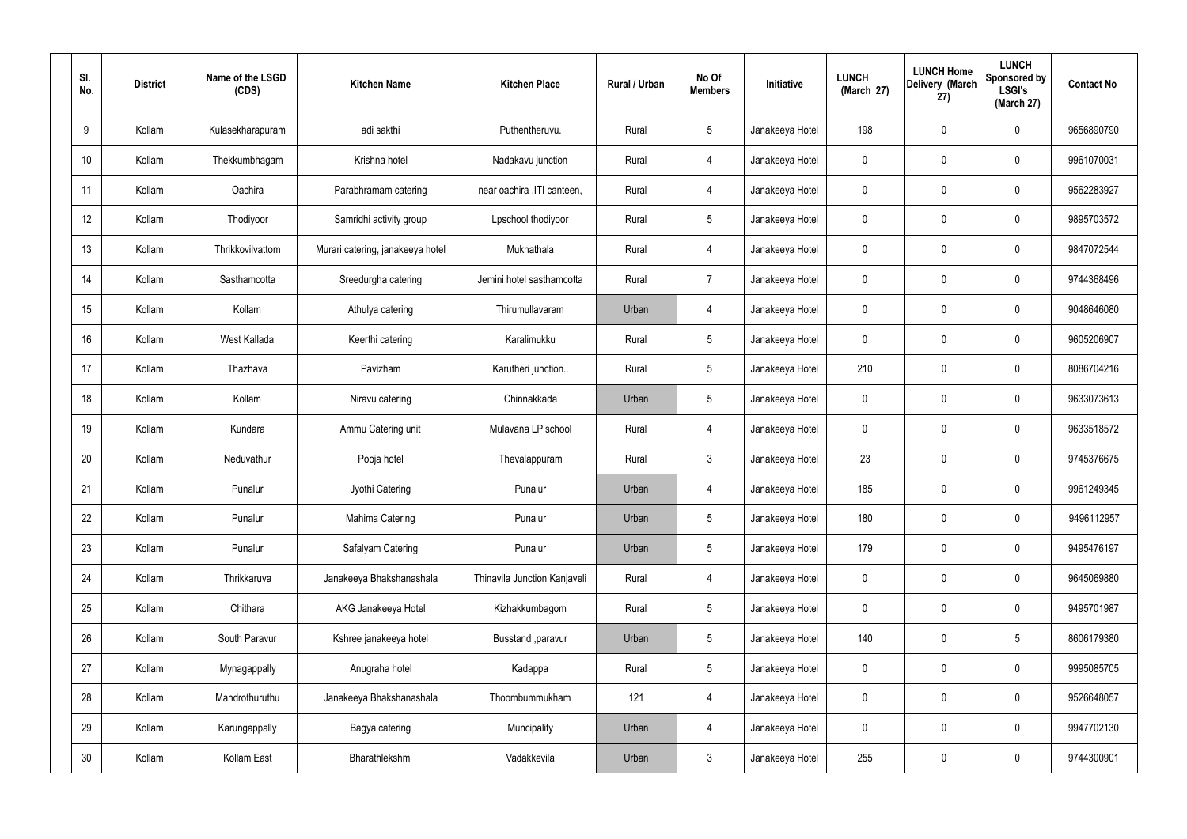| Sl. No. | District | Name of the LSGD (CDS) | Kitchen Name | Kitchen Place | Rural / Urban | No Of Members | Initiative | LUNCH (March 27) | LUNCH Home Delivery (March 27) | LUNCH Sponsored by LSGI's (March 27) | Contact No |
|---|---|---|---|---|---|---|---|---|---|---|---|
| 9 | Kollam | Kulasekharapuram | adi sakthi | Puthentheruvu. | Rural | 5 | Janakeeya Hotel | 198 | 0 | 0 | 9656890790 |
| 10 | Kollam | Thekkumbhagam | Krishna hotel | Nadakavu junction | Rural | 4 | Janakeeya Hotel | 0 | 0 | 0 | 9961070031 |
| 11 | Kollam | Oachira | Parabhramam catering | near oachira ,ITI canteen, | Rural | 4 | Janakeeya Hotel | 0 | 0 | 0 | 9562283927 |
| 12 | Kollam | Thodiyoor | Samridhi activity group | Lpschool thodiyoor | Rural | 5 | Janakeeya Hotel | 0 | 0 | 0 | 9895703572 |
| 13 | Kollam | Thrikkovilvattom | Murari catering, janakeeya hotel | Mukhathala | Rural | 4 | Janakeeya Hotel | 0 | 0 | 0 | 9847072544 |
| 14 | Kollam | Sasthamcotta | Sreedurgha catering | Jemini hotel sasthamcotta | Rural | 7 | Janakeeya Hotel | 0 | 0 | 0 | 9744368496 |
| 15 | Kollam | Kollam | Athulya catering | Thirumullavaram | Urban | 4 | Janakeeya Hotel | 0 | 0 | 0 | 9048646080 |
| 16 | Kollam | West Kallada | Keerthi catering | Karalimukku | Rural | 5 | Janakeeya Hotel | 0 | 0 | 0 | 9605206907 |
| 17 | Kollam | Thazhava | Pavizham | Karutheri junction.. | Rural | 5 | Janakeeya Hotel | 210 | 0 | 0 | 8086704216 |
| 18 | Kollam | Kollam | Niravu catering | Chinnakkada | Urban | 5 | Janakeeya Hotel | 0 | 0 | 0 | 9633073613 |
| 19 | Kollam | Kundara | Ammu Catering unit | Mulavana LP school | Rural | 4 | Janakeeya Hotel | 0 | 0 | 0 | 9633518572 |
| 20 | Kollam | Neduvathur | Pooja hotel | Thevalappuram | Rural | 3 | Janakeeya Hotel | 23 | 0 | 0 | 9745376675 |
| 21 | Kollam | Punalur | Jyothi Catering | Punalur | Urban | 4 | Janakeeya Hotel | 185 | 0 | 0 | 9961249345 |
| 22 | Kollam | Punalur | Mahima Catering | Punalur | Urban | 5 | Janakeeya Hotel | 180 | 0 | 0 | 9496112957 |
| 23 | Kollam | Punalur | Safalyam Catering | Punalur | Urban | 5 | Janakeeya Hotel | 179 | 0 | 0 | 9495476197 |
| 24 | Kollam | Thrikkaruva | Janakeeya Bhakshanashala | Thinavila Junction Kanjaveli | Rural | 4 | Janakeeya Hotel | 0 | 0 | 0 | 9645069880 |
| 25 | Kollam | Chithara | AKG Janakeeya Hotel | Kizhakkumbagom | Rural | 5 | Janakeeya Hotel | 0 | 0 | 0 | 9495701987 |
| 26 | Kollam | South Paravur | Kshree janakeeya hotel | Busstand ,paravur | Urban | 5 | Janakeeya Hotel | 140 | 0 | 5 | 8606179380 |
| 27 | Kollam | Mynagappally | Anugraha hotel | Kadappa | Rural | 5 | Janakeeya Hotel | 0 | 0 | 0 | 9995085705 |
| 28 | Kollam | Mandrothuruthu | Janakeeya Bhakshanashala | Thoombummukham | 121 | 4 | Janakeeya Hotel | 0 | 0 | 0 | 9526648057 |
| 29 | Kollam | Karungappally | Bagya catering | Muncipality | Urban | 4 | Janakeeya Hotel | 0 | 0 | 0 | 9947702130 |
| 30 | Kollam | Kollam East | Bharathlekshmi | Vadakkevila | Urban | 3 | Janakeeya Hotel | 255 | 0 | 0 | 9744300901 |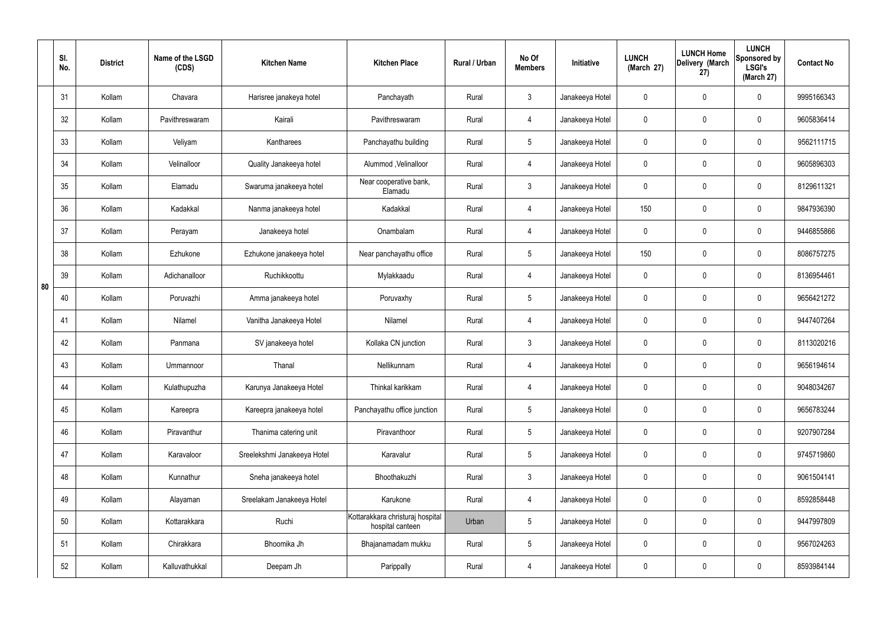| | Sl. No. | District | Name of the LSGD (CDS) | Kitchen Name | Kitchen Place | Rural / Urban | No Of Members | Initiative | LUNCH (March 27) | LUNCH Home Delivery (March 27) | LUNCH Sponsored by LSGI's (March 27) | Contact No |
|---|---|---|---|---|---|---|---|---|---|---|---|---|
| 80 | 31 | Kollam | Chavara | Harisree janakeeya hotel | Panchayath | Rural | 3 | Janakeeya Hotel | 0 | 0 | 0 | 9995166343 |
| | 32 | Kollam | Pavithreswaram | Kairali | Pavithreswaram | Rural | 4 | Janakeeya Hotel | 0 | 0 | 0 | 9605836414 |
| | 33 | Kollam | Veliyam | Kantharees | Panchayathu building | Rural | 5 | Janakeeya Hotel | 0 | 0 | 0 | 9562111715 |
| | 34 | Kollam | Velinalloor | Quality Janakeeya hotel | Alummod ,Velinalloor | Rural | 4 | Janakeeya Hotel | 0 | 0 | 0 | 9605896303 |
| | 35 | Kollam | Elamadu | Swaruma janakeeya hotel | Near cooperative bank, Elamadu | Rural | 3 | Janakeeya Hotel | 0 | 0 | 0 | 8129611321 |
| | 36 | Kollam | Kadakkal | Nanma janakeeya hotel | Kadakkal | Rural | 4 | Janakeeya Hotel | 150 | 0 | 0 | 9847936390 |
| | 37 | Kollam | Perayam | Janakeeya hotel | Onambalam | Rural | 4 | Janakeeya Hotel | 0 | 0 | 0 | 9446855866 |
| | 38 | Kollam | Ezhukone | Ezhukone janakeeya hotel | Near panchayathu office | Rural | 5 | Janakeeya Hotel | 150 | 0 | 0 | 8086757275 |
| | 39 | Kollam | Adichanalloor | Ruchikkoottu | Mylakkaadu | Rural | 4 | Janakeeya Hotel | 0 | 0 | 0 | 8136954461 |
| | 40 | Kollam | Poruvazhi | Amma janakeeya hotel | Poruvaxhy | Rural | 5 | Janakeeya Hotel | 0 | 0 | 0 | 9656421272 |
| | 41 | Kollam | Nilamel | Vanitha Janakeeya Hotel | Nilamel | Rural | 4 | Janakeeya Hotel | 0 | 0 | 0 | 9447407264 |
| | 42 | Kollam | Panmana | SV janakeeya hotel | Kollaka CN junction | Rural | 3 | Janakeeya Hotel | 0 | 0 | 0 | 8113020216 |
| | 43 | Kollam | Ummannoor | Thanal | Nellikunnam | Rural | 4 | Janakeeya Hotel | 0 | 0 | 0 | 9656194614 |
| | 44 | Kollam | Kulathupuzha | Karunya Janakeeya Hotel | Thinkal karikkam | Rural | 4 | Janakeeya Hotel | 0 | 0 | 0 | 9048034267 |
| | 45 | Kollam | Kareepra | Kareepra janakeeya hotel | Panchayathu office junction | Rural | 5 | Janakeeya Hotel | 0 | 0 | 0 | 9656783244 |
| | 46 | Kollam | Piravanthur | Thanima catering unit | Piravanthoor | Rural | 5 | Janakeeya Hotel | 0 | 0 | 0 | 9207907284 |
| | 47 | Kollam | Karavaloor | Sreelekshmi Janakeeya Hotel | Karavalur | Rural | 5 | Janakeeya Hotel | 0 | 0 | 0 | 9745719860 |
| | 48 | Kollam | Kunnathur | Sneha janakeeya hotel | Bhoothakuzhi | Rural | 3 | Janakeeya Hotel | 0 | 0 | 0 | 9061504141 |
| | 49 | Kollam | Alayaman | Sreelakam Janakeeya Hotel | Karukone | Rural | 4 | Janakeeya Hotel | 0 | 0 | 0 | 8592858448 |
| | 50 | Kollam | Kottarakkara | Ruchi | Kottarakkara christuraj hospital hospital canteen | Urban | 5 | Janakeeya Hotel | 0 | 0 | 0 | 9447997809 |
| | 51 | Kollam | Chirakkara | Bhoomika Jh | Bhajanamadam mukku | Rural | 5 | Janakeeya Hotel | 0 | 0 | 0 | 9567024263 |
| | 52 | Kollam | Kalluvathukkal | Deepam Jh | Parippally | Rural | 4 | Janakeeya Hotel | 0 | 0 | 0 | 8593984144 |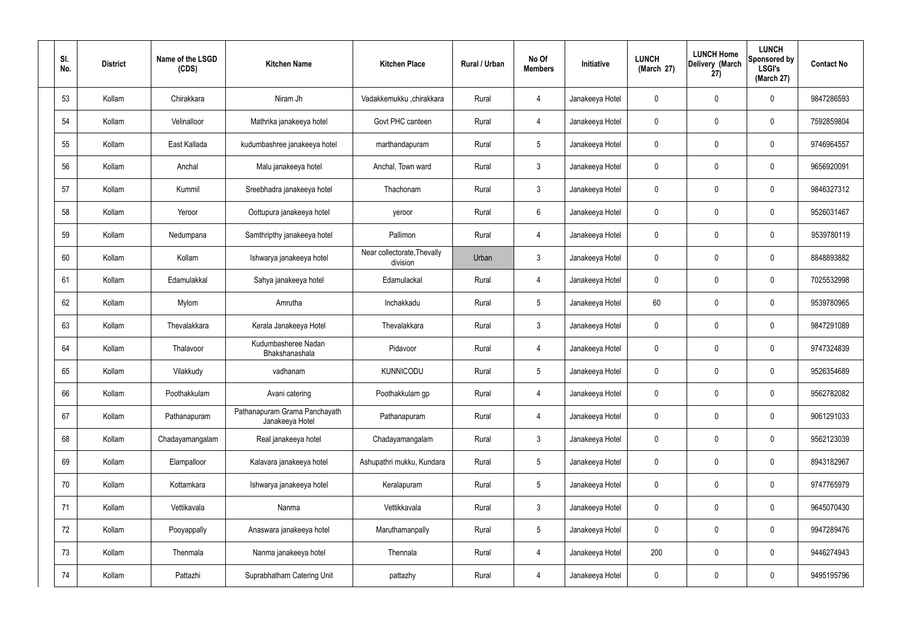| Sl. No. | District | Name of the LSGD (CDS) | Kitchen Name | Kitchen Place | Rural / Urban | No Of Members | Initiative | LUNCH (March 27) | LUNCH Home Delivery (March 27) | LUNCH Sponsored by LSGI's (March 27) | Contact No |
|---|---|---|---|---|---|---|---|---|---|---|---|
| 53 | Kollam | Chirakkara | Niram Jh | Vadakkemukku ,chirakkara | Rural | 4 | Janakeeya Hotel | 0 | 0 | 0 | 9847286593 |
| 54 | Kollam | Velinalloor | Mathrika janakeeya hotel | Govt PHC canteen | Rural | 4 | Janakeeya Hotel | 0 | 0 | 0 | 7592859804 |
| 55 | Kollam | East Kallada | kudumbashree janakeeya hotel | marthandapuram | Rural | 5 | Janakeeya Hotel | 0 | 0 | 0 | 9746964557 |
| 56 | Kollam | Anchal | Malu janakeeya hotel | Anchal, Town ward | Rural | 3 | Janakeeya Hotel | 0 | 0 | 0 | 9656920091 |
| 57 | Kollam | Kummil | Sreebhadra janakeeya hotel | Thachonam | Rural | 3 | Janakeeya Hotel | 0 | 0 | 0 | 9846327312 |
| 58 | Kollam | Yeroor | Oottupura janakeeya hotel | yeroor | Rural | 6 | Janakeeya Hotel | 0 | 0 | 0 | 9526031467 |
| 59 | Kollam | Nedumpana | Samthripthy janakeeya hotel | Pallimon | Rural | 4 | Janakeeya Hotel | 0 | 0 | 0 | 9539780119 |
| 60 | Kollam | Kollam | Ishwarya janakeeya hotel | Near collectorate,Thevally division | Urban | 3 | Janakeeya Hotel | 0 | 0 | 0 | 8848893882 |
| 61 | Kollam | Edamulakkal | Sahya janakeeya hotel | Edamulackal | Rural | 4 | Janakeeya Hotel | 0 | 0 | 0 | 7025532998 |
| 62 | Kollam | Mylom | Amrutha | Inchakkadu | Rural | 5 | Janakeeya Hotel | 60 | 0 | 0 | 9539780965 |
| 63 | Kollam | Thevalakkara | Kerala Janakeeya Hotel | Thevalakkara | Rural | 3 | Janakeeya Hotel | 0 | 0 | 0 | 9847291089 |
| 64 | Kollam | Thalavoor | Kudumbasheree Nadan Bhakshanashala | Pidavoor | Rural | 4 | Janakeeya Hotel | 0 | 0 | 0 | 9747324839 |
| 65 | Kollam | Vilakkudy | vadhanam | KUNNICODU | Rural | 5 | Janakeeya Hotel | 0 | 0 | 0 | 9526354689 |
| 66 | Kollam | Poothakkulam | Avani catering | Poothakkulam gp | Rural | 4 | Janakeeya Hotel | 0 | 0 | 0 | 9562782082 |
| 67 | Kollam | Pathanapuram | Pathanapuram Grama Panchayath Janakeeya Hotel | Pathanapuram | Rural | 4 | Janakeeya Hotel | 0 | 0 | 0 | 9061291033 |
| 68 | Kollam | Chadayamangalam | Real janakeeya hotel | Chadayamangalam | Rural | 3 | Janakeeya Hotel | 0 | 0 | 0 | 9562123039 |
| 69 | Kollam | Elampalloor | Kalavara janakeeya hotel | Ashupathri mukku, Kundara | Rural | 5 | Janakeeya Hotel | 0 | 0 | 0 | 8943182967 |
| 70 | Kollam | Kottamkara | Ishwarya janakeeya hotel | Keralapuram | Rural | 5 | Janakeeya Hotel | 0 | 0 | 0 | 9747765979 |
| 71 | Kollam | Vettikavala | Nanma | Vettikkavala | Rural | 3 | Janakeeya Hotel | 0 | 0 | 0 | 9645070430 |
| 72 | Kollam | Pooyappally | Anaswara janakeeya hotel | Maruthamanpally | Rural | 5 | Janakeeya Hotel | 0 | 0 | 0 | 9947289476 |
| 73 | Kollam | Thenmala | Nanma janakeeya hotel | Thennala | Rural | 4 | Janakeeya Hotel | 200 | 0 | 0 | 9446274943 |
| 74 | Kollam | Pattazhi | Suprabhatham Catering Unit | pattazhy | Rural | 4 | Janakeeya Hotel | 0 | 0 | 0 | 9495195796 |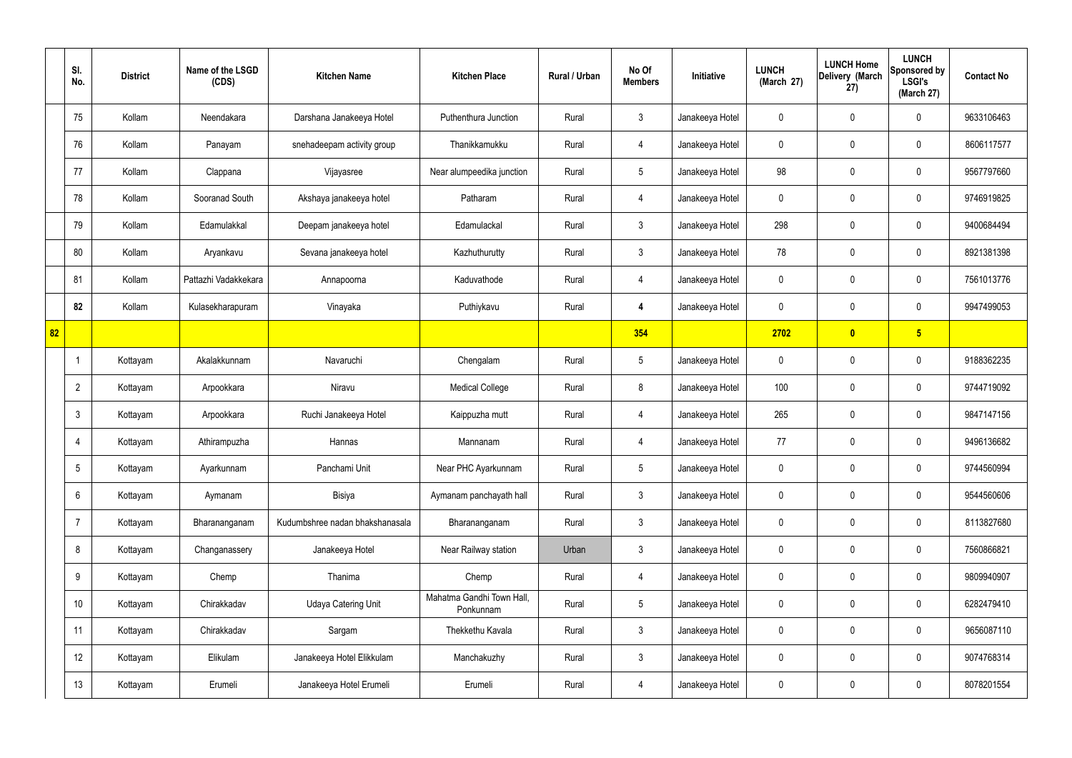|  | Sl. No. | District | Name of the LSGD (CDS) | Kitchen Name | Kitchen Place | Rural / Urban | No Of Members | Initiative | LUNCH (March 27) | LUNCH Home Delivery (March 27) | LUNCH Sponsored by LSGI's (March 27) | Contact No |
|---|---|---|---|---|---|---|---|---|---|---|---|---|
|  | 75 | Kollam | Neendakara | Darshana Janakeeya Hotel | Puthenthura Junction | Rural | 3 | Janakeeya Hotel | 0 | 0 | 0 | 9633106463 |
|  | 76 | Kollam | Panayam | snehadeepam activity group | Thanikkamukku | Rural | 4 | Janakeeya Hotel | 0 | 0 | 0 | 8606117577 |
|  | 77 | Kollam | Clappana | Vijayasree | Near alumpeedika junction | Rural | 5 | Janakeeya Hotel | 98 | 0 | 0 | 9567797660 |
|  | 78 | Kollam | Sooranad South | Akshaya janakeeya hotel | Patharam | Rural | 4 | Janakeeya Hotel | 0 | 0 | 0 | 9746919825 |
|  | 79 | Kollam | Edamulakkal | Deepam janakeeya hotel | Edamulackal | Rural | 3 | Janakeeya Hotel | 298 | 0 | 0 | 9400684494 |
|  | 80 | Kollam | Aryankavu | Sevana janakeeya hotel | Kazhuthurutty | Rural | 3 | Janakeeya Hotel | 78 | 0 | 0 | 8921381398 |
|  | 81 | Kollam | Pattazhi Vadakkekara | Annapoorna | Kaduvathode | Rural | 4 | Janakeeya Hotel | 0 | 0 | 0 | 7561013776 |
|  | **82** | Kollam | Kulasekharapuram | Vinayaka | Puthiykavu | Rural | **4** | Janakeeya Hotel | 0 | 0 | 0 | 9947499053 |
| **82** |  |  |  |  |  |  | **354** |  | **2702** | **0** | **5** |  |
|  | 1 | Kottayam | Akalakkunnam | Navaruchi | Chengalam | Rural | 5 | Janakeeya Hotel | 0 | 0 | 0 | 9188362235 |
|  | 2 | Kottayam | Arpookkara | Niravu | Medical College | Rural | 8 | Janakeeya Hotel | 100 | 0 | 0 | 9744719092 |
|  | 3 | Kottayam | Arpookkara | Ruchi Janakeeya Hotel | Kaippuzha mutt | Rural | 4 | Janakeeya Hotel | 265 | 0 | 0 | 9847147156 |
|  | 4 | Kottayam | Athirampuzha | Hannas | Mannanam | Rural | 4 | Janakeeya Hotel | 77 | 0 | 0 | 9496136682 |
|  | 5 | Kottayam | Ayarkunnam | Panchami Unit | Near PHC Ayarkunnam | Rural | 5 | Janakeeya Hotel | 0 | 0 | 0 | 9744560994 |
|  | 6 | Kottayam | Aymanam | Bisiya | Aymanam panchayath hall | Rural | 3 | Janakeeya Hotel | 0 | 0 | 0 | 9544560606 |
|  | 7 | Kottayam | Bharananganam | Kudumbshree nadan bhakshanasala | Bharananganam | Rural | 3 | Janakeeya Hotel | 0 | 0 | 0 | 8113827680 |
|  | 8 | Kottayam | Changanassery | Janakeeya Hotel | Near Railway station | Urban | 3 | Janakeeya Hotel | 0 | 0 | 0 | 7560866821 |
|  | 9 | Kottayam | Chemp | Thanima | Chemp | Rural | 4 | Janakeeya Hotel | 0 | 0 | 0 | 9809940907 |
|  | 10 | Kottayam | Chirakkadav | Udaya Catering Unit | Mahatma Gandhi Town Hall, Ponkunnam | Rural | 5 | Janakeeya Hotel | 0 | 0 | 0 | 6282479410 |
|  | 11 | Kottayam | Chirakkadav | Sargam | Thekkethu Kavala | Rural | 3 | Janakeeya Hotel | 0 | 0 | 0 | 9656087110 |
|  | 12 | Kottayam | Elikulam | Janakeeya Hotel Elikkulam | Manchakuzhy | Rural | 3 | Janakeeya Hotel | 0 | 0 | 0 | 9074768314 |
|  | 13 | Kottayam | Erumeli | Janakeeya Hotel Erumeli | Erumeli | Rural | 4 | Janakeeya Hotel | 0 | 0 | 0 | 8078201554 |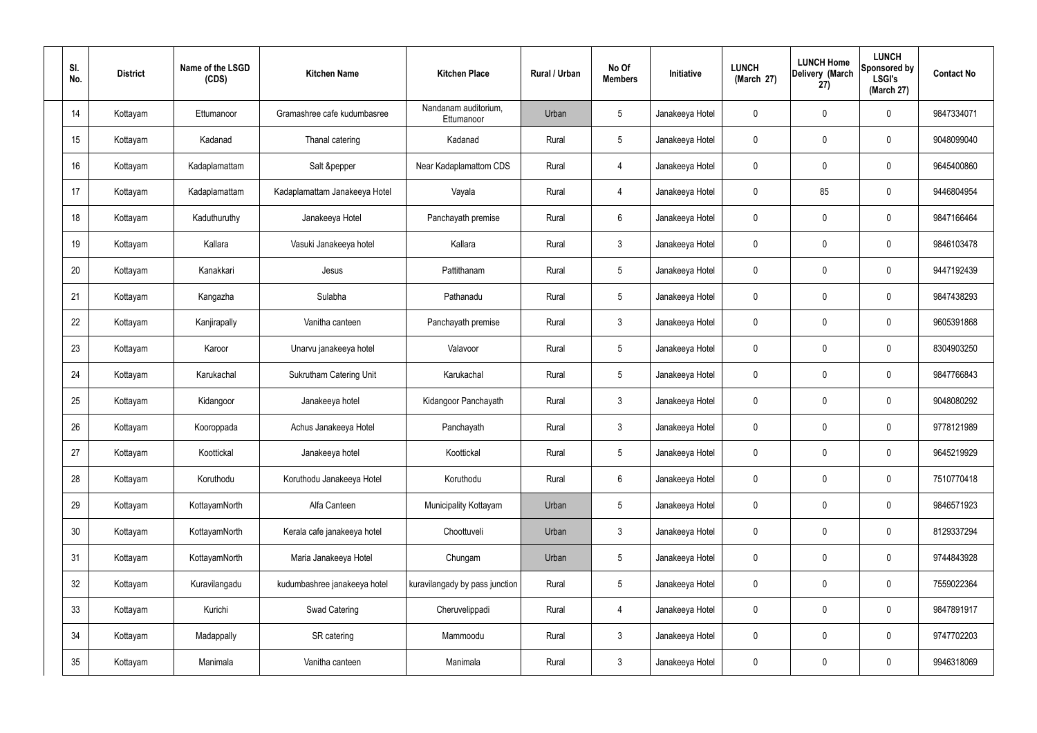| Sl. No. | District | Name of the LSGD (CDS) | Kitchen Name | Kitchen Place | Rural / Urban | No Of Members | Initiative | LUNCH (March 27) | LUNCH Home Delivery (March 27) | LUNCH Sponsored by LSGI's (March 27) | Contact No |
|---|---|---|---|---|---|---|---|---|---|---|---|
| 14 | Kottayam | Ettumanoor | Gramashree cafe kudumbasree | Nandanam auditorium, Ettumanoor | Urban | 5 | Janakeeya Hotel | 0 | 0 | 0 | 9847334071 |
| 15 | Kottayam | Kadanad | Thanal catering | Kadanad | Rural | 5 | Janakeeya Hotel | 0 | 0 | 0 | 9048099040 |
| 16 | Kottayam | Kadaplamattam | Salt &pepper | Near Kadaplamattom CDS | Rural | 4 | Janakeeya Hotel | 0 | 0 | 0 | 9645400860 |
| 17 | Kottayam | Kadaplamattam | Kadaplamattam Janakeeya Hotel | Vayala | Rural | 4 | Janakeeya Hotel | 0 | 85 | 0 | 9446804954 |
| 18 | Kottayam | Kaduthuruthy | Janakeeya Hotel | Panchayath premise | Rural | 6 | Janakeeya Hotel | 0 | 0 | 0 | 9847166464 |
| 19 | Kottayam | Kallara | Vasuki Janakeeya hotel | Kallara | Rural | 3 | Janakeeya Hotel | 0 | 0 | 0 | 9846103478 |
| 20 | Kottayam | Kanakkari | Jesus | Pattithanam | Rural | 5 | Janakeeya Hotel | 0 | 0 | 0 | 9447192439 |
| 21 | Kottayam | Kangazha | Sulabha | Pathanadu | Rural | 5 | Janakeeya Hotel | 0 | 0 | 0 | 9847438293 |
| 22 | Kottayam | Kanjirapally | Vanitha canteen | Panchayath premise | Rural | 3 | Janakeeya Hotel | 0 | 0 | 0 | 9605391868 |
| 23 | Kottayam | Karoor | Unarvu janakeeya hotel | Valavoor | Rural | 5 | Janakeeya Hotel | 0 | 0 | 0 | 8304903250 |
| 24 | Kottayam | Karukachal | Sukrutham Catering Unit | Karukachal | Rural | 5 | Janakeeya Hotel | 0 | 0 | 0 | 9847766843 |
| 25 | Kottayam | Kidangoor | Janakeeya hotel | Kidangoor Panchayath | Rural | 3 | Janakeeya Hotel | 0 | 0 | 0 | 9048080292 |
| 26 | Kottayam | Kooroppada | Achus Janakeeya Hotel | Panchayath | Rural | 3 | Janakeeya Hotel | 0 | 0 | 0 | 9778121989 |
| 27 | Kottayam | Koottickal | Janakeeya hotel | Koottickal | Rural | 5 | Janakeeya Hotel | 0 | 0 | 0 | 9645219929 |
| 28 | Kottayam | Koruthodu | Koruthodu Janakeeya Hotel | Koruthodu | Rural | 6 | Janakeeya Hotel | 0 | 0 | 0 | 7510770418 |
| 29 | Kottayam | KottayamNorth | Alfa Canteen | Municipality Kottayam | Urban | 5 | Janakeeya Hotel | 0 | 0 | 0 | 9846571923 |
| 30 | Kottayam | KottayamNorth | Kerala cafe janakeeya hotel | Choottuveli | Urban | 3 | Janakeeya Hotel | 0 | 0 | 0 | 8129337294 |
| 31 | Kottayam | KottayamNorth | Maria Janakeeya Hotel | Chungam | Urban | 5 | Janakeeya Hotel | 0 | 0 | 0 | 9744843928 |
| 32 | Kottayam | Kuravilangadu | kudumbashree janakeeya hotel | kuravilangady by pass junction | Rural | 5 | Janakeeya Hotel | 0 | 0 | 0 | 7559022364 |
| 33 | Kottayam | Kurichi | Swad Catering | Cheruvelippadi | Rural | 4 | Janakeeya Hotel | 0 | 0 | 0 | 9847891917 |
| 34 | Kottayam | Madappally | SR catering | Mammoodu | Rural | 3 | Janakeeya Hotel | 0 | 0 | 0 | 9747702203 |
| 35 | Kottayam | Manimala | Vanitha canteen | Manimala | Rural | 3 | Janakeeya Hotel | 0 | 0 | 0 | 9946318069 |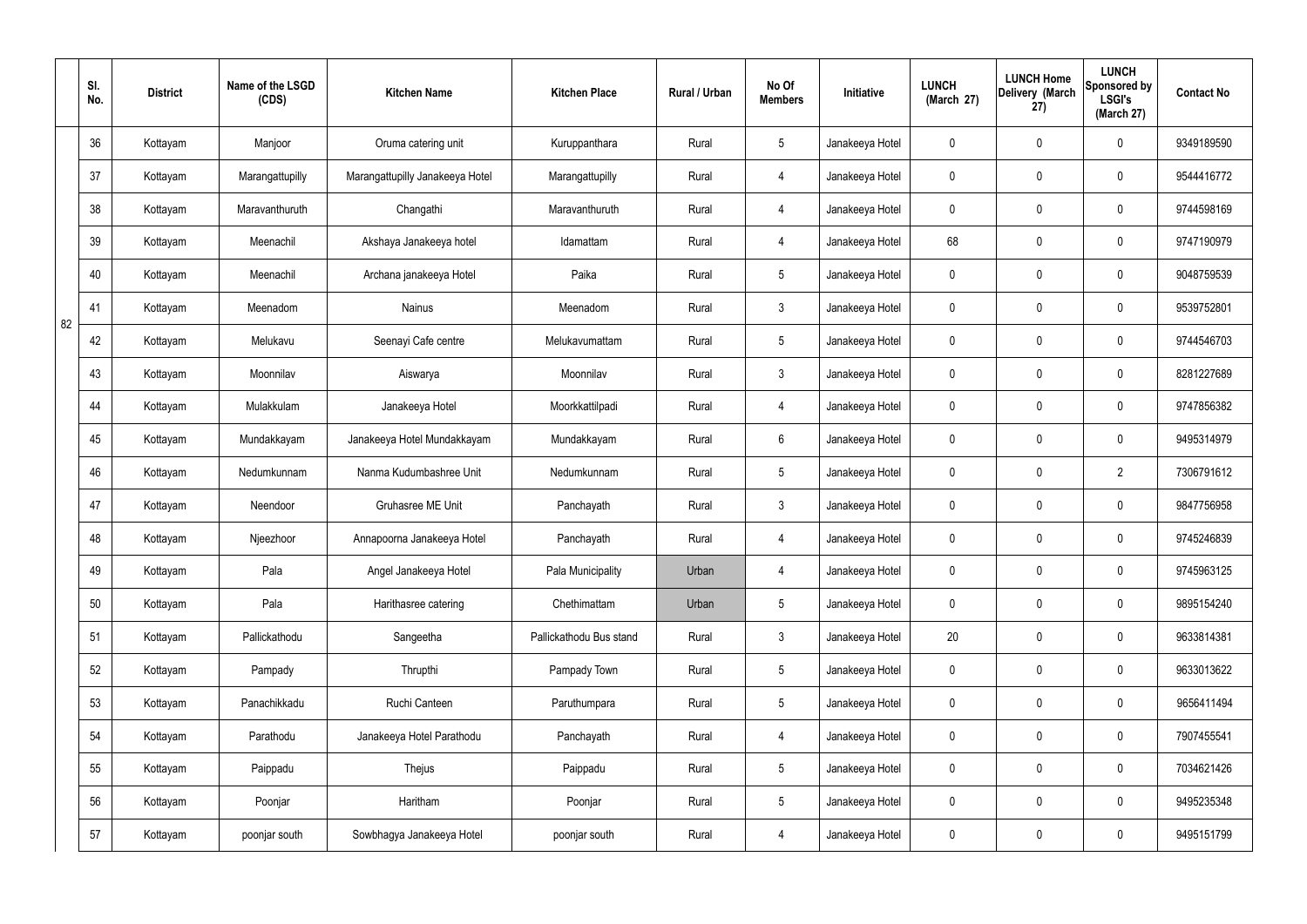| | Sl. No. | District | Name of the LSGD (CDS) | Kitchen Name | Kitchen Place | Rural / Urban | No Of Members | Initiative | LUNCH (March 27) | LUNCH Home Delivery (March 27) | LUNCH Sponsored by LSGI's (March 27) | Contact No |
|---|---|---|---|---|---|---|---|---|---|---|---|---|
| 82 | 36 | Kottayam | Manjoor | Oruma catering unit | Kuruppanthara | Rural | 5 | Janakeeya Hotel | 0 | 0 | 0 | 9349189590 |
| | 37 | Kottayam | Marangattupilly | Marangattupilly Janakeeya Hotel | Marangattupilly | Rural | 4 | Janakeeya Hotel | 0 | 0 | 0 | 9544416772 |
| | 38 | Kottayam | Maravanthuruth | Changathi | Maravanthuruth | Rural | 4 | Janakeeya Hotel | 0 | 0 | 0 | 9744598169 |
| | 39 | Kottayam | Meenachil | Akshaya Janakeeya hotel | Idamattam | Rural | 4 | Janakeeya Hotel | 68 | 0 | 0 | 9747190979 |
| | 40 | Kottayam | Meenachil | Archana janakeeya Hotel | Paika | Rural | 5 | Janakeeya Hotel | 0 | 0 | 0 | 9048759539 |
| | 41 | Kottayam | Meenadom | Nainus | Meenadom | Rural | 3 | Janakeeya Hotel | 0 | 0 | 0 | 9539752801 |
| | 42 | Kottayam | Melukavu | Seenayi Cafe centre | Melukavumattam | Rural | 5 | Janakeeya Hotel | 0 | 0 | 0 | 9744546703 |
| | 43 | Kottayam | Moonnilav | Aiswarya | Moonnilav | Rural | 3 | Janakeeya Hotel | 0 | 0 | 0 | 8281227689 |
| | 44 | Kottayam | Mulakkulam | Janakeeya Hotel | Moorkkattilpadi | Rural | 4 | Janakeeya Hotel | 0 | 0 | 0 | 9747856382 |
| | 45 | Kottayam | Mundakkayam | Janakeeya Hotel Mundakkayam | Mundakkayam | Rural | 6 | Janakeeya Hotel | 0 | 0 | 0 | 9495314979 |
| | 46 | Kottayam | Nedumkunnam | Nanma Kudumbashree Unit | Nedumkunnam | Rural | 5 | Janakeeya Hotel | 0 | 0 | 2 | 7306791612 |
| | 47 | Kottayam | Neendoor | Gruhasree ME Unit | Panchayath | Rural | 3 | Janakeeya Hotel | 0 | 0 | 0 | 9847756958 |
| | 48 | Kottayam | Njeezhoor | Annapoorna Janakeeya Hotel | Panchayath | Rural | 4 | Janakeeya Hotel | 0 | 0 | 0 | 9745246839 |
| | 49 | Kottayam | Pala | Angel Janakeeya Hotel | Pala Municipality | Urban | 4 | Janakeeya Hotel | 0 | 0 | 0 | 9745963125 |
| | 50 | Kottayam | Pala | Harithasree catering | Chethimattam | Urban | 5 | Janakeeya Hotel | 0 | 0 | 0 | 9895154240 |
| | 51 | Kottayam | Pallickathodu | Sangeetha | Pallickathodu Bus stand | Rural | 3 | Janakeeya Hotel | 20 | 0 | 0 | 9633814381 |
| | 52 | Kottayam | Pampady | Thrupthi | Pampady Town | Rural | 5 | Janakeeya Hotel | 0 | 0 | 0 | 9633013622 |
| | 53 | Kottayam | Panachikkadu | Ruchi Canteen | Paruthumpara | Rural | 5 | Janakeeya Hotel | 0 | 0 | 0 | 9656411494 |
| | 54 | Kottayam | Parathodu | Janakeeya Hotel Parathodu | Panchayath | Rural | 4 | Janakeeya Hotel | 0 | 0 | 0 | 7907455541 |
| | 55 | Kottayam | Paippadu | Thejus | Paippadu | Rural | 5 | Janakeeya Hotel | 0 | 0 | 0 | 7034621426 |
| | 56 | Kottayam | Poonjar | Haritham | Poonjar | Rural | 5 | Janakeeya Hotel | 0 | 0 | 0 | 9495235348 |
| | 57 | Kottayam | poonjar south | Sowbhagya Janakeeya Hotel | poonjar south | Rural | 4 | Janakeeya Hotel | 0 | 0 | 0 | 9495151799 |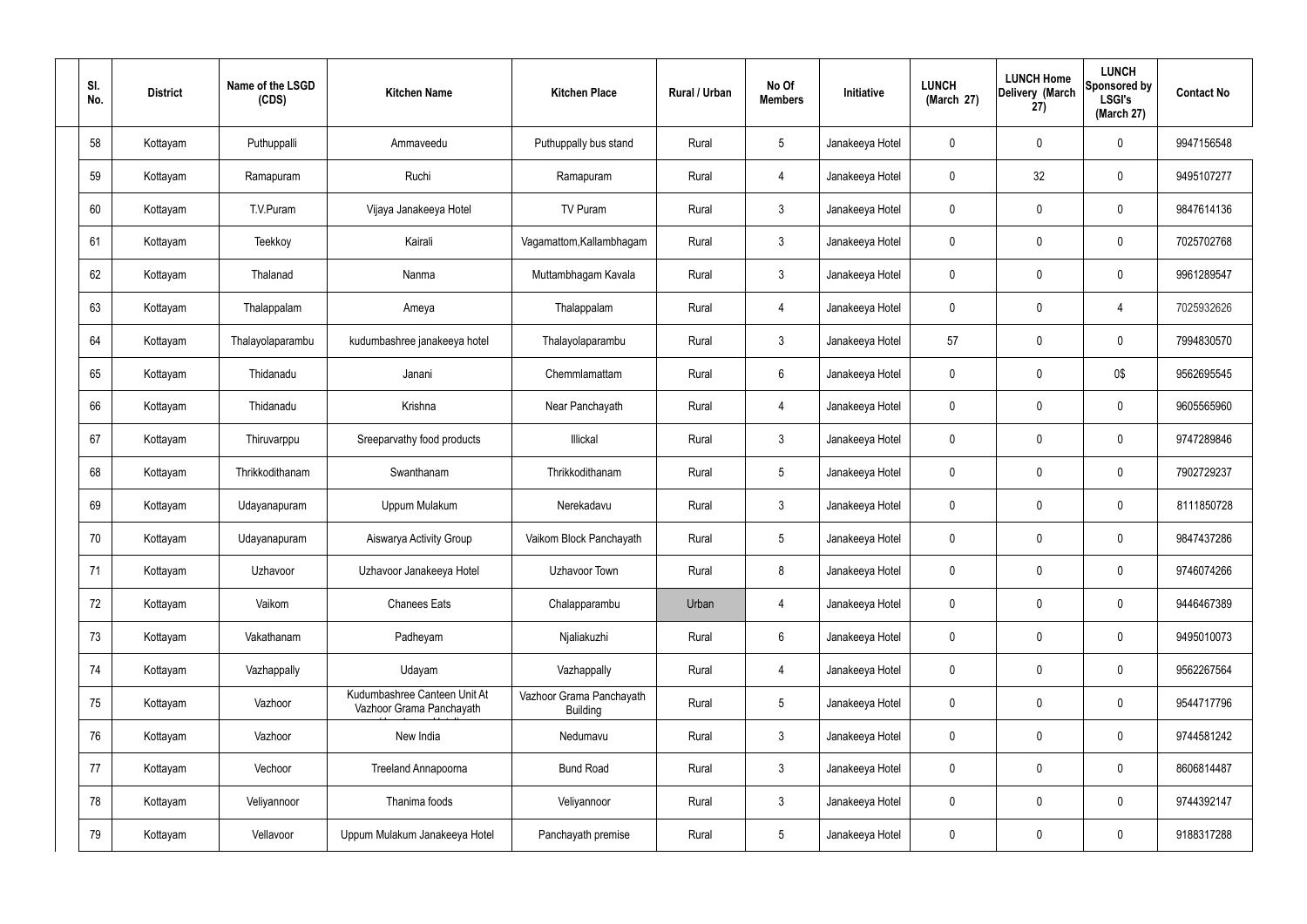| Sl. No. | District | Name of the LSGD (CDS) | Kitchen Name | Kitchen Place | Rural / Urban | No Of Members | Initiative | LUNCH (March 27) | LUNCH Home Delivery (March 27) | LUNCH Sponsored by LSGI's (March 27) | Contact No |
|---|---|---|---|---|---|---|---|---|---|---|---|
| 58 | Kottayam | Puthuppalli | Ammaveedu | Puthuppally bus stand | Rural | 5 | Janakeeya Hotel | 0 | 0 | 0 | 9947156548 |
| 59 | Kottayam | Ramapuram | Ruchi | Ramapuram | Rural | 4 | Janakeeya Hotel | 0 | 32 | 0 | 9495107277 |
| 60 | Kottayam | T.V.Puram | Vijaya Janakeeya Hotel | TV Puram | Rural | 3 | Janakeeya Hotel | 0 | 0 | 0 | 9847614136 |
| 61 | Kottayam | Teekkoy | Kairali | Vagamattom,Kallambhagam | Rural | 3 | Janakeeya Hotel | 0 | 0 | 0 | 7025702768 |
| 62 | Kottayam | Thalanad | Nanma | Muttambhagam Kavala | Rural | 3 | Janakeeya Hotel | 0 | 0 | 0 | 9961289547 |
| 63 | Kottayam | Thalappalam | Ameya | Thalappalam | Rural | 4 | Janakeeya Hotel | 0 | 0 | 4 | 7025932626 |
| 64 | Kottayam | Thalayolaparambu | kudumbashree janakeeya hotel | Thalayolaparambu | Rural | 3 | Janakeeya Hotel | 57 | 0 | 0 | 7994830570 |
| 65 | Kottayam | Thidanadu | Janani | Chemmlamattam | Rural | 6 | Janakeeya Hotel | 0 | 0 | 0$ | 9562695545 |
| 66 | Kottayam | Thidanadu | Krishna | Near Panchayath | Rural | 4 | Janakeeya Hotel | 0 | 0 | 0 | 9605565960 |
| 67 | Kottayam | Thiruvarppu | Sreeparvathy food products | Illickal | Rural | 3 | Janakeeya Hotel | 0 | 0 | 0 | 9747289846 |
| 68 | Kottayam | Thrikkodithanam | Swanthanam | Thrikkodithanam | Rural | 5 | Janakeeya Hotel | 0 | 0 | 0 | 7902729237 |
| 69 | Kottayam | Udayanapuram | Uppum Mulakum | Nerekadavu | Rural | 3 | Janakeeya Hotel | 0 | 0 | 0 | 8111850728 |
| 70 | Kottayam | Udayanapuram | Aiswarya Activity Group | Vaikom Block Panchayath | Rural | 5 | Janakeeya Hotel | 0 | 0 | 0 | 9847437286 |
| 71 | Kottayam | Uzhavoor | Uzhavoor Janakeeya Hotel | Uzhavoor Town | Rural | 8 | Janakeeya Hotel | 0 | 0 | 0 | 9746074266 |
| 72 | Kottayam | Vaikom | Chanees Eats | Chalapparambu | Urban | 4 | Janakeeya Hotel | 0 | 0 | 0 | 9446467389 |
| 73 | Kottayam | Vakathanam | Padheyam | Njaliakuzhi | Rural | 6 | Janakeeya Hotel | 0 | 0 | 0 | 9495010073 |
| 74 | Kottayam | Vazhappally | Udayam | Vazhappally | Rural | 4 | Janakeeya Hotel | 0 | 0 | 0 | 9562267564 |
| 75 | Kottayam | Vazhoor | Kudumbashree Canteen Unit At Vazhoor Grama Panchayath | Vazhoor Grama Panchayath Building | Rural | 5 | Janakeeya Hotel | 0 | 0 | 0 | 9544717796 |
| 76 | Kottayam | Vazhoor | New India | Nedumavu | Rural | 3 | Janakeeya Hotel | 0 | 0 | 0 | 9744581242 |
| 77 | Kottayam | Vechoor | Treeland Annapoorna | Bund Road | Rural | 3 | Janakeeya Hotel | 0 | 0 | 0 | 8606814487 |
| 78 | Kottayam | Veliyannoor | Thanima foods | Veliyannoor | Rural | 3 | Janakeeya Hotel | 0 | 0 | 0 | 9744392147 |
| 79 | Kottayam | Vellavoor | Uppum Mulakum Janakeeya Hotel | Panchayath premise | Rural | 5 | Janakeeya Hotel | 0 | 0 | 0 | 9188317288 |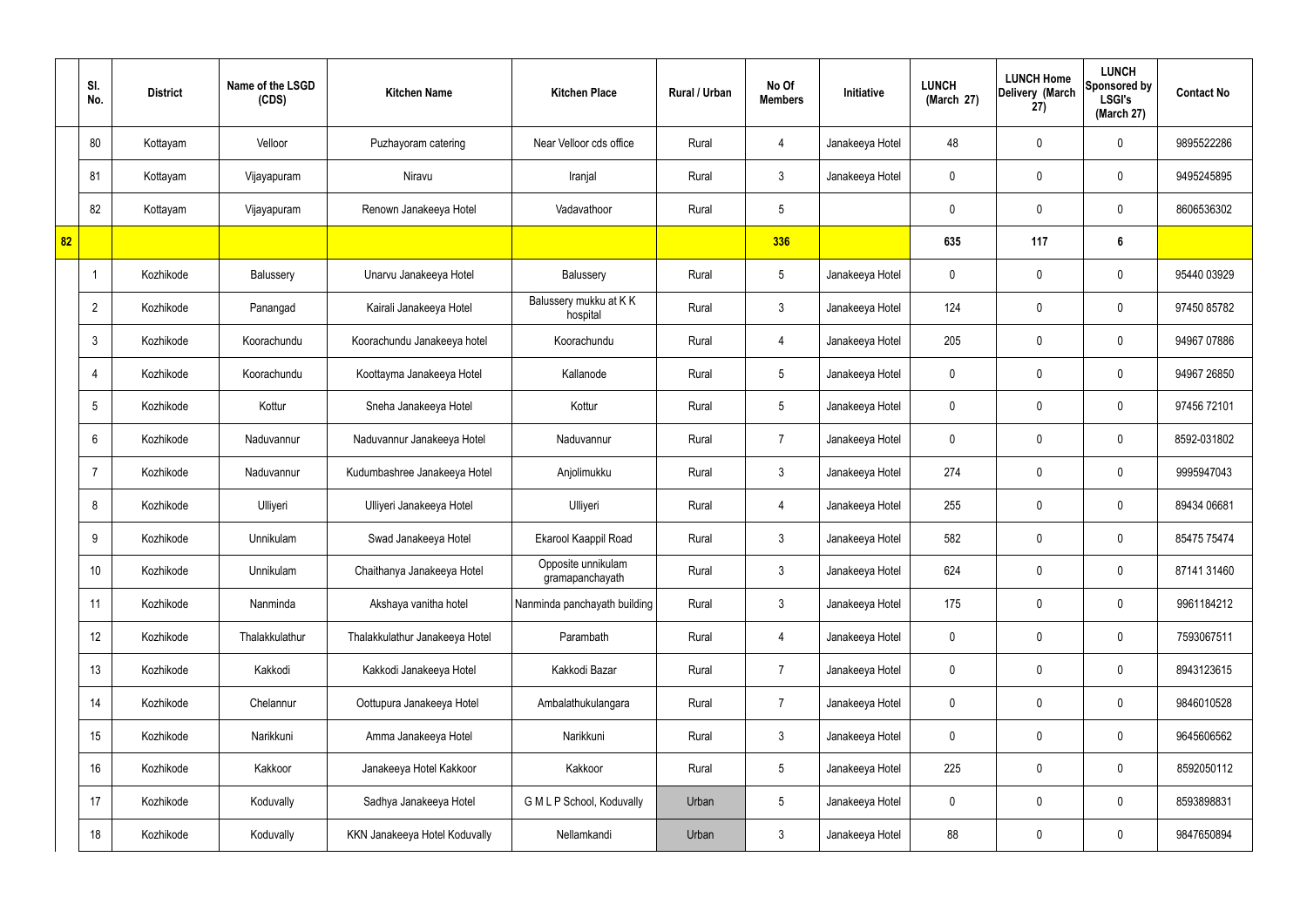|  | Sl. No. | District | Name of the LSGD (CDS) | Kitchen Name | Kitchen Place | Rural / Urban | No Of Members | Initiative | LUNCH (March 27) | LUNCH Home Delivery (March 27) | LUNCH Sponsored by LSGI's (March 27) | Contact No |
|---|---|---|---|---|---|---|---|---|---|---|---|---|
|  | 80 | Kottayam | Velloor | Puzhayoram catering | Near Velloor cds office | Rural | 4 | Janakeeya Hotel | 48 | 0 | 0 | 9895522286 |
|  | 81 | Kottayam | Vijayapuram | Niravu | Iranjal | Rural | 3 | Janakeeya Hotel | 0 | 0 | 0 | 9495245895 |
|  | 82 | Kottayam | Vijayapuram | Renown Janakeeya Hotel | Vadavathoor | Rural | 5 |  | 0 | 0 | 0 | 8606536302 |
| 82 |  |  |  |  |  |  | 336 |  | 635 | 117 | 6 |  |
|  | 1 | Kozhikode | Balussery | Unarvu Janakeeya Hotel | Balussery | Rural | 5 | Janakeeya Hotel | 0 | 0 | 0 | 95440 03929 |
|  | 2 | Kozhikode | Panangad | Kairali Janakeeya Hotel | Balussery mukku at K K hospital | Rural | 3 | Janakeeya Hotel | 124 | 0 | 0 | 97450 85782 |
|  | 3 | Kozhikode | Koorachundu | Koorachundu Janakeeya hotel | Koorachundu | Rural | 4 | Janakeeya Hotel | 205 | 0 | 0 | 94967 07886 |
|  | 4 | Kozhikode | Koorachundu | Koottayma Janakeeya Hotel | Kallanode | Rural | 5 | Janakeeya Hotel | 0 | 0 | 0 | 94967 26850 |
|  | 5 | Kozhikode | Kottur | Sneha Janakeeya Hotel | Kottur | Rural | 5 | Janakeeya Hotel | 0 | 0 | 0 | 97456 72101 |
|  | 6 | Kozhikode | Naduvannur | Naduvannur Janakeeya Hotel | Naduvannur | Rural | 7 | Janakeeya Hotel | 0 | 0 | 0 | 8592-031802 |
|  | 7 | Kozhikode | Naduvannur | Kudumbashree Janakeeya Hotel | Anjolimukku | Rural | 3 | Janakeeya Hotel | 274 | 0 | 0 | 9995947043 |
|  | 8 | Kozhikode | Ulliyeri | Ulliyeri Janakeeya Hotel | Ulliyeri | Rural | 4 | Janakeeya Hotel | 255 | 0 | 0 | 89434 06681 |
|  | 9 | Kozhikode | Unnikulam | Swad Janakeeya Hotel | Ekarool Kaappil Road | Rural | 3 | Janakeeya Hotel | 582 | 0 | 0 | 85475 75474 |
|  | 10 | Kozhikode | Unnikulam | Chaithanya Janakeeya Hotel | Opposite unnikulam gramapanchayath | Rural | 3 | Janakeeya Hotel | 624 | 0 | 0 | 87141 31460 |
|  | 11 | Kozhikode | Nanminda | Akshaya vanitha hotel | Nanminda panchayath building | Rural | 3 | Janakeeya Hotel | 175 | 0 | 0 | 9961184212 |
|  | 12 | Kozhikode | Thalakkulathur | Thalakkulathur Janakeeya Hotel | Parambath | Rural | 4 | Janakeeya Hotel | 0 | 0 | 0 | 7593067511 |
|  | 13 | Kozhikode | Kakkodi | Kakkodi Janakeeya Hotel | Kakkodi Bazar | Rural | 7 | Janakeeya Hotel | 0 | 0 | 0 | 8943123615 |
|  | 14 | Kozhikode | Chelannur | Oottupura Janakeeya Hotel | Ambalathukulangara | Rural | 7 | Janakeeya Hotel | 0 | 0 | 0 | 9846010528 |
|  | 15 | Kozhikode | Narikkuni | Amma Janakeeya Hotel | Narikkuni | Rural | 3 | Janakeeya Hotel | 0 | 0 | 0 | 9645606562 |
|  | 16 | Kozhikode | Kakkoor | Janakeeya Hotel Kakkoor | Kakkoor | Rural | 5 | Janakeeya Hotel | 225 | 0 | 0 | 8592050112 |
|  | 17 | Kozhikode | Koduvally | Sadhya Janakeeya Hotel | G M L P School, Koduvally | Urban | 5 | Janakeeya Hotel | 0 | 0 | 0 | 8593898831 |
|  | 18 | Kozhikode | Koduvally | KKN Janakeeya Hotel Koduvally | Nellamkandi | Urban | 3 | Janakeeya Hotel | 88 | 0 | 0 | 9847650894 |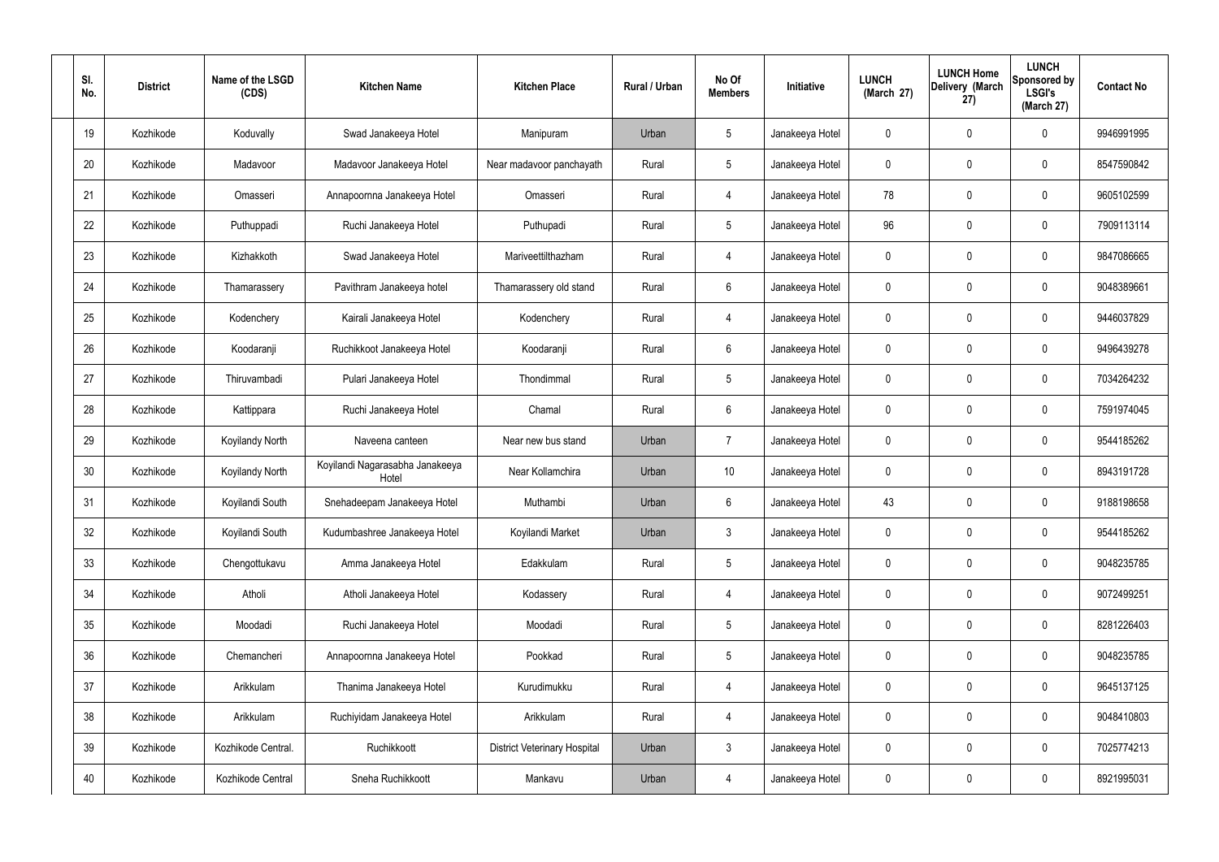| Sl. No. | District | Name of the LSGD (CDS) | Kitchen Name | Kitchen Place | Rural / Urban | No Of Members | Initiative | LUNCH (March 27) | LUNCH Home Delivery (March 27) | LUNCH Sponsored by LSGI's (March 27) | Contact No |
|---|---|---|---|---|---|---|---|---|---|---|---|
| 19 | Kozhikode | Koduvally | Swad Janakeeya Hotel | Manipuram | Urban | 5 | Janakeeya Hotel | 0 | 0 | 0 | 9946991995 |
| 20 | Kozhikode | Madavoor | Madavoor Janakeeya Hotel | Near madavoor panchayath | Rural | 5 | Janakeeya Hotel | 0 | 0 | 0 | 8547590842 |
| 21 | Kozhikode | Omasseri | Annapoornna Janakeeya Hotel | Omasseri | Rural | 4 | Janakeeya Hotel | 78 | 0 | 0 | 9605102599 |
| 22 | Kozhikode | Puthuppadi | Ruchi Janakeeya Hotel | Puthupadi | Rural | 5 | Janakeeya Hotel | 96 | 0 | 0 | 7909113114 |
| 23 | Kozhikode | Kizhakkoth | Swad Janakeeya Hotel | Mariveettilthazham | Rural | 4 | Janakeeya Hotel | 0 | 0 | 0 | 9847086665 |
| 24 | Kozhikode | Thamarassery | Pavithram Janakeeya hotel | Thamarassery old stand | Rural | 6 | Janakeeya Hotel | 0 | 0 | 0 | 9048389661 |
| 25 | Kozhikode | Kodenchery | Kairali Janakeeya Hotel | Kodenchery | Rural | 4 | Janakeeya Hotel | 0 | 0 | 0 | 9446037829 |
| 26 | Kozhikode | Koodaranji | Ruchikkoot Janakeeya Hotel | Koodaranji | Rural | 6 | Janakeeya Hotel | 0 | 0 | 0 | 9496439278 |
| 27 | Kozhikode | Thiruvambadi | Pulari Janakeeya Hotel | Thondimmal | Rural | 5 | Janakeeya Hotel | 0 | 0 | 0 | 7034264232 |
| 28 | Kozhikode | Kattippara | Ruchi Janakeeya Hotel | Chamal | Rural | 6 | Janakeeya Hotel | 0 | 0 | 0 | 7591974045 |
| 29 | Kozhikode | Koyilandy North | Naveena canteen | Near new bus stand | Urban | 7 | Janakeeya Hotel | 0 | 0 | 0 | 9544185262 |
| 30 | Kozhikode | Koyilandy North | Koyilandi Nagarasabha Janakeeya Hotel | Near Kollamchira | Urban | 10 | Janakeeya Hotel | 0 | 0 | 0 | 8943191728 |
| 31 | Kozhikode | Koyilandi South | Snehadeepam Janakeeya Hotel | Muthambi | Urban | 6 | Janakeeya Hotel | 43 | 0 | 0 | 9188198658 |
| 32 | Kozhikode | Koyilandi South | Kudumbashree Janakeeya Hotel | Koyilandi Market | Urban | 3 | Janakeeya Hotel | 0 | 0 | 0 | 9544185262 |
| 33 | Kozhikode | Chengottukavu | Amma Janakeeya Hotel | Edakkulam | Rural | 5 | Janakeeya Hotel | 0 | 0 | 0 | 9048235785 |
| 34 | Kozhikode | Atholi | Atholi Janakeeya Hotel | Kodassery | Rural | 4 | Janakeeya Hotel | 0 | 0 | 0 | 9072499251 |
| 35 | Kozhikode | Moodadi | Ruchi Janakeeya Hotel | Moodadi | Rural | 5 | Janakeeya Hotel | 0 | 0 | 0 | 8281226403 |
| 36 | Kozhikode | Chemancheri | Annapoornna Janakeeya Hotel | Pookkad | Rural | 5 | Janakeeya Hotel | 0 | 0 | 0 | 9048235785 |
| 37 | Kozhikode | Arikkulam | Thanima Janakeeya Hotel | Kurudimukku | Rural | 4 | Janakeeya Hotel | 0 | 0 | 0 | 9645137125 |
| 38 | Kozhikode | Arikkulam | Ruchiyidam Janakeeya Hotel | Arikkulam | Rural | 4 | Janakeeya Hotel | 0 | 0 | 0 | 9048410803 |
| 39 | Kozhikode | Kozhikode Central. | Ruchikkoott | District Veterinary Hospital | Urban | 3 | Janakeeya Hotel | 0 | 0 | 0 | 7025774213 |
| 40 | Kozhikode | Kozhikode Central | Sneha Ruchikkoott | Mankavu | Urban | 4 | Janakeeya Hotel | 0 | 0 | 0 | 8921995031 |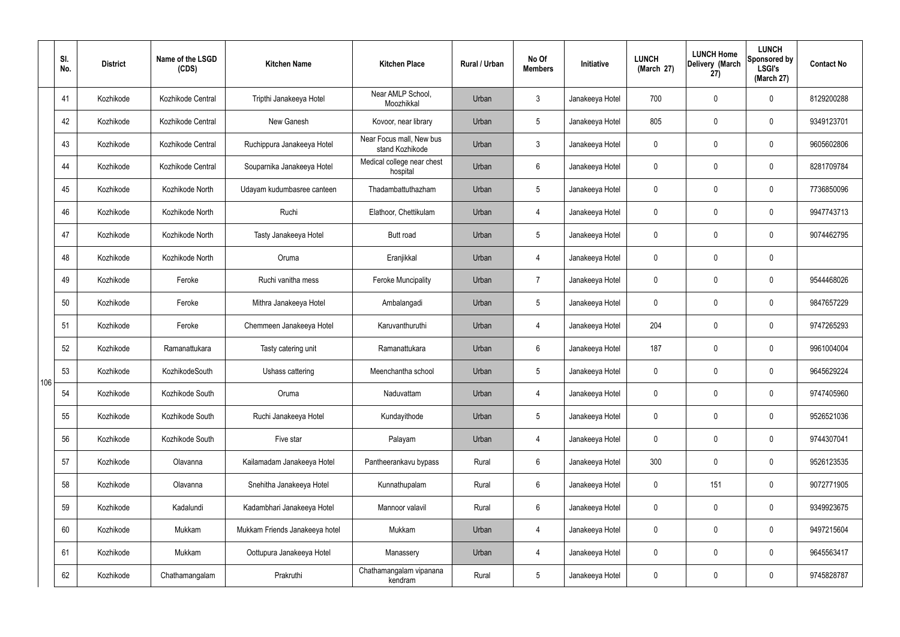| | Sl. No. | District | Name of the LSGD (CDS) | Kitchen Name | Kitchen Place | Rural / Urban | No Of Members | Initiative | LUNCH (March 27) | LUNCH Home Delivery (March 27) | LUNCH Sponsored by LSGI's (March 27) | Contact No |
|---|---|---|---|---|---|---|---|---|---|---|---|---|
| 106 | 41 | Kozhikode | Kozhikode Central | Tripthi Janakeeya Hotel | Near AMLP School, Moozhikkal | Urban | 3 | Janakeeya Hotel | 700 | 0 | 0 | 8129200288 |
| | 42 | Kozhikode | Kozhikode Central | New Ganesh | Kovoor, near library | Urban | 5 | Janakeeya Hotel | 805 | 0 | 0 | 9349123701 |
| | 43 | Kozhikode | Kozhikode Central | Ruchippura Janakeeya Hotel | Near Focus mall, New bus stand Kozhikode | Urban | 3 | Janakeeya Hotel | 0 | 0 | 0 | 9605602806 |
| | 44 | Kozhikode | Kozhikode Central | Souparnika Janakeeya Hotel | Medical college near chest hospital | Urban | 6 | Janakeeya Hotel | 0 | 0 | 0 | 8281709784 |
| | 45 | Kozhikode | Kozhikode North | Udayam kudumbasree canteen | Thadambattuthazham | Urban | 5 | Janakeeya Hotel | 0 | 0 | 0 | 7736850096 |
| | 46 | Kozhikode | Kozhikode North | Ruchi | Elathoor, Chettikulam | Urban | 4 | Janakeeya Hotel | 0 | 0 | 0 | 9947743713 |
| | 47 | Kozhikode | Kozhikode North | Tasty Janakeeya Hotel | Butt road | Urban | 5 | Janakeeya Hotel | 0 | 0 | 0 | 9074462795 |
| | 48 | Kozhikode | Kozhikode North | Oruma | Eranjikkal | Urban | 4 | Janakeeya Hotel | 0 | 0 | 0 | |
| | 49 | Kozhikode | Feroke | Ruchi vanitha mess | Feroke Muncipality | Urban | 7 | Janakeeya Hotel | 0 | 0 | 0 | 9544468026 |
| | 50 | Kozhikode | Feroke | Mithra Janakeeya Hotel | Ambalangadi | Urban | 5 | Janakeeya Hotel | 0 | 0 | 0 | 9847657229 |
| | 51 | Kozhikode | Feroke | Chemmeen Janakeeya Hotel | Karuvanthuruthi | Urban | 4 | Janakeeya Hotel | 204 | 0 | 0 | 9747265293 |
| | 52 | Kozhikode | Ramanattukara | Tasty catering unit | Ramanattukara | Urban | 6 | Janakeeya Hotel | 187 | 0 | 0 | 9961004004 |
| | 53 | Kozhikode | KozhikodeSouth | Ushass cattering | Meenchantha school | Urban | 5 | Janakeeya Hotel | 0 | 0 | 0 | 9645629224 |
| | 54 | Kozhikode | Kozhikode South | Oruma | Naduvattam | Urban | 4 | Janakeeya Hotel | 0 | 0 | 0 | 9747405960 |
| | 55 | Kozhikode | Kozhikode South | Ruchi Janakeeya Hotel | Kundayithode | Urban | 5 | Janakeeya Hotel | 0 | 0 | 0 | 9526521036 |
| | 56 | Kozhikode | Kozhikode South | Five star | Palayam | Urban | 4 | Janakeeya Hotel | 0 | 0 | 0 | 9744307041 |
| | 57 | Kozhikode | Olavanna | Kailamadam Janakeeya Hotel | Pantheerankavu bypass | Rural | 6 | Janakeeya Hotel | 300 | 0 | 0 | 9526123535 |
| | 58 | Kozhikode | Olavanna | Snehitha Janakeeya Hotel | Kunnathupalam | Rural | 6 | Janakeeya Hotel | 0 | 151 | 0 | 9072771905 |
| | 59 | Kozhikode | Kadalundi | Kadambhari Janakeeya Hotel | Mannoor valavil | Rural | 6 | Janakeeya Hotel | 0 | 0 | 0 | 9349923675 |
| | 60 | Kozhikode | Mukkam | Mukkam Friends Janakeeya hotel | Mukkam | Urban | 4 | Janakeeya Hotel | 0 | 0 | 0 | 9497215604 |
| | 61 | Kozhikode | Mukkam | Oottupura Janakeeya Hotel | Manassery | Urban | 4 | Janakeeya Hotel | 0 | 0 | 0 | 9645563417 |
| | 62 | Kozhikode | Chathamangalam | Prakruthi | Chathamangalam vipanana kendram | Rural | 5 | Janakeeya Hotel | 0 | 0 | 0 | 9745828787 |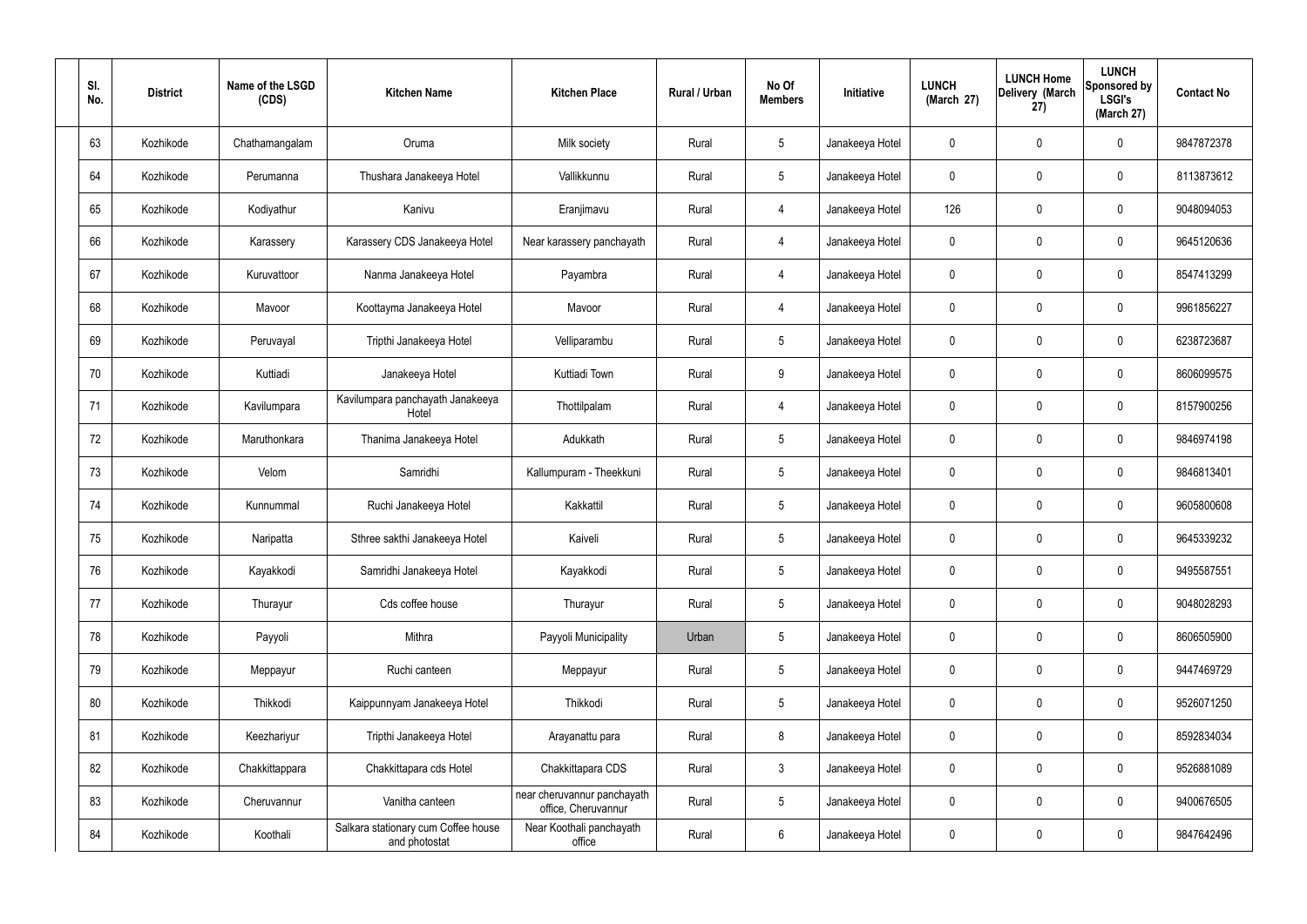| Sl. No. | District | Name of the LSGD (CDS) | Kitchen Name | Kitchen Place | Rural / Urban | No Of Members | Initiative | LUNCH (March 27) | LUNCH Home Delivery (March 27) | LUNCH Sponsored by LSGI's (March 27) | Contact No |
|---|---|---|---|---|---|---|---|---|---|---|---|
| 63 | Kozhikode | Chathamangalam | Oruma | Milk society | Rural | 5 | Janakeeya Hotel | 0 | 0 | 0 | 9847872378 |
| 64 | Kozhikode | Perumanna | Thushara Janakeeya Hotel | Vallikkunnu | Rural | 5 | Janakeeya Hotel | 0 | 0 | 0 | 8113873612 |
| 65 | Kozhikode | Kodiyathur | Kanivu | Eranjimavu | Rural | 4 | Janakeeya Hotel | 126 | 0 | 0 | 9048094053 |
| 66 | Kozhikode | Karassery | Karassery CDS Janakeeya Hotel | Near karassery panchayath | Rural | 4 | Janakeeya Hotel | 0 | 0 | 0 | 9645120636 |
| 67 | Kozhikode | Kuruvattoor | Nanma Janakeeya Hotel | Payambra | Rural | 4 | Janakeeya Hotel | 0 | 0 | 0 | 8547413299 |
| 68 | Kozhikode | Mavoor | Koottayma Janakeeya Hotel | Mavoor | Rural | 4 | Janakeeya Hotel | 0 | 0 | 0 | 9961856227 |
| 69 | Kozhikode | Peruvayal | Tripthi Janakeeya Hotel | Velliparambu | Rural | 5 | Janakeeya Hotel | 0 | 0 | 0 | 6238723687 |
| 70 | Kozhikode | Kuttiadi | Janakeeya Hotel | Kuttiadi Town | Rural | 9 | Janakeeya Hotel | 0 | 0 | 0 | 8606099575 |
| 71 | Kozhikode | Kavilumpara | Kavilumpara panchayath Janakeeya Hotel | Thottilpalam | Rural | 4 | Janakeeya Hotel | 0 | 0 | 0 | 8157900256 |
| 72 | Kozhikode | Maruthonkara | Thanima Janakeeya Hotel | Adukkath | Rural | 5 | Janakeeya Hotel | 0 | 0 | 0 | 9846974198 |
| 73 | Kozhikode | Velom | Samridhi | Kallumpuram - Theekkuni | Rural | 5 | Janakeeya Hotel | 0 | 0 | 0 | 9846813401 |
| 74 | Kozhikode | Kunnummal | Ruchi Janakeeya Hotel | Kakkattil | Rural | 5 | Janakeeya Hotel | 0 | 0 | 0 | 9605800608 |
| 75 | Kozhikode | Naripatta | Sthree sakthi Janakeeya Hotel | Kaiveli | Rural | 5 | Janakeeya Hotel | 0 | 0 | 0 | 9645339232 |
| 76 | Kozhikode | Kayakkodi | Samridhi Janakeeya Hotel | Kayakkodi | Rural | 5 | Janakeeya Hotel | 0 | 0 | 0 | 9495587551 |
| 77 | Kozhikode | Thurayur | Cds coffee house | Thurayur | Rural | 5 | Janakeeya Hotel | 0 | 0 | 0 | 9048028293 |
| 78 | Kozhikode | Payyoli | Mithra | Payyoli Municipality | Urban | 5 | Janakeeya Hotel | 0 | 0 | 0 | 8606505900 |
| 79 | Kozhikode | Meppayur | Ruchi canteen | Meppayur | Rural | 5 | Janakeeya Hotel | 0 | 0 | 0 | 9447469729 |
| 80 | Kozhikode | Thikkodi | Kaippunnyam Janakeeya Hotel | Thikkodi | Rural | 5 | Janakeeya Hotel | 0 | 0 | 0 | 9526071250 |
| 81 | Kozhikode | Keezhariyur | Tripthi Janakeeya Hotel | Arayanattu para | Rural | 8 | Janakeeya Hotel | 0 | 0 | 0 | 8592834034 |
| 82 | Kozhikode | Chakkittappara | Chakkittapara cds Hotel | Chakkittapara CDS | Rural | 3 | Janakeeya Hotel | 0 | 0 | 0 | 9526881089 |
| 83 | Kozhikode | Cheruvannur | Vanitha canteen | near cheruvannur panchayath office, Cheruvannur | Rural | 5 | Janakeeya Hotel | 0 | 0 | 0 | 9400676505 |
| 84 | Kozhikode | Koothali | Salkara stationary cum Coffee house and photostat | Near Koothali panchayath office | Rural | 6 | Janakeeya Hotel | 0 | 0 | 0 | 9847642496 |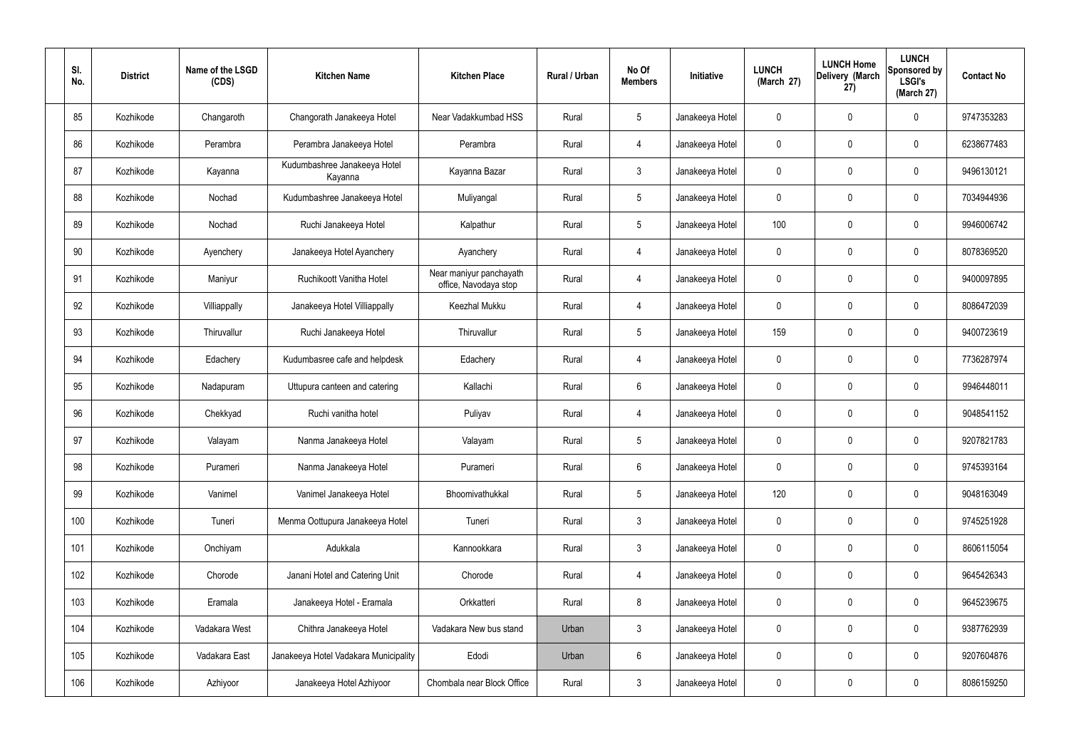| Sl. No. | District | Name of the LSGD (CDS) | Kitchen Name | Kitchen Place | Rural / Urban | No Of Members | Initiative | LUNCH (March 27) | LUNCH Home Delivery (March 27) | LUNCH Sponsored by LSGI's (March 27) | Contact No |
|---|---|---|---|---|---|---|---|---|---|---|---|
| 85 | Kozhikode | Changaroth | Changorath Janakeeya Hotel | Near Vadakkumbad HSS | Rural | 5 | Janakeeya Hotel | 0 | 0 | 0 | 9747353283 |
| 86 | Kozhikode | Perambra | Perambra Janakeeya Hotel | Perambra | Rural | 4 | Janakeeya Hotel | 0 | 0 | 0 | 6238677483 |
| 87 | Kozhikode | Kayanna | Kudumbashree Janakeeya Hotel Kayanna | Kayanna Bazar | Rural | 3 | Janakeeya Hotel | 0 | 0 | 0 | 9496130121 |
| 88 | Kozhikode | Nochad | Kudumbashree Janakeeya Hotel | Muliyangal | Rural | 5 | Janakeeya Hotel | 0 | 0 | 0 | 7034944936 |
| 89 | Kozhikode | Nochad | Ruchi Janakeeya Hotel | Kalpathur | Rural | 5 | Janakeeya Hotel | 100 | 0 | 0 | 9946006742 |
| 90 | Kozhikode | Ayenchery | Janakeeya Hotel Ayanchery | Ayanchery | Rural | 4 | Janakeeya Hotel | 0 | 0 | 0 | 8078369520 |
| 91 | Kozhikode | Maniyur | Ruchikoott Vanitha Hotel | Near maniyur panchayath office, Navodaya stop | Rural | 4 | Janakeeya Hotel | 0 | 0 | 0 | 9400097895 |
| 92 | Kozhikode | Villiappally | Janakeeya Hotel Villiappally | Keezhal Mukku | Rural | 4 | Janakeeya Hotel | 0 | 0 | 0 | 8086472039 |
| 93 | Kozhikode | Thiruvallur | Ruchi Janakeeya Hotel | Thiruvallur | Rural | 5 | Janakeeya Hotel | 159 | 0 | 0 | 9400723619 |
| 94 | Kozhikode | Edachery | Kudumbasree cafe and helpdesk | Edachery | Rural | 4 | Janakeeya Hotel | 0 | 0 | 0 | 7736287974 |
| 95 | Kozhikode | Nadapuram | Uttupura canteen and catering | Kallachi | Rural | 6 | Janakeeya Hotel | 0 | 0 | 0 | 9946448011 |
| 96 | Kozhikode | Chekkyad | Ruchi vanitha hotel | Puliyav | Rural | 4 | Janakeeya Hotel | 0 | 0 | 0 | 9048541152 |
| 97 | Kozhikode | Valayam | Nanma Janakeeya Hotel | Valayam | Rural | 5 | Janakeeya Hotel | 0 | 0 | 0 | 9207821783 |
| 98 | Kozhikode | Purameri | Nanma Janakeeya Hotel | Purameri | Rural | 6 | Janakeeya Hotel | 0 | 0 | 0 | 9745393164 |
| 99 | Kozhikode | Vanimel | Vanimel Janakeeya Hotel | Bhoomivathukkal | Rural | 5 | Janakeeya Hotel | 120 | 0 | 0 | 9048163049 |
| 100 | Kozhikode | Tuneri | Menma Oottupura Janakeeya Hotel | Tuneri | Rural | 3 | Janakeeya Hotel | 0 | 0 | 0 | 9745251928 |
| 101 | Kozhikode | Onchiyam | Adukkala | Kannookkara | Rural | 3 | Janakeeya Hotel | 0 | 0 | 0 | 8606115054 |
| 102 | Kozhikode | Chorode | Janani Hotel and Catering Unit | Chorode | Rural | 4 | Janakeeya Hotel | 0 | 0 | 0 | 9645426343 |
| 103 | Kozhikode | Eramala | Janakeeya Hotel - Eramala | Orkkatteri | Rural | 8 | Janakeeya Hotel | 0 | 0 | 0 | 9645239675 |
| 104 | Kozhikode | Vadakara West | Chithra Janakeeya Hotel | Vadakara New bus stand | Urban | 3 | Janakeeya Hotel | 0 | 0 | 0 | 9387762939 |
| 105 | Kozhikode | Vadakara East | Janakeeya Hotel Vadakara Municipality | Edodi | Urban | 6 | Janakeeya Hotel | 0 | 0 | 0 | 9207604876 |
| 106 | Kozhikode | Azhiyoor | Janakeeya Hotel Azhiyoor | Chombala near Block Office | Rural | 3 | Janakeeya Hotel | 0 | 0 | 0 | 8086159250 |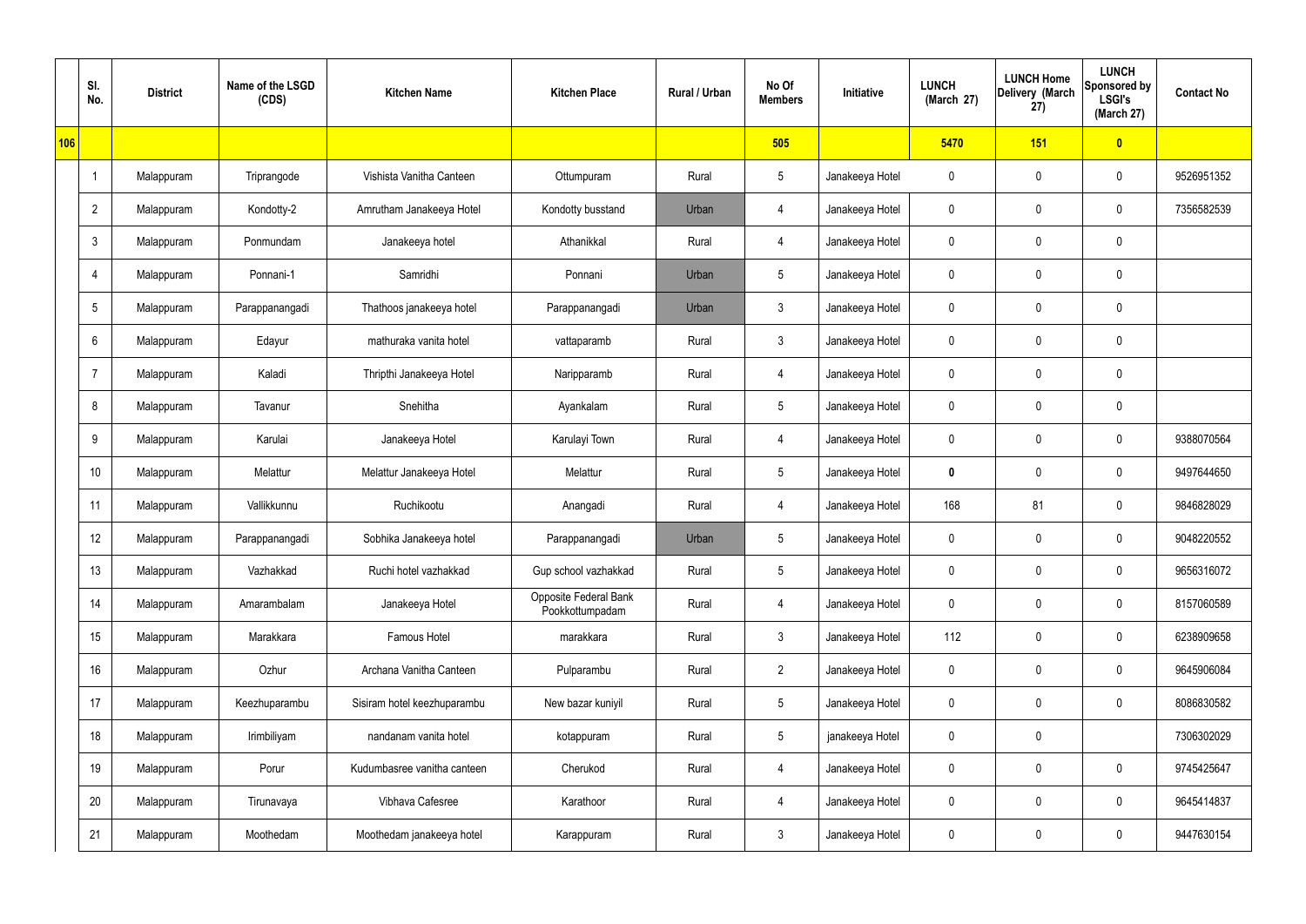| | Sl. No. | District | Name of the LSGD (CDS) | Kitchen Name | Kitchen Place | Rural / Urban | No Of Members | Initiative | LUNCH (March 27) | LUNCH Home Delivery (March 27) | LUNCH Sponsored by LSGI's (March 27) | Contact No |
|---|---|---|---|---|---|---|---|---|---|---|---|---|
| 106 | | | | | | | 505 | | 5470 | 151 | 0 | |
| | 1 | Malappuram | Triprangode | Vishista Vanitha Canteen | Ottumpuram | Rural | 5 | Janakeeya Hotel | 0 | 0 | 0 | 9526951352 |
| | 2 | Malappuram | Kondotty-2 | Amrutham Janakeeya Hotel | Kondotty busstand | Urban | 4 | Janakeeya Hotel | 0 | 0 | 0 | 7356582539 |
| | 3 | Malappuram | Ponmundam | Janakeeya hotel | Athanikkal | Rural | 4 | Janakeeya Hotel | 0 | 0 | 0 | |
| | 4 | Malappuram | Ponnani-1 | Samridhi | Ponnani | Urban | 5 | Janakeeya Hotel | 0 | 0 | 0 | |
| | 5 | Malappuram | Parappanangadi | Thathoos janakeeya hotel | Parappanangadi | Urban | 3 | Janakeeya Hotel | 0 | 0 | 0 | |
| | 6 | Malappuram | Edayur | mathuraka vanita hotel | vattaparamb | Rural | 3 | Janakeeya Hotel | 0 | 0 | 0 | |
| | 7 | Malappuram | Kaladi | Thripthi Janakeeya Hotel | Naripparamb | Rural | 4 | Janakeeya Hotel | 0 | 0 | 0 | |
| | 8 | Malappuram | Tavanur | Snehitha | Ayankalam | Rural | 5 | Janakeeya Hotel | 0 | 0 | 0 | |
| | 9 | Malappuram | Karulai | Janakeeya Hotel | Karulayi Town | Rural | 4 | Janakeeya Hotel | 0 | 0 | 0 | 9388070564 |
| | 10 | Malappuram | Melattur | Melattur Janakeeya Hotel | Melattur | Rural | 5 | Janakeeya Hotel | **0** | 0 | 0 | 9497644650 |
| | 11 | Malappuram | Vallikkunnu | Ruchikootu | Anangadi | Rural | 4 | Janakeeya Hotel | 168 | 81 | 0 | 9846828029 |
| | 12 | Malappuram | Parappanangadi | Sobhika Janakeeya hotel | Parappanangadi | Urban | 5 | Janakeeya Hotel | 0 | 0 | 0 | 9048220552 |
| | 13 | Malappuram | Vazhakkad | Ruchi hotel vazhakkad | Gup school vazhakkad | Rural | 5 | Janakeeya Hotel | 0 | 0 | 0 | 9656316072 |
| | 14 | Malappuram | Amarambalam | Janakeeya Hotel | Opposite Federal Bank Pookkottumpadam | Rural | 4 | Janakeeya Hotel | 0 | 0 | 0 | 8157060589 |
| | 15 | Malappuram | Marakkara | Famous Hotel | marakkara | Rural | 3 | Janakeeya Hotel | 112 | 0 | 0 | 6238909658 |
| | 16 | Malappuram | Ozhur | Archana Vanitha Canteen | Pulparambu | Rural | 2 | Janakeeya Hotel | 0 | 0 | 0 | 9645906084 |
| | 17 | Malappuram | Keezhuparambu | Sisiram hotel keezhuparambu | New bazar kuniyil | Rural | 5 | Janakeeya Hotel | 0 | 0 | 0 | 8086830582 |
| | 18 | Malappuram | Irimbiliyam | nandanam vanita hotel | kotappuram | Rural | 5 | janakeeya Hotel | 0 | 0 | | 7306302029 |
| | 19 | Malappuram | Porur | Kudumbasree vanitha canteen | Cherukod | Rural | 4 | Janakeeya Hotel | 0 | 0 | 0 | 9745425647 |
| | 20 | Malappuram | Tirunavaya | Vibhava Cafesree | Karathoor | Rural | 4 | Janakeeya Hotel | 0 | 0 | 0 | 9645414837 |
| | 21 | Malappuram | Moothedam | Moothedam janakeeya hotel | Karappuram | Rural | 3 | Janakeeya Hotel | 0 | 0 | 0 | 9447630154 |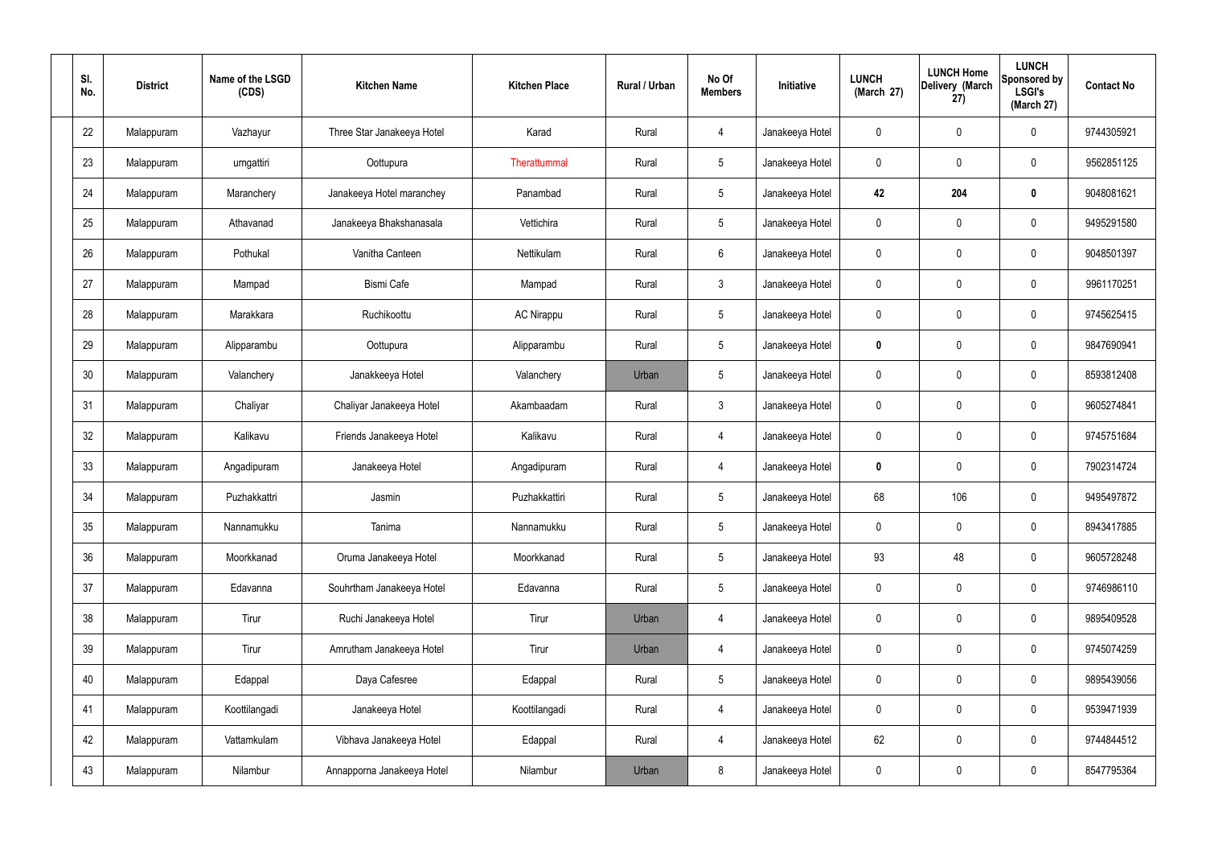| Sl. No. | District | Name of the LSGD (CDS) | Kitchen Name | Kitchen Place | Rural / Urban | No Of Members | Initiative | LUNCH (March 27) | LUNCH Home Delivery (March 27) | LUNCH Sponsored by LSGI's (March 27) | Contact No |
|---|---|---|---|---|---|---|---|---|---|---|---|
| 22 | Malappuram | Vazhayur | Three Star Janakeeya Hotel | Karad | Rural | 4 | Janakeeya Hotel | 0 | 0 | 0 | 9744305921 |
| 23 | Malappuram | urngattiri | Oottupura | Therattummal | Rural | 5 | Janakeeya Hotel | 0 | 0 | 0 | 9562851125 |
| 24 | Malappuram | Maranchery | Janakeeya Hotel maranchey | Panambad | Rural | 5 | Janakeeya Hotel | **42** | **204** | **0** | 9048081621 |
| 25 | Malappuram | Athavanad | Janakeeya Bhakshanasala | Vettichira | Rural | 5 | Janakeeya Hotel | 0 | 0 | 0 | 9495291580 |
| 26 | Malappuram | Pothukal | Vanitha Canteen | Nettikulam | Rural | 6 | Janakeeya Hotel | 0 | 0 | 0 | 9048501397 |
| 27 | Malappuram | Mampad | Bismi Cafe | Mampad | Rural | 3 | Janakeeya Hotel | 0 | 0 | 0 | 9961170251 |
| 28 | Malappuram | Marakkara | Ruchikoottu | AC Nirappu | Rural | 5 | Janakeeya Hotel | 0 | 0 | 0 | 9745625415 |
| 29 | Malappuram | Alipparambu | Oottupura | Alipparambu | Rural | 5 | Janakeeya Hotel | **0** | 0 | 0 | 9847690941 |
| 30 | Malappuram | Valanchery | Janakkeeya Hotel | Valanchery | Urban | 5 | Janakeeya Hotel | 0 | 0 | 0 | 8593812408 |
| 31 | Malappuram | Chaliyar | Chaliyar Janakeeya Hotel | Akambaadam | Rural | 3 | Janakeeya Hotel | 0 | 0 | 0 | 9605274841 |
| 32 | Malappuram | Kalikavu | Friends Janakeeya Hotel | Kalikavu | Rural | 4 | Janakeeya Hotel | 0 | 0 | 0 | 9745751684 |
| 33 | Malappuram | Angadipuram | Janakeeya Hotel | Angadipuram | Rural | 4 | Janakeeya Hotel | **0** | 0 | 0 | 7902314724 |
| 34 | Malappuram | Puzhakkattri | Jasmin | Puzhakkattiri | Rural | 5 | Janakeeya Hotel | 68 | 106 | 0 | 9495497872 |
| 35 | Malappuram | Nannamukku | Tanima | Nannamukku | Rural | 5 | Janakeeya Hotel | 0 | 0 | 0 | 8943417885 |
| 36 | Malappuram | Moorkkanad | Oruma Janakeeya Hotel | Moorkkanad | Rural | 5 | Janakeeya Hotel | 93 | 48 | 0 | 9605728248 |
| 37 | Malappuram | Edavanna | Souhrtham Janakeeya Hotel | Edavanna | Rural | 5 | Janakeeya Hotel | 0 | 0 | 0 | 9746986110 |
| 38 | Malappuram | Tirur | Ruchi Janakeeya Hotel | Tirur | Urban | 4 | Janakeeya Hotel | 0 | 0 | 0 | 9895409528 |
| 39 | Malappuram | Tirur | Amrutham Janakeeya Hotel | Tirur | Urban | 4 | Janakeeya Hotel | 0 | 0 | 0 | 9745074259 |
| 40 | Malappuram | Edappal | Daya Cafesree | Edappal | Rural | 5 | Janakeeya Hotel | 0 | 0 | 0 | 9895439056 |
| 41 | Malappuram | Koottilangadi | Janakeeya Hotel | Koottilangadi | Rural | 4 | Janakeeya Hotel | 0 | 0 | 0 | 9539471939 |
| 42 | Malappuram | Vattamkulam | Vibhava Janakeeya Hotel | Edappal | Rural | 4 | Janakeeya Hotel | 62 | 0 | 0 | 9744844512 |
| 43 | Malappuram | Nilambur | Annapporna Janakeeya Hotel | Nilambur | Urban | 8 | Janakeeya Hotel | 0 | 0 | 0 | 8547795364 |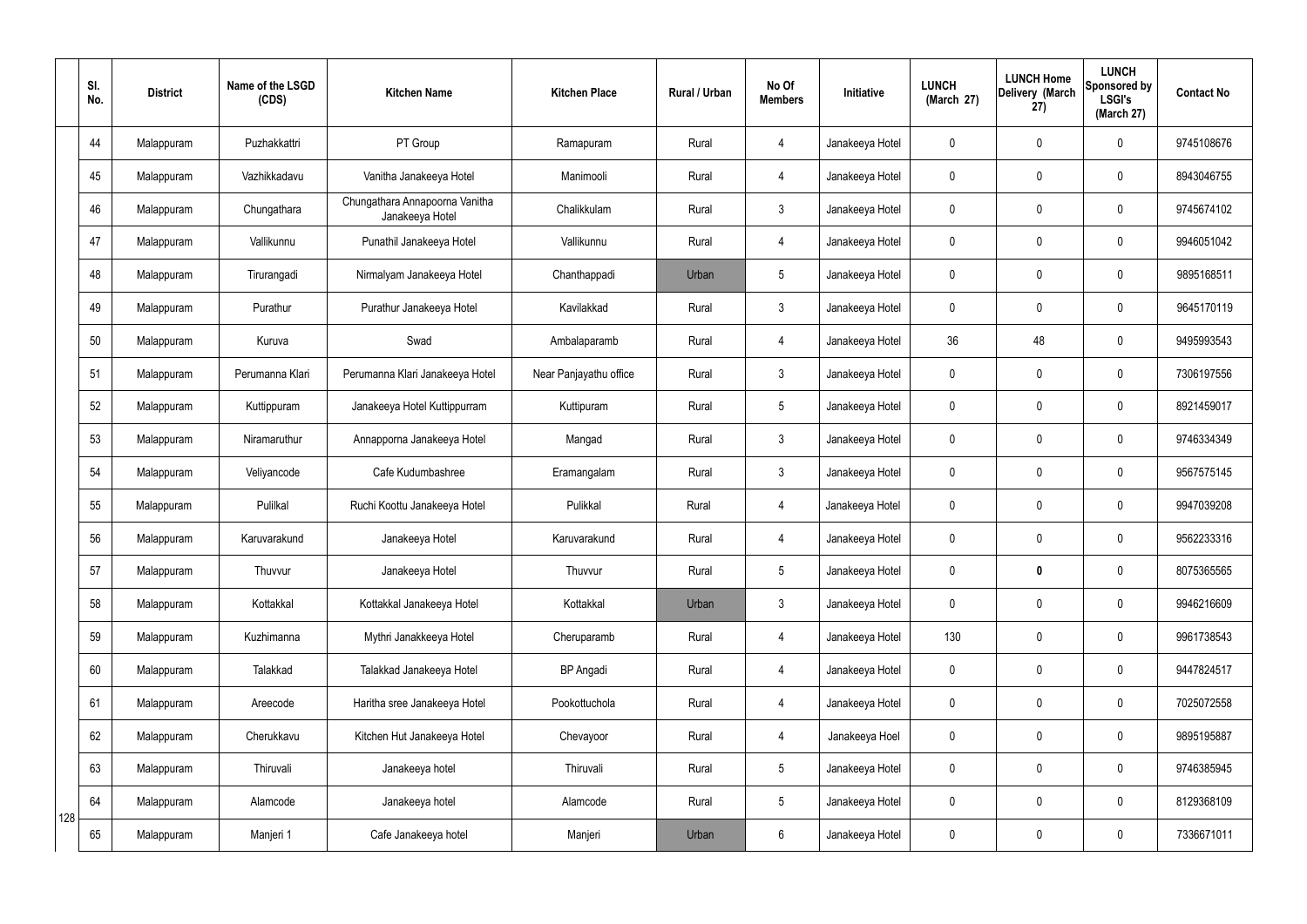| Sl. No. | District | Name of the LSGD (CDS) | Kitchen Name | Kitchen Place | Rural / Urban | No Of Members | Initiative | LUNCH (March 27) | LUNCH Home Delivery (March 27) | LUNCH Sponsored by LSGI's (March 27) | Contact No |
|---|---|---|---|---|---|---|---|---|---|---|---|
| 44 | Malappuram | Puzhakkattri | PT Group | Ramapuram | Rural | 4 | Janakeeya Hotel | 0 | 0 | 0 | 9745108676 |
| 45 | Malappuram | Vazhikkadavu | Vanitha Janakeeya Hotel | Manimooli | Rural | 4 | Janakeeya Hotel | 0 | 0 | 0 | 8943046755 |
| 46 | Malappuram | Chungathara | Chungathara Annapoorna Vanitha Janakeeya Hotel | Chalikkulam | Rural | 3 | Janakeeya Hotel | 0 | 0 | 0 | 9745674102 |
| 47 | Malappuram | Vallikunnu | Punathil Janakeeya Hotel | Vallikunnu | Rural | 4 | Janakeeya Hotel | 0 | 0 | 0 | 9946051042 |
| 48 | Malappuram | Tirurangadi | Nirmalyam Janakeeya Hotel | Chanthappadi | Urban | 5 | Janakeeya Hotel | 0 | 0 | 0 | 9895168511 |
| 49 | Malappuram | Purathur | Purathur Janakeeya Hotel | Kavilakkad | Rural | 3 | Janakeeya Hotel | 0 | 0 | 0 | 9645170119 |
| 50 | Malappuram | Kuruva | Swad | Ambalaparamb | Rural | 4 | Janakeeya Hotel | 36 | 48 | 0 | 9495993543 |
| 51 | Malappuram | Perumanna Klari | Perumanna Klari Janakeeya Hotel | Near Panjayathu office | Rural | 3 | Janakeeya Hotel | 0 | 0 | 0 | 7306197556 |
| 52 | Malappuram | Kuttippuram | Janakeeya Hotel Kuttippurram | Kuttipuram | Rural | 5 | Janakeeya Hotel | 0 | 0 | 0 | 8921459017 |
| 53 | Malappuram | Niramaruthur | Annapporna Janakeeya Hotel | Mangad | Rural | 3 | Janakeeya Hotel | 0 | 0 | 0 | 9746334349 |
| 54 | Malappuram | Veliyancode | Cafe Kudumbashree | Eramangalam | Rural | 3 | Janakeeya Hotel | 0 | 0 | 0 | 9567575145 |
| 55 | Malappuram | Pulilkal | Ruchi Koottu Janakeeya Hotel | Pulikkal | Rural | 4 | Janakeeya Hotel | 0 | 0 | 0 | 9947039208 |
| 56 | Malappuram | Karuvarakund | Janakeeya Hotel | Karuvarakund | Rural | 4 | Janakeeya Hotel | 0 | 0 | 0 | 9562233316 |
| 57 | Malappuram | Thuvvur | Janakeeya Hotel | Thuvvur | Rural | 5 | Janakeeya Hotel | 0 | **0** | 0 | 8075365565 |
| 58 | Malappuram | Kottakkal | Kottakkal Janakeeya Hotel | Kottakkal | Urban | 3 | Janakeeya Hotel | 0 | 0 | 0 | 9946216609 |
| 59 | Malappuram | Kuzhimanna | Mythri Janakkeeya Hotel | Cheruparamb | Rural | 4 | Janakeeya Hotel | 130 | 0 | 0 | 9961738543 |
| 60 | Malappuram | Talakkad | Talakkad Janakeeya Hotel | BP Angadi | Rural | 4 | Janakeeya Hotel | 0 | 0 | 0 | 9447824517 |
| 61 | Malappuram | Areecode | Haritha sree Janakeeya Hotel | Pookottuchola | Rural | 4 | Janakeeya Hotel | 0 | 0 | 0 | 7025072558 |
| 62 | Malappuram | Cherukkavu | Kitchen Hut Janakeeya Hotel | Chevayoor | Rural | 4 | Janakeeya Hoel | 0 | 0 | 0 | 9895195887 |
| 63 | Malappuram | Thiruvali | Janakeeya hotel | Thiruvali | Rural | 5 | Janakeeya Hotel | 0 | 0 | 0 | 9746385945 |
| 64 | Malappuram | Alamcode | Janakeeya hotel | Alamcode | Rural | 5 | Janakeeya Hotel | 0 | 0 | 0 | 8129368109 |
| 65 | Malappuram | Manjeri 1 | Cafe Janakeeya hotel | Manjeri | Urban | 6 | Janakeeya Hotel | 0 | 0 | 0 | 7336671011 |

128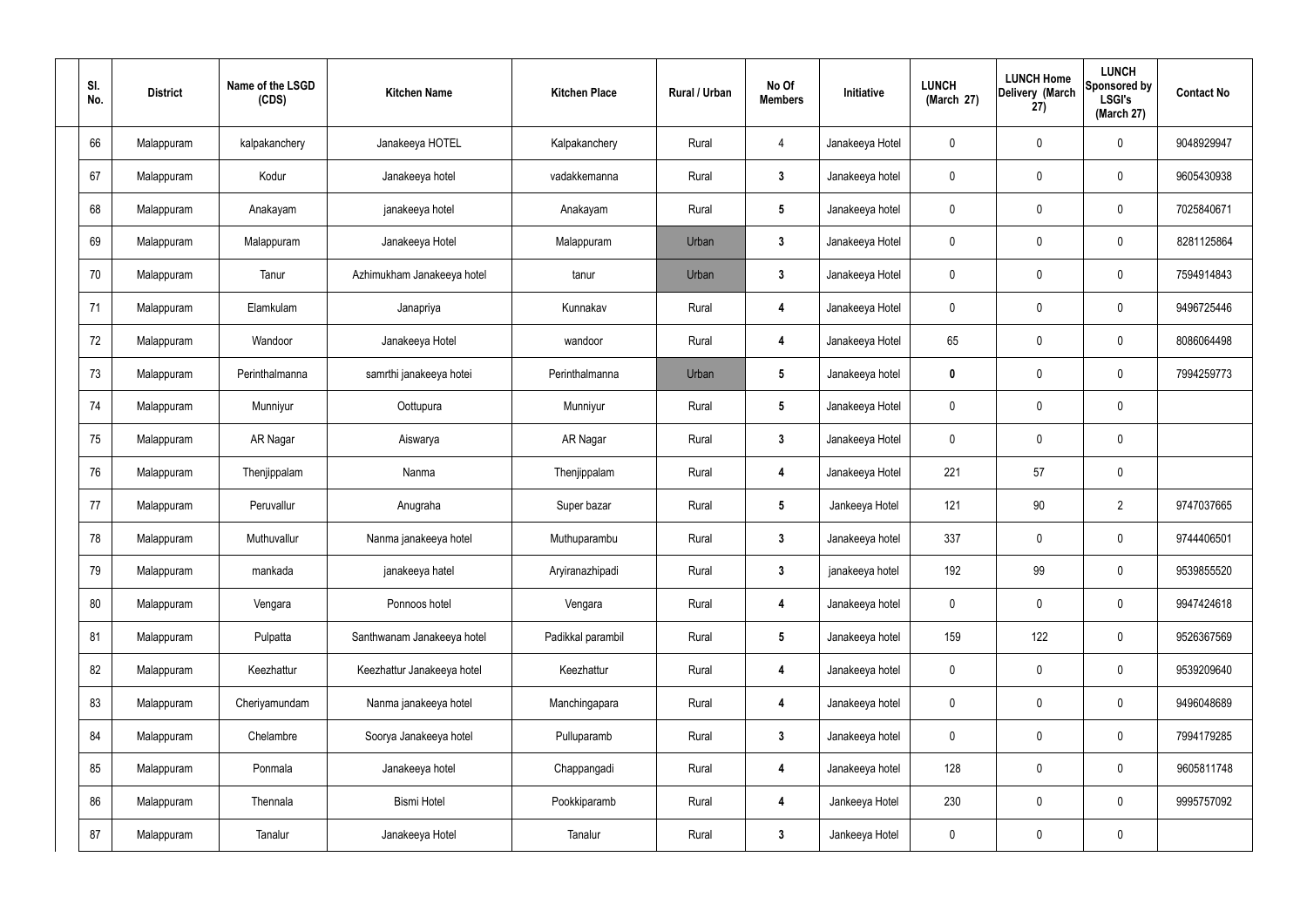| Sl. No. | District | Name of the LSGD (CDS) | Kitchen Name | Kitchen Place | Rural / Urban | No Of Members | Initiative | LUNCH (March 27) | LUNCH Home Delivery (March 27) | LUNCH Sponsored by LSGI's (March 27) | Contact No |
|---|---|---|---|---|---|---|---|---|---|---|---|
| 66 | Malappuram | kalpakanchery | Janakeeya HOTEL | Kalpakanchery | Rural | 4 | Janakeeya Hotel | 0 | 0 | 0 | 9048929947 |
| 67 | Malappuram | Kodur | Janakeeya hotel | vadakkemanna | Rural | 3 | Janakeeya hotel | 0 | 0 | 0 | 9605430938 |
| 68 | Malappuram | Anakayam | janakeeya hotel | Anakayam | Rural | 5 | Janakeeya hotel | 0 | 0 | 0 | 7025840671 |
| 69 | Malappuram | Malappuram | Janakeeya Hotel | Malappuram | Urban | 3 | Janakeeya Hotel | 0 | 0 | 0 | 8281125864 |
| 70 | Malappuram | Tanur | Azhimukham Janakeeya hotel | tanur | Urban | 3 | Janakeeya Hotel | 0 | 0 | 0 | 7594914843 |
| 71 | Malappuram | Elamkulam | Janapriya | Kunnakav | Rural | 4 | Janakeeya Hotel | 0 | 0 | 0 | 9496725446 |
| 72 | Malappuram | Wandoor | Janakeeya Hotel | wandoor | Rural | 4 | Janakeeya Hotel | 65 | 0 | 0 | 8086064498 |
| 73 | Malappuram | Perinthalmanna | samrthi janakeeya hotei | Perinthalmanna | Urban | 5 | Janakeeya hotel | **0** | 0 | 0 | 7994259773 |
| 74 | Malappuram | Munniyur | Oottupura | Munniyur | Rural | 5 | Janakeeya Hotel | 0 | 0 | 0 | |
| 75 | Malappuram | AR Nagar | Aiswarya | AR Nagar | Rural | 3 | Janakeeya Hotel | 0 | 0 | 0 | |
| 76 | Malappuram | Thenjippalam | Nanma | Thenjippalam | Rural | 4 | Janakeeya Hotel | 221 | 57 | 0 | |
| 77 | Malappuram | Peruvallur | Anugraha | Super bazar | Rural | 5 | Jankeeya Hotel | 121 | 90 | 2 | 9747037665 |
| 78 | Malappuram | Muthuvallur | Nanma janakeeya hotel | Muthuparambu | Rural | 3 | Janakeeya hotel | 337 | 0 | 0 | 9744406501 |
| 79 | Malappuram | mankada | janakeeya hatel | Aryiranazhipadi | Rural | 3 | janakeeya hotel | 192 | 99 | 0 | 9539855520 |
| 80 | Malappuram | Vengara | Ponnoos hotel | Vengara | Rural | 4 | Janakeeya hotel | 0 | 0 | 0 | 9947424618 |
| 81 | Malappuram | Pulpatta | Santhwanam Janakeeya hotel | Padikkal parambil | Rural | 5 | Janakeeya hotel | 159 | 122 | 0 | 9526367569 |
| 82 | Malappuram | Keezhattur | Keezhattur Janakeeya hotel | Keezhattur | Rural | 4 | Janakeeya hotel | 0 | 0 | 0 | 9539209640 |
| 83 | Malappuram | Cheriyamundam | Nanma janakeeya hotel | Manchingapara | Rural | 4 | Janakeeya hotel | 0 | 0 | 0 | 9496048689 |
| 84 | Malappuram | Chelambre | Soorya Janakeeya hotel | Pulluparamb | Rural | 3 | Janakeeya hotel | 0 | 0 | 0 | 7994179285 |
| 85 | Malappuram | Ponmala | Janakeeya hotel | Chappangadi | Rural | 4 | Janakeeya hotel | 128 | 0 | 0 | 9605811748 |
| 86 | Malappuram | Thennala | Bismi Hotel | Pookkiparamb | Rural | 4 | Jankeeya Hotel | 230 | 0 | 0 | 9995757092 |
| 87 | Malappuram | Tanalur | Janakeeya Hotel | Tanalur | Rural | 3 | Jankeeya Hotel | 0 | 0 | 0 | |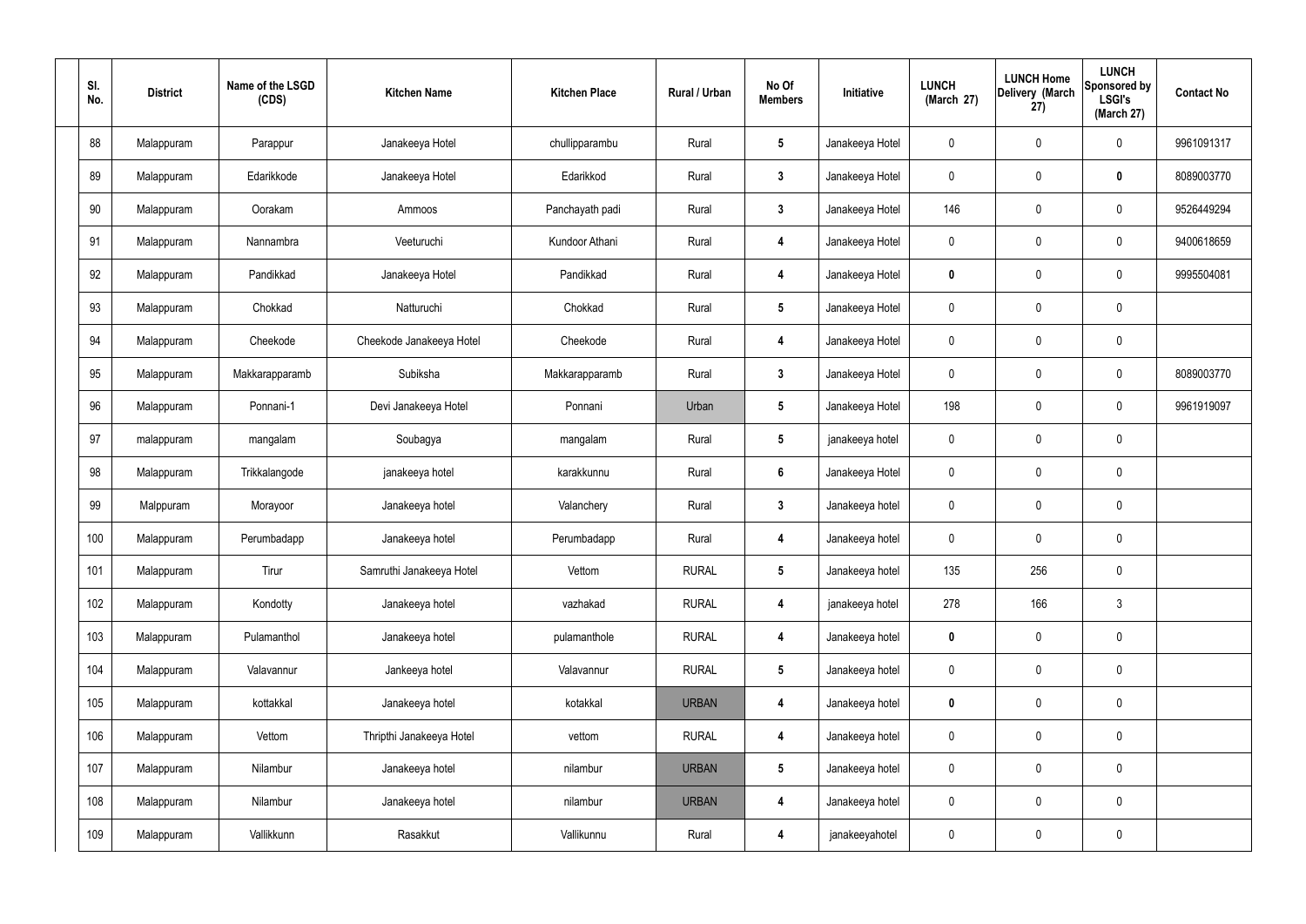| Sl. No. | District | Name of the LSGD (CDS) | Kitchen Name | Kitchen Place | Rural / Urban | No Of Members | Initiative | LUNCH (March 27) | LUNCH Home Delivery (March 27) | LUNCH Sponsored by LSGI's (March 27) | Contact No |
|---|---|---|---|---|---|---|---|---|---|---|---|
| 88 | Malappuram | Parappur | Janakeeya Hotel | chullipparambu | Rural | 5 | Janakeeya Hotel | 0 | 0 | 0 | 9961091317 |
| 89 | Malappuram | Edarikkode | Janakeeya Hotel | Edarikkod | Rural | 3 | Janakeeya Hotel | 0 | 0 | 0 | 8089003770 |
| 90 | Malappuram | Oorakam | Ammoos | Panchayath padi | Rural | 3 | Janakeeya Hotel | 146 | 0 | 0 | 9526449294 |
| 91 | Malappuram | Nannambra | Veeturuchi | Kundoor Athani | Rural | 4 | Janakeeya Hotel | 0 | 0 | 0 | 9400618659 |
| 92 | Malappuram | Pandikkad | Janakeeya Hotel | Pandikkad | Rural | 4 | Janakeeya Hotel | 0 | 0 | 0 | 9995504081 |
| 93 | Malappuram | Chokkad | Natturuchi | Chokkad | Rural | 5 | Janakeeya Hotel | 0 | 0 | 0 | |
| 94 | Malappuram | Cheekode | Cheekode Janakeeya Hotel | Cheekode | Rural | 4 | Janakeeya Hotel | 0 | 0 | 0 | |
| 95 | Malappuram | Makkarapparamb | Subiksha | Makkarapparamb | Rural | 3 | Janakeeya Hotel | 0 | 0 | 0 | 8089003770 |
| 96 | Malappuram | Ponnani-1 | Devi Janakeeya Hotel | Ponnani | Urban | 5 | Janakeeya Hotel | 198 | 0 | 0 | 9961919097 |
| 97 | malappuram | mangalam | Soubagya | mangalam | Rural | 5 | janakeeya hotel | 0 | 0 | 0 | |
| 98 | Malappuram | Trikkalangode | janakeeya hotel | karakkunnu | Rural | 6 | Janakeeya Hotel | 0 | 0 | 0 | |
| 99 | Malppuram | Morayoor | Janakeeya hotel | Valanchery | Rural | 3 | Janakeeya hotel | 0 | 0 | 0 | |
| 100 | Malappuram | Perumbadapp | Janakeeya hotel | Perumbadapp | Rural | 4 | Janakeeya hotel | 0 | 0 | 0 | |
| 101 | Malappuram | Tirur | Samruthi Janakeeya Hotel | Vettom | RURAL | 5 | Janakeeya hotel | 135 | 256 | 0 | |
| 102 | Malappuram | Kondotty | Janakeeya hotel | vazhakad | RURAL | 4 | janakeeya hotel | 278 | 166 | 3 | |
| 103 | Malappuram | Pulamanthol | Janakeeya hotel | pulamanthole | RURAL | 4 | Janakeeya hotel | 0 | 0 | 0 | |
| 104 | Malappuram | Valavannur | Jankeeya hotel | Valavannur | RURAL | 5 | Janakeeya hotel | 0 | 0 | 0 | |
| 105 | Malappuram | kottakkal | Janakeeya hotel | kotakkal | URBAN | 4 | Janakeeya hotel | 0 | 0 | 0 | |
| 106 | Malappuram | Vettom | Thripthi Janakeeya Hotel | vettom | RURAL | 4 | Janakeeya hotel | 0 | 0 | 0 | |
| 107 | Malappuram | Nilambur | Janakeeya hotel | nilambur | URBAN | 5 | Janakeeya hotel | 0 | 0 | 0 | |
| 108 | Malappuram | Nilambur | Janakeeya hotel | nilambur | URBAN | 4 | Janakeeya hotel | 0 | 0 | 0 | |
| 109 | Malappuram | Vallikkunn | Rasakkut | Vallikunnu | Rural | 4 | janakeeyahotel | 0 | 0 | 0 | |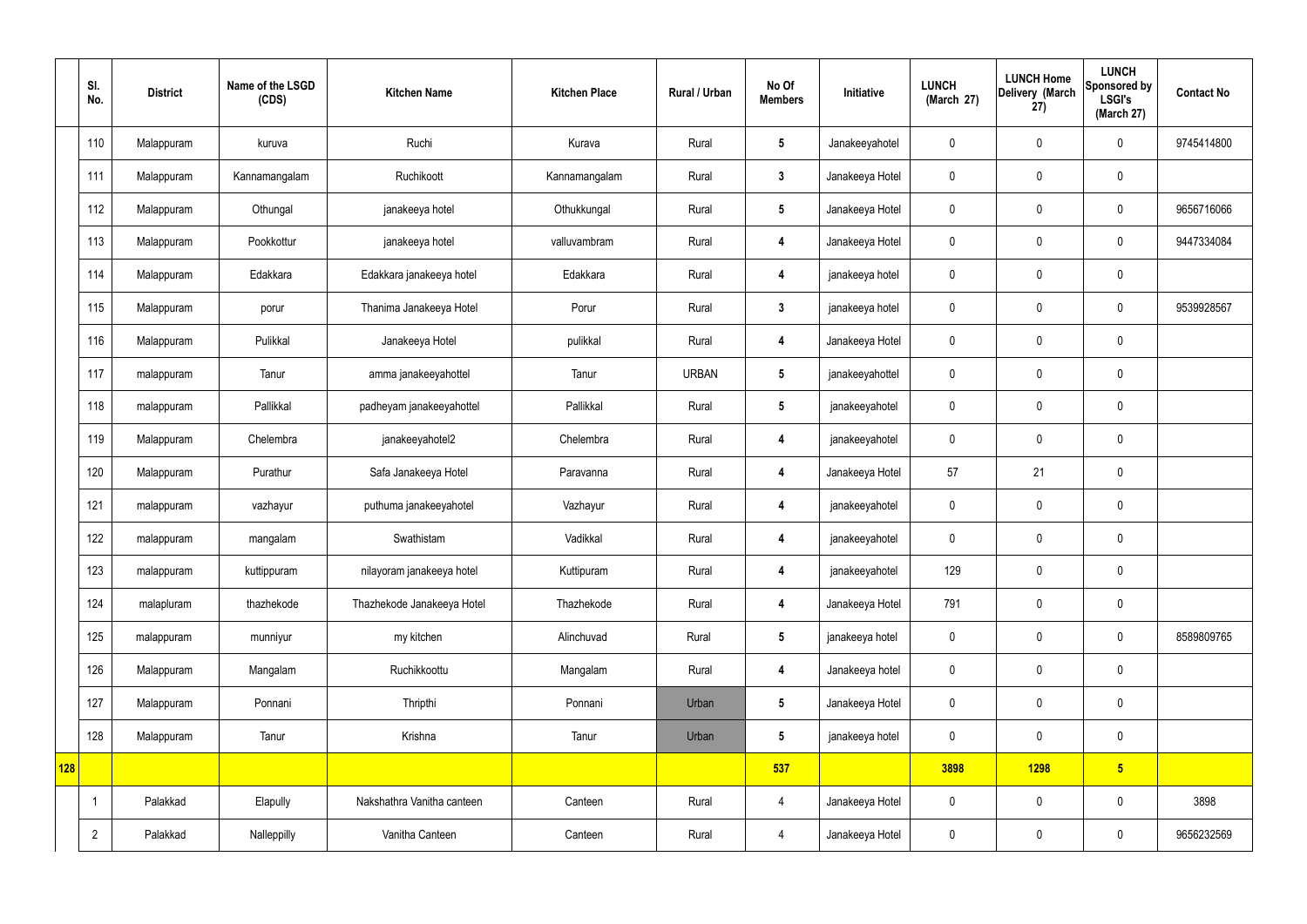|  | Sl. No. | District | Name of the LSGD (CDS) | Kitchen Name | Kitchen Place | Rural / Urban | No Of Members | Initiative | LUNCH (March 27) | LUNCH Home Delivery (March 27) | LUNCH Sponsored by LSGI's (March 27) | Contact No |
|---|---|---|---|---|---|---|---|---|---|---|---|---|
|  | 110 | Malappuram | kuruva | Ruchi | Kurava | Rural | 5 | Janakeeyahotel | 0 | 0 | 0 | 9745414800 |
|  | 111 | Malappuram | Kannamangalam | Ruchikoott | Kannamangalam | Rural | 3 | Janakeeya Hotel | 0 | 0 | 0 |  |
|  | 112 | Malappuram | Othungal | janakeeya hotel | Othukkungal | Rural | 5 | Janakeeya Hotel | 0 | 0 | 0 | 9656716066 |
|  | 113 | Malappuram | Pookkottur | janakeeya hotel | valluvambram | Rural | 4 | Janakeeya Hotel | 0 | 0 | 0 | 9447334084 |
|  | 114 | Malappuram | Edakkara | Edakkara janakeeya hotel | Edakkara | Rural | 4 | janakeeya hotel | 0 | 0 | 0 |  |
|  | 115 | Malappuram | porur | Thanima Janakeeya Hotel | Porur | Rural | 3 | janakeeya hotel | 0 | 0 | 0 | 9539928567 |
|  | 116 | Malappuram | Pulikkal | Janakeeya Hotel | pulikkal | Rural | 4 | Janakeeya Hotel | 0 | 0 | 0 |  |
|  | 117 | malappuram | Tanur | amma janakeeyahottel | Tanur | URBAN | 5 | janakeeyahottel | 0 | 0 | 0 |  |
|  | 118 | malappuram | Pallikkal | padheyam janakeeyahottel | Pallikkal | Rural | 5 | janakeeyahotel | 0 | 0 | 0 |  |
|  | 119 | Malappuram | Chelembra | janakeeyahotel2 | Chelembra | Rural | 4 | janakeeyahotel | 0 | 0 | 0 |  |
|  | 120 | Malappuram | Purathur | Safa Janakeeya Hotel | Paravanna | Rural | 4 | Janakeeya Hotel | 57 | 21 | 0 |  |
|  | 121 | malappuram | vazhayur | puthuma janakeeyahotel | Vazhayur | Rural | 4 | janakeeyahotel | 0 | 0 | 0 |  |
|  | 122 | malappuram | mangalam | Swathistam | Vadikkal | Rural | 4 | janakeeyahotel | 0 | 0 | 0 |  |
|  | 123 | malappuram | kuttippuram | nilayoram janakeeya hotel | Kuttipuram | Rural | 4 | janakeeyahotel | 129 | 0 | 0 |  |
|  | 124 | malapluram | thazhekode | Thazhekode Janakeeya Hotel | Thazhekode | Rural | 4 | Janakeeya Hotel | 791 | 0 | 0 |  |
|  | 125 | malappuram | munniyur | my kitchen | Alinchuvad | Rural | 5 | janakeeya hotel | 0 | 0 | 0 | 8589809765 |
|  | 126 | Malappuram | Mangalam | Ruchikkoottu | Mangalam | Rural | 4 | Janakeeya hotel | 0 | 0 | 0 |  |
|  | 127 | Malappuram | Ponnani | Thripthi | Ponnani | Urban | 5 | Janakeeya Hotel | 0 | 0 | 0 |  |
|  | 128 | Malappuram | Tanur | Krishna | Tanur | Urban | 5 | janakeeya hotel | 0 | 0 | 0 |  |
| 128 |  |  |  |  |  |  | 537 |  | 3898 | 1298 | 5 |  |
|  | 1 | Palakkad | Elapully | Nakshathra Vanitha canteen | Canteen | Rural | 4 | Janakeeya Hotel | 0 | 0 | 0 | 3898 |
|  | 2 | Palakkad | Nalleppilly | Vanitha Canteen | Canteen | Rural | 4 | Janakeeya Hotel | 0 | 0 | 0 | 9656232569 |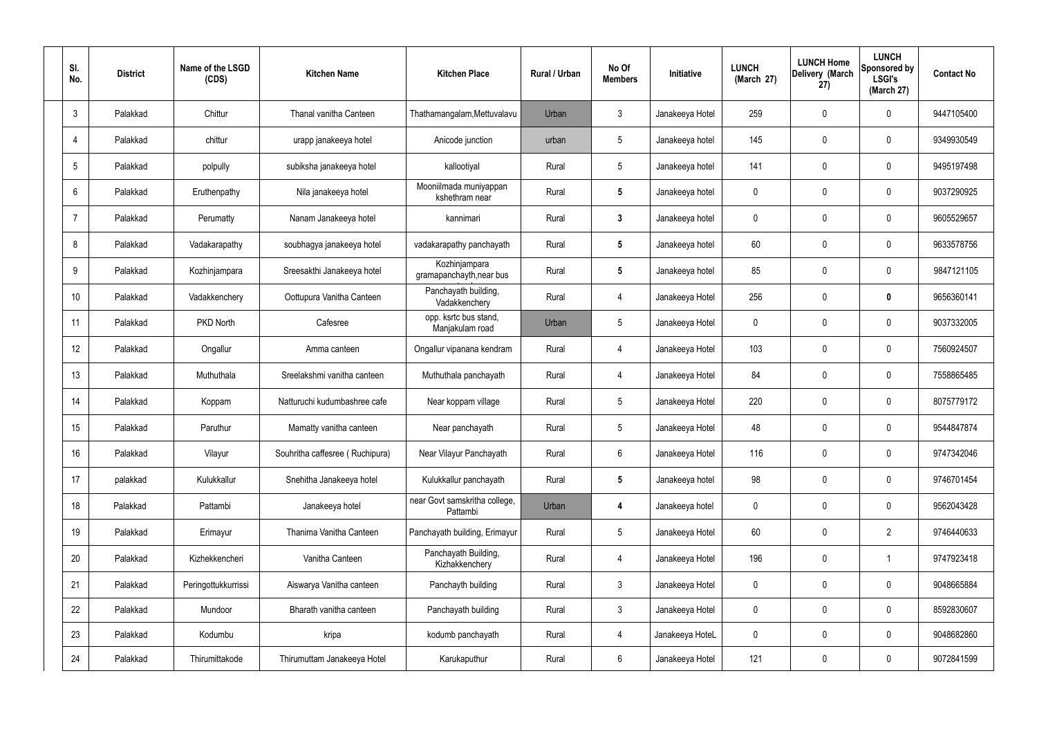| Sl. No. | District | Name of the LSGD (CDS) | Kitchen Name | Kitchen Place | Rural / Urban | No Of Members | Initiative | LUNCH (March 27) | LUNCH Home Delivery (March 27) | LUNCH Sponsored by LSGI's (March 27) | Contact No |
|---|---|---|---|---|---|---|---|---|---|---|---|
| 3 | Palakkad | Chittur | Thanal vanitha Canteen | Thathamangalam,Mettuvalavu | Urban | 3 | Janakeeya Hotel | 259 | 0 | 0 | 9447105400 |
| 4 | Palakkad | chittur | urapp janakeeya hotel | Anicode junction | urban | 5 | Janakeeya hotel | 145 | 0 | 0 | 9349930549 |
| 5 | Palakkad | polpully | subiksha janakeeya hotel | kallootiyal | Rural | 5 | Janakeeya hotel | 141 | 0 | 0 | 9495197498 |
| 6 | Palakkad | Eruthenpathy | Nila janakeeya hotel | Mooniilmada muniyappan kshethram near | Rural | 5 | Janakeeya hotel | 0 | 0 | 0 | 9037290925 |
| 7 | Palakkad | Perumatty | Nanam Janakeeya hotel | kannimari | Rural | 3 | Janakeeya hotel | 0 | 0 | 0 | 9605529657 |
| 8 | Palakkad | Vadakarapathy | soubhagya janakeeya hotel | vadakarapathy panchayath | Rural | 5 | Janakeeya hotel | 60 | 0 | 0 | 9633578756 |
| 9 | Palakkad | Kozhinjampara | Sreesakthi Janakeeya hotel | Kozhinjampara gramapanchayth,near bus | Rural | 5 | Janakeeya hotel | 85 | 0 | 0 | 9847121105 |
| 10 | Palakkad | Vadakkenchery | Oottupura Vanitha Canteen | Panchayath building, Vadakkenchery | Rural | 4 | Janakeeya Hotel | 256 | 0 | 0 | 9656360141 |
| 11 | Palakkad | PKD North | Cafesree | opp. ksrtc bus stand, Manjakulam road | Urban | 5 | Janakeeya Hotel | 0 | 0 | 0 | 9037332005 |
| 12 | Palakkad | Ongallur | Amma canteen | Ongallur vipanana kendram | Rural | 4 | Janakeeya Hotel | 103 | 0 | 0 | 7560924507 |
| 13 | Palakkad | Muthuthala | Sreelakshmi vanitha canteen | Muthuthala panchayath | Rural | 4 | Janakeeya Hotel | 84 | 0 | 0 | 7558865485 |
| 14 | Palakkad | Koppam | Natturuchi kudumbashree cafe | Near koppam village | Rural | 5 | Janakeeya Hotel | 220 | 0 | 0 | 8075779172 |
| 15 | Palakkad | Paruthur | Mamatty vanitha canteen | Near panchayath | Rural | 5 | Janakeeya Hotel | 48 | 0 | 0 | 9544847874 |
| 16 | Palakkad | Vilayur | Souhritha caffesree ( Ruchipura) | Near Vilayur Panchayath | Rural | 6 | Janakeeya Hotel | 116 | 0 | 0 | 9747342046 |
| 17 | palakkad | Kulukkallur | Snehitha Janakeeya hotel | Kulukkallur panchayath | Rural | 5 | Janakeeya hotel | 98 | 0 | 0 | 9746701454 |
| 18 | Palakkad | Pattambi | Janakeeya hotel | near Govt samskritha college, Pattambi | Urban | 4 | Janakeeya hotel | 0 | 0 | 0 | 9562043428 |
| 19 | Palakkad | Erimayur | Thanima Vanitha Canteen | Panchayath building, Erimayur | Rural | 5 | Janakeeya Hotel | 60 | 0 | 2 | 9746440633 |
| 20 | Palakkad | Kizhekkencheri | Vanitha Canteen | Panchayath Building, Kizhakkenchery | Rural | 4 | Janakeeya Hotel | 196 | 0 | 1 | 9747923418 |
| 21 | Palakkad | Peringottukkurrissi | Aiswarya Vanitha canteen | Panchayth building | Rural | 3 | Janakeeya Hotel | 0 | 0 | 0 | 9048665884 |
| 22 | Palakkad | Mundoor | Bharath vanitha canteen | Panchayath building | Rural | 3 | Janakeeya Hotel | 0 | 0 | 0 | 8592830607 |
| 23 | Palakkad | Kodumbu | kripa | kodumb panchayath | Rural | 4 | Janakeeya HoteL | 0 | 0 | 0 | 9048682860 |
| 24 | Palakkad | Thirumittakode | Thirumuttam Janakeeya Hotel | Karukaputhur | Rural | 6 | Janakeeya Hotel | 121 | 0 | 0 | 9072841599 |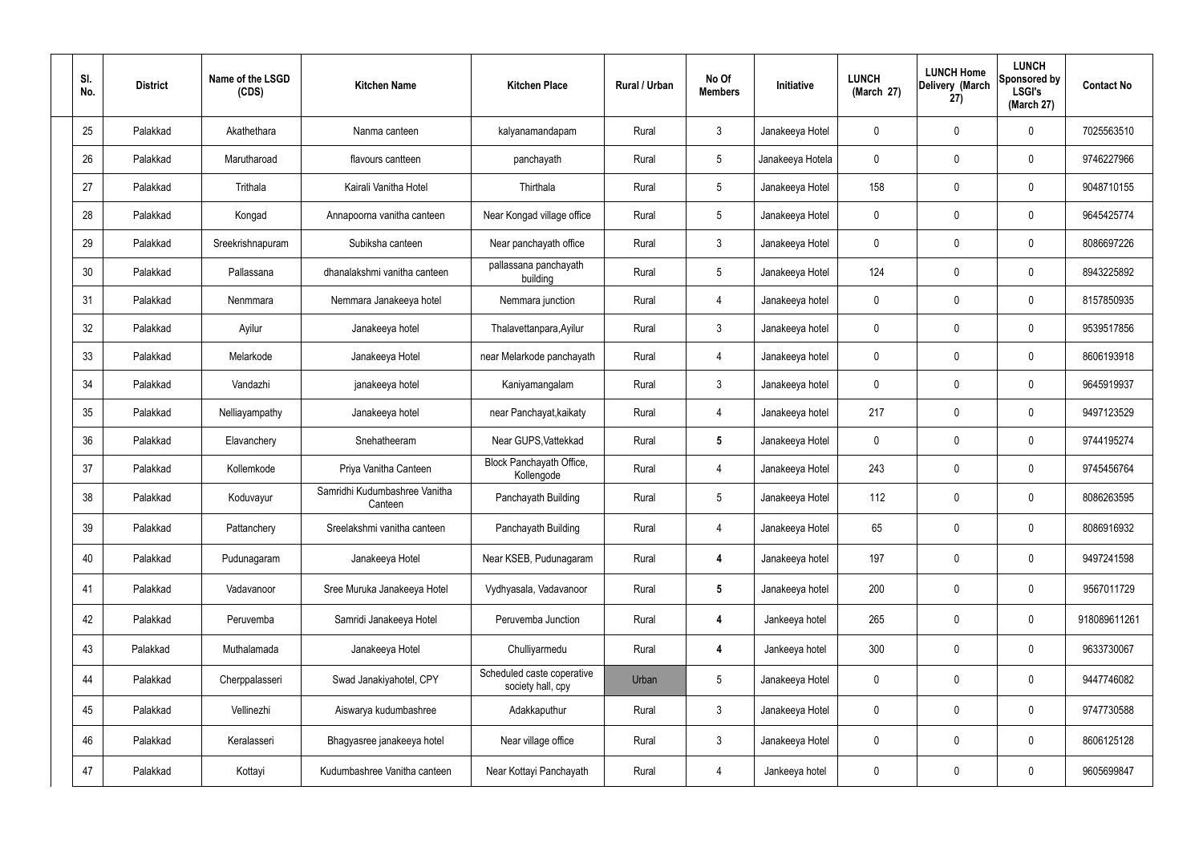| Sl. No. | District | Name of the LSGD (CDS) | Kitchen Name | Kitchen Place | Rural / Urban | No Of Members | Initiative | LUNCH (March 27) | LUNCH Home Delivery (March 27) | LUNCH Sponsored by LSGI's (March 27) | Contact No |
|---|---|---|---|---|---|---|---|---|---|---|---|
| 25 | Palakkad | Akathethara | Nanma canteen | kalyanamandapam | Rural | 3 | Janakeeya Hotel | 0 | 0 | 0 | 7025563510 |
| 26 | Palakkad | Marutharoad | flavours cantteen | panchayath | Rural | 5 | Janakeeya Hotela | 0 | 0 | 0 | 9746227966 |
| 27 | Palakkad | Trithala | Kairali Vanitha Hotel | Thirthala | Rural | 5 | Janakeeya Hotel | 158 | 0 | 0 | 9048710155 |
| 28 | Palakkad | Kongad | Annapoorna vanitha canteen | Near Kongad village office | Rural | 5 | Janakeeya Hotel | 0 | 0 | 0 | 9645425774 |
| 29 | Palakkad | Sreekrishnapuram | Subiksha canteen | Near panchayath office | Rural | 3 | Janakeeya Hotel | 0 | 0 | 0 | 8086697226 |
| 30 | Palakkad | Pallassana | dhanalakshmi vanitha canteen | pallassana panchayath building | Rural | 5 | Janakeeya Hotel | 124 | 0 | 0 | 8943225892 |
| 31 | Palakkad | Nenmmara | Nemmara Janakeeya hotel | Nemmara junction | Rural | 4 | Janakeeya hotel | 0 | 0 | 0 | 8157850935 |
| 32 | Palakkad | Ayilur | Janakeeya hotel | Thalavettanpara,Ayilur | Rural | 3 | Janakeeya hotel | 0 | 0 | 0 | 9539517856 |
| 33 | Palakkad | Melarkode | Janakeeya Hotel | near Melarkode panchayath | Rural | 4 | Janakeeya hotel | 0 | 0 | 0 | 8606193918 |
| 34 | Palakkad | Vandazhi | janakeeya hotel | Kaniyamangalam | Rural | 3 | Janakeeya hotel | 0 | 0 | 0 | 9645919937 |
| 35 | Palakkad | Nelliayampathy | Janakeeya hotel | near Panchayat,kaikaty | Rural | 4 | Janakeeya hotel | 217 | 0 | 0 | 9497123529 |
| 36 | Palakkad | Elavanchery | Snehatheeram | Near GUPS,Vattekkad | Rural | **5** | Janakeeya Hotel | 0 | 0 | 0 | 9744195274 |
| 37 | Palakkad | Kollemkode | Priya Vanitha Canteen | Block Panchayath Office, Kollengode | Rural | 4 | Janakeeya Hotel | 243 | 0 | 0 | 9745456764 |
| 38 | Palakkad | Koduvayur | Samridhi Kudumbashree Vanitha Canteen | Panchayath Building | Rural | 5 | Janakeeya Hotel | 112 | 0 | 0 | 8086263595 |
| 39 | Palakkad | Pattanchery | Sreelakshmi vanitha canteen | Panchayath Building | Rural | 4 | Janakeeya Hotel | 65 | 0 | 0 | 8086916932 |
| 40 | Palakkad | Pudunagaram | Janakeeya Hotel | Near KSEB, Pudunagaram | Rural | **4** | Janakeeya hotel | 197 | 0 | 0 | 9497241598 |
| 41 | Palakkad | Vadavanoor | Sree Muruka Janakeeya Hotel | Vydhyasala, Vadavanoor | Rural | **5** | Janakeeya hotel | 200 | 0 | 0 | 9567011729 |
| 42 | Palakkad | Peruvemba | Samridi Janakeeya Hotel | Peruvemba Junction | Rural | **4** | Jankeeya hotel | 265 | 0 | 0 | 918089611261 |
| 43 | Palakkad | Muthalamada | Janakeeya Hotel | Chulliyarmedu | Rural | **4** | Jankeeya hotel | 300 | 0 | 0 | 9633730067 |
| 44 | Palakkad | Cherppalasseri | Swad Janakiyahotel, CPY | Scheduled caste coperative society hall, cpy | Urban | 5 | Janakeeya Hotel | 0 | 0 | 0 | 9447746082 |
| 45 | Palakkad | Vellinezhi | Aiswarya kudumbashree | Adakkaputhur | Rural | 3 | Janakeeya Hotel | 0 | 0 | 0 | 9747730588 |
| 46 | Palakkad | Keralasseri | Bhagyasree janakeeya hotel | Near village office | Rural | 3 | Janakeeya Hotel | 0 | 0 | 0 | 8606125128 |
| 47 | Palakkad | Kottayi | Kudumbashree Vanitha canteen | Near Kottayi Panchayath | Rural | 4 | Jankeeya hotel | 0 | 0 | 0 | 9605699847 |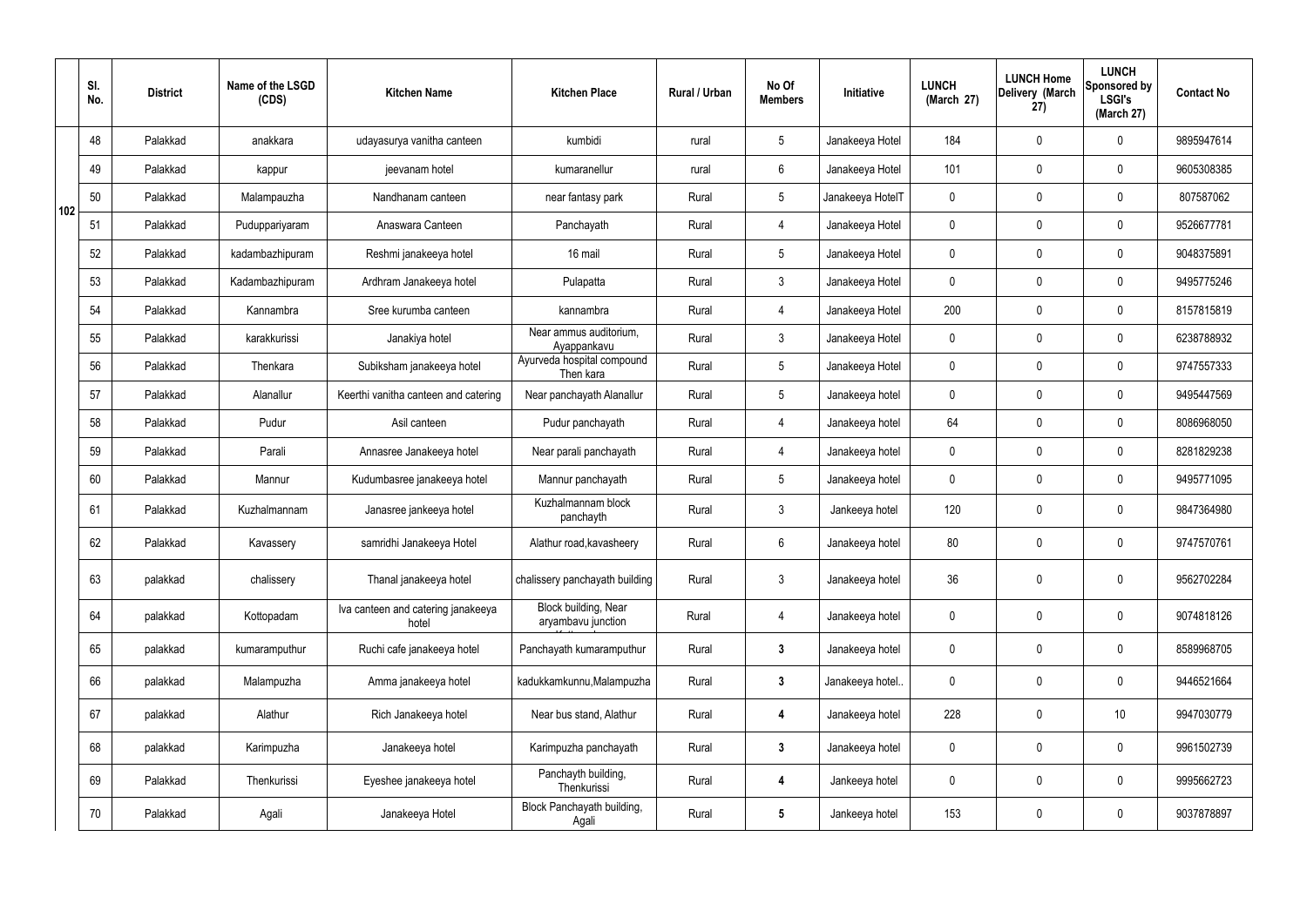|  | Sl. No. | District | Name of the LSGD (CDS) | Kitchen Name | Kitchen Place | Rural / Urban | No Of Members | Initiative | LUNCH (March 27) | LUNCH Home Delivery (March 27) | LUNCH Sponsored by LSGI's (March 27) | Contact No |
|---|---|---|---|---|---|---|---|---|---|---|---|---|
| 102 | 48 | Palakkad | anakkara | udayasurya vanitha canteen | kumbidi | rural | 5 | Janakeeya Hotel | 184 | 0 | 0 | 9895947614 |
|  | 49 | Palakkad | kappur | jeevanam hotel | kumaranellur | rural | 6 | Janakeeya Hotel | 101 | 0 | 0 | 9605308385 |
|  | 50 | Palakkad | Malampauzha | Nandhanam canteen | near fantasy park | Rural | 5 | Janakeeya HotelT | 0 | 0 | 0 | 807587062 |
|  | 51 | Palakkad | Puduppariyaram | Anaswara Canteen | Panchayath | Rural | 4 | Janakeeya Hotel | 0 | 0 | 0 | 9526677781 |
|  | 52 | Palakkad | kadambazhipuram | Reshmi janakeeya hotel | 16 mail | Rural | 5 | Janakeeya Hotel | 0 | 0 | 0 | 9048375891 |
|  | 53 | Palakkad | Kadambazhipuram | Ardhram Janakeeya hotel | Pulapatta | Rural | 3 | Janakeeya Hotel | 0 | 0 | 0 | 9495775246 |
|  | 54 | Palakkad | Kannambra | Sree kurumba canteen | kannambra | Rural | 4 | Janakeeya Hotel | 200 | 0 | 0 | 8157815819 |
|  | 55 | Palakkad | karakkurissi | Janakiya hotel | Near ammus auditorium, Ayappankavu | Rural | 3 | Janakeeya Hotel | 0 | 0 | 0 | 6238788932 |
|  | 56 | Palakkad | Thenkara | Subiksham janakeeya hotel | Ayurveda hospital compound Then kara | Rural | 5 | Janakeeya Hotel | 0 | 0 | 0 | 9747557333 |
|  | 57 | Palakkad | Alanallur | Keerthi vanitha canteen and catering | Near panchayath Alanallur | Rural | 5 | Janakeeya hotel | 0 | 0 | 0 | 9495447569 |
|  | 58 | Palakkad | Pudur | Asil canteen | Pudur panchayath | Rural | 4 | Janakeeya hotel | 64 | 0 | 0 | 8086968050 |
|  | 59 | Palakkad | Parali | Annasree Janakeeya hotel | Near parali panchayath | Rural | 4 | Janakeeya hotel | 0 | 0 | 0 | 8281829238 |
|  | 60 | Palakkad | Mannur | Kudumbasree janakeeya hotel | Mannur panchayath | Rural | 5 | Janakeeya hotel | 0 | 0 | 0 | 9495771095 |
|  | 61 | Palakkad | Kuzhalmannam | Janasree jankeeya hotel | Kuzhalmannam block panchayth | Rural | 3 | Jankeeya hotel | 120 | 0 | 0 | 9847364980 |
|  | 62 | Palakkad | Kavassery | samridhi Janakeeya Hotel | Alathur road,kavasheery | Rural | 6 | Janakeeya hotel | 80 | 0 | 0 | 9747570761 |
|  | 63 | palakkad | chalissery | Thanal janakeeya hotel | chalissery panchayath building | Rural | 3 | Janakeeya hotel | 36 | 0 | 0 | 9562702284 |
|  | 64 | palakkad | Kottopadam | Iva canteen and catering janakeeya hotel | Block building, Near aryambavu junction | Rural | 4 | Janakeeya hotel | 0 | 0 | 0 | 9074818126 |
|  | 65 | palakkad | kumaramputhur | Ruchi cafe janakeeya hotel | Panchayath kumaramputhur | Rural | 3 | Janakeeya hotel | 0 | 0 | 0 | 8589968705 |
|  | 66 | palakkad | Malampuzha | Amma janakeeya hotel | kadukkamkunnu,Malampuzha | Rural | 3 | Janakeeya hotel.. | 0 | 0 | 0 | 9446521664 |
|  | 67 | palakkad | Alathur | Rich Janakeeya hotel | Near bus stand, Alathur | Rural | 4 | Janakeeya hotel | 228 | 0 | 10 | 9947030779 |
|  | 68 | palakkad | Karimpuzha | Janakeeya hotel | Karimpuzha panchayath | Rural | 3 | Janakeeya hotel | 0 | 0 | 0 | 9961502739 |
|  | 69 | Palakkad | Thenkurissi | Eyeshee janakeeya hotel | Panchayth building, Thenkurissi | Rural | 4 | Jankeeya hotel | 0 | 0 | 0 | 9995662723 |
|  | 70 | Palakkad | Agali | Janakeeya Hotel | Block Panchayath building, Agali | Rural | 5 | Jankeeya hotel | 153 | 0 | 0 | 9037878897 |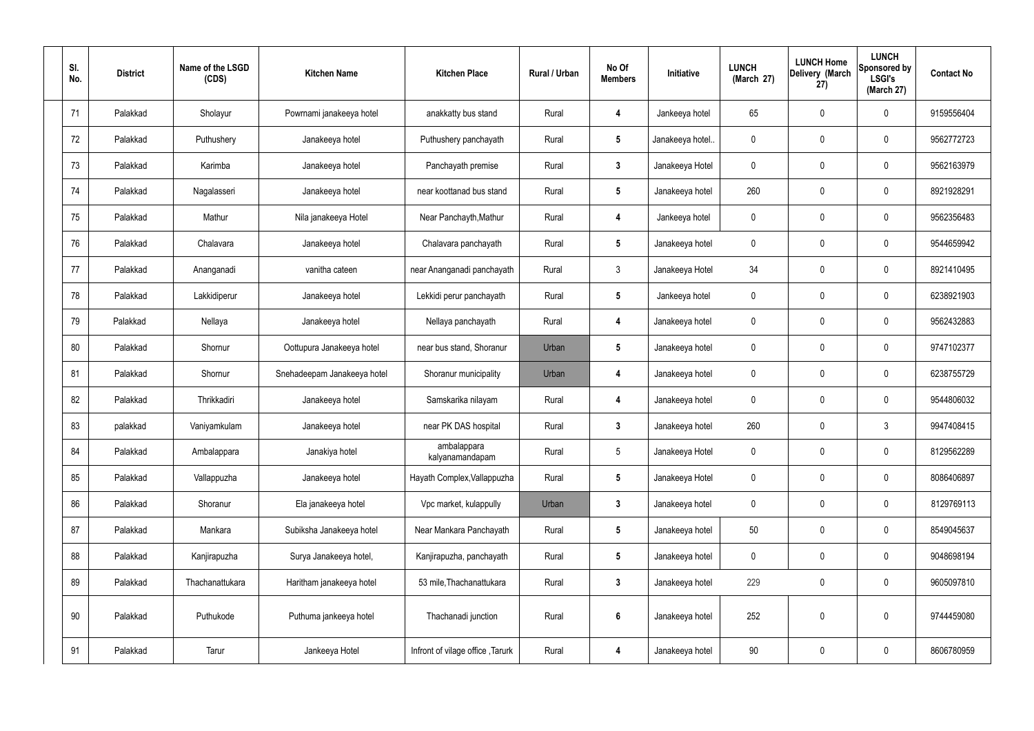| Sl. No. | District | Name of the LSGD (CDS) | Kitchen Name | Kitchen Place | Rural / Urban | No Of Members | Initiative | LUNCH (March 27) | LUNCH Home Delivery (March 27) | LUNCH Sponsored by LSGI's (March 27) | Contact No |
|---|---|---|---|---|---|---|---|---|---|---|---|
| 71 | Palakkad | Sholayur | Powrnami janakeeya hotel | anakkatty bus stand | Rural | 4 | Jankeeya hotel | 65 | 0 | 0 | 9159556404 |
| 72 | Palakkad | Puthushery | Janakeeya hotel | Puthushery panchayath | Rural | 5 | Janakeeya hotel.. | 0 | 0 | 0 | 9562772723 |
| 73 | Palakkad | Karimba | Janakeeya hotel | Panchayath premise | Rural | 3 | Janakeeya Hotel | 0 | 0 | 0 | 9562163979 |
| 74 | Palakkad | Nagalasseri | Janakeeya hotel | near koottanad bus stand | Rural | 5 | Janakeeya hotel | 260 | 0 | 0 | 8921928291 |
| 75 | Palakkad | Mathur | Nila janakeeya Hotel | Near Panchayth,Mathur | Rural | 4 | Jankeeya hotel | 0 | 0 | 0 | 9562356483 |
| 76 | Palakkad | Chalavara | Janakeeya hotel | Chalavara panchayath | Rural | 5 | Janakeeya hotel | 0 | 0 | 0 | 9544659942 |
| 77 | Palakkad | Ananganadi | vanitha cateen | near Ananganadi panchayath | Rural | 3 | Janakeeya Hotel | 34 | 0 | 0 | 8921410495 |
| 78 | Palakkad | Lakkidiperur | Janakeeya hotel | Lekkidi perur panchayath | Rural | 5 | Jankeeya hotel | 0 | 0 | 0 | 6238921903 |
| 79 | Palakkad | Nellaya | Janakeeya hotel | Nellaya panchayath | Rural | 4 | Janakeeya hotel | 0 | 0 | 0 | 9562432883 |
| 80 | Palakkad | Shornur | Oottupura Janakeeya hotel | near bus stand, Shoranur | Urban | 5 | Janakeeya hotel | 0 | 0 | 0 | 9747102377 |
| 81 | Palakkad | Shornur | Snehadeepam Janakeeya hotel | Shoranur municipality | Urban | 4 | Janakeeya hotel | 0 | 0 | 0 | 6238755729 |
| 82 | Palakkad | Thrikkadiri | Janakeeya hotel | Samskarika nilayam | Rural | 4 | Janakeeya hotel | 0 | 0 | 0 | 9544806032 |
| 83 | palakkad | Vaniyamkulam | Janakeeya hotel | near PK DAS hospital | Rural | 3 | Janakeeya hotel | 260 | 0 | 3 | 9947408415 |
| 84 | Palakkad | Ambalappara | Janakiya hotel | ambalappara kalyanamandapam | Rural | 5 | Janakeeya Hotel | 0 | 0 | 0 | 8129562289 |
| 85 | Palakkad | Vallappuzha | Janakeeya hotel | Hayath Complex,Vallappuzha | Rural | 5 | Janakeeya Hotel | 0 | 0 | 0 | 8086406897 |
| 86 | Palakkad | Shoranur | Ela janakeeya hotel | Vpc market, kulappully | Urban | 3 | Janakeeya hotel | 0 | 0 | 0 | 8129769113 |
| 87 | Palakkad | Mankara | Subiksha Janakeeya hotel | Near Mankara Panchayath | Rural | 5 | Janakeeya hotel | 50 | 0 | 0 | 8549045637 |
| 88 | Palakkad | Kanjirapuzha | Surya Janakeeya hotel, | Kanjirapuzha, panchayath | Rural | 5 | Janakeeya hotel | 0 | 0 | 0 | 9048698194 |
| 89 | Palakkad | Thachanattukara | Haritham janakeeya hotel | 53 mile,Thachanattukara | Rural | 3 | Janakeeya hotel | 229 | 0 | 0 | 9605097810 |
| 90 | Palakkad | Puthukode | Puthuma jankeeya hotel | Thachanadi junction | Rural | 6 | Janakeeya hotel | 252 | 0 | 0 | 9744459080 |
| 91 | Palakkad | Tarur | Jankeeya Hotel | Infront of vilage office ,Tarurk | Rural | 4 | Janakeeya hotel | 90 | 0 | 0 | 8606780959 |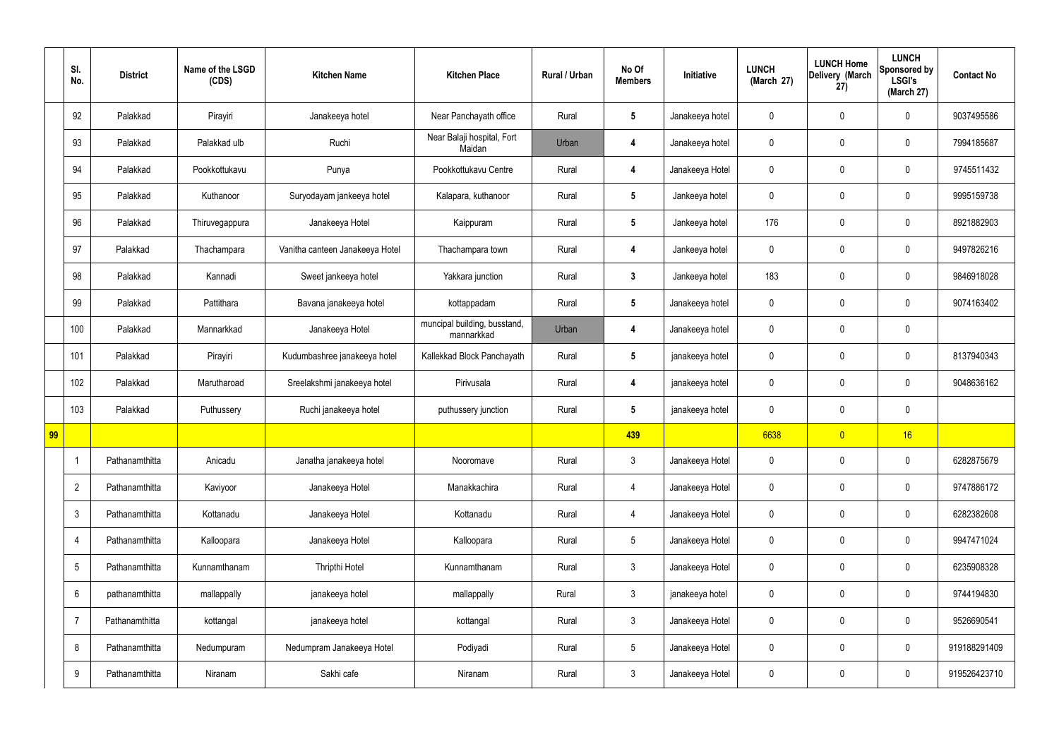| | Sl. No. | District | Name of the LSGD (CDS) | Kitchen Name | Kitchen Place | Rural / Urban | No Of Members | Initiative | LUNCH (March 27) | LUNCH Home Delivery (March 27) | LUNCH Sponsored by LSGI's (March 27) | Contact No |
|---|---|---|---|---|---|---|---|---|---|---|---|---|
| | 92 | Palakkad | Pirayiri | Janakeeya hotel | Near Panchayath office | Rural | 5 | Janakeeya hotel | 0 | 0 | 0 | 9037495586 |
| | 93 | Palakkad | Palakkad ulb | Ruchi | Near Balaji hospital, Fort Maidan | Urban | 4 | Janakeeya hotel | 0 | 0 | 0 | 7994185687 |
| | 94 | Palakkad | Pookkottukavu | Punya | Pookkottukavu Centre | Rural | 4 | Janakeeya Hotel | 0 | 0 | 0 | 9745511432 |
| | 95 | Palakkad | Kuthanoor | Suryodayam jankeeya hotel | Kalapara, kuthanoor | Rural | 5 | Jankeeya hotel | 0 | 0 | 0 | 9995159738 |
| | 96 | Palakkad | Thiruvegappura | Janakeeya Hotel | Kaippuram | Rural | 5 | Jankeeya hotel | 176 | 0 | 0 | 8921882903 |
| | 97 | Palakkad | Thachampara | Vanitha canteen Janakeeya Hotel | Thachampara town | Rural | 4 | Jankeeya hotel | 0 | 0 | 0 | 9497826216 |
| | 98 | Palakkad | Kannadi | Sweet jankeeya hotel | Yakkara junction | Rural | 3 | Jankeeya hotel | 183 | 0 | 0 | 9846918028 |
| | 99 | Palakkad | Pattithara | Bavana janakeeya hotel | kottappadam | Rural | 5 | Janakeeya hotel | 0 | 0 | 0 | 9074163402 |
| | 100 | Palakkad | Mannarkkad | Janakeeya Hotel | muncipal building, busstand, mannarkkad | Urban | 4 | Janakeeya hotel | 0 | 0 | 0 | |
| | 101 | Palakkad | Pirayiri | Kudumbashree janakeeya hotel | Kallekkad Block Panchayath | Rural | 5 | janakeeya hotel | 0 | 0 | 0 | 8137940343 |
| | 102 | Palakkad | Marutharoad | Sreelakshmi janakeeya hotel | Pirivusala | Rural | 4 | janakeeya hotel | 0 | 0 | 0 | 9048636162 |
| | 103 | Palakkad | Puthussery | Ruchi janakeeya hotel | puthussery junction | Rural | 5 | janakeeya hotel | 0 | 0 | 0 | |
| 99 | | | | | | | 439 | | 6638 | 0 | 16 | |
| | 1 | Pathanamthitta | Anicadu | Janatha janakeeya hotel | Nooromave | Rural | 3 | Janakeeya Hotel | 0 | 0 | 0 | 6282875679 |
| | 2 | Pathanamthitta | Kaviyoor | Janakeeya Hotel | Manakkachira | Rural | 4 | Janakeeya Hotel | 0 | 0 | 0 | 9747886172 |
| | 3 | Pathanamthitta | Kottanadu | Janakeeya Hotel | Kottanadu | Rural | 4 | Janakeeya Hotel | 0 | 0 | 0 | 6282382608 |
| | 4 | Pathanamthitta | Kalloopara | Janakeeya Hotel | Kalloopara | Rural | 5 | Janakeeya Hotel | 0 | 0 | 0 | 9947471024 |
| | 5 | Pathanamthitta | Kunnamthanam | Thripthi Hotel | Kunnamthanam | Rural | 3 | Janakeeya Hotel | 0 | 0 | 0 | 6235908328 |
| | 6 | pathanamthitta | mallappally | janakeeya hotel | mallappally | Rural | 3 | janakeeya hotel | 0 | 0 | 0 | 9744194830 |
| | 7 | Pathanamthitta | kottangal | janakeeya hotel | kottangal | Rural | 3 | Janakeeya Hotel | 0 | 0 | 0 | 9526690541 |
| | 8 | Pathanamthitta | Nedumpuram | Nedumpram Janakeeya Hotel | Podiyadi | Rural | 5 | Janakeeya Hotel | 0 | 0 | 0 | 919188291409 |
| | 9 | Pathanamthitta | Niranam | Sakhi cafe | Niranam | Rural | 3 | Janakeeya Hotel | 0 | 0 | 0 | 919526423710 |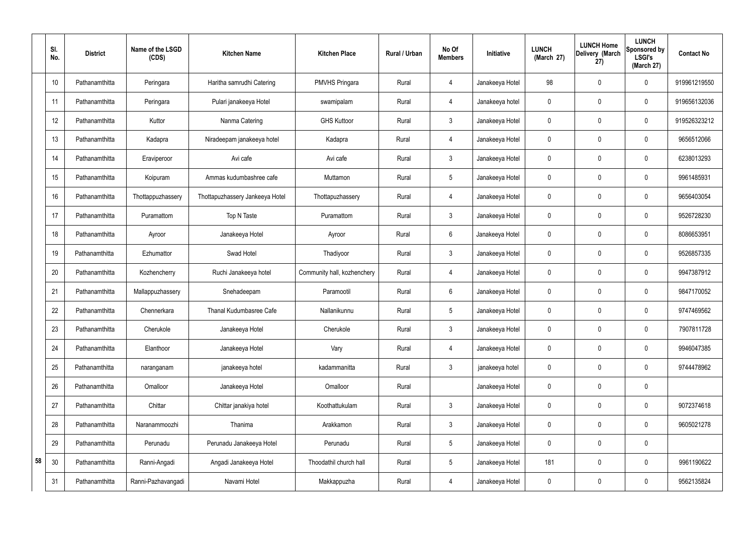| | Sl. No. | District | Name of the LSGD (CDS) | Kitchen Name | Kitchen Place | Rural / Urban | No Of Members | Initiative | LUNCH (March 27) | LUNCH Home Delivery (March 27) | LUNCH Sponsored by LSGI's (March 27) | Contact No |
|---|---|---|---|---|---|---|---|---|---|---|---|---|
| | 10 | Pathanamthitta | Peringara | Haritha samrudhi Catering | PMVHS Pringara | Rural | 4 | Janakeeya Hotel | 98 | 0 | 0 | 919961219550 |
| | 11 | Pathanamthitta | Peringara | Pulari janakeeya Hotel | swamipalam | Rural | 4 | Janakeeya hotel | 0 | 0 | 0 | 919656132036 |
| | 12 | Pathanamthitta | Kuttor | Nanma Catering | GHS Kuttoor | Rural | 3 | Janakeeya Hotel | 0 | 0 | 0 | 919526323212 |
| | 13 | Pathanamthitta | Kadapra | Niradeepam janakeeya hotel | Kadapra | Rural | 4 | Janakeeya Hotel | 0 | 0 | 0 | 9656512066 |
| | 14 | Pathanamthitta | Eraviperoor | Avi cafe | Avi cafe | Rural | 3 | Janakeeya Hotel | 0 | 0 | 0 | 6238013293 |
| | 15 | Pathanamthitta | Koipuram | Ammas kudumbashree cafe | Muttamon | Rural | 5 | Janakeeya Hotel | 0 | 0 | 0 | 9961485931 |
| | 16 | Pathanamthitta | Thottappuzhassery | Thottapuzhassery Jankeeya Hotel | Thottapuzhassery | Rural | 4 | Janakeeya Hotel | 0 | 0 | 0 | 9656403054 |
| | 17 | Pathanamthitta | Puramattom | Top N Taste | Puramattom | Rural | 3 | Janakeeya Hotel | 0 | 0 | 0 | 9526728230 |
| | 18 | Pathanamthitta | Ayroor | Janakeeya Hotel | Ayroor | Rural | 6 | Janakeeya Hotel | 0 | 0 | 0 | 8086653951 |
| | 19 | Pathanamthitta | Ezhumattor | Swad Hotel | Thadiyoor | Rural | 3 | Janakeeya Hotel | 0 | 0 | 0 | 9526857335 |
| | 20 | Pathanamthitta | Kozhencherry | Ruchi Janakeeya hotel | Community hall, kozhenchery | Rural | 4 | Janakeeya Hotel | 0 | 0 | 0 | 9947387912 |
| | 21 | Pathanamthitta | Mallappuzhassery | Snehadeepam | Paramootil | Rural | 6 | Janakeeya Hotel | 0 | 0 | 0 | 9847170052 |
| | 22 | Pathanamthitta | Chennerkara | Thanal Kudumbasree Cafe | Nallanikunnu | Rural | 5 | Janakeeya Hotel | 0 | 0 | 0 | 9747469562 |
| | 23 | Pathanamthitta | Cherukole | Janakeeya Hotel | Cherukole | Rural | 3 | Janakeeya Hotel | 0 | 0 | 0 | 7907811728 |
| | 24 | Pathanamthitta | Elanthoor | Janakeeya Hotel | Vary | Rural | 4 | Janakeeya Hotel | 0 | 0 | 0 | 9946047385 |
| | 25 | Pathanamthitta | naranganam | janakeeya hotel | kadammanitta | Rural | 3 | janakeeya hotel | 0 | 0 | 0 | 9744478962 |
| | 26 | Pathanamthitta | Omalloor | Janakeeya Hotel | Omalloor | Rural | | Janakeeya Hotel | 0 | 0 | 0 | |
| | 27 | Pathanamthitta | Chittar | Chittar janakiya hotel | Koothattukulam | Rural | 3 | Janakeeya Hotel | 0 | 0 | 0 | 9072374618 |
| | 28 | Pathanamthitta | Naranammoozhi | Thanima | Arakkamon | Rural | 3 | Janakeeya Hotel | 0 | 0 | 0 | 9605021278 |
| | 29 | Pathanamthitta | Perunadu | Perunadu Janakeeya Hotel | Perunadu | Rural | 5 | Janakeeya Hotel | 0 | 0 | 0 | |
| 58 | 30 | Pathanamthitta | Ranni-Angadi | Angadi Janakeeya Hotel | Thoodathil church hall | Rural | 5 | Janakeeya Hotel | 181 | 0 | 0 | 9961190622 |
| | 31 | Pathanamthitta | Ranni-Pazhavangadi | Navami Hotel | Makkappuzha | Rural | 4 | Janakeeya Hotel | 0 | 0 | 0 | 9562135824 |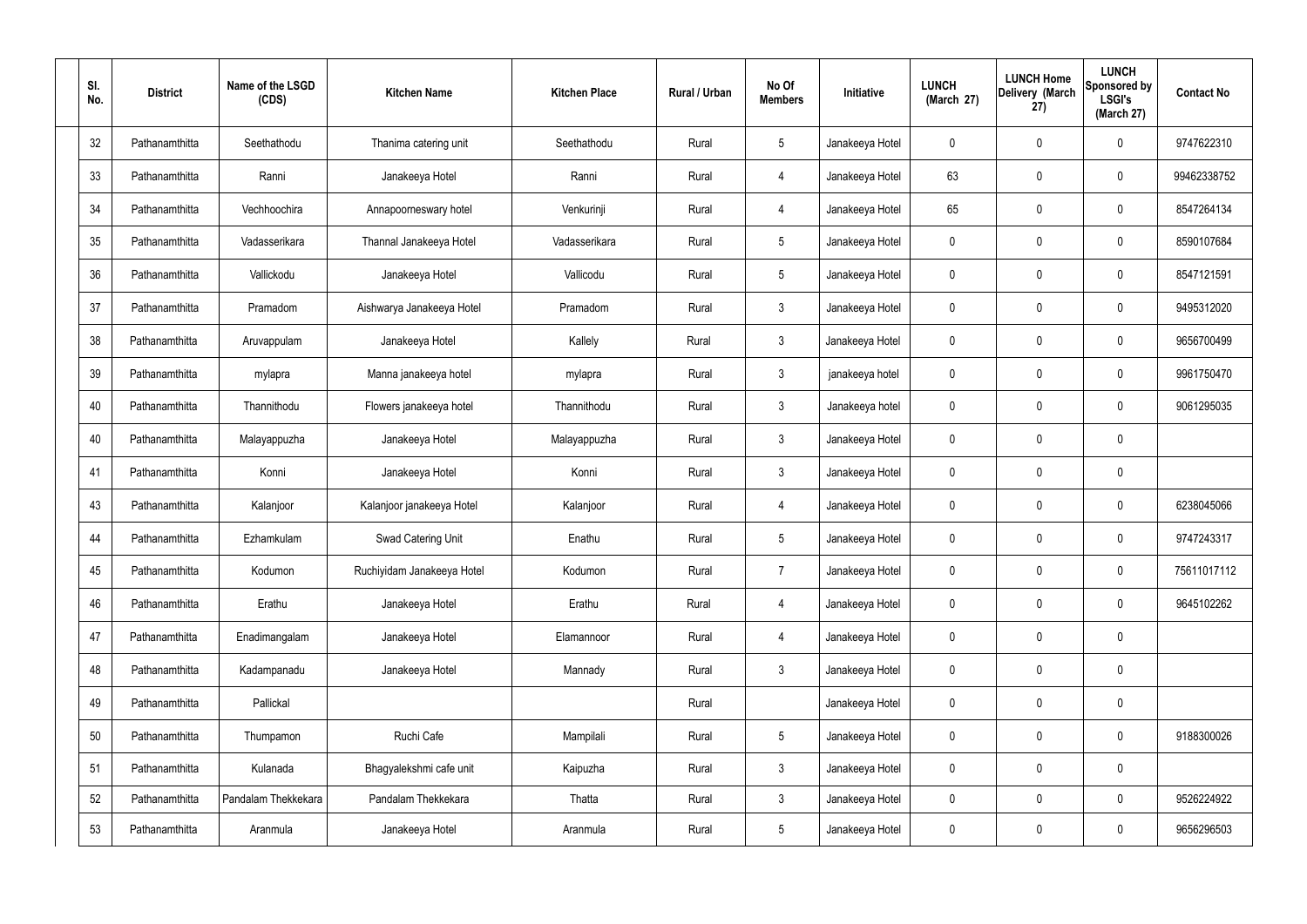| Sl. No. | District | Name of the LSGD (CDS) | Kitchen Name | Kitchen Place | Rural / Urban | No Of Members | Initiative | LUNCH (March 27) | LUNCH Home Delivery (March 27) | LUNCH Sponsored by LSGI's (March 27) | Contact No |
|---|---|---|---|---|---|---|---|---|---|---|---|
| 32 | Pathanamthitta | Seethathodu | Thanima catering unit | Seethathodu | Rural | 5 | Janakeeya Hotel | 0 | 0 | 0 | 9747622310 |
| 33 | Pathanamthitta | Ranni | Janakeeya Hotel | Ranni | Rural | 4 | Janakeeya Hotel | 63 | 0 | 0 | 99462338752 |
| 34 | Pathanamthitta | Vechhoochira | Annapoorneswary hotel | Venkurinji | Rural | 4 | Janakeeya Hotel | 65 | 0 | 0 | 8547264134 |
| 35 | Pathanamthitta | Vadasserikara | Thannal Janakeeya Hotel | Vadasserikara | Rural | 5 | Janakeeya Hotel | 0 | 0 | 0 | 8590107684 |
| 36 | Pathanamthitta | Vallickodu | Janakeeya Hotel | Vallicodu | Rural | 5 | Janakeeya Hotel | 0 | 0 | 0 | 8547121591 |
| 37 | Pathanamthitta | Pramadom | Aishwarya Janakeeya Hotel | Pramadom | Rural | 3 | Janakeeya Hotel | 0 | 0 | 0 | 9495312020 |
| 38 | Pathanamthitta | Aruvappulam | Janakeeya Hotel | Kallely | Rural | 3 | Janakeeya Hotel | 0 | 0 | 0 | 9656700499 |
| 39 | Pathanamthitta | mylapra | Manna janakeeya hotel | mylapra | Rural | 3 | janakeeya hotel | 0 | 0 | 0 | 9961750470 |
| 40 | Pathanamthitta | Thannithodu | Flowers janakeeya hotel | Thannithodu | Rural | 3 | Janakeeya hotel | 0 | 0 | 0 | 9061295035 |
| 40 | Pathanamthitta | Malayappuzha | Janakeeya Hotel | Malayappuzha | Rural | 3 | Janakeeya Hotel | 0 | 0 | 0 | |
| 41 | Pathanamthitta | Konni | Janakeeya Hotel | Konni | Rural | 3 | Janakeeya Hotel | 0 | 0 | 0 | |
| 43 | Pathanamthitta | Kalanjoor | Kalanjoor janakeeya Hotel | Kalanjoor | Rural | 4 | Janakeeya Hotel | 0 | 0 | 0 | 6238045066 |
| 44 | Pathanamthitta | Ezhamkulam | Swad Catering Unit | Enathu | Rural | 5 | Janakeeya Hotel | 0 | 0 | 0 | 9747243317 |
| 45 | Pathanamthitta | Kodumon | Ruchiyidam Janakeeya Hotel | Kodumon | Rural | 7 | Janakeeya Hotel | 0 | 0 | 0 | 75611017112 |
| 46 | Pathanamthitta | Erathu | Janakeeya Hotel | Erathu | Rural | 4 | Janakeeya Hotel | 0 | 0 | 0 | 9645102262 |
| 47 | Pathanamthitta | Enadimangalam | Janakeeya Hotel | Elamannoor | Rural | 4 | Janakeeya Hotel | 0 | 0 | 0 | |
| 48 | Pathanamthitta | Kadampanadu | Janakeeya Hotel | Mannady | Rural | 3 | Janakeeya Hotel | 0 | 0 | 0 | |
| 49 | Pathanamthitta | Pallickal | | | Rural | | Janakeeya Hotel | 0 | 0 | 0 | |
| 50 | Pathanamthitta | Thumpamon | Ruchi Cafe | Mampilali | Rural | 5 | Janakeeya Hotel | 0 | 0 | 0 | 9188300026 |
| 51 | Pathanamthitta | Kulanada | Bhagyalekshmi cafe unit | Kaipuzha | Rural | 3 | Janakeeya Hotel | 0 | 0 | 0 | |
| 52 | Pathanamthitta | Pandalam Thekkekara | Pandalam Thekkekara | Thatta | Rural | 3 | Janakeeya Hotel | 0 | 0 | 0 | 9526224922 |
| 53 | Pathanamthitta | Aranmula | Janakeeya Hotel | Aranmula | Rural | 5 | Janakeeya Hotel | 0 | 0 | 0 | 9656296503 |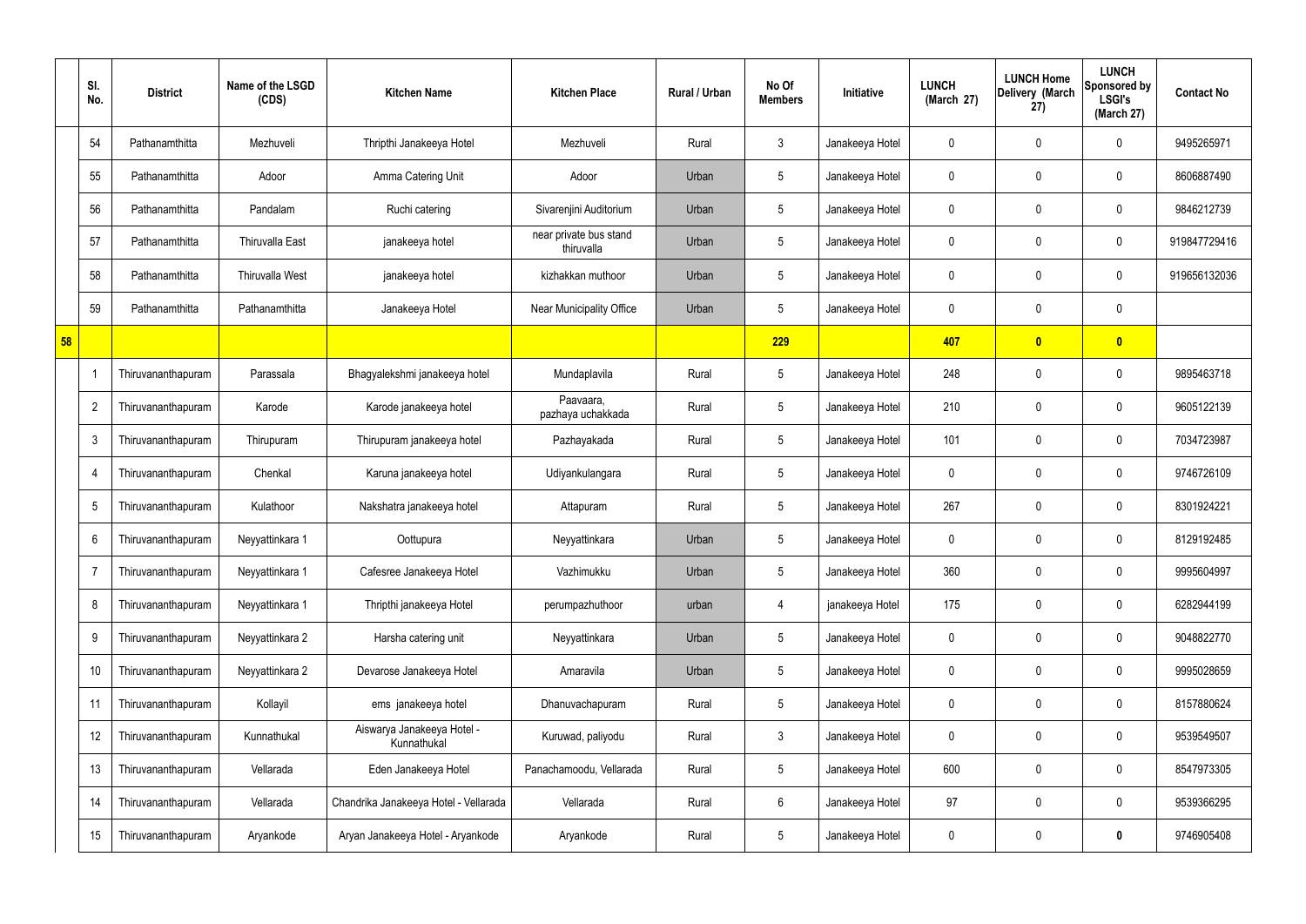| | Sl. No. | District | Name of the LSGD (CDS) | Kitchen Name | Kitchen Place | Rural / Urban | No Of Members | Initiative | LUNCH (March 27) | LUNCH Home Delivery (March 27) | LUNCH Sponsored by LSGI's (March 27) | Contact No |
|---|---|---|---|---|---|---|---|---|---|---|---|---|
| | 54 | Pathanamthitta | Mezhuveli | Thripthi Janakeeya Hotel | Mezhuveli | Rural | 3 | Janakeeya Hotel | 0 | 0 | 0 | 9495265971 |
| | 55 | Pathanamthitta | Adoor | Amma Catering Unit | Adoor | Urban | 5 | Janakeeya Hotel | 0 | 0 | 0 | 8606887490 |
| | 56 | Pathanamthitta | Pandalam | Ruchi catering | Sivarenjini Auditorium | Urban | 5 | Janakeeya Hotel | 0 | 0 | 0 | 9846212739 |
| | 57 | Pathanamthitta | Thiruvalla East | janakeeya hotel | near private bus stand thiruvalla | Urban | 5 | Janakeeya Hotel | 0 | 0 | 0 | 919847729416 |
| | 58 | Pathanamthitta | Thiruvalla West | janakeeya hotel | kizhakkan muthoor | Urban | 5 | Janakeeya Hotel | 0 | 0 | 0 | 919656132036 |
| | 59 | Pathanamthitta | Pathanamthitta | Janakeeya Hotel | Near Municipality Office | Urban | 5 | Janakeeya Hotel | 0 | 0 | 0 | |
| **58** | | | | | | | **229** | | **407** | **0** | **0** | |
| | 1 | Thiruvananthapuram | Parassala | Bhagyalekshmi janakeeya hotel | Mundaplavila | Rural | 5 | Janakeeya Hotel | 248 | 0 | 0 | 9895463718 |
| | 2 | Thiruvananthapuram | Karode | Karode janakeeya hotel | Paavaara, pazhaya uchakkada | Rural | 5 | Janakeeya Hotel | 210 | 0 | 0 | 9605122139 |
| | 3 | Thiruvananthapuram | Thirupuram | Thirupuram janakeeya hotel | Pazhayakada | Rural | 5 | Janakeeya Hotel | 101 | 0 | 0 | 7034723987 |
| | 4 | Thiruvananthapuram | Chenkal | Karuna janakeeya hotel | Udiyankulangara | Rural | 5 | Janakeeya Hotel | 0 | 0 | 0 | 9746726109 |
| | 5 | Thiruvananthapuram | Kulathoor | Nakshatra janakeeya hotel | Attapuram | Rural | 5 | Janakeeya Hotel | 267 | 0 | 0 | 8301924221 |
| | 6 | Thiruvananthapuram | Neyyattinkara 1 | Oottupura | Neyyattinkara | Urban | 5 | Janakeeya Hotel | 0 | 0 | 0 | 8129192485 |
| | 7 | Thiruvananthapuram | Neyyattinkara 1 | Cafesree Janakeeya Hotel | Vazhimukku | Urban | 5 | Janakeeya Hotel | 360 | 0 | 0 | 9995604997 |
| | 8 | Thiruvananthapuram | Neyyattinkara 1 | Thripthi janakeeya Hotel | perumpazhuthoor | urban | 4 | janakeeya Hotel | 175 | 0 | 0 | 6282944199 |
| | 9 | Thiruvananthapuram | Neyyattinkara 2 | Harsha catering unit | Neyyattinkara | Urban | 5 | Janakeeya Hotel | 0 | 0 | 0 | 9048822770 |
| | 10 | Thiruvananthapuram | Neyyattinkara 2 | Devarose Janakeeya Hotel | Amaravila | Urban | 5 | Janakeeya Hotel | 0 | 0 | 0 | 9995028659 |
| | 11 | Thiruvananthapuram | Kollayil | ems janakeeya hotel | Dhanuvachapuram | Rural | 5 | Janakeeya Hotel | 0 | 0 | 0 | 8157880624 |
| | 12 | Thiruvananthapuram | Kunnathukal | Aiswarya Janakeeya Hotel - Kunnathukal | Kuruwad, paliyodu | Rural | 3 | Janakeeya Hotel | 0 | 0 | 0 | 9539549507 |
| | 13 | Thiruvananthapuram | Vellarada | Eden Janakeeya Hotel | Panachamoodu, Vellarada | Rural | 5 | Janakeeya Hotel | 600 | 0 | 0 | 8547973305 |
| | 14 | Thiruvananthapuram | Vellarada | Chandrika Janakeeya Hotel - Vellarada | Vellarada | Rural | 6 | Janakeeya Hotel | 97 | 0 | 0 | 9539366295 |
| | 15 | Thiruvananthapuram | Aryankode | Aryan Janakeeya Hotel - Aryankode | Aryankode | Rural | 5 | Janakeeya Hotel | 0 | 0 | **0** | 9746905408 |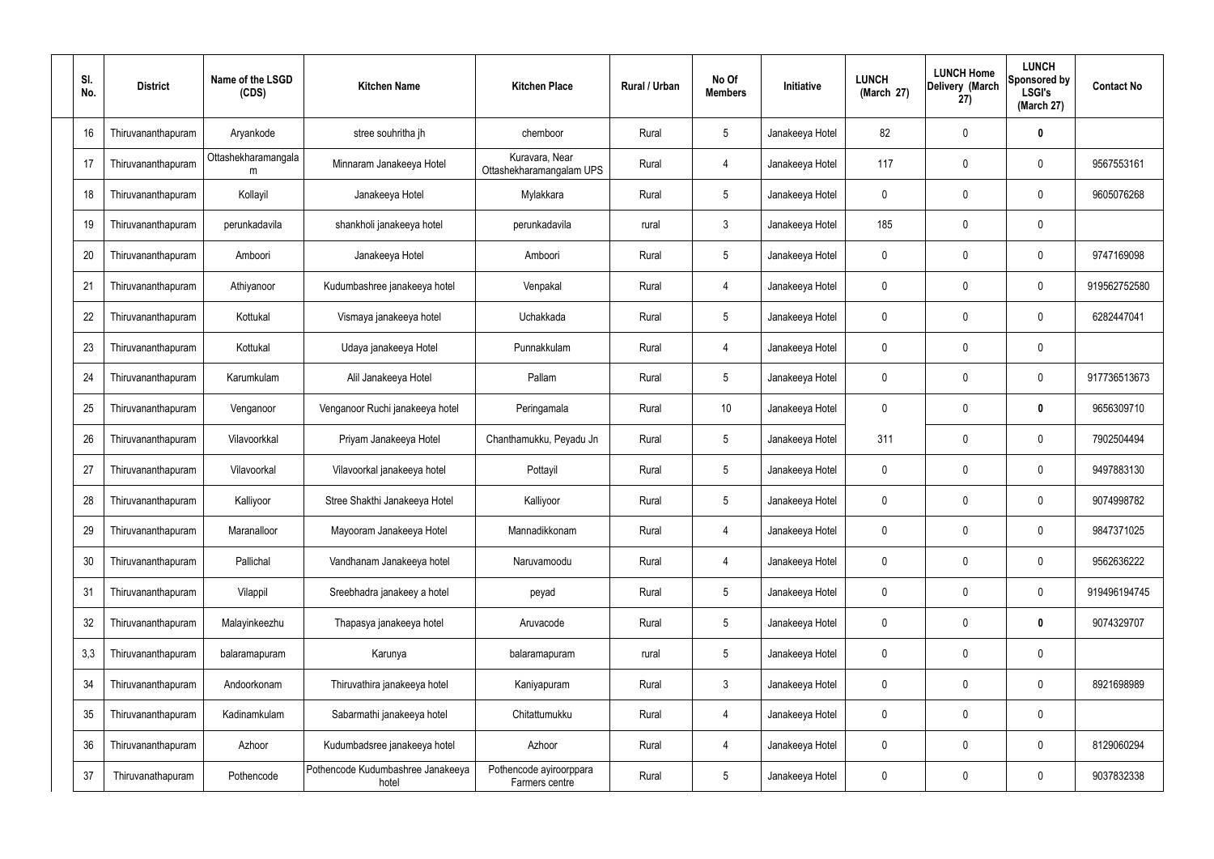| Sl. No. | District | Name of the LSGD (CDS) | Kitchen Name | Kitchen Place | Rural / Urban | No Of Members | Initiative | LUNCH (March 27) | LUNCH Home Delivery (March 27) | LUNCH Sponsored by LSGI's (March 27) | Contact No |
|---|---|---|---|---|---|---|---|---|---|---|---|
| 16 | Thiruvananthapuram | Aryankode | stree souhritha jh | chemboor | Rural | 5 | Janakeeya Hotel | 82 | 0 | **0** | |
| 17 | Thiruvananthapuram | Ottashekharamangalam | Minnaram Janakeeya Hotel | Kuravara, Near Ottashekharamangalam UPS | Rural | 4 | Janakeeya Hotel | 117 | 0 | 0 | 9567553161 |
| 18 | Thiruvananthapuram | Kollayil | Janakeeya Hotel | Mylakkara | Rural | 5 | Janakeeya Hotel | 0 | 0 | 0 | 9605076268 |
| 19 | Thiruvananthapuram | perunkadavila | shankholi janakeeya hotel | perunkadavila | rural | 3 | Janakeeya Hotel | 185 | 0 | 0 | |
| 20 | Thiruvananthapuram | Amboori | Janakeeya Hotel | Amboori | Rural | 5 | Janakeeya Hotel | 0 | 0 | 0 | 9747169098 |
| 21 | Thiruvananthapuram | Athiyanoor | Kudumbashree janakeeya hotel | Venpakal | Rural | 4 | Janakeeya Hotel | 0 | 0 | 0 | 919562752580 |
| 22 | Thiruvananthapuram | Kottukal | Vismaya janakeeya hotel | Uchakkada | Rural | 5 | Janakeeya Hotel | 0 | 0 | 0 | 6282447041 |
| 23 | Thiruvananthapuram | Kottukal | Udaya janakeeya Hotel | Punnakkulam | Rural | 4 | Janakeeya Hotel | 0 | 0 | 0 | |
| 24 | Thiruvananthapuram | Karumkulam | Alil Janakeeya Hotel | Pallam | Rural | 5 | Janakeeya Hotel | 0 | 0 | 0 | 917736513673 |
| 25 | Thiruvananthapuram | Venganoor | Venganoor Ruchi janakeeya hotel | Peringamala | Rural | 10 | Janakeeya Hotel | 0 | 0 | **0** | 9656309710 |
| 26 | Thiruvananthapuram | Vilavoorkkal | Priyam Janakeeya Hotel | Chanthamukku, Peyadu Jn | Rural | 5 | Janakeeya Hotel | 311 | 0 | 0 | 7902504494 |
| 27 | Thiruvananthapuram | Vilavoorkal | Vilavoorkal janakeeya hotel | Pottayil | Rural | 5 | Janakeeya Hotel | 0 | 0 | 0 | 9497883130 |
| 28 | Thiruvananthapuram | Kalliyoor | Stree Shakthi Janakeeya Hotel | Kalliyoor | Rural | 5 | Janakeeya Hotel | 0 | 0 | 0 | 9074998782 |
| 29 | Thiruvananthapuram | Maranalloor | Mayooram Janakeeya Hotel | Mannadikkonam | Rural | 4 | Janakeeya Hotel | 0 | 0 | 0 | 9847371025 |
| 30 | Thiruvananthapuram | Pallichal | Vandhanam Janakeeya hotel | Naruvamoodu | Rural | 4 | Janakeeya Hotel | 0 | 0 | 0 | 9562636222 |
| 31 | Thiruvananthapuram | Vilappil | Sreebhadra janakeey a hotel | peyad | Rural | 5 | Janakeeya Hotel | 0 | 0 | 0 | 919496194745 |
| 32 | Thiruvananthapuram | Malayinkeezhu | Thapasya janakeeya hotel | Aruvacode | Rural | 5 | Janakeeya Hotel | 0 | 0 | **0** | 9074329707 |
| 3,3 | Thiruvananthapuram | balaramapuram | Karunya | balaramapuram | rural | 5 | Janakeeya Hotel | 0 | 0 | 0 | |
| 34 | Thiruvananthapuram | Andoorkonam | Thiruvathira janakeeya hotel | Kaniyapuram | Rural | 3 | Janakeeya Hotel | 0 | 0 | 0 | 8921698989 |
| 35 | Thiruvananthapuram | Kadinamkulam | Sabarmathi janakeeya hotel | Chitattumukku | Rural | 4 | Janakeeya Hotel | 0 | 0 | 0 | |
| 36 | Thiruvananthapuram | Azhoor | Kudumbadsree janakeeya hotel | Azhoor | Rural | 4 | Janakeeya Hotel | 0 | 0 | 0 | 8129060294 |
| 37 | Thiruvanathapuram | Pothencode | Pothencode Kudumbashree Janakeeya hotel | Pothencode ayiroorppara Farmers centre | Rural | 5 | Janakeeya Hotel | 0 | 0 | 0 | 9037832338 |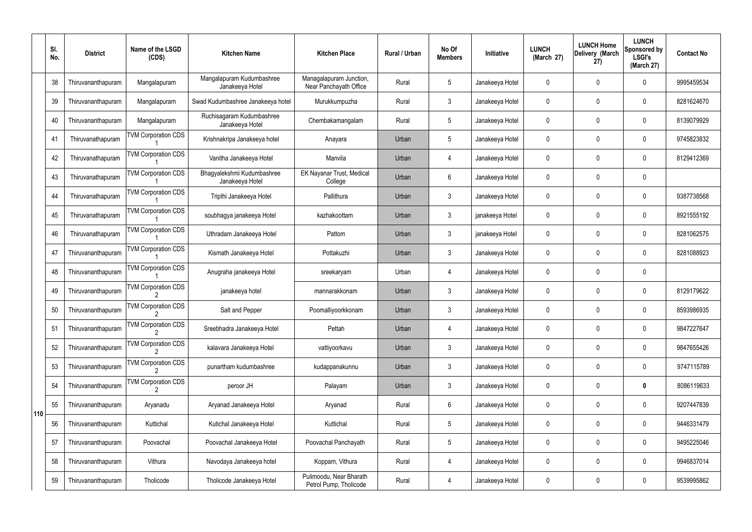|  | Sl. No. | District | Name of the LSGD (CDS) | Kitchen Name | Kitchen Place | Rural / Urban | No Of Members | Initiative | LUNCH (March 27) | LUNCH Home Delivery (March 27) | LUNCH Sponsored by LSGI's (March 27) | Contact No |
|---|---|---|---|---|---|---|---|---|---|---|---|---|
| 110 | 38 | Thiruvananthapuram | Mangalapuram | Mangalapuram Kudumbashree Janakeeya Hotel | Managalapuram Junction, Near Panchayath Office | Rural | 5 | Janakeeya Hotel | 0 | 0 | 0 | 9995459534 |
|  | 39 | Thiruvananthapuram | Mangalapuram | Swad Kudumbashree Janakeeya hotel | Murukkumpuzha | Rural | 3 | Janakeeya Hotel | 0 | 0 | 0 | 8281624670 |
|  | 40 | Thiruvananthapuram | Mangalapuram | Ruchisagaram Kudumbashree Janakeeya Hotel | Chembakamangalam | Rural | 5 | Janakeeya Hotel | 0 | 0 | 0 | 8139079929 |
|  | 41 | Thiruvanathapuram | TVM Corporation CDS 1 | Krishnakripa Janakeeya hotel | Anayara | Urban | 5 | Janakeeya Hotel | 0 | 0 | 0 | 9745823832 |
|  | 42 | Thiruvanathapuram | TVM Corporation CDS 1 | Vanitha Janakeeya Hotel | Manvila | Urban | 4 | Janakeeya Hotel | 0 | 0 | 0 | 8129412369 |
|  | 43 | Thiruvanathapuram | TVM Corporation CDS 1 | Bhagyalekshmi Kudumbashree Janakeeya Hotel | EK Nayanar Trust, Medical College | Urban | 6 | Janakeeya Hotel | 0 | 0 | 0 |  |
|  | 44 | Thiruvanathapuram | TVM Corporation CDS 1 | Tripthi Janakeeya Hotel | Pallithura | Urban | 3 | Janakeeya Hotel | 0 | 0 | 0 | 9387738568 |
|  | 45 | Thiruvanathapuram | TVM Corporation CDS 1 | soubhagya janakeeya Hotel | kazhakoottam | Urban | 3 | janakeeya Hotel | 0 | 0 | 0 | 8921555192 |
|  | 46 | Thiruvanathapuram | TVM Corporation CDS 1 | Uthradam Janakeeya Hotel | Pattom | Urban | 3 | janakeeya Hotel | 0 | 0 | 0 | 8281062575 |
|  | 47 | Thiruvananthapuram | TVM Corporation CDS 1 | Kismath Janakeeya Hotel | Pottakuzhi | Urban | 3 | Janakeeya Hotel | 0 | 0 | 0 | 8281088923 |
|  | 48 | Thiruvananthapuram | TVM Corporation CDS 1 | Anugraha janakeeya Hotel | sreekaryam | Urban | 4 | Janakeeya Hotel | 0 | 0 | 0 |  |
|  | 49 | Thiruvananthapuram | TVM Corporation CDS 2 | janakeeya hotel | mannarakkonam | Urban | 3 | Janakeeya Hotel | 0 | 0 | 0 | 8129179622 |
|  | 50 | Thiruvananthapuram | TVM Corporation CDS 2 | Salt and Pepper | Poomalliyoorkkonam | Urban | 3 | Janakeeya Hotel | 0 | 0 | 0 | 8593986935 |
|  | 51 | Thiruvananthapuram | TVM Corporation CDS 2 | Sreebhadra Janakeeya Hotel | Pettah | Urban | 4 | Janakeeya Hotel | 0 | 0 | 0 | 9847227647 |
|  | 52 | Thiruvananthapuram | TVM Corporation CDS 2 | kalavara Janakeeya Hotel | vattiyoorkavu | Urban | 3 | Janakeeya Hotel | 0 | 0 | 0 | 9847655426 |
|  | 53 | Thiruvananthapuram | TVM Corporation CDS 2 | punartham kudumbashree | kudappanakunnu | Urban | 3 | Janakeeya Hotel | 0 | 0 | 0 | 9747115789 |
|  | 54 | Thiruvananthapuram | TVM Corporation CDS 2 | peroor JH | Palayam | Urban | 3 | Janakeeya Hotel | 0 | 0 | **0** | 8086119633 |
|  | 55 | Thiruvananthapuram | Aryanadu | Aryanad Janakeeya Hotel | Aryanad | Rural | 6 | Janakeeya Hotel | 0 | 0 | 0 | 9207447839 |
|  | 56 | Thiruvananthapuram | Kuttichal | Kutichal Janakeeya Hotel | Kuttichal | Rural | 5 | Janakeeya Hotel | 0 | 0 | 0 | 9446331479 |
|  | 57 | Thiruvananthapuram | Poovachal | Poovachal Janakeeya Hotel | Poovachal Panchayath | Rural | 5 | Janakeeya Hotel | 0 | 0 | 0 | 9495225046 |
|  | 58 | Thiruvananthapuram | Vithura | Navodaya Janakeeya hotel | Koppam, Vithura | Rural | 4 | Janakeeya Hotel | 0 | 0 | 0 | 9946837014 |
|  | 59 | Thiruvananthapuram | Tholicode | Tholicode Janakeeya Hotel | Pulimoodu, Near Bharath Petrol Pump, Tholicode | Rural | 4 | Janakeeya Hotel | 0 | 0 | 0 | 9539995862 |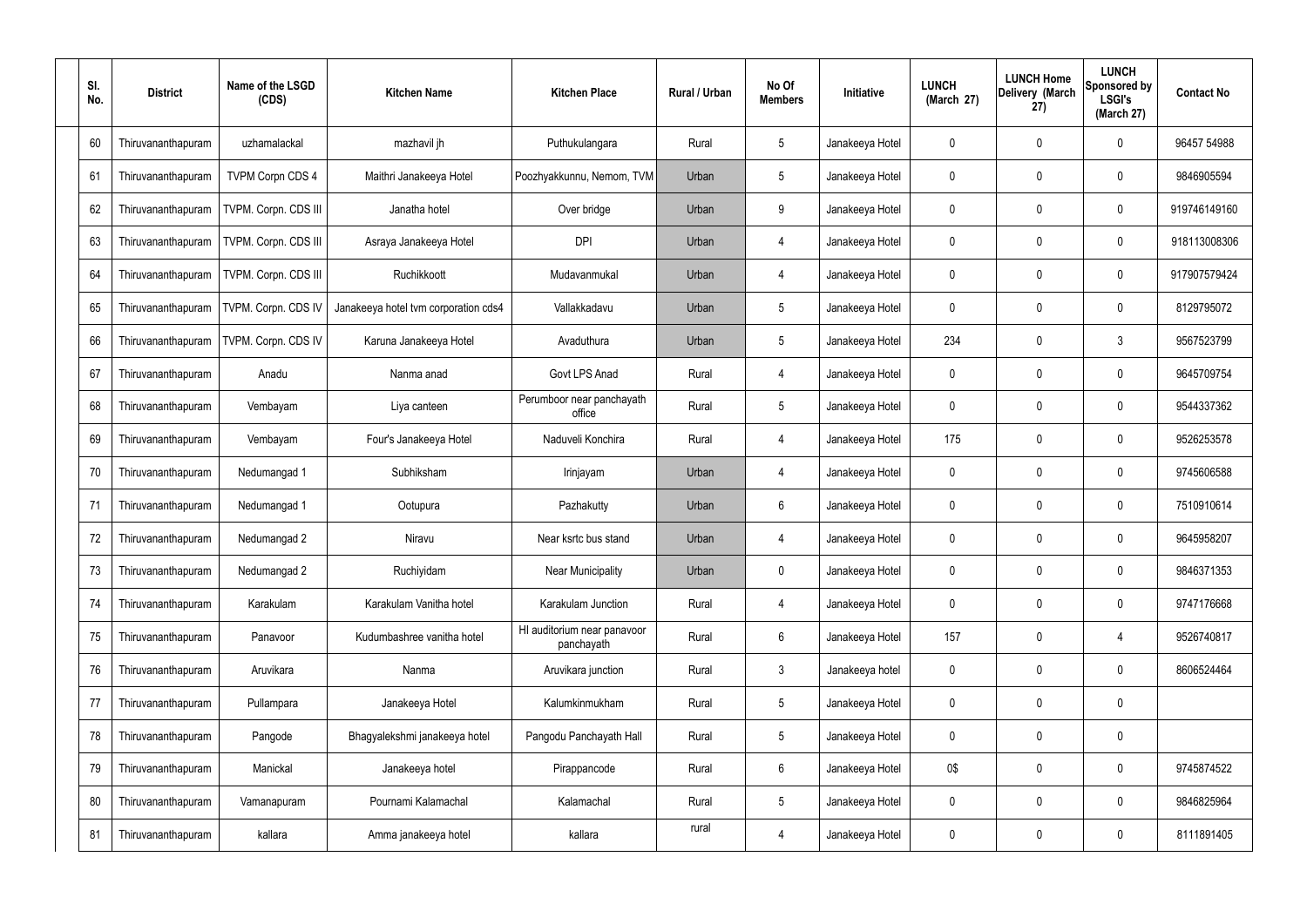| Sl. No. | District | Name of the LSGD (CDS) | Kitchen Name | Kitchen Place | Rural / Urban | No Of Members | Initiative | LUNCH (March 27) | LUNCH Home Delivery (March 27) | LUNCH Sponsored by LSGI's (March 27) | Contact No |
|---|---|---|---|---|---|---|---|---|---|---|---|
| 60 | Thiruvananthapuram | uzhamalackal | mazhavil jh | Puthukulangara | Rural | 5 | Janakeeya Hotel | 0 | 0 | 0 | 96457 54988 |
| 61 | Thiruvananthapuram | TVPM Corpn CDS 4 | Maithri Janakeeya Hotel | Poozhyakkunnu, Nemom, TVM | Urban | 5 | Janakeeya Hotel | 0 | 0 | 0 | 9846905594 |
| 62 | Thiruvananthapuram | TVPM. Corpn. CDS III | Janatha hotel | Over bridge | Urban | 9 | Janakeeya Hotel | 0 | 0 | 0 | 919746149160 |
| 63 | Thiruvananthapuram | TVPM. Corpn. CDS III | Asraya Janakeeya Hotel | DPI | Urban | 4 | Janakeeya Hotel | 0 | 0 | 0 | 918113008306 |
| 64 | Thiruvananthapuram | TVPM. Corpn. CDS III | Ruchikkoott | Mudavanmukal | Urban | 4 | Janakeeya Hotel | 0 | 0 | 0 | 917907579424 |
| 65 | Thiruvananthapuram | TVPM. Corpn. CDS IV | Janakeeya hotel tvm corporation cds4 | Vallakkadavu | Urban | 5 | Janakeeya Hotel | 0 | 0 | 0 | 8129795072 |
| 66 | Thiruvananthapuram | TVPM. Corpn. CDS IV | Karuna Janakeeya Hotel | Avaduthura | Urban | 5 | Janakeeya Hotel | 234 | 0 | 3 | 9567523799 |
| 67 | Thiruvananthapuram | Anadu | Nanma anad | Govt LPS Anad | Rural | 4 | Janakeeya Hotel | 0 | 0 | 0 | 9645709754 |
| 68 | Thiruvananthapuram | Vembayam | Liya canteen | Perumboor near panchayath office | Rural | 5 | Janakeeya Hotel | 0 | 0 | 0 | 9544337362 |
| 69 | Thiruvananthapuram | Vembayam | Four's Janakeeya Hotel | Naduveli Konchira | Rural | 4 | Janakeeya Hotel | 175 | 0 | 0 | 9526253578 |
| 70 | Thiruvananthapuram | Nedumangad 1 | Subhiksham | Irinjayam | Urban | 4 | Janakeeya Hotel | 0 | 0 | 0 | 9745606588 |
| 71 | Thiruvananthapuram | Nedumangad 1 | Ootupura | Pazhakutty | Urban | 6 | Janakeeya Hotel | 0 | 0 | 0 | 7510910614 |
| 72 | Thiruvananthapuram | Nedumangad 2 | Niravu | Near ksrtc bus stand | Urban | 4 | Janakeeya Hotel | 0 | 0 | 0 | 9645958207 |
| 73 | Thiruvananthapuram | Nedumangad 2 | Ruchiyidam | Near Municipality | Urban | 0 | Janakeeya Hotel | 0 | 0 | 0 | 9846371353 |
| 74 | Thiruvananthapuram | Karakulam | Karakulam Vanitha hotel | Karakulam Junction | Rural | 4 | Janakeeya Hotel | 0 | 0 | 0 | 9747176668 |
| 75 | Thiruvananthapuram | Panavoor | Kudumbashree vanitha hotel | HI auditorium near panavoor panchayath | Rural | 6 | Janakeeya Hotel | 157 | 0 | 4 | 9526740817 |
| 76 | Thiruvananthapuram | Aruvikara | Nanma | Aruvikara junction | Rural | 3 | Janakeeya hotel | 0 | 0 | 0 | 8606524464 |
| 77 | Thiruvananthapuram | Pullampara | Janakeeya Hotel | Kalumkinmukham | Rural | 5 | Janakeeya Hotel | 0 | 0 | 0 | |
| 78 | Thiruvananthapuram | Pangode | Bhagyalekshmi janakeeya hotel | Pangodu Panchayath Hall | Rural | 5 | Janakeeya Hotel | 0 | 0 | 0 | |
| 79 | Thiruvananthapuram | Manickal | Janakeeya hotel | Pirappancode | Rural | 6 | Janakeeya Hotel | 0$ | 0 | 0 | 9745874522 |
| 80 | Thiruvananthapuram | Vamanapuram | Pournami Kalamachal | Kalamachal | Rural | 5 | Janakeeya Hotel | 0 | 0 | 0 | 9846825964 |
| 81 | Thiruvananthapuram | kallara | Amma janakeeya hotel | kallara | rural | 4 | Janakeeya Hotel | 0 | 0 | 0 | 8111891405 |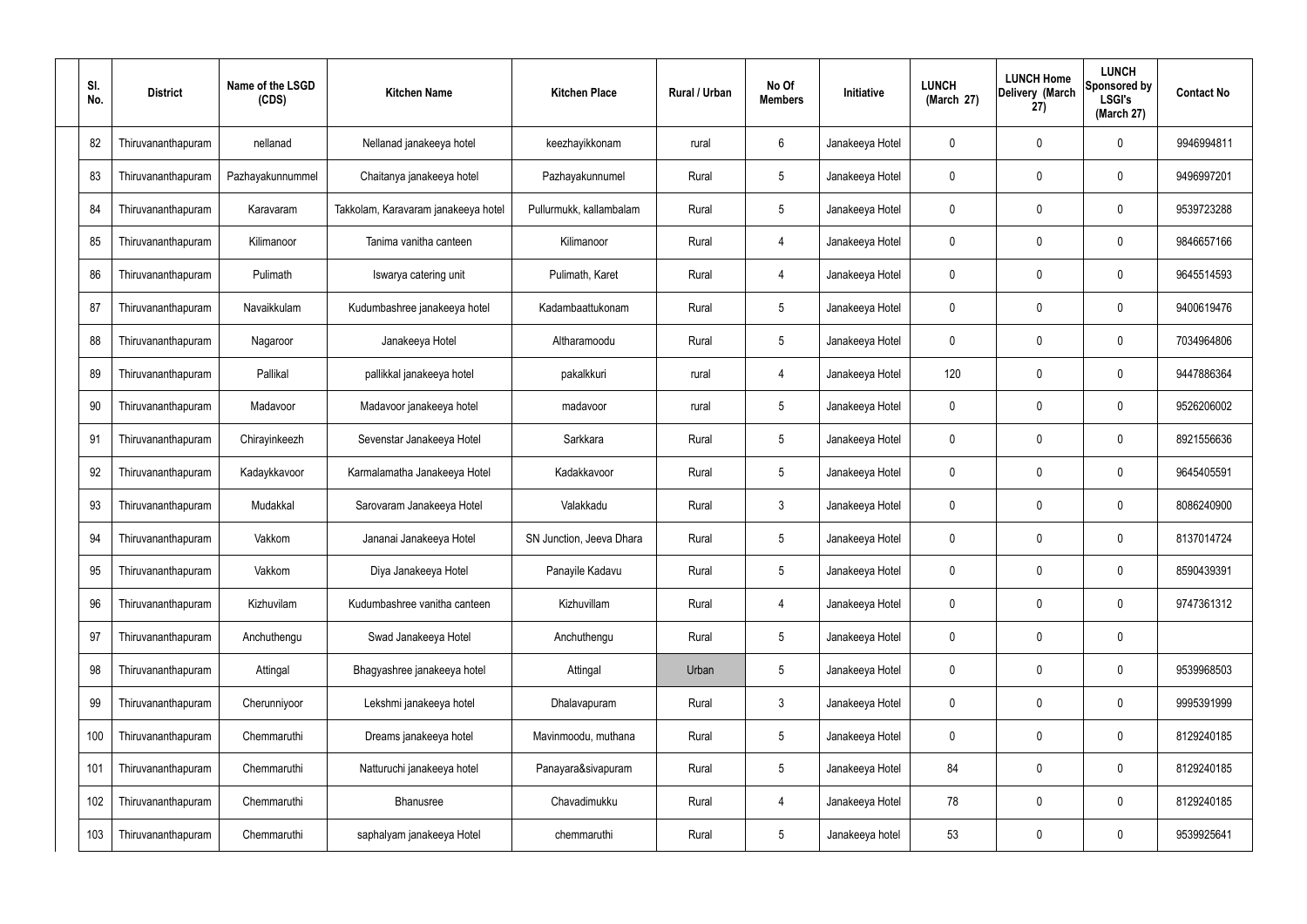| Sl. No. | District | Name of the LSGD (CDS) | Kitchen Name | Kitchen Place | Rural / Urban | No Of Members | Initiative | LUNCH (March 27) | LUNCH Home Delivery (March 27) | LUNCH Sponsored by LSGI's (March 27) | Contact No |
|---|---|---|---|---|---|---|---|---|---|---|---|
| 82 | Thiruvananthapuram | nellanad | Nellanad janakeeya hotel | keezhayikkonam | rural | 6 | Janakeeya Hotel | 0 | 0 | 0 | 9946994811 |
| 83 | Thiruvananthapuram | Pazhayakunnummel | Chaitanya janakeeya hotel | Pazhayakunnumel | Rural | 5 | Janakeeya Hotel | 0 | 0 | 0 | 9496997201 |
| 84 | Thiruvananthapuram | Karavaram | Takkolam, Karavaram janakeeya hotel | Pullurmukk, kallambalam | Rural | 5 | Janakeeya Hotel | 0 | 0 | 0 | 9539723288 |
| 85 | Thiruvananthapuram | Kilimanoor | Tanima vanitha canteen | Kilimanoor | Rural | 4 | Janakeeya Hotel | 0 | 0 | 0 | 9846657166 |
| 86 | Thiruvananthapuram | Pulimath | Iswarya catering unit | Pulimath, Karet | Rural | 4 | Janakeeya Hotel | 0 | 0 | 0 | 9645514593 |
| 87 | Thiruvananthapuram | Navaikkulam | Kudumbashree janakeeya hotel | Kadambaattukonam | Rural | 5 | Janakeeya Hotel | 0 | 0 | 0 | 9400619476 |
| 88 | Thiruvananthapuram | Nagaroor | Janakeeya Hotel | Altharamoodu | Rural | 5 | Janakeeya Hotel | 0 | 0 | 0 | 7034964806 |
| 89 | Thiruvananthapuram | Pallikal | pallikkal janakeeya hotel | pakalkkuri | rural | 4 | Janakeeya Hotel | 120 | 0 | 0 | 9447886364 |
| 90 | Thiruvananthapuram | Madavoor | Madavoor janakeeya hotel | madavoor | rural | 5 | Janakeeya Hotel | 0 | 0 | 0 | 9526206002 |
| 91 | Thiruvananthapuram | Chirayinkeezh | Sevenstar Janakeeya Hotel | Sarkkara | Rural | 5 | Janakeeya Hotel | 0 | 0 | 0 | 8921556636 |
| 92 | Thiruvananthapuram | Kadaykkavoor | Karmalamatha Janakeeya Hotel | Kadakkavoor | Rural | 5 | Janakeeya Hotel | 0 | 0 | 0 | 9645405591 |
| 93 | Thiruvananthapuram | Mudakkal | Sarovaram Janakeeya Hotel | Valakkadu | Rural | 3 | Janakeeya Hotel | 0 | 0 | 0 | 8086240900 |
| 94 | Thiruvananthapuram | Vakkom | Jananai Janakeeya Hotel | SN Junction, Jeeva Dhara | Rural | 5 | Janakeeya Hotel | 0 | 0 | 0 | 8137014724 |
| 95 | Thiruvananthapuram | Vakkom | Diya Janakeeya Hotel | Panayile Kadavu | Rural | 5 | Janakeeya Hotel | 0 | 0 | 0 | 8590439391 |
| 96 | Thiruvananthapuram | Kizhuvilam | Kudumbashree vanitha canteen | Kizhuvillam | Rural | 4 | Janakeeya Hotel | 0 | 0 | 0 | 9747361312 |
| 97 | Thiruvananthapuram | Anchuthengu | Swad Janakeeya Hotel | Anchuthengu | Rural | 5 | Janakeeya Hotel | 0 | 0 | 0 | |
| 98 | Thiruvananthapuram | Attingal | Bhagyashree janakeeya hotel | Attingal | Urban | 5 | Janakeeya Hotel | 0 | 0 | 0 | 9539968503 |
| 99 | Thiruvananthapuram | Cherunniyoor | Lekshmi janakeeya hotel | Dhalavapuram | Rural | 3 | Janakeeya Hotel | 0 | 0 | 0 | 9995391999 |
| 100 | Thiruvananthapuram | Chemmaruthi | Dreams janakeeya hotel | Mavinmoodu, muthana | Rural | 5 | Janakeeya Hotel | 0 | 0 | 0 | 8129240185 |
| 101 | Thiruvananthapuram | Chemmaruthi | Natturuchi janakeeya hotel | Panayara&sivapuram | Rural | 5 | Janakeeya Hotel | 84 | 0 | 0 | 8129240185 |
| 102 | Thiruvananthapuram | Chemmaruthi | Bhanusree | Chavadimukku | Rural | 4 | Janakeeya Hotel | 78 | 0 | 0 | 8129240185 |
| 103 | Thiruvananthapuram | Chemmaruthi | saphalyam janakeeya Hotel | chemmaruthi | Rural | 5 | Janakeeya hotel | 53 | 0 | 0 | 9539925641 |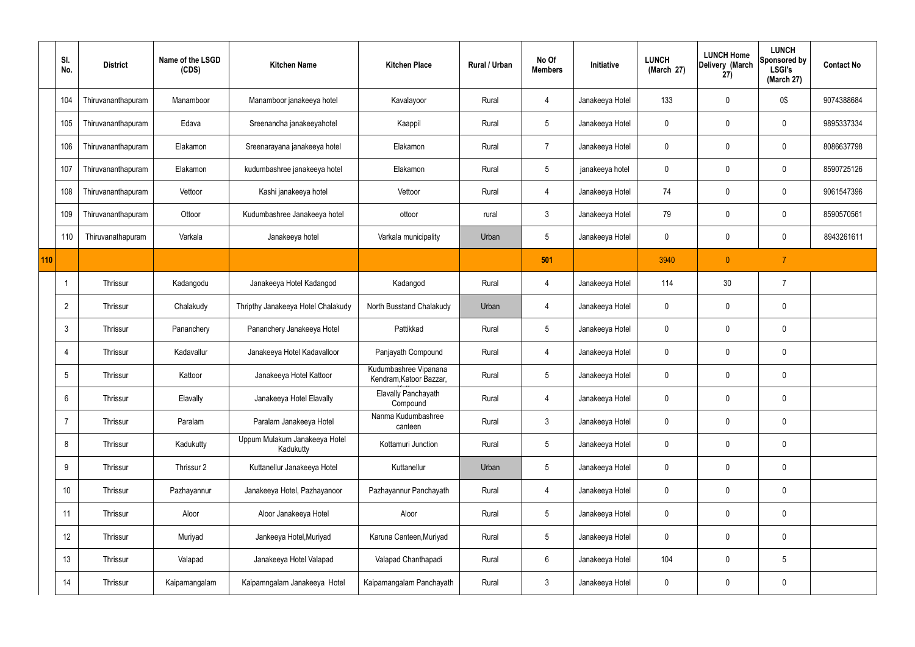|  | Sl. No. | District | Name of the LSGD (CDS) | Kitchen Name | Kitchen Place | Rural / Urban | No Of Members | Initiative | LUNCH (March 27) | LUNCH Home Delivery (March 27) | LUNCH Sponsored by LSGI's (March 27) | Contact No |
|---|---|---|---|---|---|---|---|---|---|---|---|---|
|  | 104 | Thiruvananthapuram | Manamboor | Manamboor janakeeya hotel | Kavalayoor | Rural | 4 | Janakeeya Hotel | 133 | 0 | 0$ | 9074388684 |
|  | 105 | Thiruvananthapuram | Edava | Sreenandha janakeeyahotel | Kaappil | Rural | 5 | Janakeeya Hotel | 0 | 0 | 0 | 9895337334 |
|  | 106 | Thiruvananthapuram | Elakamon | Sreenarayana janakeeya hotel | Elakamon | Rural | 7 | Janakeeya Hotel | 0 | 0 | 0 | 8086637798 |
|  | 107 | Thiruvananthapuram | Elakamon | kudumbashree janakeeya hotel | Elakamon | Rural | 5 | janakeeya hotel | 0 | 0 | 0 | 8590725126 |
|  | 108 | Thiruvananthapuram | Vettoor | Kashi janakeeya hotel | Vettoor | Rural | 4 | Janakeeya Hotel | 74 | 0 | 0 | 9061547396 |
|  | 109 | Thiruvananthapuram | Ottoor | Kudumbashree Janakeeya hotel | ottoor | rural | 3 | Janakeeya Hotel | 79 | 0 | 0 | 8590570561 |
|  | 110 | Thiruvanathapuram | Varkala | Janakeeya hotel | Varkala municipality | Urban | 5 | Janakeeya Hotel | 0 | 0 | 0 | 8943261611 |
| 110 |  |  |  |  |  |  | 501 |  | 3940 | 0 | 7 |  |
|  | 1 | Thrissur | Kadangodu | Janakeeya Hotel Kadangod | Kadangod | Rural | 4 | Janakeeya Hotel | 114 | 30 | 7 |  |
|  | 2 | Thrissur | Chalakudy | Thripthy Janakeeya Hotel Chalakudy | North Busstand Chalakudy | Urban | 4 | Janakeeya Hotel | 0 | 0 | 0 |  |
|  | 3 | Thrissur | Pananchery | Pananchery Janakeeya Hotel | Pattikkad | Rural | 5 | Janakeeya Hotel | 0 | 0 | 0 |  |
|  | 4 | Thrissur | Kadavallur | Janakeeya Hotel Kadavalloor | Panjayath Compound | Rural | 4 | Janakeeya Hotel | 0 | 0 | 0 |  |
|  | 5 | Thrissur | Kattoor | Janakeeya Hotel Kattoor | Kudumbashree Vipanana Kendram,Katoor Bazzar, | Rural | 5 | Janakeeya Hotel | 0 | 0 | 0 |  |
|  | 6 | Thrissur | Elavally | Janakeeya Hotel Elavally | Elavally Panchayath Compound | Rural | 4 | Janakeeya Hotel | 0 | 0 | 0 |  |
|  | 7 | Thrissur | Paralam | Paralam Janakeeya Hotel | Nanma Kudumbashree canteen | Rural | 3 | Janakeeya Hotel | 0 | 0 | 0 |  |
|  | 8 | Thrissur | Kadukutty | Uppum Mulakum Janakeeya Hotel Kadukutty | Kottamuri Junction | Rural | 5 | Janakeeya Hotel | 0 | 0 | 0 |  |
|  | 9 | Thrissur | Thrissur 2 | Kuttanellur Janakeeya Hotel | Kuttanellur | Urban | 5 | Janakeeya Hotel | 0 | 0 | 0 |  |
|  | 10 | Thrissur | Pazhayannur | Janakeeya Hotel, Pazhayanoor | Pazhayannur Panchayath | Rural | 4 | Janakeeya Hotel | 0 | 0 | 0 |  |
|  | 11 | Thrissur | Aloor | Aloor Janakeeya Hotel | Aloor | Rural | 5 | Janakeeya Hotel | 0 | 0 | 0 |  |
|  | 12 | Thrissur | Muriyad | Jankeeya Hotel,Muriyad | Karuna Canteen,Muriyad | Rural | 5 | Janakeeya Hotel | 0 | 0 | 0 |  |
|  | 13 | Thrissur | Valapad | Janakeeya Hotel Valapad | Valapad Chanthapadi | Rural | 6 | Janakeeya Hotel | 104 | 0 | 5 |  |
|  | 14 | Thrissur | Kaipamangalam | Kaipamngalam Janakeeya Hotel | Kaipamangalam Panchayath | Rural | 3 | Janakeeya Hotel | 0 | 0 | 0 |  |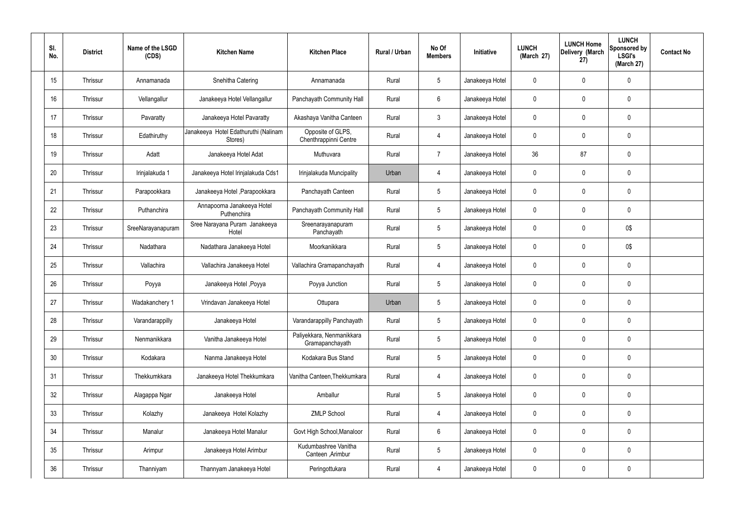| Sl. No. | District | Name of the LSGD (CDS) | Kitchen Name | Kitchen Place | Rural / Urban | No Of Members | Initiative | LUNCH (March 27) | LUNCH Home Delivery (March 27) | LUNCH Sponsored by LSGI's (March 27) | Contact No |
|---|---|---|---|---|---|---|---|---|---|---|---|
| 15 | Thrissur | Annamanada | Snehitha Catering | Annamanada | Rural | 5 | Janakeeya Hotel | 0 | 0 | 0 | |
| 16 | Thrissur | Vellangallur | Janakeeya Hotel Vellangallur | Panchayath Community Hall | Rural | 6 | Janakeeya Hotel | 0 | 0 | 0 | |
| 17 | Thrissur | Pavaratty | Janakeeya Hotel Pavaratty | Akashaya Vanitha Canteen | Rural | 3 | Janakeeya Hotel | 0 | 0 | 0 | |
| 18 | Thrissur | Edathiruthy | Janakeeya Hotel Edathuruthi (Nalinam Stores) | Opposite of GLPS, Chenthrappinni Centre | Rural | 4 | Janakeeya Hotel | 0 | 0 | 0 | |
| 19 | Thrissur | Adatt | Janakeeya Hotel Adat | Muthuvara | Rural | 7 | Janakeeya Hotel | 36 | 87 | 0 | |
| 20 | Thrissur | Irinjalakuda 1 | Janakeeya Hotel Irinjalakuda Cds1 | Irinjalakuda Muncipality | Urban | 4 | Janakeeya Hotel | 0 | 0 | 0 | |
| 21 | Thrissur | Parapookkara | Janakeeya Hotel ,Parapookkara | Panchayath Canteen | Rural | 5 | Janakeeya Hotel | 0 | 0 | 0 | |
| 22 | Thrissur | Puthanchira | Annapoorna Janakeeya Hotel Puthenchira | Panchayath Community Hall | Rural | 5 | Janakeeya Hotel | 0 | 0 | 0 | |
| 23 | Thrissur | SreeNarayanapuram | Sree Narayana Puram Janakeeya Hotel | Sreenarayanapuram Panchayath | Rural | 5 | Janakeeya Hotel | 0 | 0 | 0$ | |
| 24 | Thrissur | Nadathara | Nadathara Janakeeya Hotel | Moorkanikkara | Rural | 5 | Janakeeya Hotel | 0 | 0 | 0$ | |
| 25 | Thrissur | Vallachira | Vallachira Janakeeya Hotel | Vallachira Gramapanchayath | Rural | 4 | Janakeeya Hotel | 0 | 0 | 0 | |
| 26 | Thrissur | Poyya | Janakeeya Hotel ,Poyya | Poyya Junction | Rural | 5 | Janakeeya Hotel | 0 | 0 | 0 | |
| 27 | Thrissur | Wadakanchery 1 | Vrindavan Janakeeya Hotel | Ottupara | Urban | 5 | Janakeeya Hotel | 0 | 0 | 0 | |
| 28 | Thrissur | Varandarappilly | Janakeeya Hotel | Varandarappilly Panchayath | Rural | 5 | Janakeeya Hotel | 0 | 0 | 0 | |
| 29 | Thrissur | Nenmanikkara | Vanitha Janakeeya Hotel | Paliyekkara, Nenmanikkara Gramapanchayath | Rural | 5 | Janakeeya Hotel | 0 | 0 | 0 | |
| 30 | Thrissur | Kodakara | Nanma Janakeeya Hotel | Kodakara Bus Stand | Rural | 5 | Janakeeya Hotel | 0 | 0 | 0 | |
| 31 | Thrissur | Thekkumkkara | Janakeeya Hotel Thekkumkara | Vanitha Canteen,Thekkumkara | Rural | 4 | Janakeeya Hotel | 0 | 0 | 0 | |
| 32 | Thrissur | Alagappa Ngar | Janakeeya Hotel | Amballur | Rural | 5 | Janakeeya Hotel | 0 | 0 | 0 | |
| 33 | Thrissur | Kolazhy | Janakeeya Hotel Kolazhy | ZMLP School | Rural | 4 | Janakeeya Hotel | 0 | 0 | 0 | |
| 34 | Thrissur | Manalur | Janakeeya Hotel Manalur | Govt High School,Manaloor | Rural | 6 | Janakeeya Hotel | 0 | 0 | 0 | |
| 35 | Thrissur | Arimpur | Janakeeya Hotel Arimbur | Kudumbashree Vanitha Canteen ,Arimbur | Rural | 5 | Janakeeya Hotel | 0 | 0 | 0 | |
| 36 | Thrissur | Thanniyam | Thannyam Janakeeya Hotel | Peringottukara | Rural | 4 | Janakeeya Hotel | 0 | 0 | 0 | |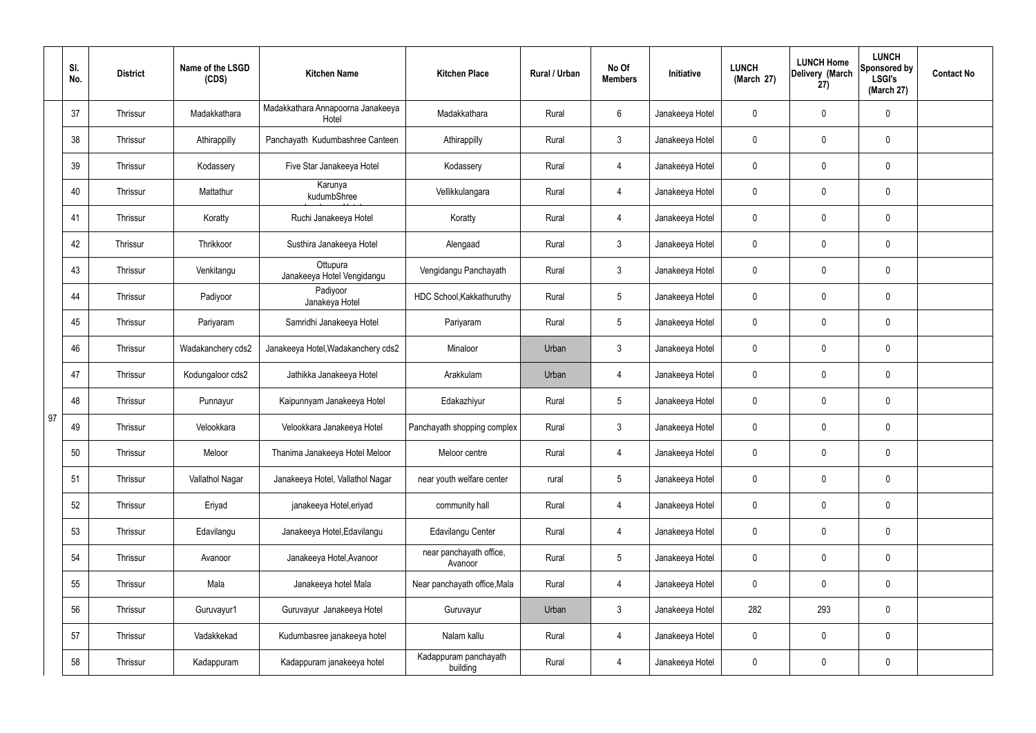| | Sl. No. | District | Name of the LSGD (CDS) | Kitchen Name | Kitchen Place | Rural / Urban | No Of Members | Initiative | LUNCH (March 27) | LUNCH Home Delivery (March 27) | LUNCH Sponsored by LSGI's (March 27) | Contact No |
|---|---|---|---|---|---|---|---|---|---|---|---|---|
| 97 | 37 | Thrissur | Madakkathara | Madakkathara Annapoorna Janakeeya Hotel | Madakkathara | Rural | 6 | Janakeeya Hotel | 0 | 0 | 0 | |
| | 38 | Thrissur | Athirappilly | Panchayath Kudumbashree Canteen | Athirappilly | Rural | 3 | Janakeeya Hotel | 0 | 0 | 0 | |
| | 39 | Thrissur | Kodassery | Five Star Janakeeya Hotel | Kodassery | Rural | 4 | Janakeeya Hotel | 0 | 0 | 0 | |
| | 40 | Thrissur | Mattathur | Karunya kudumbShree | Vellikkulangara | Rural | 4 | Janakeeya Hotel | 0 | 0 | 0 | |
| | 41 | Thrissur | Koratty | Ruchi Janakeeya Hotel | Koratty | Rural | 4 | Janakeeya Hotel | 0 | 0 | 0 | |
| | 42 | Thrissur | Thrikkoor | Susthira Janakeeya Hotel | Alengaad | Rural | 3 | Janakeeya Hotel | 0 | 0 | 0 | |
| | 43 | Thrissur | Venkitangu | Ottupura Janakeeya Hotel Vengidangu | Vengidangu Panchayath | Rural | 3 | Janakeeya Hotel | 0 | 0 | 0 | |
| | 44 | Thrissur | Padiyoor | Padiyoor Janakeya Hotel | HDC School,Kakkathuruthy | Rural | 5 | Janakeeya Hotel | 0 | 0 | 0 | |
| | 45 | Thrissur | Pariyaram | Samridhi Janakeeya Hotel | Pariyaram | Rural | 5 | Janakeeya Hotel | 0 | 0 | 0 | |
| | 46 | Thrissur | Wadakanchery cds2 | Janakeeya Hotel,Wadakanchery cds2 | Minaloor | Urban | 3 | Janakeeya Hotel | 0 | 0 | 0 | |
| | 47 | Thrissur | Kodungaloor cds2 | Jathikka Janakeeya Hotel | Arakkulam | Urban | 4 | Janakeeya Hotel | 0 | 0 | 0 | |
| | 48 | Thrissur | Punnayur | Kaipunnyam Janakeeya Hotel | Edakazhiyur | Rural | 5 | Janakeeya Hotel | 0 | 0 | 0 | |
| | 49 | Thrissur | Velookkara | Velookkara Janakeeya Hotel | Panchayath shopping complex | Rural | 3 | Janakeeya Hotel | 0 | 0 | 0 | |
| | 50 | Thrissur | Meloor | Thanima Janakeeya Hotel Meloor | Meloor centre | Rural | 4 | Janakeeya Hotel | 0 | 0 | 0 | |
| | 51 | Thrissur | Vallathol Nagar | Janakeeya Hotel, Vallathol Nagar | near youth welfare center | rural | 5 | Janakeeya Hotel | 0 | 0 | 0 | |
| | 52 | Thrissur | Eriyad | janakeeya Hotel,eriyad | community hall | Rural | 4 | Janakeeya Hotel | 0 | 0 | 0 | |
| | 53 | Thrissur | Edavilangu | Janakeeya Hotel,Edavilangu | Edavilangu Center | Rural | 4 | Janakeeya Hotel | 0 | 0 | 0 | |
| | 54 | Thrissur | Avanoor | Janakeeya Hotel,Avanoor | near panchayath office, Avanoor | Rural | 5 | Janakeeya Hotel | 0 | 0 | 0 | |
| | 55 | Thrissur | Mala | Janakeeya hotel Mala | Near panchayath office,Mala | Rural | 4 | Janakeeya Hotel | 0 | 0 | 0 | |
| | 56 | Thrissur | Guruvayur1 | Guruvayur Janakeeya Hotel | Guruvayur | Urban | 3 | Janakeeya Hotel | 282 | 293 | 0 | |
| | 57 | Thrissur | Vadakkekad | Kudumbasree janakeeya hotel | Nalam kallu | Rural | 4 | Janakeeya Hotel | 0 | 0 | 0 | |
| | 58 | Thrissur | Kadappuram | Kadappuram janakeeya hotel | Kadappuram panchayath building | Rural | 4 | Janakeeya Hotel | 0 | 0 | 0 | |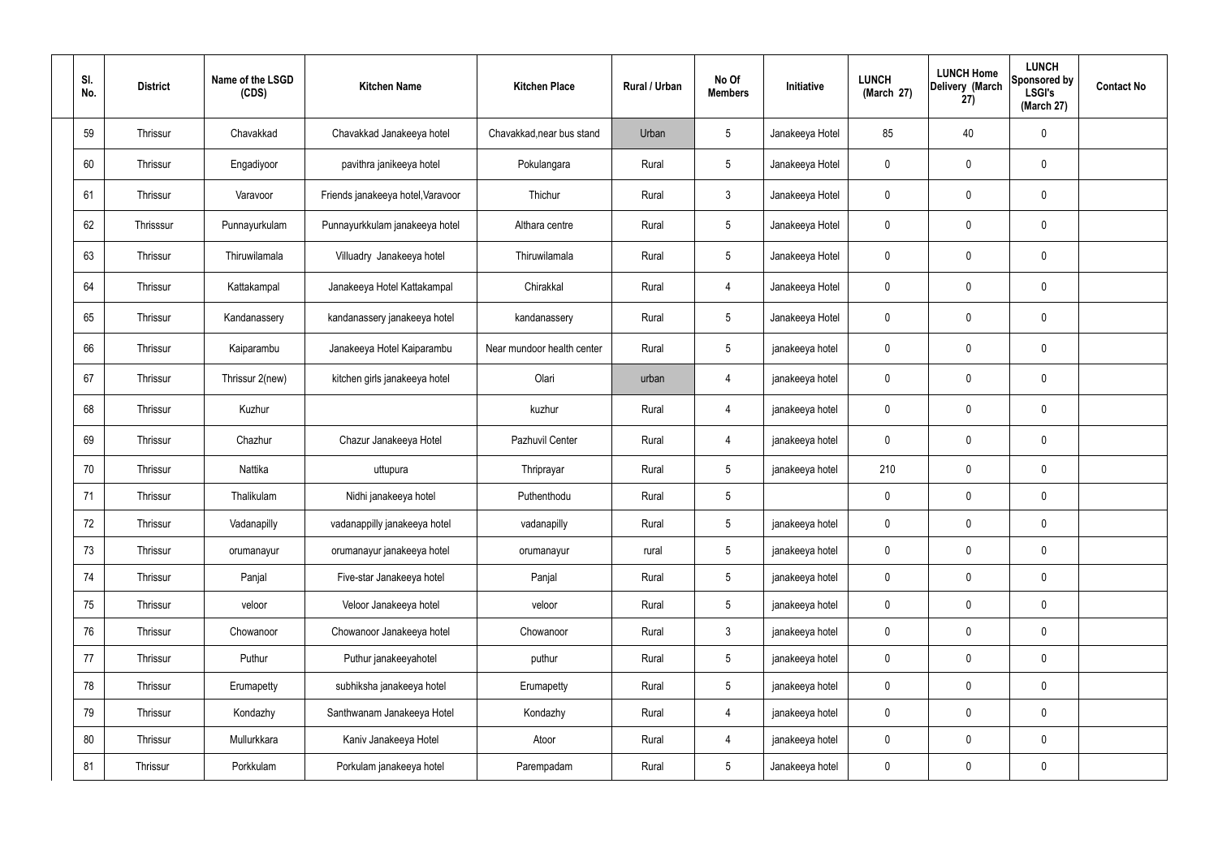| Sl. No. | District | Name of the LSGD (CDS) | Kitchen Name | Kitchen Place | Rural / Urban | No Of Members | Initiative | LUNCH (March 27) | LUNCH Home Delivery (March 27) | LUNCH Sponsored by LSGI's (March 27) | Contact No |
|---|---|---|---|---|---|---|---|---|---|---|---|
| 59 | Thrissur | Chavakkad | Chavakkad Janakeeya hotel | Chavakkad,near bus stand | Urban | 5 | Janakeeya Hotel | 85 | 40 | 0 | |
| 60 | Thrissur | Engadiyoor | pavithra janikeeya hotel | Pokulangara | Rural | 5 | Janakeeya Hotel | 0 | 0 | 0 | |
| 61 | Thrissur | Varavoor | Friends janakeeya hotel,Varavoor | Thichur | Rural | 3 | Janakeeya Hotel | 0 | 0 | 0 | |
| 62 | Thrisssur | Punnayurkulam | Punnayurkkulam janakeeya hotel | Althara centre | Rural | 5 | Janakeeya Hotel | 0 | 0 | 0 | |
| 63 | Thrissur | Thiruwilamala | Villuadry Janakeeya hotel | Thiruwilamala | Rural | 5 | Janakeeya Hotel | 0 | 0 | 0 | |
| 64 | Thrissur | Kattakampal | Janakeeya Hotel Kattakampal | Chirakkal | Rural | 4 | Janakeeya Hotel | 0 | 0 | 0 | |
| 65 | Thrissur | Kandanassery | kandanassery janakeeya hotel | kandanassery | Rural | 5 | Janakeeya Hotel | 0 | 0 | 0 | |
| 66 | Thrissur | Kaiparambu | Janakeeya Hotel Kaiparambu | Near mundoor health center | Rural | 5 | janakeeya hotel | 0 | 0 | 0 | |
| 67 | Thrissur | Thrissur 2(new) | kitchen girls janakeeya hotel | Olari | urban | 4 | janakeeya hotel | 0 | 0 | 0 | |
| 68 | Thrissur | Kuzhur | | kuzhur | Rural | 4 | janakeeya hotel | 0 | 0 | 0 | |
| 69 | Thrissur | Chazhur | Chazur Janakeeya Hotel | Pazhuvil Center | Rural | 4 | janakeeya hotel | 0 | 0 | 0 | |
| 70 | Thrissur | Nattika | uttupura | Thriprayar | Rural | 5 | janakeeya hotel | 210 | 0 | 0 | |
| 71 | Thrissur | Thalikulam | Nidhi janakeeya hotel | Puthenthodu | Rural | 5 | | 0 | 0 | 0 | |
| 72 | Thrissur | Vadanapilly | vadanappilly janakeeya hotel | vadanapilly | Rural | 5 | janakeeya hotel | 0 | 0 | 0 | |
| 73 | Thrissur | orumanayur | orumanayur janakeeya hotel | orumanayur | rural | 5 | janakeeya hotel | 0 | 0 | 0 | |
| 74 | Thrissur | Panjal | Five-star Janakeeya hotel | Panjal | Rural | 5 | janakeeya hotel | 0 | 0 | 0 | |
| 75 | Thrissur | veloor | Veloor Janakeeya hotel | veloor | Rural | 5 | janakeeya hotel | 0 | 0 | 0 | |
| 76 | Thrissur | Chowanoor | Chowanoor Janakeeya hotel | Chowanoor | Rural | 3 | janakeeya hotel | 0 | 0 | 0 | |
| 77 | Thrissur | Puthur | Puthur janakeeyahotel | puthur | Rural | 5 | janakeeya hotel | 0 | 0 | 0 | |
| 78 | Thrissur | Erumapetty | subhiksha janakeeya hotel | Erumapetty | Rural | 5 | janakeeya hotel | 0 | 0 | 0 | |
| 79 | Thrissur | Kondazhy | Santhwanam Janakeeya Hotel | Kondazhy | Rural | 4 | janakeeya hotel | 0 | 0 | 0 | |
| 80 | Thrissur | Mullurkkara | Kaniv Janakeeya Hotel | Atoor | Rural | 4 | janakeeya hotel | 0 | 0 | 0 | |
| 81 | Thrissur | Porkkulam | Porkulam janakeeya hotel | Parempadam | Rural | 5 | Janakeeya hotel | 0 | 0 | 0 | |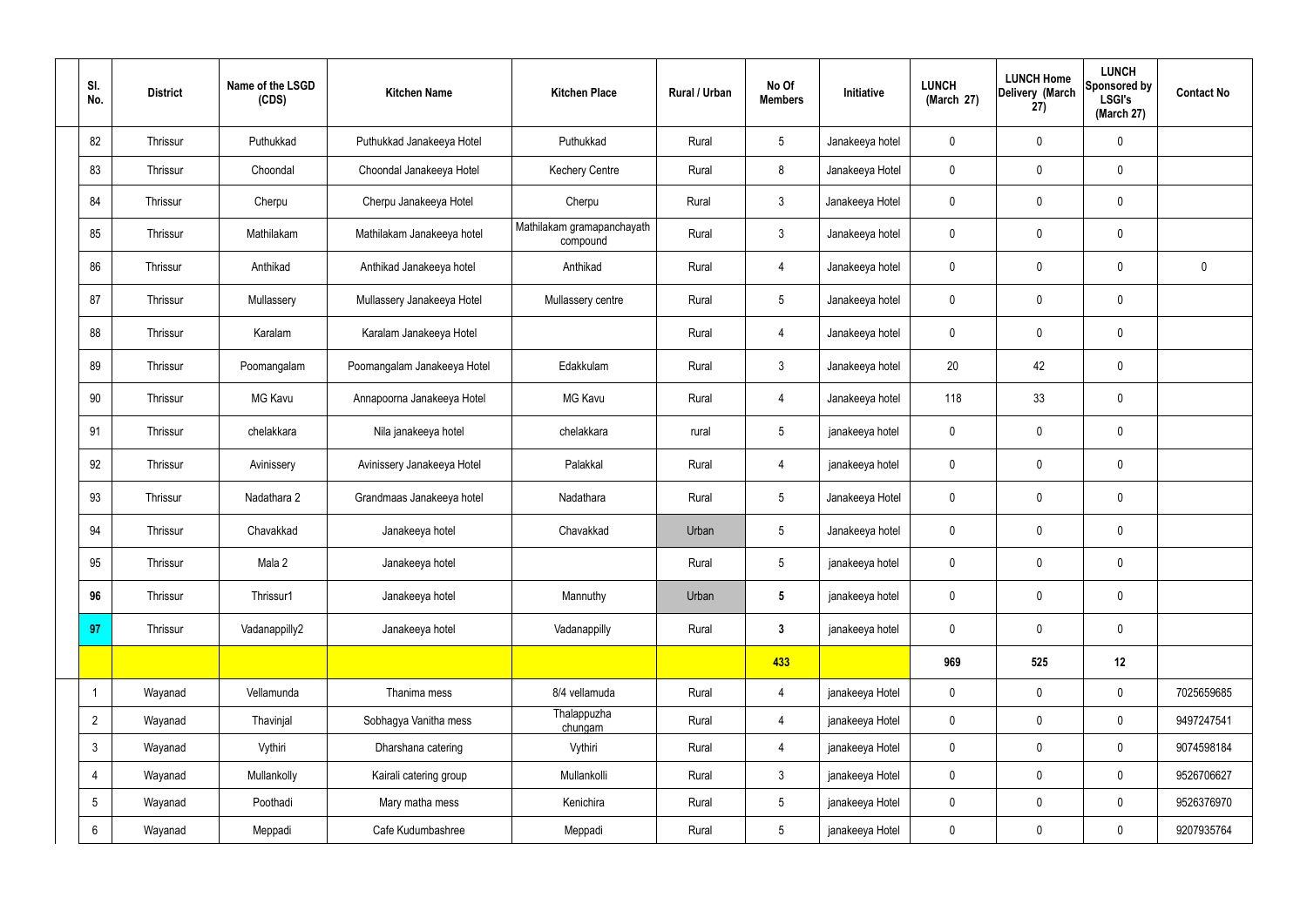| Sl. No. | District | Name of the LSGD (CDS) | Kitchen Name | Kitchen Place | Rural / Urban | No Of Members | Initiative | LUNCH (March 27) | LUNCH Home Delivery (March 27) | LUNCH Sponsored by LSGI's (March 27) | Contact No |
|---|---|---|---|---|---|---|---|---|---|---|---|
| 82 | Thrissur | Puthukkad | Puthukkad Janakeeya Hotel | Puthukkad | Rural | 5 | Janakeeya hotel | 0 | 0 | 0 | |
| 83 | Thrissur | Choondal | Choondal Janakeeya Hotel | Kechery Centre | Rural | 8 | Janakeeya Hotel | 0 | 0 | 0 | |
| 84 | Thrissur | Cherpu | Cherpu Janakeeya Hotel | Cherpu | Rural | 3 | Janakeeya Hotel | 0 | 0 | 0 | |
| 85 | Thrissur | Mathilakam | Mathilakam Janakeeya hotel | Mathilakam gramapanchayath compound | Rural | 3 | Janakeeya hotel | 0 | 0 | 0 | |
| 86 | Thrissur | Anthikad | Anthikad Janakeeya hotel | Anthikad | Rural | 4 | Janakeeya hotel | 0 | 0 | 0 | 0 |
| 87 | Thrissur | Mullassery | Mullassery Janakeeya Hotel | Mullassery centre | Rural | 5 | Janakeeya hotel | 0 | 0 | 0 | |
| 88 | Thrissur | Karalam | Karalam Janakeeya Hotel | | Rural | 4 | Janakeeya hotel | 0 | 0 | 0 | |
| 89 | Thrissur | Poomangalam | Poomangalam Janakeeya Hotel | Edakkulam | Rural | 3 | Janakeeya hotel | 20 | 42 | 0 | |
| 90 | Thrissur | MG Kavu | Annapoorna Janakeeya Hotel | MG Kavu | Rural | 4 | Janakeeya hotel | 118 | 33 | 0 | |
| 91 | Thrissur | chelakkara | Nila janakeeya hotel | chelakkara | rural | 5 | janakeeya hotel | 0 | 0 | 0 | |
| 92 | Thrissur | Avinissery | Avinissery Janakeeya Hotel | Palakkal | Rural | 4 | janakeeya hotel | 0 | 0 | 0 | |
| 93 | Thrissur | Nadathara 2 | Grandmaas Janakeeya hotel | Nadathara | Rural | 5 | Janakeeya Hotel | 0 | 0 | 0 | |
| 94 | Thrissur | Chavakkad | Janakeeya hotel | Chavakkad | Urban | 5 | Janakeeya hotel | 0 | 0 | 0 | |
| 95 | Thrissur | Mala 2 | Janakeeya hotel | | Rural | 5 | janakeeya hotel | 0 | 0 | 0 | |
| **96** | Thrissur | Thrissur1 | Janakeeya hotel | Mannuthy | Urban | **5** | janakeeya hotel | 0 | 0 | 0 | |
| **97** | Thrissur | Vadanappilly2 | Janakeeya hotel | Vadanappilly | Rural | **3** | janakeeya hotel | 0 | 0 | 0 | |
| | | | | | | **433** | | **969** | **525** | **12** | |
| 1 | Wayanad | Vellamunda | Thanima mess | 8/4 vellamuda | Rural | 4 | janakeeya Hotel | 0 | 0 | 0 | 7025659685 |
| 2 | Wayanad | Thavinjal | Sobhagya Vanitha mess | Thalappuzha chungam | Rural | 4 | janakeeya Hotel | 0 | 0 | 0 | 9497247541 |
| 3 | Wayanad | Vythiri | Dharshana catering | Vythiri | Rural | 4 | janakeeya Hotel | 0 | 0 | 0 | 9074598184 |
| 4 | Wayanad | Mullankolly | Kairali catering group | Mullankolli | Rural | 3 | janakeeya Hotel | 0 | 0 | 0 | 9526706627 |
| 5 | Wayanad | Poothadi | Mary matha mess | Kenichira | Rural | 5 | janakeeya Hotel | 0 | 0 | 0 | 9526376970 |
| 6 | Wayanad | Meppadi | Cafe Kudumbashree | Meppadi | Rural | 5 | janakeeya Hotel | 0 | 0 | 0 | 9207935764 |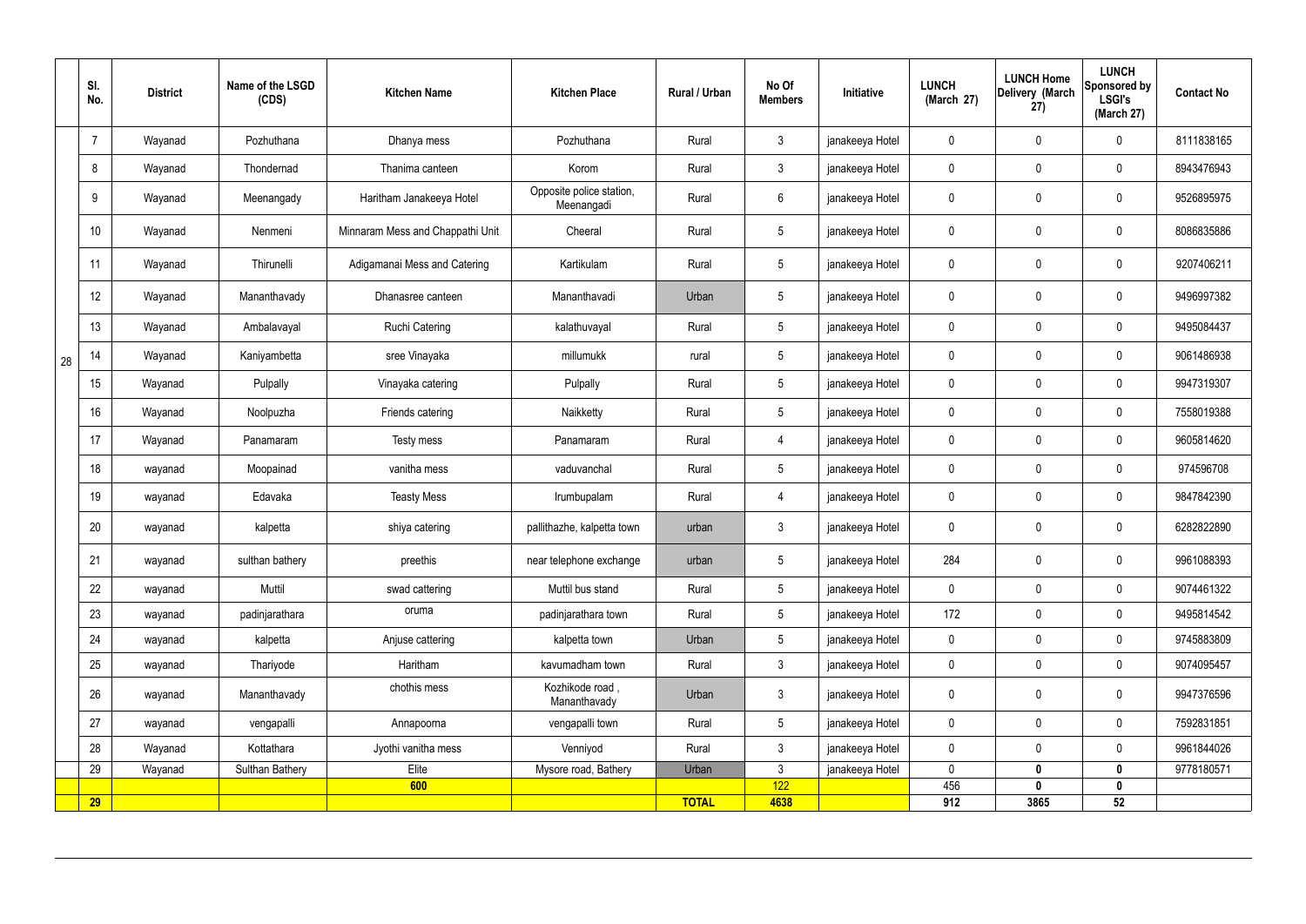|  | Sl. No. | District | Name of the LSGD (CDS) | Kitchen Name | Kitchen Place | Rural / Urban | No Of Members | Initiative | LUNCH (March 27) | LUNCH Home Delivery (March 27) | LUNCH Sponsored by LSGI's (March 27) | Contact No |
|---|---|---|---|---|---|---|---|---|---|---|---|---|
| 28 | 7 | Wayanad | Pozhuthana | Dhanya mess | Pozhuthana | Rural | 3 | janakeeya Hotel | 0 | 0 | 0 | 8111838165 |
|  | 8 | Wayanad | Thondernad | Thanima canteen | Korom | Rural | 3 | janakeeya Hotel | 0 | 0 | 0 | 8943476943 |
|  | 9 | Wayanad | Meenangady | Haritham Janakeeya Hotel | Opposite police station, Meenangadi | Rural | 6 | janakeeya Hotel | 0 | 0 | 0 | 9526895975 |
|  | 10 | Wayanad | Nenmeni | Minnaram Mess and Chappathi Unit | Cheeral | Rural | 5 | janakeeya Hotel | 0 | 0 | 0 | 8086835886 |
|  | 11 | Wayanad | Thirunelli | Adigamanai Mess and Catering | Kartikulam | Rural | 5 | janakeeya Hotel | 0 | 0 | 0 | 9207406211 |
|  | 12 | Wayanad | Mananthavady | Dhanasree canteen | Mananthavadi | Urban | 5 | janakeeya Hotel | 0 | 0 | 0 | 9496997382 |
|  | 13 | Wayanad | Ambalavayal | Ruchi Catering | kalathuvayal | Rural | 5 | janakeeya Hotel | 0 | 0 | 0 | 9495084437 |
|  | 14 | Wayanad | Kaniyambetta | sree Vinayaka | millumukk | rural | 5 | janakeeya Hotel | 0 | 0 | 0 | 9061486938 |
|  | 15 | Wayanad | Pulpally | Vinayaka catering | Pulpally | Rural | 5 | janakeeya Hotel | 0 | 0 | 0 | 9947319307 |
|  | 16 | Wayanad | Noolpuzha | Friends catering | Naikketty | Rural | 5 | janakeeya Hotel | 0 | 0 | 0 | 7558019388 |
|  | 17 | Wayanad | Panamaram | Testy mess | Panamaram | Rural | 4 | janakeeya Hotel | 0 | 0 | 0 | 9605814620 |
|  | 18 | wayanad | Moopainad | vanitha mess | vaduvanchal | Rural | 5 | janakeeya Hotel | 0 | 0 | 0 | 974596708 |
|  | 19 | wayanad | Edavaka | Teasty Mess | Irumbupalam | Rural | 4 | janakeeya Hotel | 0 | 0 | 0 | 9847842390 |
|  | 20 | wayanad | kalpetta | shiya catering | pallithazhe, kalpetta town | urban | 3 | janakeeya Hotel | 0 | 0 | 0 | 6282822890 |
|  | 21 | wayanad | sulthan bathery | preethis | near telephone exchange | urban | 5 | janakeeya Hotel | 284 | 0 | 0 | 9961088393 |
|  | 22 | wayanad | Muttil | swad cattering | Muttil bus stand | Rural | 5 | janakeeya Hotel | 0 | 0 | 0 | 9074461322 |
|  | 23 | wayanad | padinjarathara | oruma | padinjarathara town | Rural | 5 | janakeeya Hotel | 172 | 0 | 0 | 9495814542 |
|  | 24 | wayanad | kalpetta | Anjuse cattering | kalpetta town | Urban | 5 | janakeeya Hotel | 0 | 0 | 0 | 9745883809 |
|  | 25 | wayanad | Thariyode | Haritham | kavumadham town | Rural | 3 | janakeeya Hotel | 0 | 0 | 0 | 9074095457 |
|  | 26 | wayanad | Mananthavady | chothis mess | Kozhikode road , Mananthavady | Urban | 3 | janakeeya Hotel | 0 | 0 | 0 | 9947376596 |
|  | 27 | wayanad | vengapalli | Annapoorna | vengapalli town | Rural | 5 | janakeeya Hotel | 0 | 0 | 0 | 7592831851 |
|  | 28 | Wayanad | Kottathara | Jyothi vanitha mess | Venniyod | Rural | 3 | janakeeya Hotel | 0 | 0 | 0 | 9961844026 |
|  | 29 | Wayanad | Sulthan Bathery | Elite | Mysore road, Bathery | Urban | 3 | janakeeya Hotel | 0 | **0** | **0** | 9778180571 |
|  |  |  |  | **600** |  |  | 122 |  | 456 | **0** | **0** |  |
|  | **29** |  |  |  |  | **TOTAL** | **4638** |  | **912** | **3865** | **52** |  |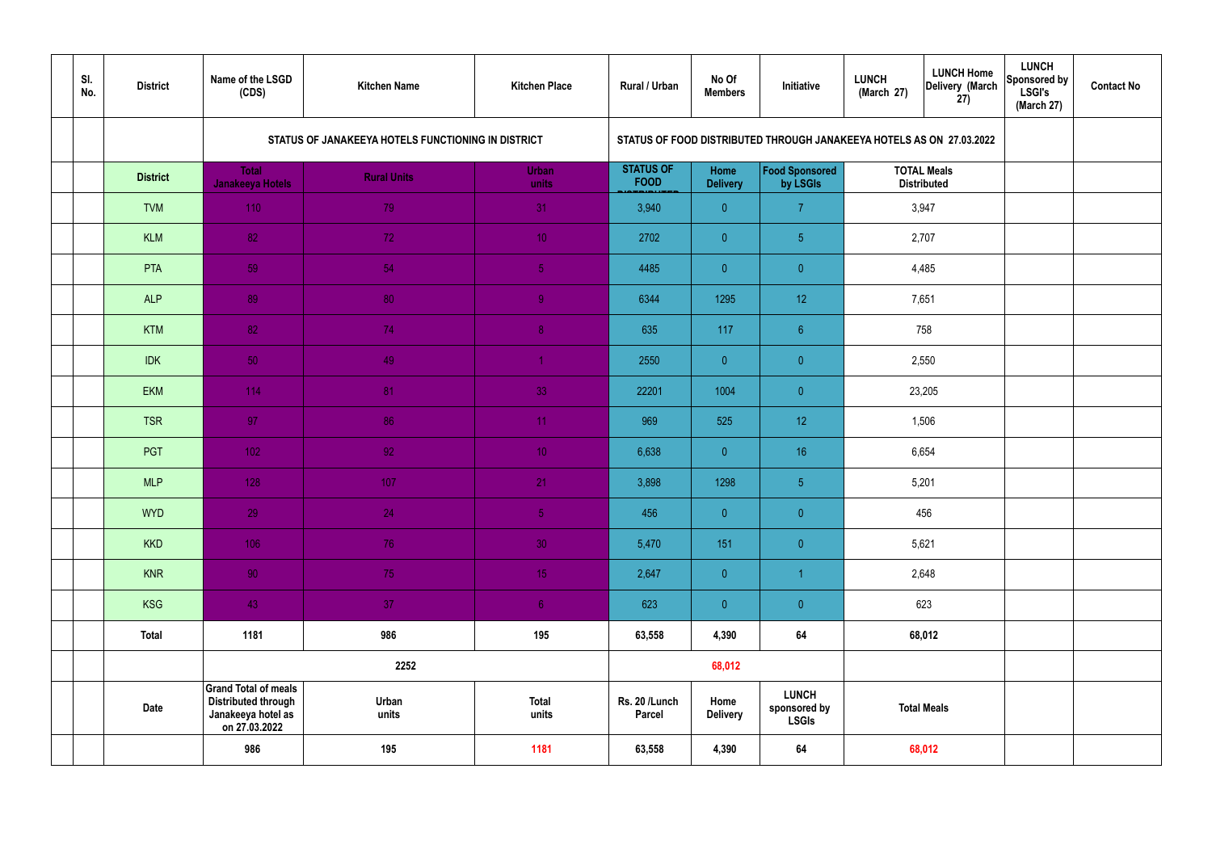| | Sl. No. | District | Name of the LSGD (CDS) | Kitchen Name | Kitchen Place | Rural / Urban | No Of Members | Initiative | LUNCH (March 27) | LUNCH Home Delivery (March 27) | LUNCH Sponsored by LSGI's (March 27) | Contact No |
|---|---|---|---|---|---|---|---|---|---|---|---|---|
| | | | STATUS OF JANAKEEYA HOTELS FUNCTIONING IN DISTRICT | | | STATUS OF FOOD DISTRIBUTED THROUGH JANAKEEYA HOTELS AS ON 27.03.2022 | | | | | | |
| | | District | Total Janakeeya Hotels | Rural Units | Urban units | STATUS OF FOOD DISTRIBUTED | Home Delivery | Food Sponsored by LSGIs | TOTAL Meals Distributed | | | |
| | | TVM | 110 | 79 | 31 | 3,940 | 0 | 7 | 3,947 | | | |
| | | KLM | 82 | 72 | 10 | 2702 | 0 | 5 | 2,707 | | | |
| | | PTA | 59 | 54 | 5 | 4485 | 0 | 0 | 4,485 | | | |
| | | ALP | 89 | 80 | 9 | 6344 | 1295 | 12 | 7,651 | | | |
| | | KTM | 82 | 74 | 8 | 635 | 117 | 6 | 758 | | | |
| | | IDK | 50 | 49 | 1 | 2550 | 0 | 0 | 2,550 | | | |
| | | EKM | 114 | 81 | 33 | 22201 | 1004 | 0 | 23,205 | | | |
| | | TSR | 97 | 86 | 11 | 969 | 525 | 12 | 1,506 | | | |
| | | PGT | 102 | 92 | 10 | 6,638 | 0 | 16 | 6,654 | | | |
| | | MLP | 128 | 107 | 21 | 3,898 | 1298 | 5 | 5,201 | | | |
| | | WYD | 29 | 24 | 5 | 456 | 0 | 0 | 456 | | | |
| | | KKD | 106 | 76 | 30 | 5,470 | 151 | 0 | 5,621 | | | |
| | | KNR | 90 | 75 | 15 | 2,647 | 0 | 1 | 2,648 | | | |
| | | KSG | 43 | 37 | 6 | 623 | 0 | 0 | 623 | | | |
| | | Total | 1181 | 986 | 195 | 63,558 | 4,390 | 64 | 68,012 | | | |
| | | | | 2252 | | | 68,012 | | | | | |
| | | Date | Grand Total of meals Distributed through Janakeeya hotel as on 27.03.2022 | Urban units | Total units | Rs. 20 /Lunch Parcel | Home Delivery | LUNCH sponsored by LSGIs | Total Meals | | | |
| | | | 986 | 195 | 1181 | 63,558 | 4,390 | 64 | 68,012 | | | |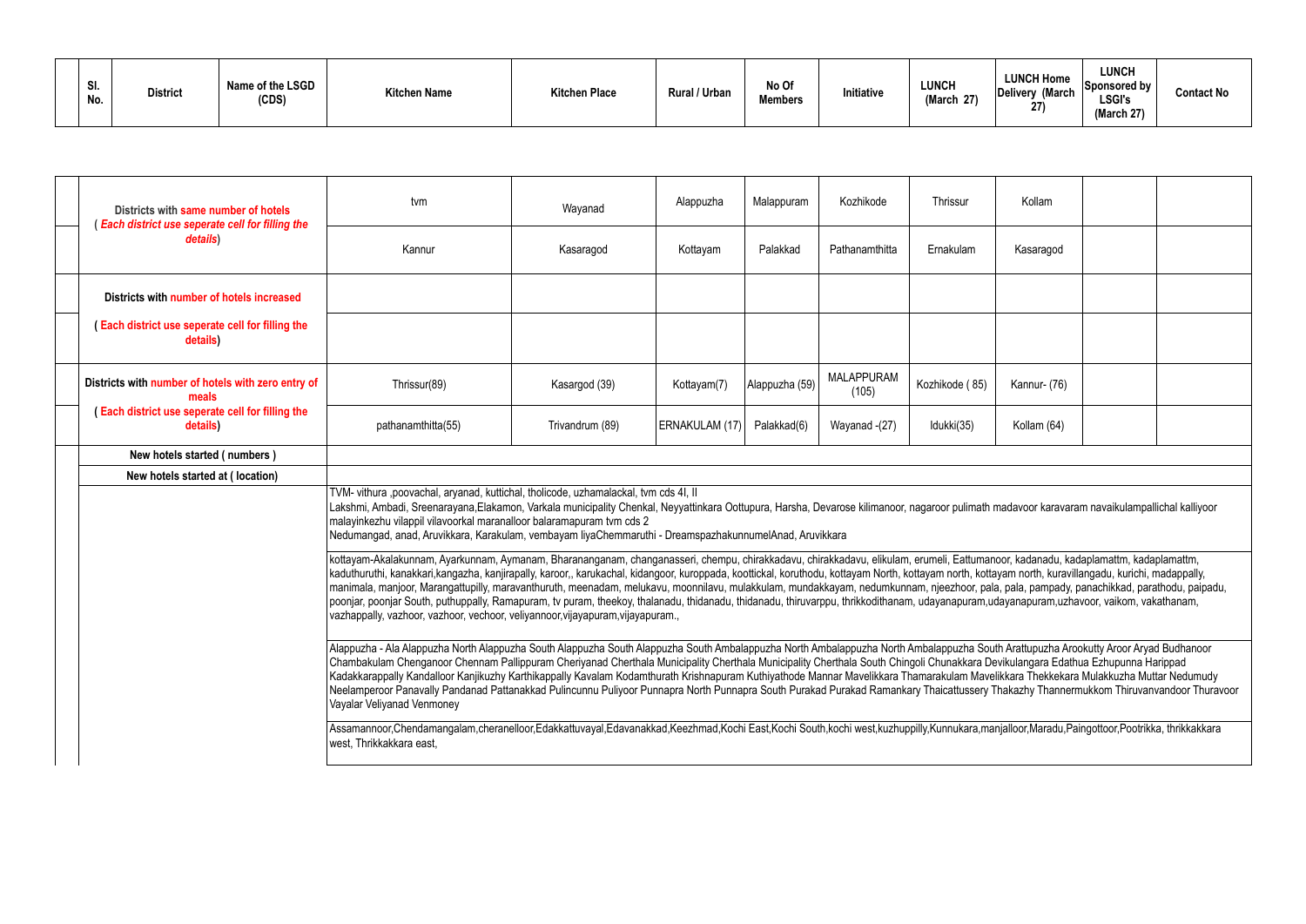| Sl. No. | District | Name of the LSGD (CDS) | Kitchen Name | Kitchen Place | Rural / Urban | No Of Members | Initiative | LUNCH (March 27) | LUNCH Home Delivery (March 27) | LUNCH Sponsored by LSGI's (March 27) | Contact No |
|---|---|---|---|---|---|---|---|---|---|---|---|

| | | | | | | | | | |
|---|---|---|---|---|---|---|---|---|---|
| Districts with same number of hotels ( *Each district use seperate cell for filling the details*) | tvm | Wayanad | Alappuzha | Malappuram | Kozhikode | Thrissur | Kollam | | |
| | Kannur | Kasaragod | Kottayam | Palakkad | Pathanamthitta | Ernakulam | Kasaragod | | |
| Districts with number of hotels increased | | | | | | | | | |
| ( Each district use seperate cell for filling the details) | | | | | | | | | |
| Districts with number of hotels with zero entry of meals ( Each district use seperate cell for filling the details) | Thrissur(89) | Kasargod (39) | Kottayam(7) | Alappuzha (59) | MALAPPURAM (105) | Kozhikode ( 85) | Kannur- (76) | | |
| | pathanamthitta(55) | Trivandrum (89) | ERNAKULAM (17) | Palakkad(6) | Wayanad -(27) | Idukki(35) | Kollam (64) | | |
| New hotels started ( numbers ) | | | | | | | | | |
| New hotels started at ( location) | | | | | | | | | |

TVM- vithura ,poovachal, aryanad, kuttichal, tholicode, uzhamalackal, tvm cds 4I, II
Lakshmi, Ambadi, Sreenarayana,Elakamon, Varkala municipality Chenkal, Neyyattinkara Oottupura, Harsha, Devarose kilimanoor, nagaroor pulimath madavoor karavaram navaikulampallichal kalliyoor malayinkezhu vilappil vilavoorkal maranalloor balaramapuram tvm cds 2
Nedumangad, anad, Aruvikkara, Karakulam, vembayam liyaChemmaruthi - DreamspazhakunnumelAnad, Aruvikkara

kottayam-Akalakunnam, Ayarkunnam, Aymanam, Bharananganam, changanasseri, chempu, chirakkadavu, chirakkadavu, elikulam, erumeli, Eattumanoor, kadanadu, kadaplamattm, kadaplamattm, kaduthuruthi, kanakkari,kangazha, kanjirapally, karoor,, karukachal, kidangoor, kuroppada, koottickal, koruthodu, kottayam North, kottayam north, kottayam north, kuravillangadu, kurichi, madappally, manimala, manjoor, Marangattupilly, maravanthuruth, meenadam, melukavu, moonnilavu, mulakkulam, mundakkayam, nedumkunnam, njeezhoor, pala, pala, pampady, panachikkad, parathodu, paipadu, poonjar, poonjar South, puthuppally, Ramapuram, tv puram, theekoy, thalanadu, thidanadu, thidanadu, thiruvarppu, thrikkodithanam, udayanapuram,udayanapuram,uzhavoor, vaikom, vakathanam, vazhappally, vazhoor, vazhoor, vechoor, veliyannoor,vijayapuram,vijayapuram.,

Alappuzha - Ala Alappuzha North Alappuzha South Alappuzha South Alappuzha South Ambalappuzha North Ambalappuzha North Ambalappuzha South Arattupuzha Arookutty Aroor Aryad Budhanoor Chambakulam Chenganoor Chennam Pallippuram Cheriyanad Cherthala Municipality Cherthala Municipality Cherthala South Chingoli Chunakkara Devikulangara Edathua Ezhupunna Harippad Kadakkarappally Kandalloor Kanjikuzhy Karthikappally Kavalam Kodamthurath Krishnapuram Kuthiyathode Mannar Mavelikkara Thamarakulam Mavelikkara Thekkekara Mulakkuzha Muttar Nedumudy Neelamperoor Panavally Pandanad Pattanakkad Pulincunnu Puliyoor Punnapra North Punnapra South Purakad Purakad Ramankary Thaicattussery Thakazhy Thannermukkom Thiruvanvandoor Thuravoor Vayalar Veliyanad Venmoney

Assamannoor,Chendamangalam,cheranelloor,Edakkattuvayal,Edavanakkad,Keezhmad,Kochi East,Kochi South,kochi west,kuzhuppilly,Kunnukara,manjalloor,Maradu,Paingottoor,Pootrikka, thrikkakkara west, Thrikkakkara east,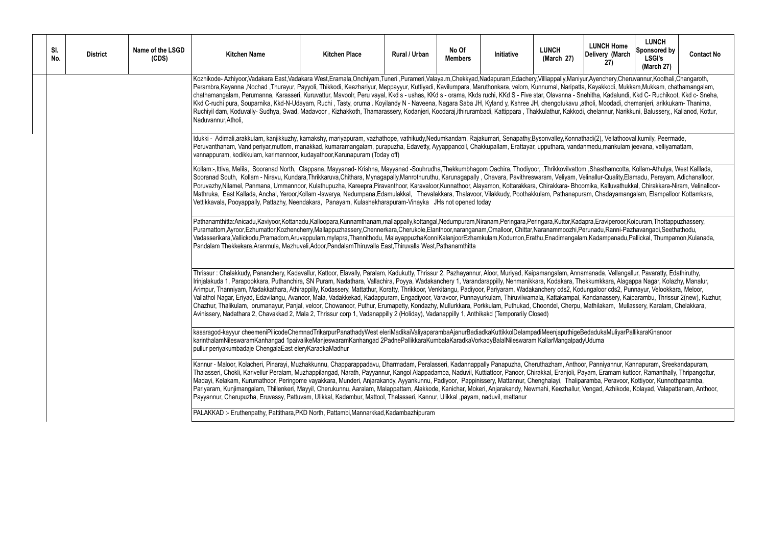| Sl. No. | District | Name of the LSGD (CDS) | Kitchen Name | Kitchen Place | Rural / Urban | No Of Members | Initiative | LUNCH (March 27) | LUNCH Home Delivery (March 27) | LUNCH Sponsored by LSGI's (March 27) | Contact No |
|---|---|---|---|---|---|---|---|---|---|---|---|
| | | | Kozhikode- Azhiyoor,Vadakara East,Vadakara West,Eramala,Onchiyam,Tuneri ,Purameri,Valaya.m,Chekkyad,Nadapuram,Edachery,Villiappally,Maniyur,Ayenchery,Cheruvannur,Koothali,Changaroth, Perambra,Kayanna ,Nochad ,Thurayur, Payyoli, Thikkodi, Keezhariyur, Meppayyur, Kuttiyadi, Kavilumpara, Maruthonkara, velom, Kunnumal, Naripatta, Kayakkodi, Mukkam,Mukkam, chathamangalam, chathamangalam, Perumanna, Karasseri, Kuruvattur, Mavoolr, Peru vayal, Kkd s - ushas, KKd s - orama, Kkds ruchi, KKd S - Five star, Olavanna - Snehitha, Kadalundi, Kkd C- Ruchikoot, Kkd c- Sneha, Kkd C-ruchi pura, Souparnika, Kkd-N-Udayam, Ruchi , Tasty, oruma . Koyilandy N - Naveena, Nagara Saba JH, Kyland y Kshree JH, chengotukavu ,atholi, Moodadi, chemanjeri, arikkukam- Thanima, Ruchiyil dam, Koduvally- Sudhya, Swad, Madavoor , Kizhakkoth, Thamarassery, Kodanjeri, Koodaraj,ithirurambadi, Kattippara , Thakkulathur, Kakkodi, chelannur, Narikkuni, Balussery,, Kallanod, Kottur, Naduvannur,Atholi, | | | | | | | | |
| | | | Idukki - Adimali,arakkulam, kanjikkuzhy, kamakshy, mariyapuram, vazhathope, vathikudy,Nedumkandam, Rajakumari, Senapathy,Bysonvalley,Konnathadi(2), Vellathooval,kumily, Peermade, Peruvanthanam, Vandiperiyar,muttom, manakkad, kumaramangalam, purapuzha, Edavetty, Ayyappancoil, Chakkupallam, Erattayar, upputhara, vandanmedu,mankulam jeevana, velliyamattam, vannappuram, kodikkulam, karimannoor, kudayathoor,Karunapuram (Today off) | | | | | | | | |
| | | | Kollam:-,Ittiva, Melila, Sooranad North, Clappana, Mayyanad- Krishna, Mayyanad -Souhrudha,Thekkumbhagom Oachira, Thodiyoor, ,Thrikkovilvattom ,Shasthamcotta, Kollam-Athulya, West Kalllada, Sooranad South, Kollam - Niravu, Kundara,Thrikkaruva,Chithara, Mynagapally,Manrothuruthu, Karunagapally , Chavara, Pavithreswaram, Veliyam, Velinallur-Quality,Elamadu, Perayam, Adichanalloor, Poruvazhy,Nilamel, Panmana, Ummannoor, Kulathupuzha, Kareepra,Piravanthoor, Karavaloor,Kunnathoor, Alayamon, Kottarakkara, Chirakkara- Bhoomika, Kalluvathukkal, Chirakkara-Niram, Velinalloor-Mathruka, East Kallada, Anchal, Yeroor,Kollam -Iswarya, Nedumpana,Edamulakkal, Thevalakkara, Thalavoor, Vilakkudy, Poothakkulam, Pathanapuram, Chadayamangalam, Elampalloor Kottamkara, Vettikkavala, Pooyappally, Pattazhy, Neendakara, Panayam, Kulashekharapuram-Vinayka JHs not opened today | | | | | | | | |
| | | | Pathanamthitta:Anicadu,Kaviyoor,Kottanadu,Kalloopara,Kunnamthanam,mallappally,kottangal,Nedumpuram,Niranam,Peringara,Peringara,Kuttor,Kadapra,Eraviperoor,Koipuram,Thottappuzhassery, Puramattom,Ayroor,Ezhumattor,Kozhencherry,Mallappuzhassery,Chennerkara,Cherukole,Elanthoor,naranganam,Omalloor, Chittar,Naranammoozhi,Perunadu,Ranni-Pazhavangadi,Seethathodu, Vadasserikara,Vallickodu,Pramadom,Aruvappulam,mylapra,Thannithodu, MalayappuzhaKonniKalanjoorEzhamkulam,Kodumon,Erathu,Enadimangalam,Kadampanadu,Pallickal, Thumpamon,Kulanada, Pandalam Thekkekara,Aranmula, Mezhuveli,Adoor,PandalamThiruvalla East,Thiruvalla West,Pathanamthitta | | | | | | | | |
| | | | Thrissur : Chalakkudy, Pananchery, Kadavallur, Kattoor, Elavally, Paralam, Kadukutty, Thrissur 2, Pazhayannur, Aloor, Muriyad, Kaipamangalam, Annamanada, Vellangallur, Pavaratty, Edathiruthy, Irinjalakuda 1, Parapookkara, Puthanchira, SN Puram, Nadathara, Vallachira, Poyya, Wadakanchery 1, Varandarappilly, Nenmanikkara, Kodakara, Thekkumkkara, Alagappa Nagar, Kolazhy, Manalur, Arimpur, Thanniyam, Madakkathara, Athirappilly, Kodassery, Mattathur, Koratty, Thrikkoor, Venkitangu, Padiyoor, Pariyaram, Wadakanchery cds2, Kodungaloor cds2, Punnayur, Velookkara, Meloor, Vallathol Nagar, Eriyad, Edavilangu, Avanoor, Mala, Vadakkekad, Kadappuram, Engadiyoor, Varavoor, Punnayurkulam, Thiruvilwamala, Kattakampal, Kandanassery, Kaiparambu, Thrissur 2(new), Kuzhur, Chazhur, Thalikulam, orumanayur, Panjal, veloor, Chowanoor, Puthur, Erumapetty, Kondazhy, Mullurkkara, Porkkulam, Puthukad, Choondel, Cherpu, Mathilakam, Mullassery, Karalam, Chelakkara, Avinissery, Nadathara 2, Chavakkad 2, Mala 2, Thrissur corp 1, Vadanappilly 2 (Holiday), Vadanappilly 1, Anthikakd (Temporarily Closed) | | | | | | | | |
| | | | kasaragod-kayyur cheemeniPilicodeChemnadTrikarpurPanathadyWest eleriMadikaiValiyaparambaAjanurBadiadkaKuttikkolDelampadiMeenjaputhigeBedadukaMuliyarPallikaraKinanoor karinthalamNileswaramKanhangad 1paivalikeManjeswaramKanhangad 2PadnePallikkaraKumbalaKaradkaVorkadyBalalNileswaram KallarMangalpadyUduma pullur periyakumbadaje ChengalaEast eleryKaradkaMadhur | | | | | | | | |
| | | | Kannur - Maloor, Kolacheri, Pinarayi, Muzhakkunnu, Chapparappadavu, Dharmadam, Peralasseri, Kadannappally Panapuzha, Cheruthazham, Anthoor, Panniyannur, Kannapuram, Sreekandapuram, Thalasseri, Chokli, Karivellur Peralam, Muzhappilangad, Narath, Payyannur, Kangol Alappadamba, Naduvil, Kuttiattoor, Panoor, Chirakkal, Eranjoli, Payam, Eramam kuttoor, Ramanthally, Thripangottur, Madayi, Kelakam, Kurumathoor, Peringome vayakkara, Munderi, Anjarakandy, Ayyankunnu, Padiyoor, Pappinissery, Mattannur, Chenghalayi, Thaliparamba, Peravoor, Kottiyoor, Kunnothparamba, Pariyaram, Kunjimangalam, Thillenkeri, Mayyil, Cherukunnu, Aaralam, Malappattam, Alakkode, Kanichar, Mokeri, Anjarakandy, Newmahi, Keezhallur, Vengad, Azhikode, Kolayad, Valapattanam, Anthoor, Payyannur, Cherupuzha, Eruvessy, Pattuvam, Ulikkal, Kadambur, Mattool, Thalasseri, Kannur, Ulikkal ,payam, naduvil, mattanur | | | | | | | | |
| | | | PALAKKAD :- Eruthenpathy, Pattithara,PKD North, Pattambi,Mannarkkad,Kadambazhipuram | | | | | | | | |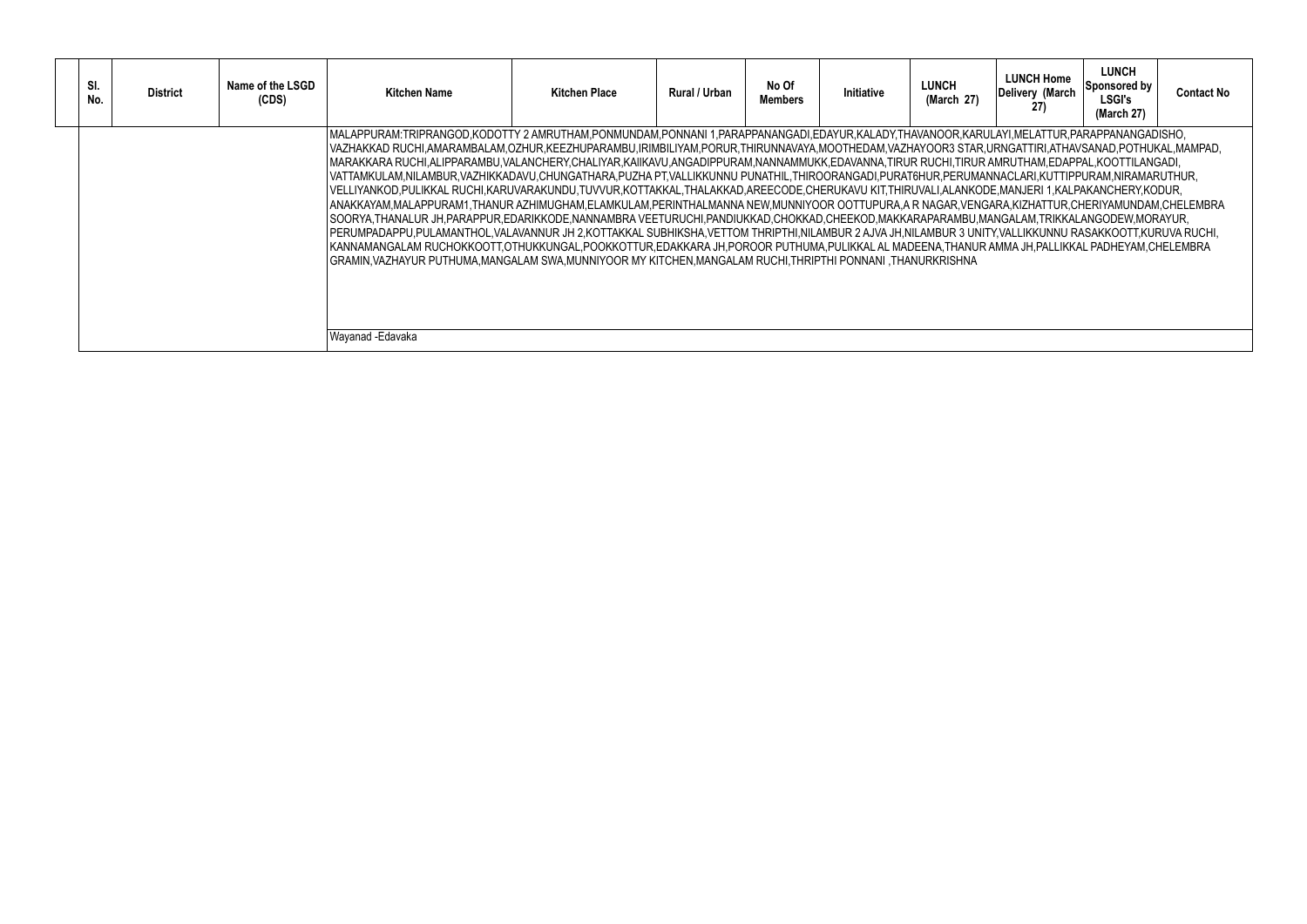| Sl. No. | District | Name of the LSGD (CDS) | Kitchen Name | Kitchen Place | Rural / Urban | No Of Members | Initiative | LUNCH (March 27) | LUNCH Home Delivery (March 27) | LUNCH Sponsored by LSGI's (March 27) | Contact No |
|---|---|---|---|---|---|---|---|---|---|---|---|
| | | | MALAPPURAM:TRIPRANGOD,KODOTTY 2 AMRUTHAM,PONMUNDAM,PONNANI 1,PARAPPANANGADI,EDAYUR,KALADY,THAVANOOR,KARULAYI,MELATTUR,PARAPPANANGADISHO, VAZHAKKAD RUCHI,AMARAMBALAM,OZHUR,KEEZHUPARAMBU,IRIMBILIYAM,PORUR,THIRUNNAVAYA,MOOTHEDAM,VAZHAYOOR3 STAR,URNGATTIRI,ATHAVSANAD,POTHUKAL,MAMPAD, MARAKKARA RUCHI,ALIPPARAMBU,VALANCHERY,CHALIYAR,KAIIKAVU,ANGADIPPURAM,NANNAMMUKK,EDAVANNA,TIRUR RUCHI,TIRUR AMRUTHAM,EDAPPAL,KOOTTILANGADI, VATTAMKULAM,NILAMBUR,VAZHIKKADAVU,CHUNGATHARA,PUZHA PT,VALLIKKUNNU PUNATHIL,THIROORANGADI,PURAT6HUR,PERUMANNACLARI,KUTTIPPURAM,NIRAMARUTHUR, VELLIYANKOD,PULIKKAL RUCHI,KARUVARAKUNDU,TUVVUR,KOTTAKKAL,THALAKKAD,AREECODE,CHERUKAVU KIT,THIRUVALI,ALANKODE,MANJERI 1,KALPAKANCHERY,KODUR, ANAKKAYAM,MALAPPURAM1,THANUR AZHIMUGHAM,ELAMKULAM,PERINTHALMANNA NEW,MUNNIYOOR OOTTUPURA,A R NAGAR,VENGARA,KIZHATTUR,CHERIYAMUNDAM,CHELEMBRA SOORYA,THANALUR JH,PARAPPUR,EDARIKKODE,NANNAMBRA VEETURUCHI,PANDIUKKAD,CHOKKAD,CHEEKOD,MAKKARAPARAMBU,MANGALAM,TRIKKALANGODEW,MORAYUR, PERUMPADAPPU,PULAMANTHOL,VALAVANNUR JH 2,KOTTAKKAL SUBHIKSHA,VETTOM THRIPTHI,NILAMBUR 2 AJVA JH,NILAMBUR 3 UNITY,VALLIKKUNNU RASAKKOOTT,KURUVA RUCHI, KANNAMANGALAM RUCHOKKOOTT,OTHUKKUNGAL,POOKKOTTUR,EDAKKARA JH,POROOR PUTHUMA,PULIKKAL AL MADEENA,THANUR AMMA JH,PALLIKKAL PADHEYAM,CHELEMBRA GRAMIN,VAZHAYUR PUTHUMA,MANGALAM SWA,MUNNIYOOR MY KITCHEN,MANGALAM RUCHI,THRIPTHI PONNANI ,THANURKRISHNA | | | | | | | | |
| | | | Wayanad -Edavaka | | | | | | | | |